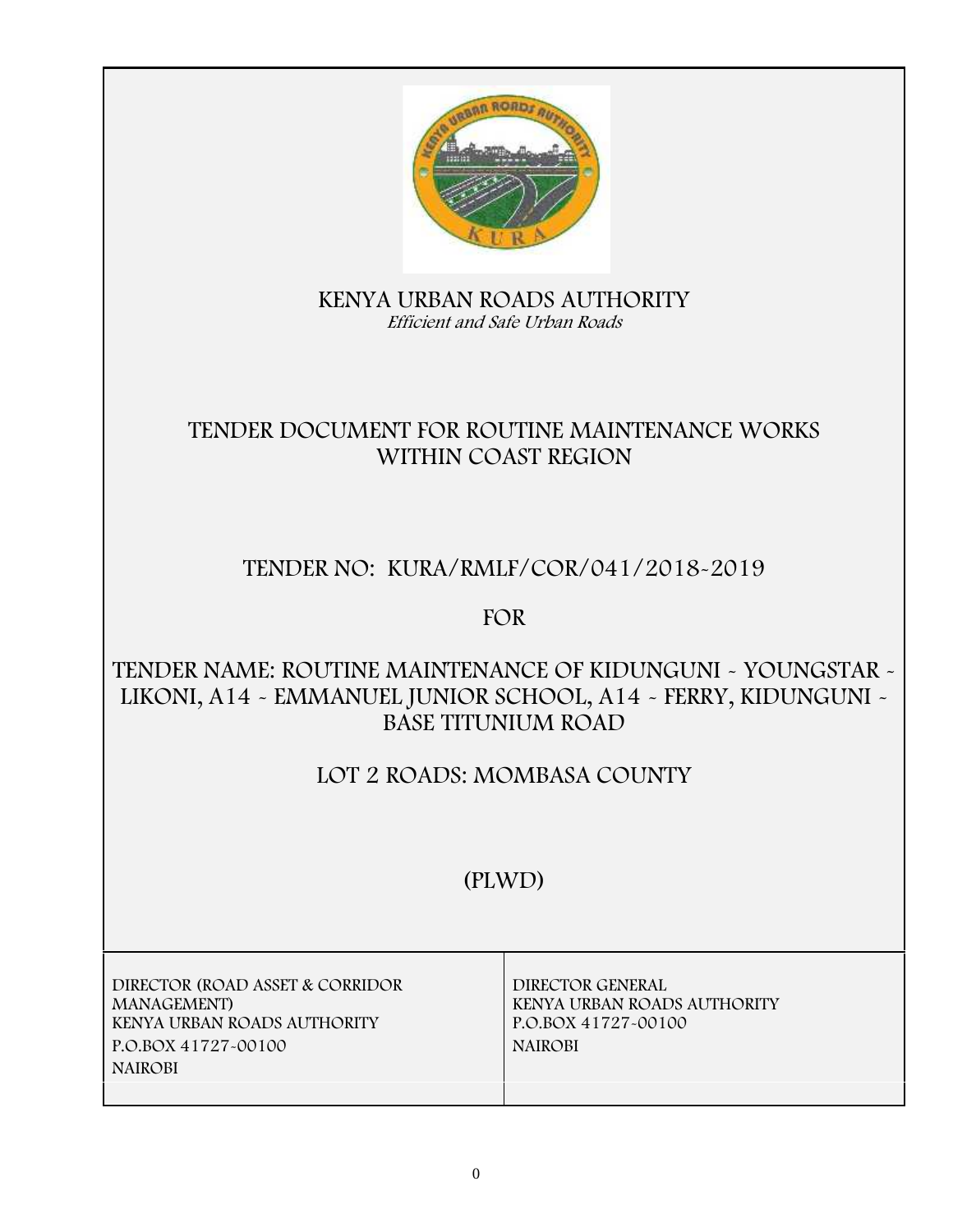# KENYA URBAN ROADS AUTHORITY

*Efficient and Safe Urban Roads*

## TENDER DOCUMENT FOR ROUTINE MAINTENANCE WORKS WITHIN COAST REGION

## TENDER NO: KURA/RMLF/COR/041/2018-2019

## FOR

## TENDER NAME: ROUTINE MAINTENANCE OF KIDUNGUNI - YOUNGSTAR - LIKONI, A14 - EMMANUEL JUNIOR SCHOOL, A14 - FERRY, KIDUNGUNI - BASE TITUNIUM ROAD

## LOT 2 ROADS: MOMBASA COUNTY

## (PLWD)

| DIRECTOR (ROAD ASSET & CORRIDOR MANAGEMENT)<br>KENYA URBAN ROADS AUTHORITY<br>P.O.BOX 41727-00100<br>NAIROBI | DIRECTOR GENERAL<br>KENYA URBAN ROADS AUTHORITY<br>P.O.BOX 41727-00100<br>NAIROBI |
|---|---|
| | |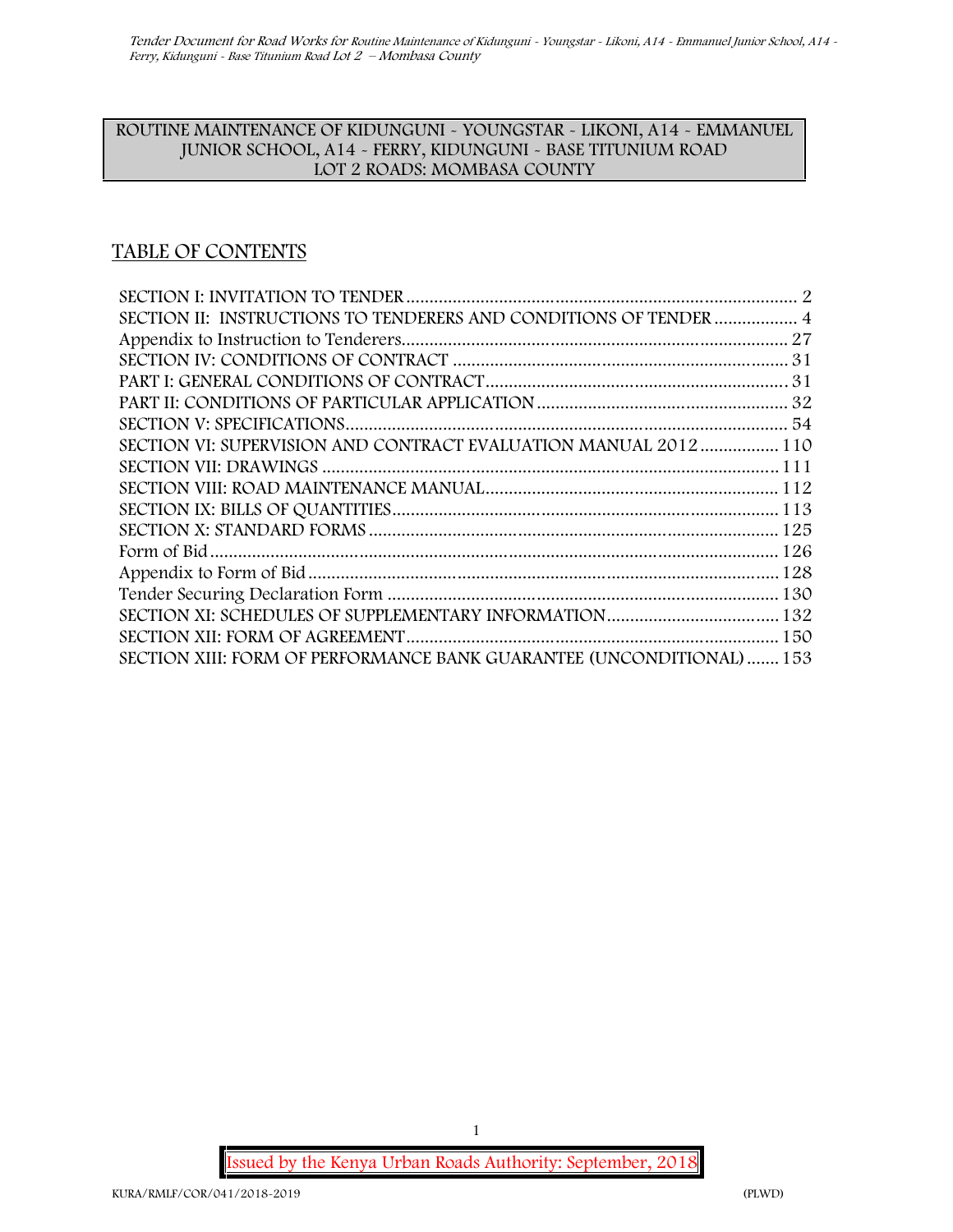ROUTINE MAINTENANCE OF KIDUNGUNI - YOUNGSTAR - LIKONI, A14 - EMMANUEL JUNIOR SCHOOL, A14 - FERRY, KIDUNGUNI - BASE TITUNIUM ROAD LOT 2 ROADS: MOMBASA COUNTY

## TABLE OF CONTENTS

SECTION I: INVITATION TO TENDER ..... 2
SECTION II: INSTRUCTIONS TO TENDERERS AND CONDITIONS OF TENDER ..... 4
Appendix to Instruction to Tenderers ..... 27
SECTION IV: CONDITIONS OF CONTRACT ..... 31
PART I: GENERAL CONDITIONS OF CONTRACT ..... 31
PART II: CONDITIONS OF PARTICULAR APPLICATION ..... 32
SECTION V: SPECIFICATIONS ..... 54
SECTION VI: SUPERVISION AND CONTRACT EVALUATION MANUAL 2012 ..... 110
SECTION VII: DRAWINGS ..... 111
SECTION VIII: ROAD MAINTENANCE MANUAL ..... 112
SECTION IX: BILLS OF QUANTITIES ..... 113
SECTION X: STANDARD FORMS ..... 125
Form of Bid ..... 126
Appendix to Form of Bid ..... 128
Tender Securing Declaration Form ..... 130
SECTION XI: SCHEDULES OF SUPPLEMENTARY INFORMATION ..... 132
SECTION XII: FORM OF AGREEMENT ..... 150
SECTION XIII: FORM OF PERFORMANCE BANK GUARANTEE (UNCONDITIONAL) ..... 153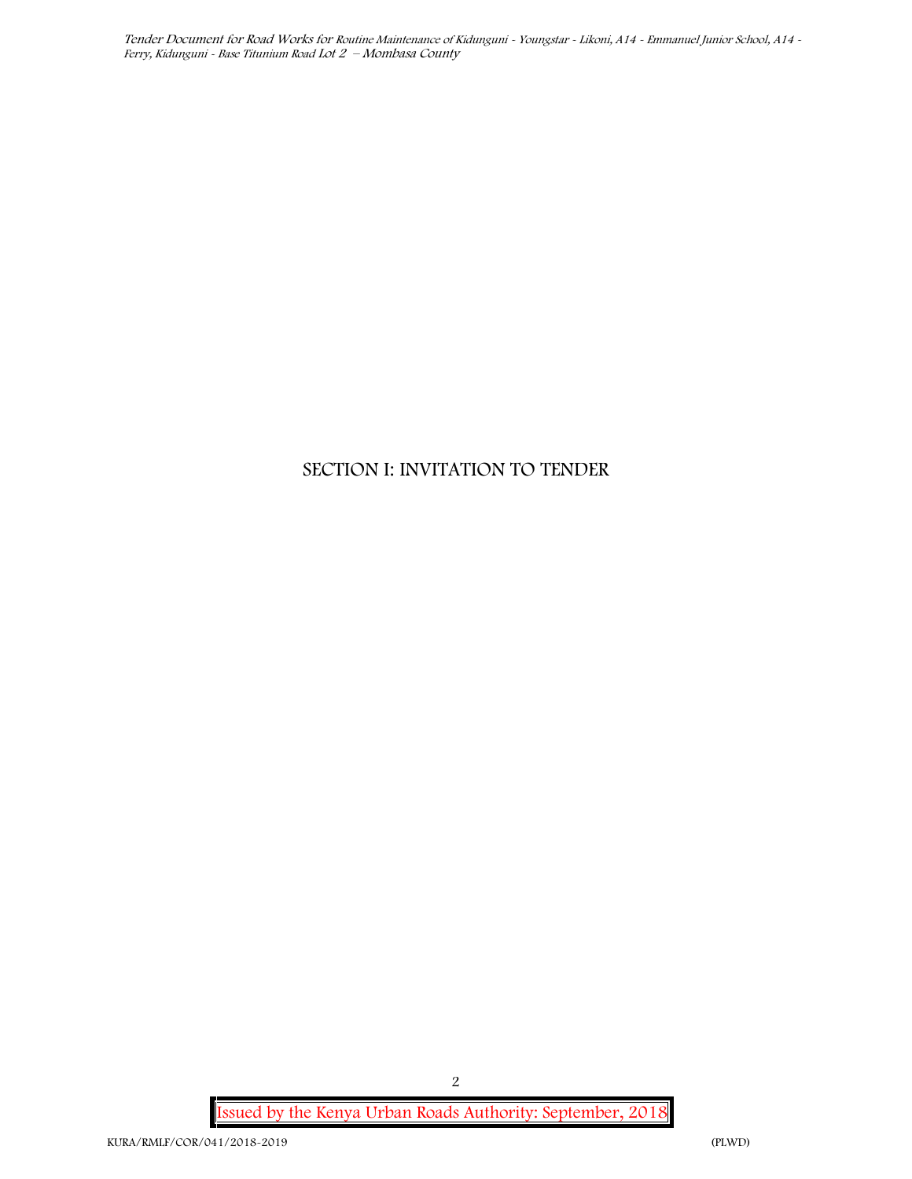# SECTION I: INVITATION TO TENDER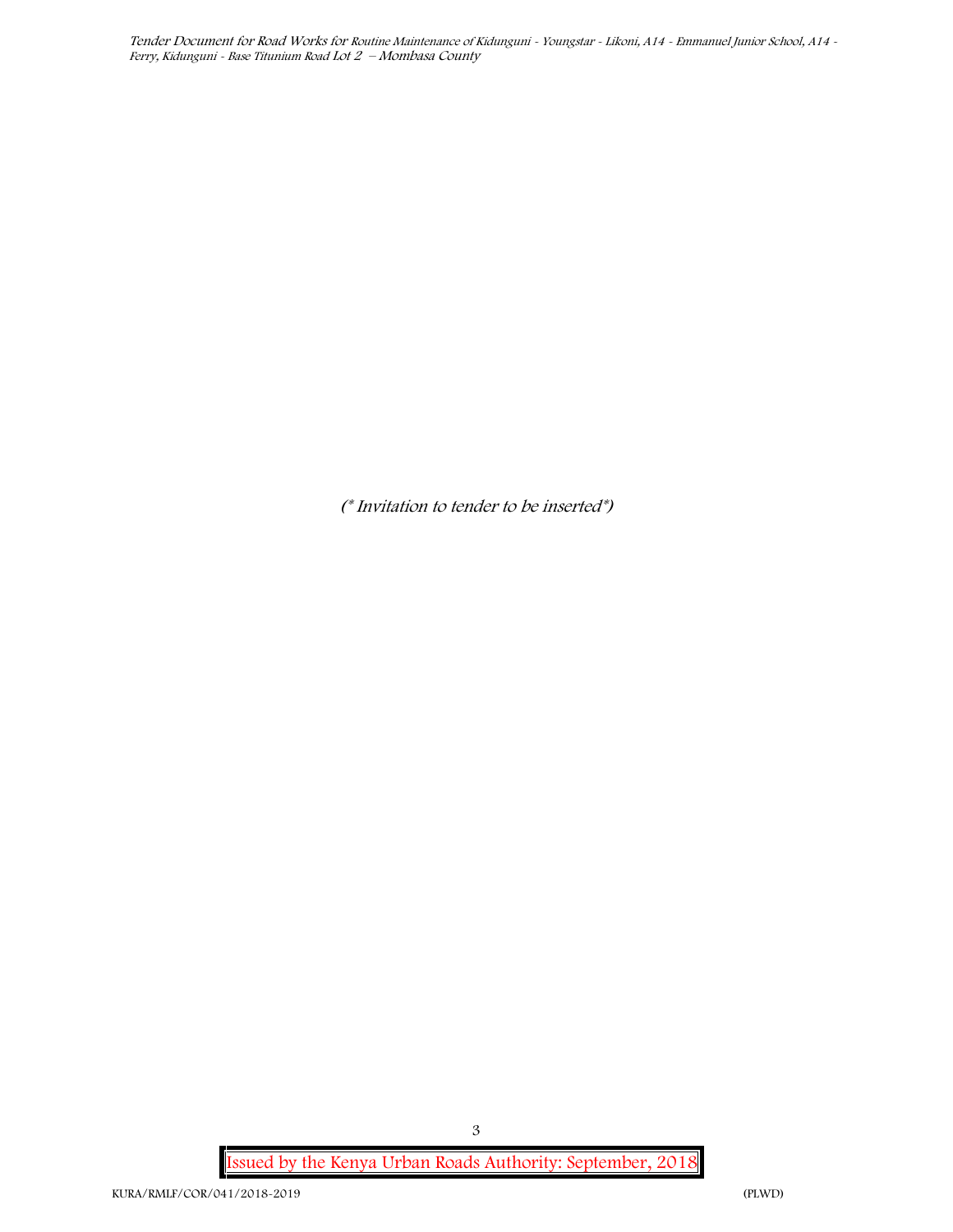*(\* Invitation to tender to be inserted\*)*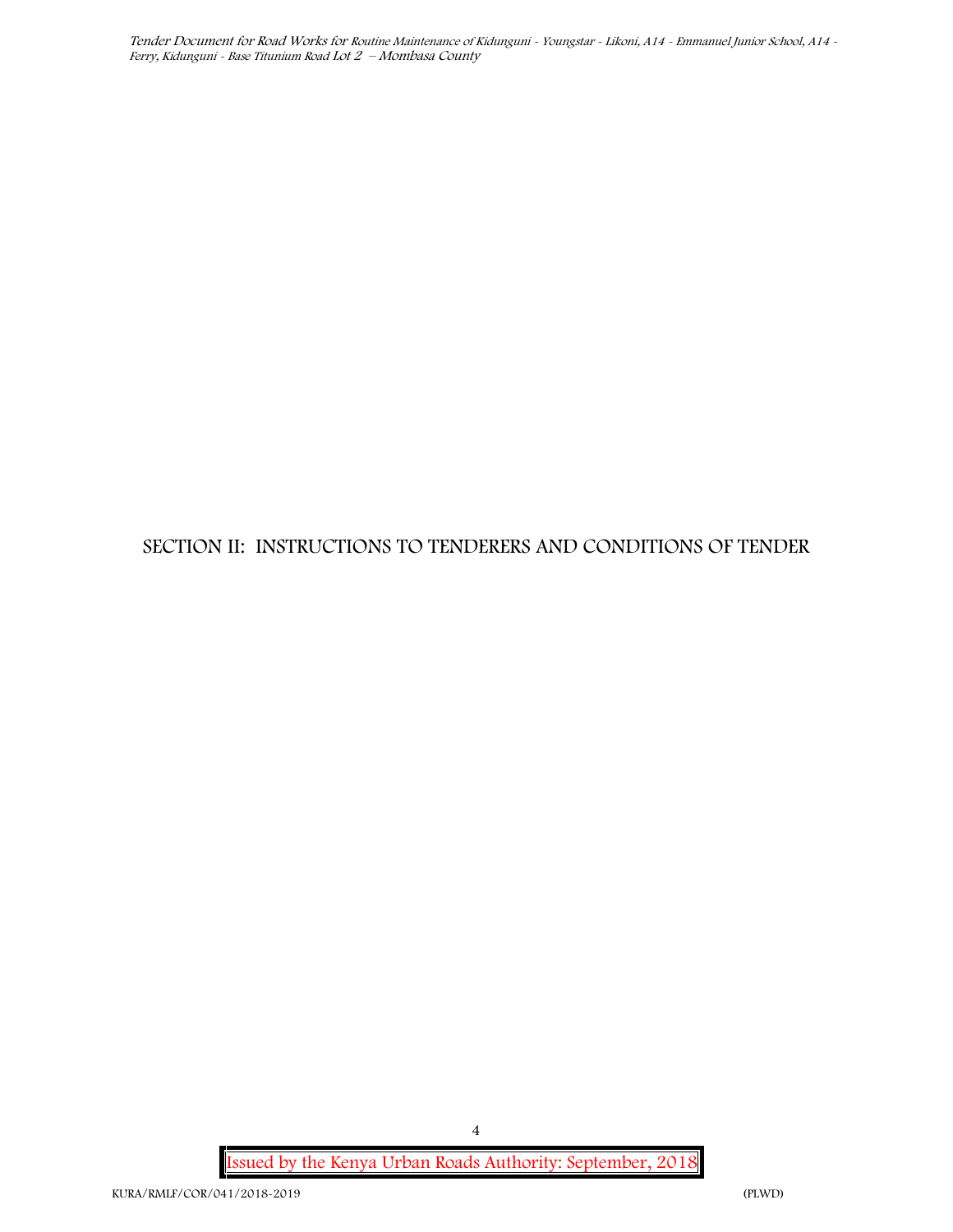# SECTION II: INSTRUCTIONS TO TENDERERS AND CONDITIONS OF TENDER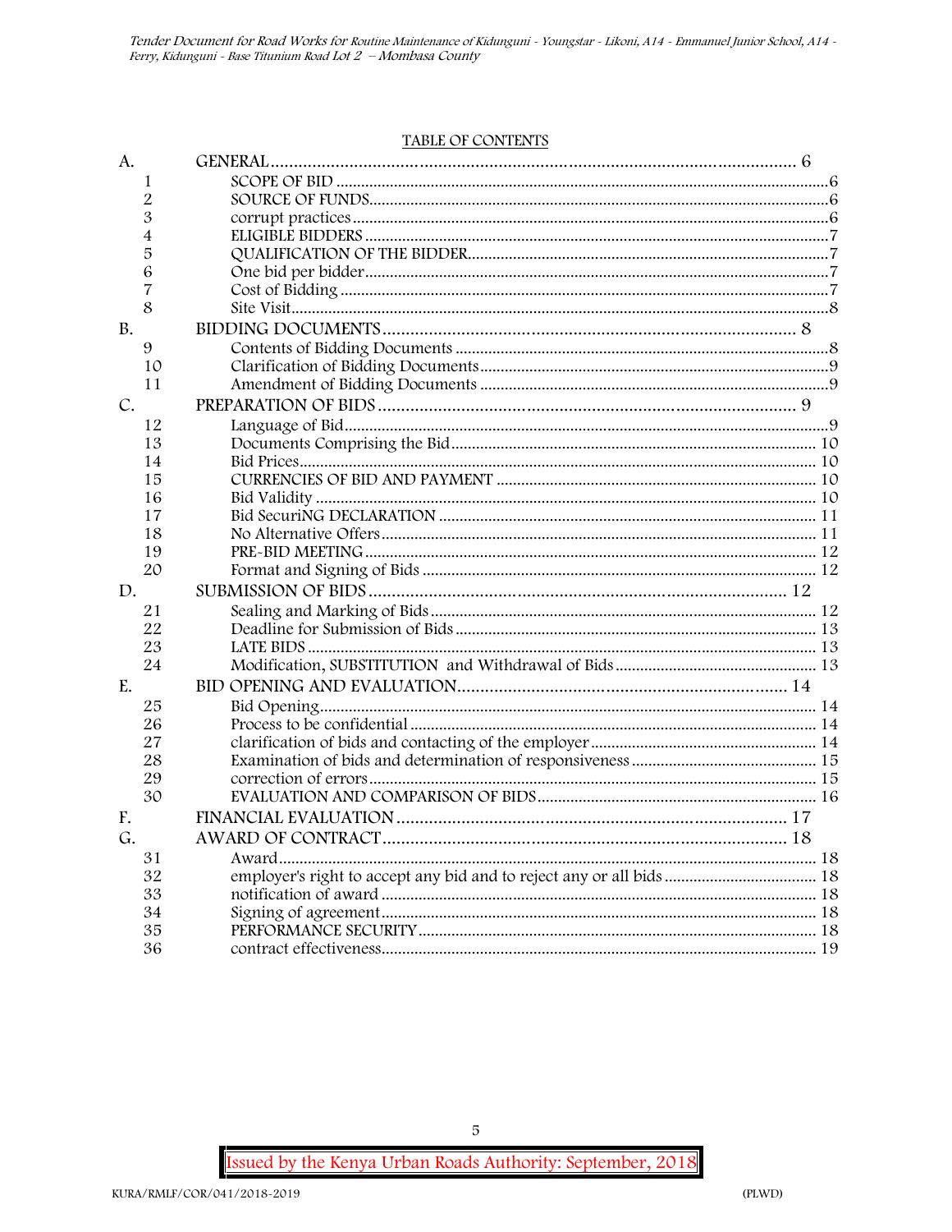TABLE OF CONTENTS

| | | |
|---|---|---|
| A. | GENERAL | 6 |
| 1 | SCOPE OF BID | 6 |
| 2 | SOURCE OF FUNDS | 6 |
| 3 | corrupt practices | 6 |
| 4 | ELIGIBLE BIDDERS | 7 |
| 5 | QUALIFICATION OF THE BIDDER | 7 |
| 6 | One bid per bidder | 7 |
| 7 | Cost of Bidding | 7 |
| 8 | Site Visit | 8 |
| B. | BIDDING DOCUMENTS | 8 |
| 9 | Contents of Bidding Documents | 8 |
| 10 | Clarification of Bidding Documents | 9 |
| 11 | Amendment of Bidding Documents | 9 |
| C. | PREPARATION OF BIDS | 9 |
| 12 | Language of Bid | 9 |
| 13 | Documents Comprising the Bid | 10 |
| 14 | Bid Prices | 10 |
| 15 | CURRENCIES OF BID AND PAYMENT | 10 |
| 16 | Bid Validity | 10 |
| 17 | Bid SecuriNG DECLARATION | 11 |
| 18 | No Alternative Offers | 11 |
| 19 | PRE-BID MEETING | 12 |
| 20 | Format and Signing of Bids | 12 |
| D. | SUBMISSION OF BIDS | 12 |
| 21 | Sealing and Marking of Bids | 12 |
| 22 | Deadline for Submission of Bids | 13 |
| 23 | LATE BIDS | 13 |
| 24 | Modification, SUBSTITUTION and Withdrawal of Bids | 13 |
| E. | BID OPENING AND EVALUATION | 14 |
| 25 | Bid Opening | 14 |
| 26 | Process to be confidential | 14 |
| 27 | clarification of bids and contacting of the employer | 14 |
| 28 | Examination of bids and determination of responsiveness | 15 |
| 29 | correction of errors | 15 |
| 30 | EVALUATION AND COMPARISON OF BIDS | 16 |
| F. | FINANCIAL EVALUATION | 17 |
| G. | AWARD OF CONTRACT | 18 |
| 31 | Award | 18 |
| 32 | employer's right to accept any bid and to reject any or all bids | 18 |
| 33 | notification of award | 18 |
| 34 | Signing of agreement | 18 |
| 35 | PERFORMANCE SECURITY | 18 |
| 36 | contract effectiveness | 19 |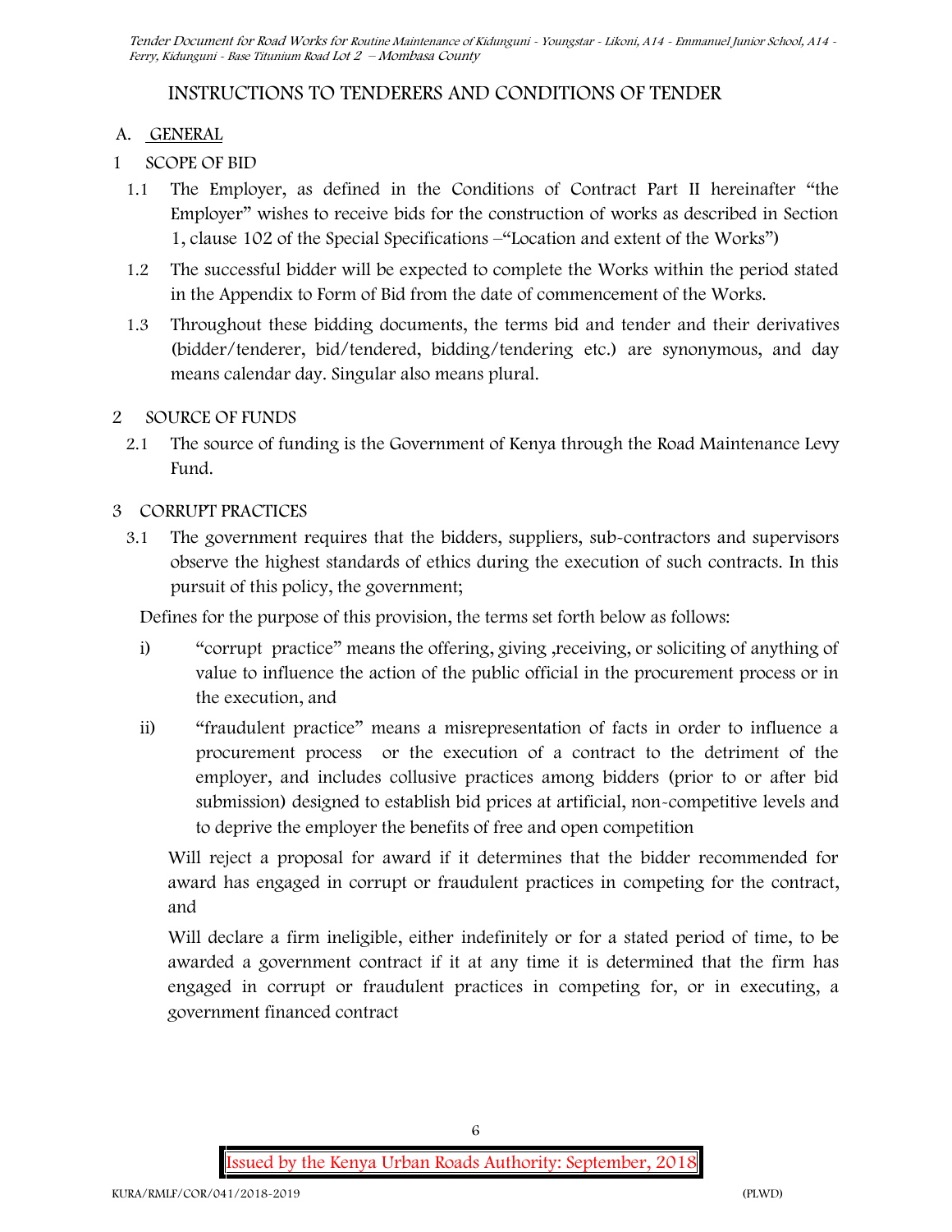# INSTRUCTIONS TO TENDERERS AND CONDITIONS OF TENDER

## A. GENERAL

### 1 SCOPE OF BID

1.1 The Employer, as defined in the Conditions of Contract Part II hereinafter "the Employer" wishes to receive bids for the construction of works as described in Section 1, clause 102 of the Special Specifications –"Location and extent of the Works")

1.2 The successful bidder will be expected to complete the Works within the period stated in the Appendix to Form of Bid from the date of commencement of the Works.

1.3 Throughout these bidding documents, the terms bid and tender and their derivatives (bidder/tenderer, bid/tendered, bidding/tendering etc.) are synonymous, and day means calendar day. Singular also means plural.

### 2 SOURCE OF FUNDS

2.1 The source of funding is the Government of Kenya through the Road Maintenance Levy Fund.

### 3 CORRUPT PRACTICES

3.1 The government requires that the bidders, suppliers, sub-contractors and supervisors observe the highest standards of ethics during the execution of such contracts. In this pursuit of this policy, the government;

Defines for the purpose of this provision, the terms set forth below as follows:

i) "corrupt practice" means the offering, giving ,receiving, or soliciting of anything of value to influence the action of the public official in the procurement process or in the execution, and

ii) "fraudulent practice" means a misrepresentation of facts in order to influence a procurement process or the execution of a contract to the detriment of the employer, and includes collusive practices among bidders (prior to or after bid submission) designed to establish bid prices at artificial, non-competitive levels and to deprive the employer the benefits of free and open competition

Will reject a proposal for award if it determines that the bidder recommended for award has engaged in corrupt or fraudulent practices in competing for the contract, and

Will declare a firm ineligible, either indefinitely or for a stated period of time, to be awarded a government contract if it at any time it is determined that the firm has engaged in corrupt or fraudulent practices in competing for, or in executing, a government financed contract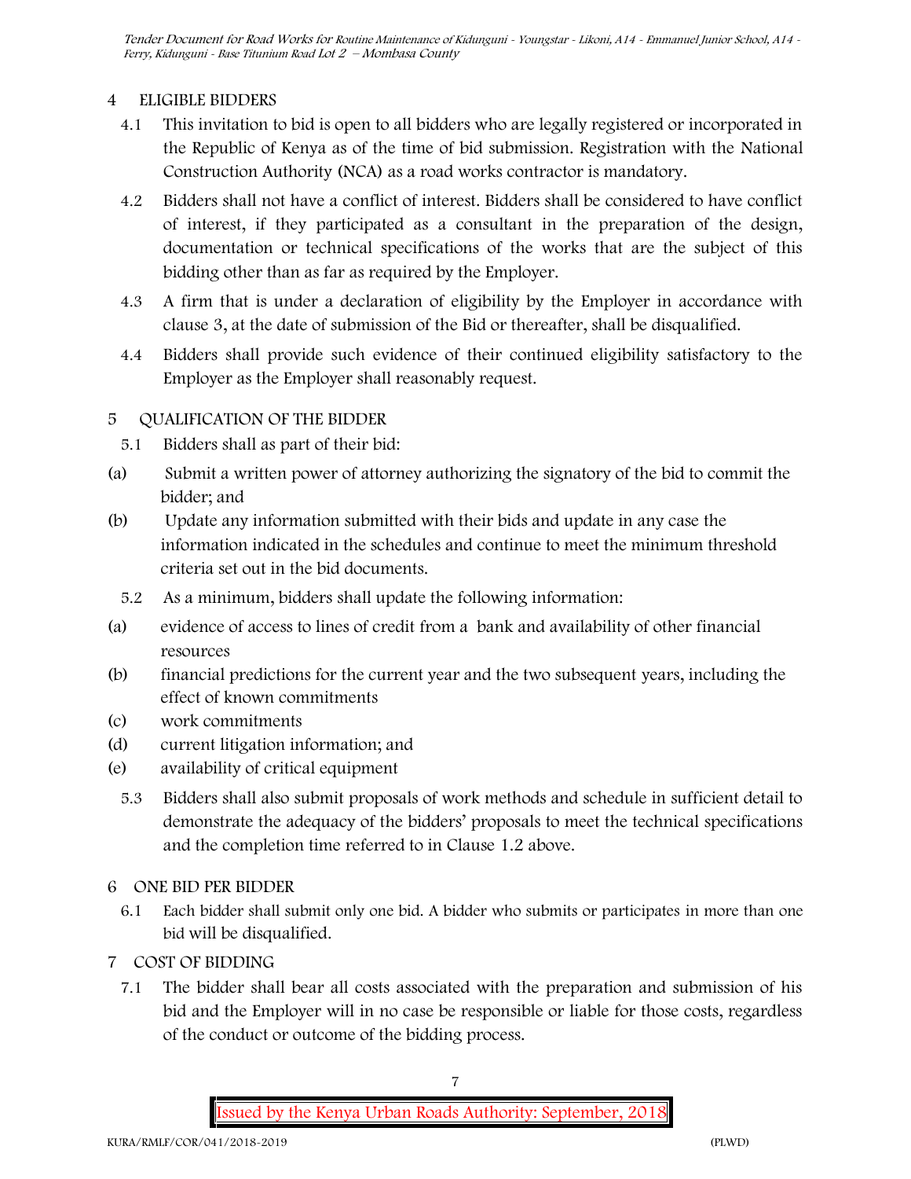## 4 ELIGIBLE BIDDERS

4.1 This invitation to bid is open to all bidders who are legally registered or incorporated in the Republic of Kenya as of the time of bid submission. Registration with the National Construction Authority (NCA) as a road works contractor is mandatory.

4.2 Bidders shall not have a conflict of interest. Bidders shall be considered to have conflict of interest, if they participated as a consultant in the preparation of the design, documentation or technical specifications of the works that are the subject of this bidding other than as far as required by the Employer.

4.3 A firm that is under a declaration of eligibility by the Employer in accordance with clause 3, at the date of submission of the Bid or thereafter, shall be disqualified.

4.4 Bidders shall provide such evidence of their continued eligibility satisfactory to the Employer as the Employer shall reasonably request.

## 5 QUALIFICATION OF THE BIDDER

5.1 Bidders shall as part of their bid:

(a) Submit a written power of attorney authorizing the signatory of the bid to commit the bidder; and

(b) Update any information submitted with their bids and update in any case the information indicated in the schedules and continue to meet the minimum threshold criteria set out in the bid documents.

5.2 As a minimum, bidders shall update the following information:

(a) evidence of access to lines of credit from a bank and availability of other financial resources

(b) financial predictions for the current year and the two subsequent years, including the effect of known commitments

(c) work commitments

(d) current litigation information; and

(e) availability of critical equipment

5.3 Bidders shall also submit proposals of work methods and schedule in sufficient detail to demonstrate the adequacy of the bidders' proposals to meet the technical specifications and the completion time referred to in Clause 1.2 above.

## 6 ONE BID PER BIDDER

6.1 Each bidder shall submit only one bid. A bidder who submits or participates in more than one bid will be disqualified.

## 7 COST OF BIDDING

7.1 The bidder shall bear all costs associated with the preparation and submission of his bid and the Employer will in no case be responsible or liable for those costs, regardless of the conduct or outcome of the bidding process.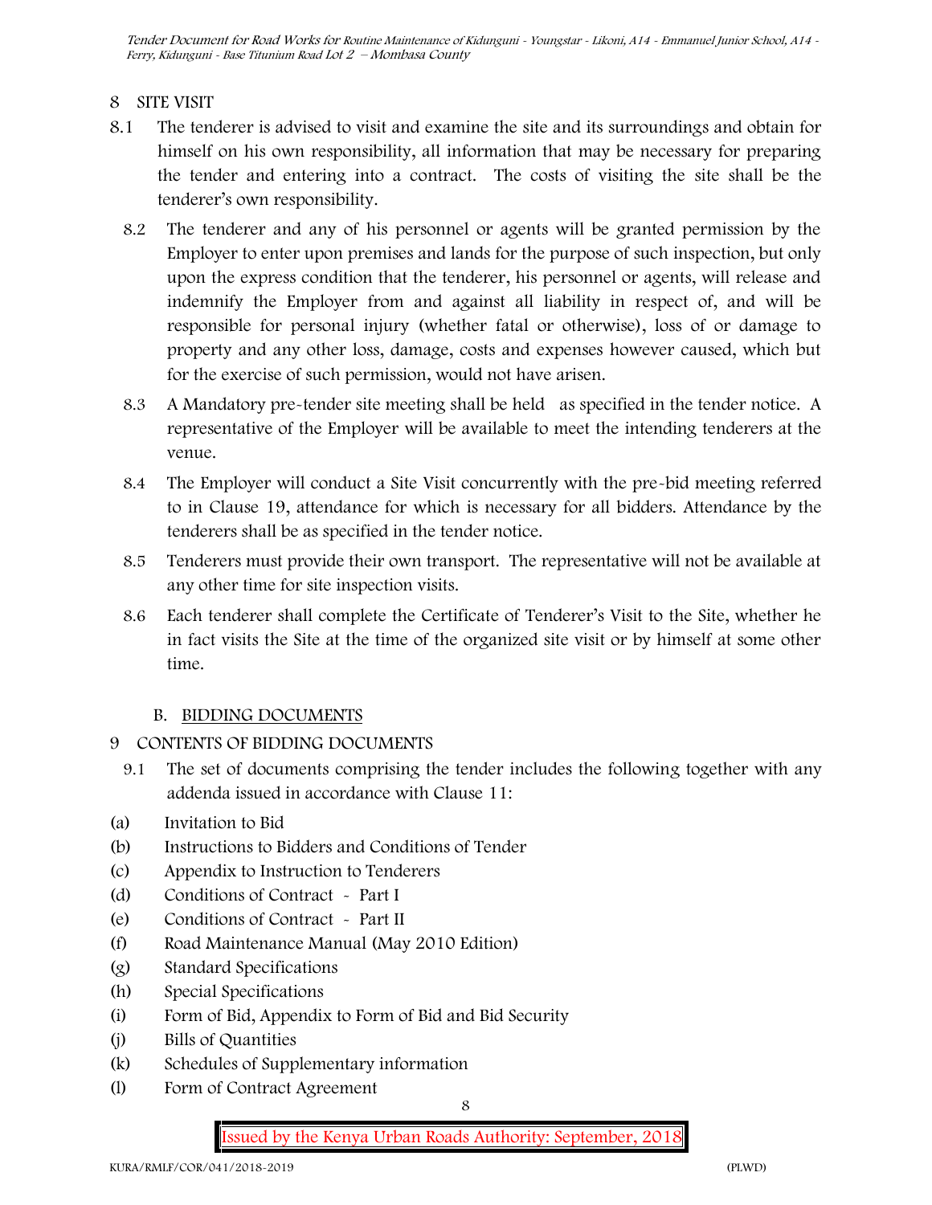## 8 SITE VISIT

8.1 The tenderer is advised to visit and examine the site and its surroundings and obtain for himself on his own responsibility, all information that may be necessary for preparing the tender and entering into a contract. The costs of visiting the site shall be the tenderer's own responsibility.

8.2 The tenderer and any of his personnel or agents will be granted permission by the Employer to enter upon premises and lands for the purpose of such inspection, but only upon the express condition that the tenderer, his personnel or agents, will release and indemnify the Employer from and against all liability in respect of, and will be responsible for personal injury (whether fatal or otherwise), loss of or damage to property and any other loss, damage, costs and expenses however caused, which but for the exercise of such permission, would not have arisen.

8.3 A Mandatory pre-tender site meeting shall be held as specified in the tender notice. A representative of the Employer will be available to meet the intending tenderers at the venue.

8.4 The Employer will conduct a Site Visit concurrently with the pre-bid meeting referred to in Clause 19, attendance for which is necessary for all bidders. Attendance by the tenderers shall be as specified in the tender notice.

8.5 Tenderers must provide their own transport. The representative will not be available at any other time for site inspection visits.

8.6 Each tenderer shall complete the Certificate of Tenderer's Visit to the Site, whether he in fact visits the Site at the time of the organized site visit or by himself at some other time.

## B. BIDDING DOCUMENTS

## 9 CONTENTS OF BIDDING DOCUMENTS

9.1 The set of documents comprising the tender includes the following together with any addenda issued in accordance with Clause 11:

(a) Invitation to Bid
(b) Instructions to Bidders and Conditions of Tender
(c) Appendix to Instruction to Tenderers
(d) Conditions of Contract - Part I
(e) Conditions of Contract - Part II
(f) Road Maintenance Manual (May 2010 Edition)
(g) Standard Specifications
(h) Special Specifications
(i) Form of Bid, Appendix to Form of Bid and Bid Security
(j) Bills of Quantities
(k) Schedules of Supplementary information
(l) Form of Contract Agreement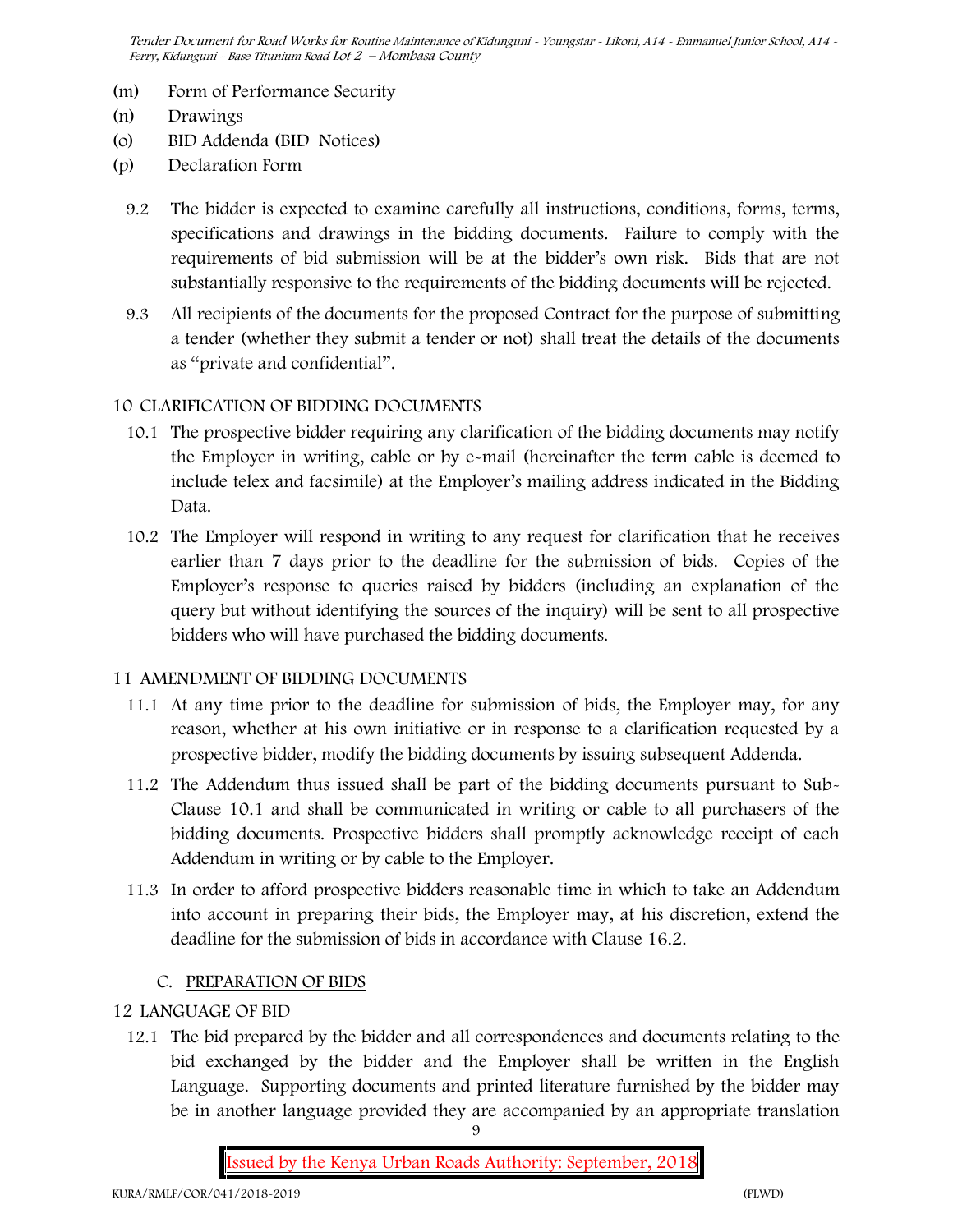- (m) Form of Performance Security
- (n) Drawings
- (o) BID Addenda (BID Notices)
- (p) Declaration Form

9.2 The bidder is expected to examine carefully all instructions, conditions, forms, terms, specifications and drawings in the bidding documents. Failure to comply with the requirements of bid submission will be at the bidder's own risk. Bids that are not substantially responsive to the requirements of the bidding documents will be rejected.

9.3 All recipients of the documents for the proposed Contract for the purpose of submitting a tender (whether they submit a tender or not) shall treat the details of the documents as "private and confidential".

## 10 CLARIFICATION OF BIDDING DOCUMENTS

10.1 The prospective bidder requiring any clarification of the bidding documents may notify the Employer in writing, cable or by e-mail (hereinafter the term cable is deemed to include telex and facsimile) at the Employer's mailing address indicated in the Bidding Data.

10.2 The Employer will respond in writing to any request for clarification that he receives earlier than 7 days prior to the deadline for the submission of bids. Copies of the Employer's response to queries raised by bidders (including an explanation of the query but without identifying the sources of the inquiry) will be sent to all prospective bidders who will have purchased the bidding documents.

## 11 AMENDMENT OF BIDDING DOCUMENTS

11.1 At any time prior to the deadline for submission of bids, the Employer may, for any reason, whether at his own initiative or in response to a clarification requested by a prospective bidder, modify the bidding documents by issuing subsequent Addenda.

11.2 The Addendum thus issued shall be part of the bidding documents pursuant to Sub-Clause 10.1 and shall be communicated in writing or cable to all purchasers of the bidding documents. Prospective bidders shall promptly acknowledge receipt of each Addendum in writing or by cable to the Employer.

11.3 In order to afford prospective bidders reasonable time in which to take an Addendum into account in preparing their bids, the Employer may, at his discretion, extend the deadline for the submission of bids in accordance with Clause 16.2.

## C. PREPARATION OF BIDS

## 12 LANGUAGE OF BID

12.1 The bid prepared by the bidder and all correspondences and documents relating to the bid exchanged by the bidder and the Employer shall be written in the English Language. Supporting documents and printed literature furnished by the bidder may be in another language provided they are accompanied by an appropriate translation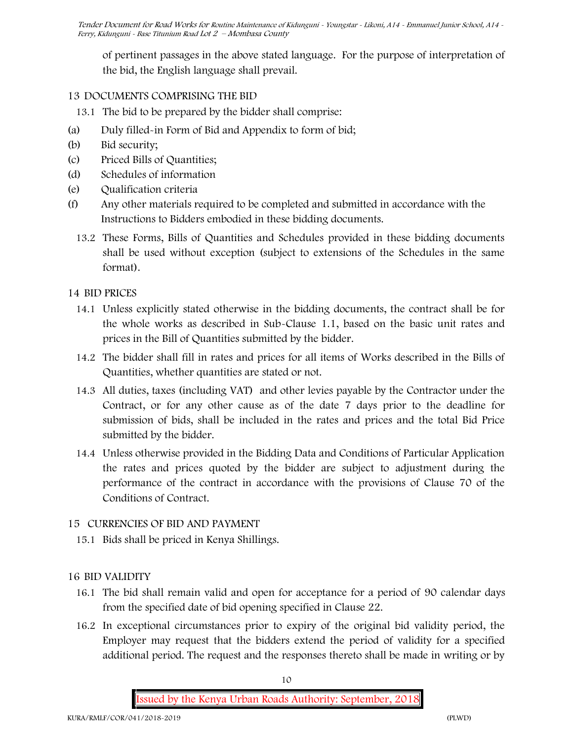of pertinent passages in the above stated language. For the purpose of interpretation of the bid, the English language shall prevail.

## 13 DOCUMENTS COMPRISING THE BID

13.1 The bid to be prepared by the bidder shall comprise:

(a) Duly filled-in Form of Bid and Appendix to form of bid;

(b) Bid security;

(c) Priced Bills of Quantities;

(d) Schedules of information

(e) Qualification criteria

(f) Any other materials required to be completed and submitted in accordance with the Instructions to Bidders embodied in these bidding documents.

13.2 These Forms, Bills of Quantities and Schedules provided in these bidding documents shall be used without exception (subject to extensions of the Schedules in the same format).

## 14 BID PRICES

14.1 Unless explicitly stated otherwise in the bidding documents, the contract shall be for the whole works as described in Sub-Clause 1.1, based on the basic unit rates and prices in the Bill of Quantities submitted by the bidder.

14.2 The bidder shall fill in rates and prices for all items of Works described in the Bills of Quantities, whether quantities are stated or not.

14.3 All duties, taxes (including VAT) and other levies payable by the Contractor under the Contract, or for any other cause as of the date 7 days prior to the deadline for submission of bids, shall be included in the rates and prices and the total Bid Price submitted by the bidder.

14.4 Unless otherwise provided in the Bidding Data and Conditions of Particular Application the rates and prices quoted by the bidder are subject to adjustment during the performance of the contract in accordance with the provisions of Clause 70 of the Conditions of Contract.

## 15 CURRENCIES OF BID AND PAYMENT

15.1 Bids shall be priced in Kenya Shillings.

## 16 BID VALIDITY

16.1 The bid shall remain valid and open for acceptance for a period of 90 calendar days from the specified date of bid opening specified in Clause 22.

16.2 In exceptional circumstances prior to expiry of the original bid validity period, the Employer may request that the bidders extend the period of validity for a specified additional period. The request and the responses thereto shall be made in writing or by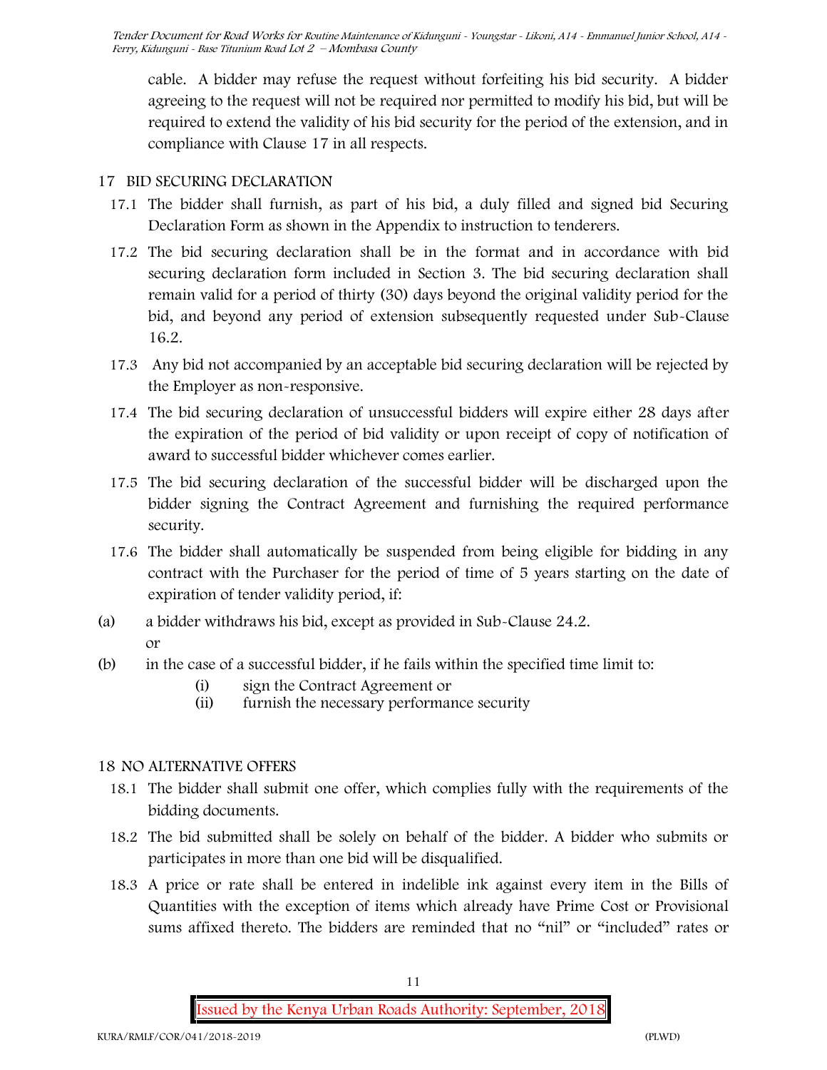cable. A bidder may refuse the request without forfeiting his bid security. A bidder agreeing to the request will not be required nor permitted to modify his bid, but will be required to extend the validity of his bid security for the period of the extension, and in compliance with Clause 17 in all respects.

## 17 BID SECURING DECLARATION

17.1 The bidder shall furnish, as part of his bid, a duly filled and signed bid Securing Declaration Form as shown in the Appendix to instruction to tenderers.

17.2 The bid securing declaration shall be in the format and in accordance with bid securing declaration form included in Section 3. The bid securing declaration shall remain valid for a period of thirty (30) days beyond the original validity period for the bid, and beyond any period of extension subsequently requested under Sub-Clause 16.2.

17.3 Any bid not accompanied by an acceptable bid securing declaration will be rejected by the Employer as non-responsive.

17.4 The bid securing declaration of unsuccessful bidders will expire either 28 days after the expiration of the period of bid validity or upon receipt of copy of notification of award to successful bidder whichever comes earlier.

17.5 The bid securing declaration of the successful bidder will be discharged upon the bidder signing the Contract Agreement and furnishing the required performance security.

17.6 The bidder shall automatically be suspended from being eligible for bidding in any contract with the Purchaser for the period of time of 5 years starting on the date of expiration of tender validity period, if:

(a) a bidder withdraws his bid, except as provided in Sub-Clause 24.2.
 or

(b) in the case of a successful bidder, if he fails within the specified time limit to:
 (i) sign the Contract Agreement or
 (ii) furnish the necessary performance security

## 18 NO ALTERNATIVE OFFERS

18.1 The bidder shall submit one offer, which complies fully with the requirements of the bidding documents.

18.2 The bid submitted shall be solely on behalf of the bidder. A bidder who submits or participates in more than one bid will be disqualified.

18.3 A price or rate shall be entered in indelible ink against every item in the Bills of Quantities with the exception of items which already have Prime Cost or Provisional sums affixed thereto. The bidders are reminded that no "nil" or "included" rates or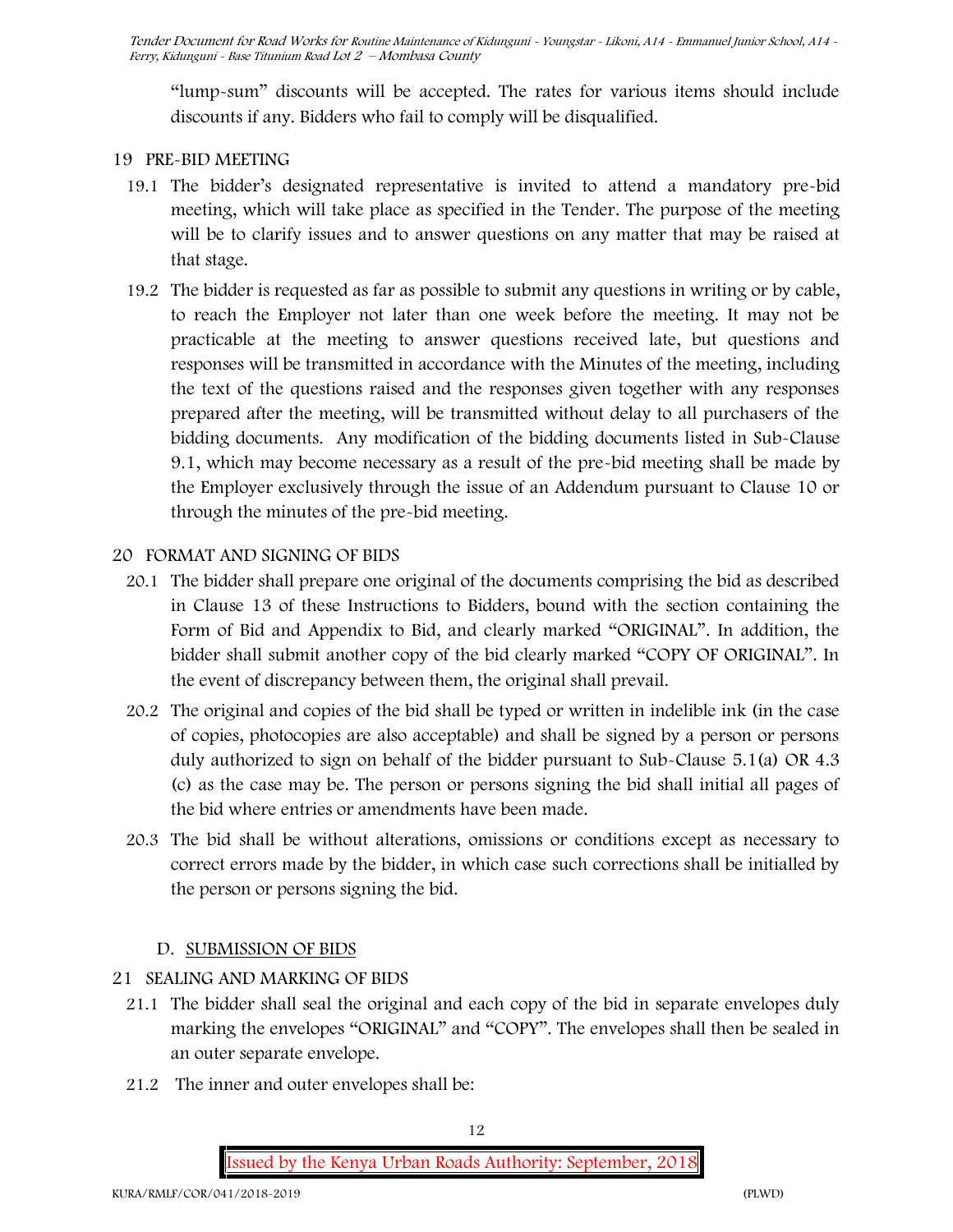"lump-sum" discounts will be accepted. The rates for various items should include discounts if any. Bidders who fail to comply will be disqualified.

## 19 PRE-BID MEETING

19.1 The bidder's designated representative is invited to attend a mandatory pre-bid meeting, which will take place as specified in the Tender. The purpose of the meeting will be to clarify issues and to answer questions on any matter that may be raised at that stage.

19.2 The bidder is requested as far as possible to submit any questions in writing or by cable, to reach the Employer not later than one week before the meeting. It may not be practicable at the meeting to answer questions received late, but questions and responses will be transmitted in accordance with the Minutes of the meeting, including the text of the questions raised and the responses given together with any responses prepared after the meeting, will be transmitted without delay to all purchasers of the bidding documents. Any modification of the bidding documents listed in Sub-Clause 9.1, which may become necessary as a result of the pre-bid meeting shall be made by the Employer exclusively through the issue of an Addendum pursuant to Clause 10 or through the minutes of the pre-bid meeting.

## 20 FORMAT AND SIGNING OF BIDS

20.1 The bidder shall prepare one original of the documents comprising the bid as described in Clause 13 of these Instructions to Bidders, bound with the section containing the Form of Bid and Appendix to Bid, and clearly marked "ORIGINAL". In addition, the bidder shall submit another copy of the bid clearly marked "COPY OF ORIGINAL". In the event of discrepancy between them, the original shall prevail.

20.2 The original and copies of the bid shall be typed or written in indelible ink (in the case of copies, photocopies are also acceptable) and shall be signed by a person or persons duly authorized to sign on behalf of the bidder pursuant to Sub-Clause 5.1(a) OR 4.3 (c) as the case may be. The person or persons signing the bid shall initial all pages of the bid where entries or amendments have been made.

20.3 The bid shall be without alterations, omissions or conditions except as necessary to correct errors made by the bidder, in which case such corrections shall be initialled by the person or persons signing the bid.

## D. SUBMISSION OF BIDS

## 21 SEALING AND MARKING OF BIDS

21.1 The bidder shall seal the original and each copy of the bid in separate envelopes duly marking the envelopes "ORIGINAL" and "COPY". The envelopes shall then be sealed in an outer separate envelope.

21.2 The inner and outer envelopes shall be: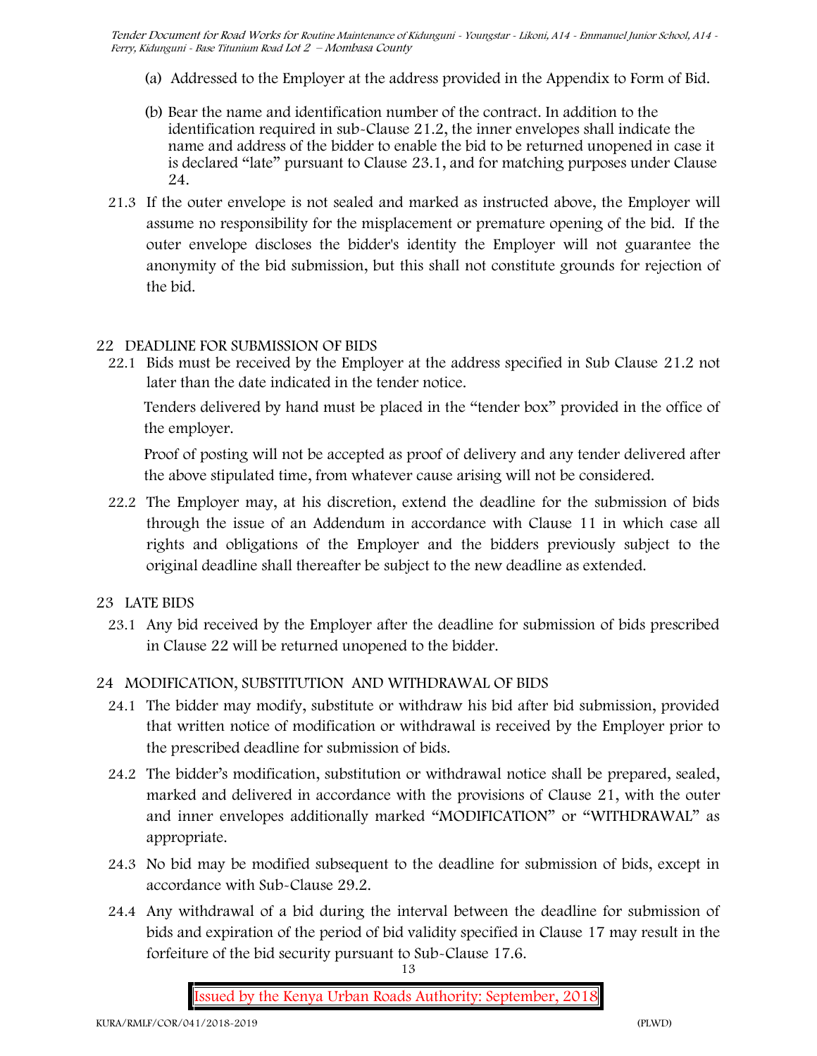(a) Addressed to the Employer at the address provided in the Appendix to Form of Bid.

(b) Bear the name and identification number of the contract. In addition to the identification required in sub-Clause 21.2, the inner envelopes shall indicate the name and address of the bidder to enable the bid to be returned unopened in case it is declared "late" pursuant to Clause 23.1, and for matching purposes under Clause 24.

21.3 If the outer envelope is not sealed and marked as instructed above, the Employer will assume no responsibility for the misplacement or premature opening of the bid. If the outer envelope discloses the bidder's identity the Employer will not guarantee the anonymity of the bid submission, but this shall not constitute grounds for rejection of the bid.

## 22 DEADLINE FOR SUBMISSION OF BIDS

22.1 Bids must be received by the Employer at the address specified in Sub Clause 21.2 not later than the date indicated in the tender notice.

Tenders delivered by hand must be placed in the "tender box" provided in the office of the employer.

Proof of posting will not be accepted as proof of delivery and any tender delivered after the above stipulated time, from whatever cause arising will not be considered.

22.2 The Employer may, at his discretion, extend the deadline for the submission of bids through the issue of an Addendum in accordance with Clause 11 in which case all rights and obligations of the Employer and the bidders previously subject to the original deadline shall thereafter be subject to the new deadline as extended.

## 23 LATE BIDS

23.1 Any bid received by the Employer after the deadline for submission of bids prescribed in Clause 22 will be returned unopened to the bidder.

## 24 MODIFICATION, SUBSTITUTION AND WITHDRAWAL OF BIDS

24.1 The bidder may modify, substitute or withdraw his bid after bid submission, provided that written notice of modification or withdrawal is received by the Employer prior to the prescribed deadline for submission of bids.

24.2 The bidder's modification, substitution or withdrawal notice shall be prepared, sealed, marked and delivered in accordance with the provisions of Clause 21, with the outer and inner envelopes additionally marked "MODIFICATION" or "WITHDRAWAL" as appropriate.

24.3 No bid may be modified subsequent to the deadline for submission of bids, except in accordance with Sub-Clause 29.2.

24.4 Any withdrawal of a bid during the interval between the deadline for submission of bids and expiration of the period of bid validity specified in Clause 17 may result in the forfeiture of the bid security pursuant to Sub-Clause 17.6.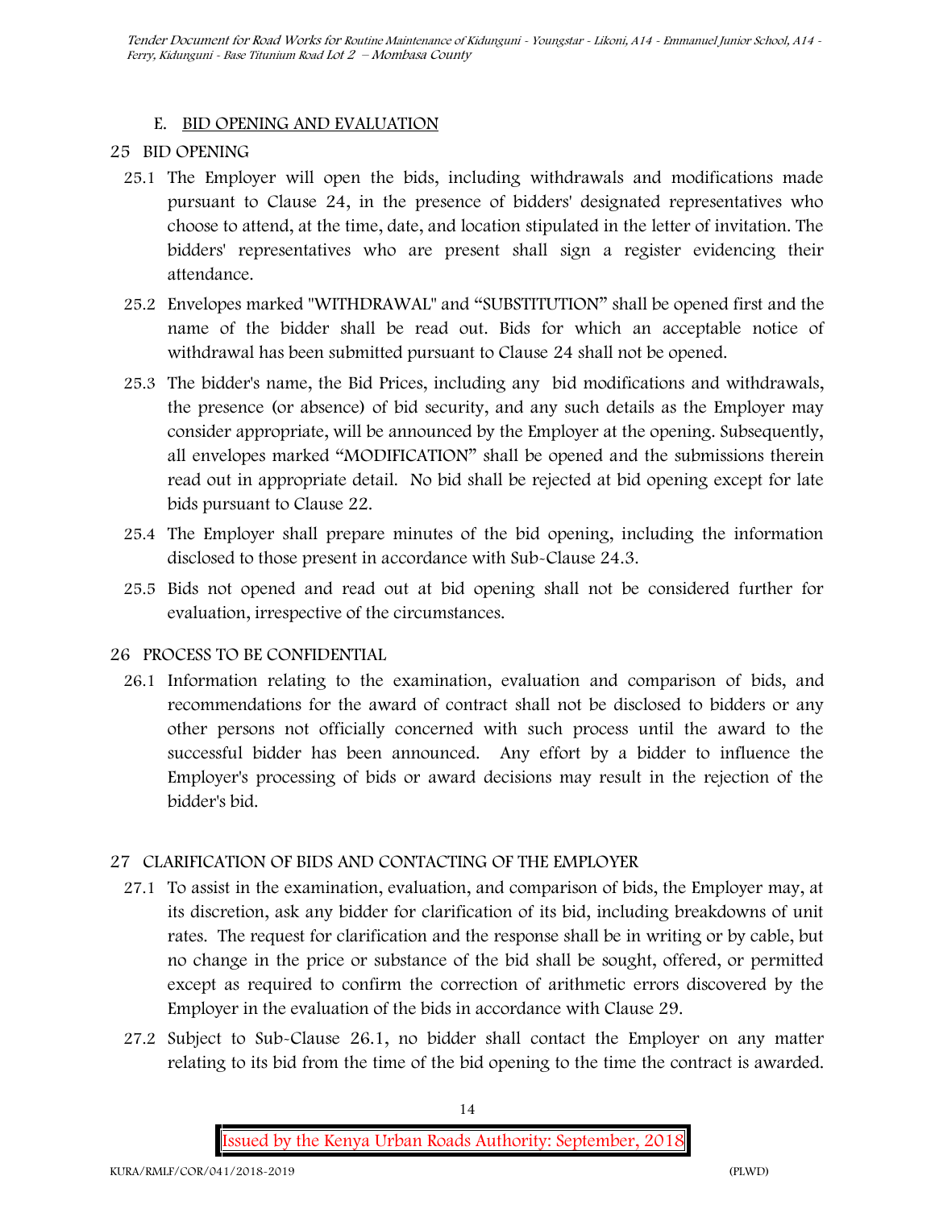## E. BID OPENING AND EVALUATION

### 25 BID OPENING

25.1 The Employer will open the bids, including withdrawals and modifications made pursuant to Clause 24, in the presence of bidders' designated representatives who choose to attend, at the time, date, and location stipulated in the letter of invitation. The bidders' representatives who are present shall sign a register evidencing their attendance.

25.2 Envelopes marked "WITHDRAWAL" and "SUBSTITUTION" shall be opened first and the name of the bidder shall be read out. Bids for which an acceptable notice of withdrawal has been submitted pursuant to Clause 24 shall not be opened.

25.3 The bidder's name, the Bid Prices, including any bid modifications and withdrawals, the presence (or absence) of bid security, and any such details as the Employer may consider appropriate, will be announced by the Employer at the opening. Subsequently, all envelopes marked "MODIFICATION" shall be opened and the submissions therein read out in appropriate detail. No bid shall be rejected at bid opening except for late bids pursuant to Clause 22.

25.4 The Employer shall prepare minutes of the bid opening, including the information disclosed to those present in accordance with Sub-Clause 24.3.

25.5 Bids not opened and read out at bid opening shall not be considered further for evaluation, irrespective of the circumstances.

### 26 PROCESS TO BE CONFIDENTIAL

26.1 Information relating to the examination, evaluation and comparison of bids, and recommendations for the award of contract shall not be disclosed to bidders or any other persons not officially concerned with such process until the award to the successful bidder has been announced. Any effort by a bidder to influence the Employer's processing of bids or award decisions may result in the rejection of the bidder's bid.

### 27 CLARIFICATION OF BIDS AND CONTACTING OF THE EMPLOYER

27.1 To assist in the examination, evaluation, and comparison of bids, the Employer may, at its discretion, ask any bidder for clarification of its bid, including breakdowns of unit rates. The request for clarification and the response shall be in writing or by cable, but no change in the price or substance of the bid shall be sought, offered, or permitted except as required to confirm the correction of arithmetic errors discovered by the Employer in the evaluation of the bids in accordance with Clause 29.

27.2 Subject to Sub-Clause 26.1, no bidder shall contact the Employer on any matter relating to its bid from the time of the bid opening to the time the contract is awarded.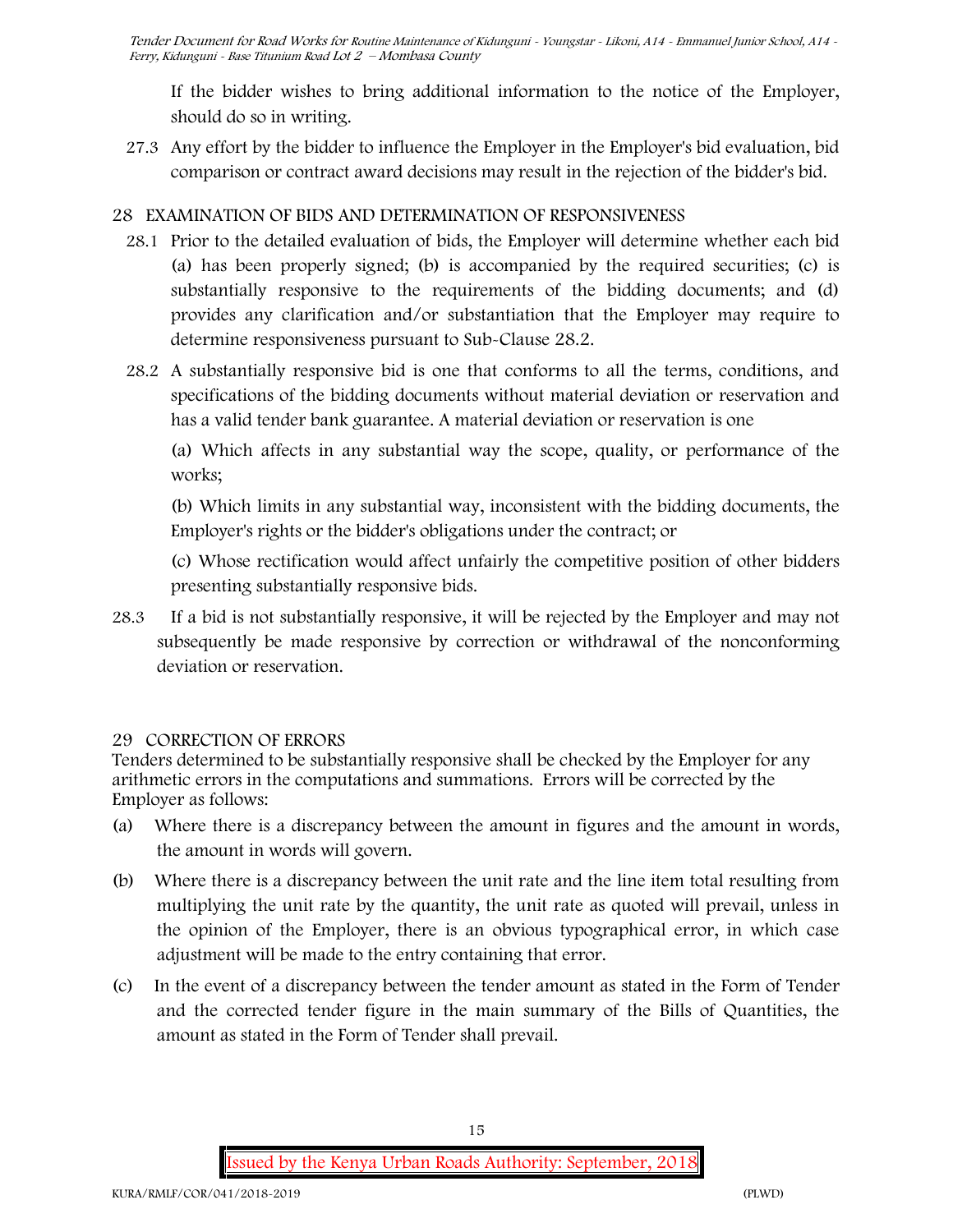If the bidder wishes to bring additional information to the notice of the Employer, should do so in writing.

27.3 Any effort by the bidder to influence the Employer in the Employer's bid evaluation, bid comparison or contract award decisions may result in the rejection of the bidder's bid.

## 28 EXAMINATION OF BIDS AND DETERMINATION OF RESPONSIVENESS

28.1 Prior to the detailed evaluation of bids, the Employer will determine whether each bid (a) has been properly signed; (b) is accompanied by the required securities; (c) is substantially responsive to the requirements of the bidding documents; and (d) provides any clarification and/or substantiation that the Employer may require to determine responsiveness pursuant to Sub-Clause 28.2.

28.2 A substantially responsive bid is one that conforms to all the terms, conditions, and specifications of the bidding documents without material deviation or reservation and has a valid tender bank guarantee. A material deviation or reservation is one

(a) Which affects in any substantial way the scope, quality, or performance of the works;

(b) Which limits in any substantial way, inconsistent with the bidding documents, the Employer's rights or the bidder's obligations under the contract; or

(c) Whose rectification would affect unfairly the competitive position of other bidders presenting substantially responsive bids.

28.3 If a bid is not substantially responsive, it will be rejected by the Employer and may not subsequently be made responsive by correction or withdrawal of the nonconforming deviation or reservation.

## 29 CORRECTION OF ERRORS

Tenders determined to be substantially responsive shall be checked by the Employer for any arithmetic errors in the computations and summations. Errors will be corrected by the Employer as follows:

(a) Where there is a discrepancy between the amount in figures and the amount in words, the amount in words will govern.

(b) Where there is a discrepancy between the unit rate and the line item total resulting from multiplying the unit rate by the quantity, the unit rate as quoted will prevail, unless in the opinion of the Employer, there is an obvious typographical error, in which case adjustment will be made to the entry containing that error.

(c) In the event of a discrepancy between the tender amount as stated in the Form of Tender and the corrected tender figure in the main summary of the Bills of Quantities, the amount as stated in the Form of Tender shall prevail.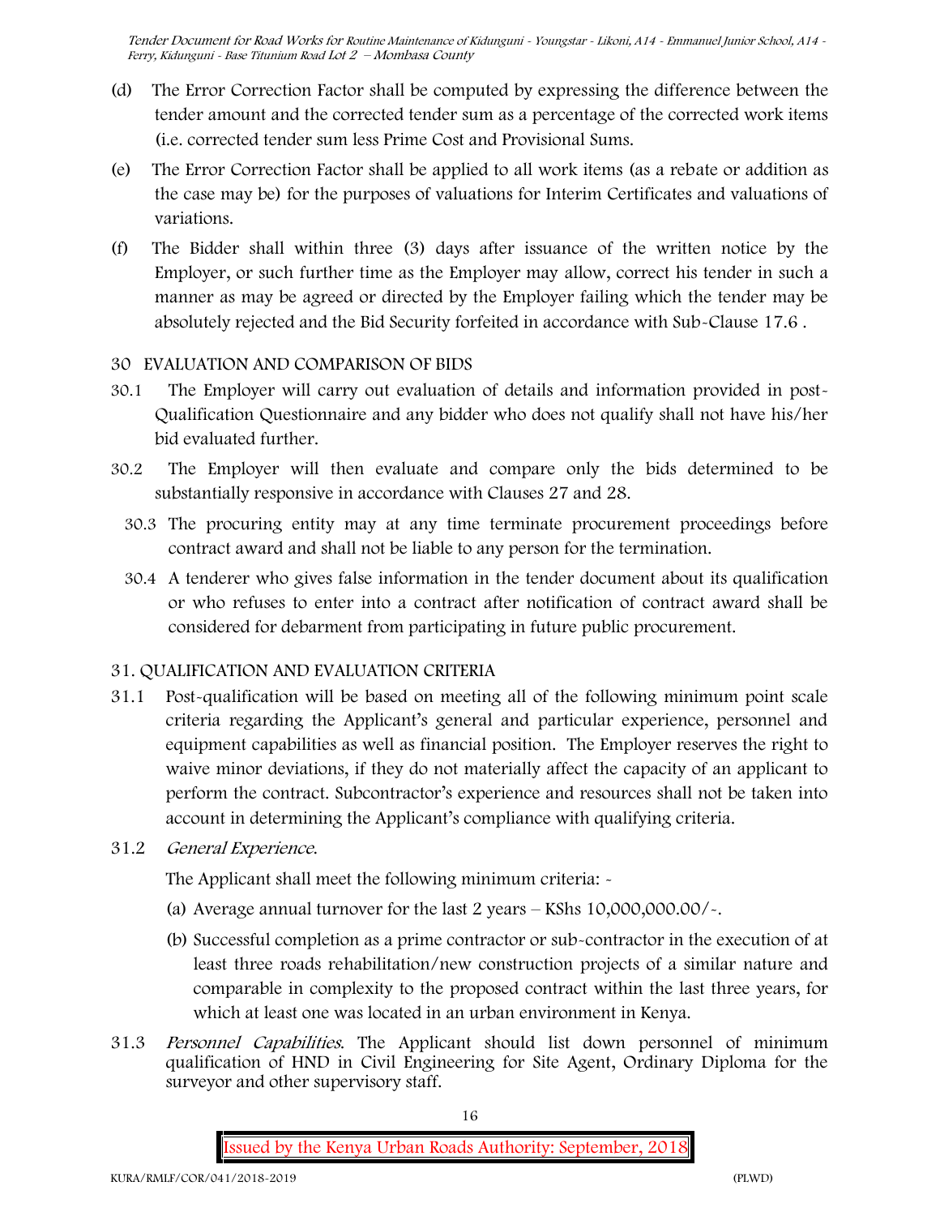(d) The Error Correction Factor shall be computed by expressing the difference between the tender amount and the corrected tender sum as a percentage of the corrected work items (i.e. corrected tender sum less Prime Cost and Provisional Sums.

(e) The Error Correction Factor shall be applied to all work items (as a rebate or addition as the case may be) for the purposes of valuations for Interim Certificates and valuations of variations.

(f) The Bidder shall within three (3) days after issuance of the written notice by the Employer, or such further time as the Employer may allow, correct his tender in such a manner as may be agreed or directed by the Employer failing which the tender may be absolutely rejected and the Bid Security forfeited in accordance with Sub-Clause 17.6 .

## 30 EVALUATION AND COMPARISON OF BIDS

30.1 The Employer will carry out evaluation of details and information provided in post-Qualification Questionnaire and any bidder who does not qualify shall not have his/her bid evaluated further.

30.2 The Employer will then evaluate and compare only the bids determined to be substantially responsive in accordance with Clauses 27 and 28.

30.3 The procuring entity may at any time terminate procurement proceedings before contract award and shall not be liable to any person for the termination.

30.4 A tenderer who gives false information in the tender document about its qualification or who refuses to enter into a contract after notification of contract award shall be considered for debarment from participating in future public procurement.

## 31. QUALIFICATION AND EVALUATION CRITERIA

31.1 Post-qualification will be based on meeting all of the following minimum point scale criteria regarding the Applicant's general and particular experience, personnel and equipment capabilities as well as financial position. The Employer reserves the right to waive minor deviations, if they do not materially affect the capacity of an applicant to perform the contract. Subcontractor's experience and resources shall not be taken into account in determining the Applicant's compliance with qualifying criteria.

31.2 *General Experience.*

The Applicant shall meet the following minimum criteria: -

(a) Average annual turnover for the last 2 years – KShs 10,000,000.00/-.

(b) Successful completion as a prime contractor or sub-contractor in the execution of at least three roads rehabilitation/new construction projects of a similar nature and comparable in complexity to the proposed contract within the last three years, for which at least one was located in an urban environment in Kenya.

31.3 *Personnel Capabilities.* The Applicant should list down personnel of minimum qualification of HND in Civil Engineering for Site Agent, Ordinary Diploma for the surveyor and other supervisory staff.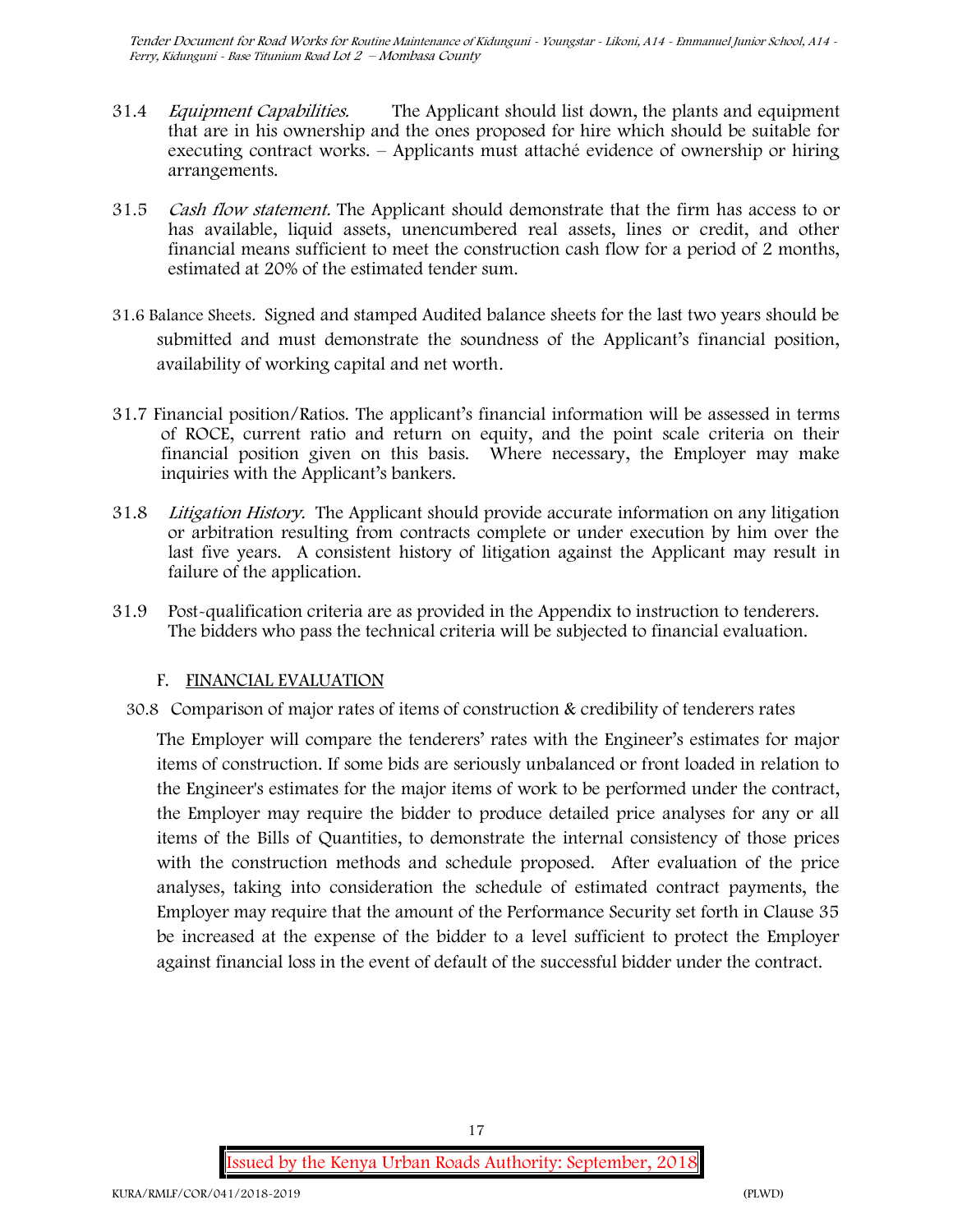31.4 *Equipment Capabilities.* The Applicant should list down, the plants and equipment that are in his ownership and the ones proposed for hire which should be suitable for executing contract works. – Applicants must attaché evidence of ownership or hiring arrangements.

31.5 *Cash flow statement.* The Applicant should demonstrate that the firm has access to or has available, liquid assets, unencumbered real assets, lines or credit, and other financial means sufficient to meet the construction cash flow for a period of 2 months, estimated at 20% of the estimated tender sum.

31.6 Balance Sheets. Signed and stamped Audited balance sheets for the last two years should be submitted and must demonstrate the soundness of the Applicant's financial position, availability of working capital and net worth.

31.7 Financial position/Ratios. The applicant's financial information will be assessed in terms of ROCE, current ratio and return on equity, and the point scale criteria on their financial position given on this basis. Where necessary, the Employer may make inquiries with the Applicant's bankers.

31.8 *Litigation History.* The Applicant should provide accurate information on any litigation or arbitration resulting from contracts complete or under execution by him over the last five years. A consistent history of litigation against the Applicant may result in failure of the application.

31.9 Post-qualification criteria are as provided in the Appendix to instruction to tenderers. The bidders who pass the technical criteria will be subjected to financial evaluation.

## F. FINANCIAL EVALUATION

30.8 Comparison of major rates of items of construction & credibility of tenderers rates

The Employer will compare the tenderers' rates with the Engineer's estimates for major items of construction. If some bids are seriously unbalanced or front loaded in relation to the Engineer's estimates for the major items of work to be performed under the contract, the Employer may require the bidder to produce detailed price analyses for any or all items of the Bills of Quantities, to demonstrate the internal consistency of those prices with the construction methods and schedule proposed. After evaluation of the price analyses, taking into consideration the schedule of estimated contract payments, the Employer may require that the amount of the Performance Security set forth in Clause 35 be increased at the expense of the bidder to a level sufficient to protect the Employer against financial loss in the event of default of the successful bidder under the contract.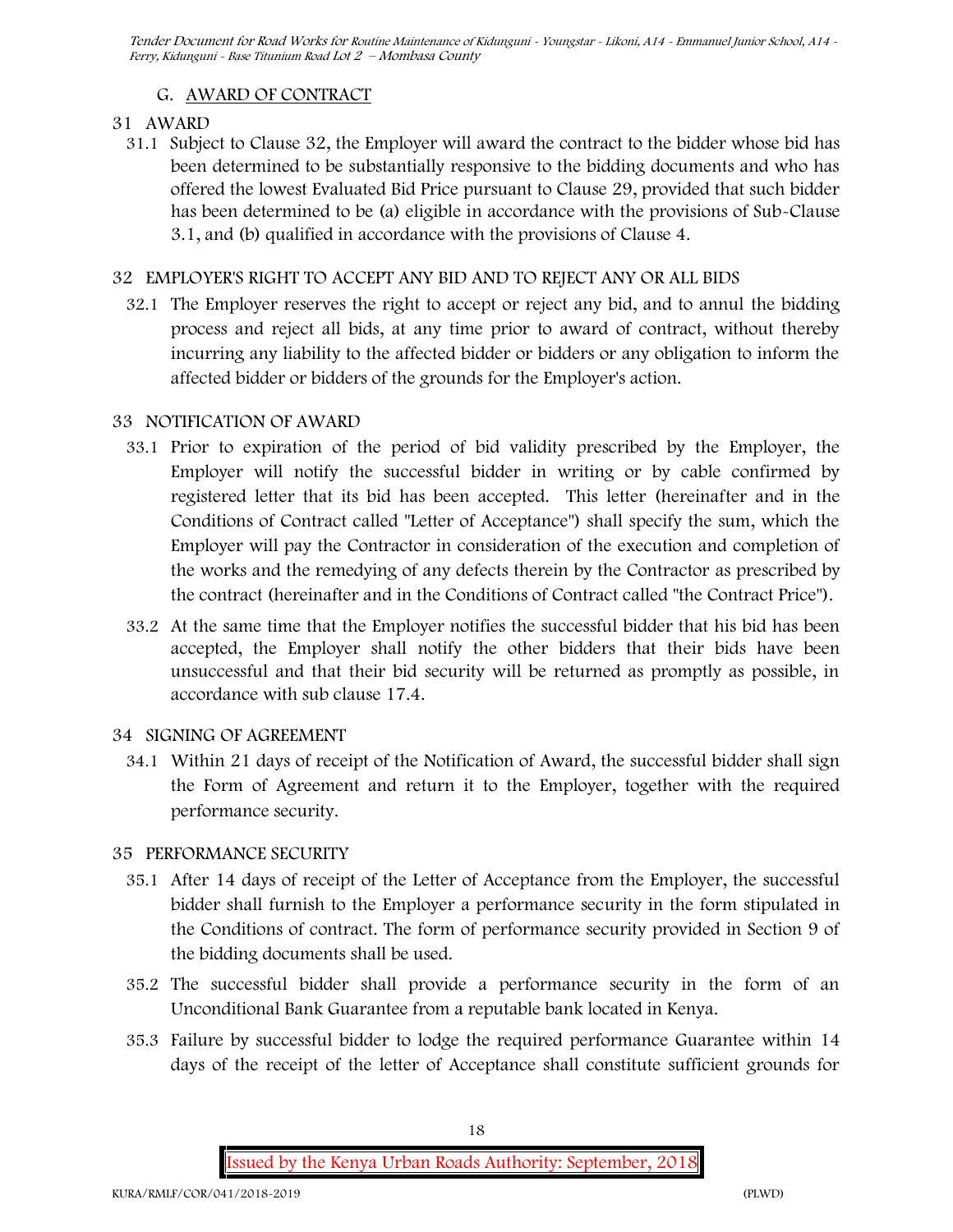## G. AWARD OF CONTRACT

### 31 AWARD

31.1 Subject to Clause 32, the Employer will award the contract to the bidder whose bid has been determined to be substantially responsive to the bidding documents and who has offered the lowest Evaluated Bid Price pursuant to Clause 29, provided that such bidder has been determined to be (a) eligible in accordance with the provisions of Sub-Clause 3.1, and (b) qualified in accordance with the provisions of Clause 4.

### 32 EMPLOYER'S RIGHT TO ACCEPT ANY BID AND TO REJECT ANY OR ALL BIDS

32.1 The Employer reserves the right to accept or reject any bid, and to annul the bidding process and reject all bids, at any time prior to award of contract, without thereby incurring any liability to the affected bidder or bidders or any obligation to inform the affected bidder or bidders of the grounds for the Employer's action.

### 33 NOTIFICATION OF AWARD

33.1 Prior to expiration of the period of bid validity prescribed by the Employer, the Employer will notify the successful bidder in writing or by cable confirmed by registered letter that its bid has been accepted. This letter (hereinafter and in the Conditions of Contract called "Letter of Acceptance") shall specify the sum, which the Employer will pay the Contractor in consideration of the execution and completion of the works and the remedying of any defects therein by the Contractor as prescribed by the contract (hereinafter and in the Conditions of Contract called "the Contract Price").

33.2 At the same time that the Employer notifies the successful bidder that his bid has been accepted, the Employer shall notify the other bidders that their bids have been unsuccessful and that their bid security will be returned as promptly as possible, in accordance with sub clause 17.4.

### 34 SIGNING OF AGREEMENT

34.1 Within 21 days of receipt of the Notification of Award, the successful bidder shall sign the Form of Agreement and return it to the Employer, together with the required performance security.

### 35 PERFORMANCE SECURITY

35.1 After 14 days of receipt of the Letter of Acceptance from the Employer, the successful bidder shall furnish to the Employer a performance security in the form stipulated in the Conditions of contract. The form of performance security provided in Section 9 of the bidding documents shall be used.

35.2 The successful bidder shall provide a performance security in the form of an Unconditional Bank Guarantee from a reputable bank located in Kenya.

35.3 Failure by successful bidder to lodge the required performance Guarantee within 14 days of the receipt of the letter of Acceptance shall constitute sufficient grounds for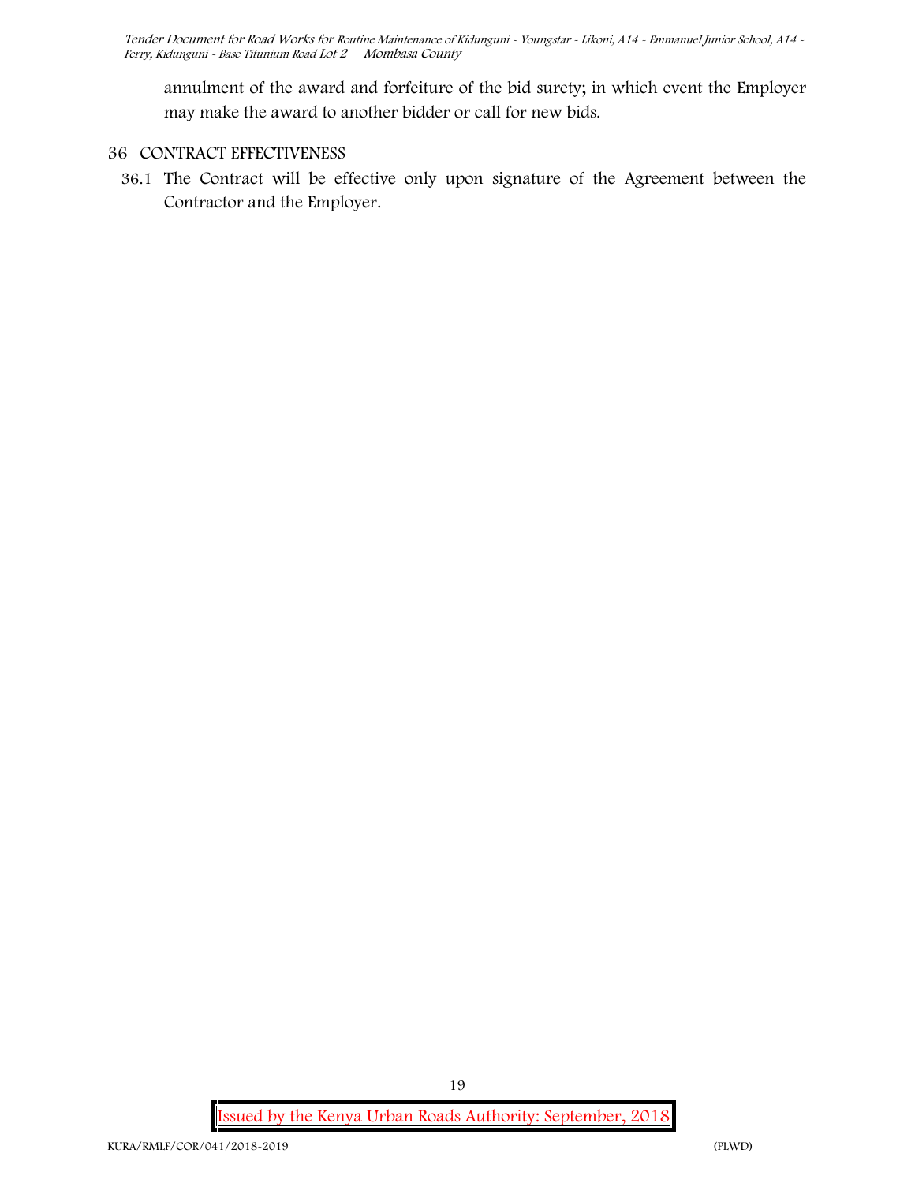annulment of the award and forfeiture of the bid surety; in which event the Employer may make the award to another bidder or call for new bids.

## 36 CONTRACT EFFECTIVENESS

36.1 The Contract will be effective only upon signature of the Agreement between the Contractor and the Employer.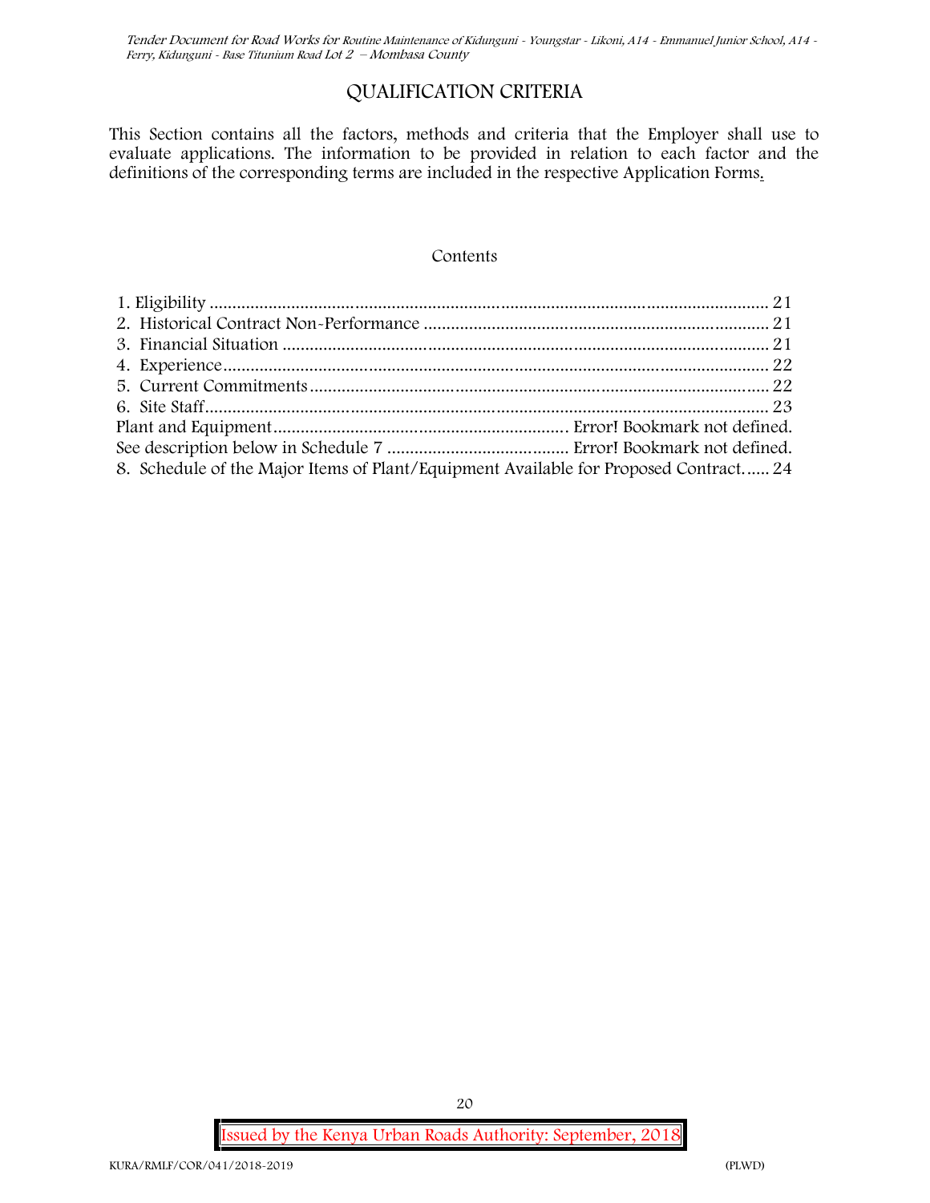# QUALIFICATION CRITERIA

This Section contains all the factors, methods and criteria that the Employer shall use to evaluate applications. The information to be provided in relation to each factor and the definitions of the corresponding terms are included in the respective Application Forms.

Contents

1. Eligibility ........................................................................................................................ 21
2. Historical Contract Non-Performance ............................................................................ 21
3. Financial Situation ......................................................................................................... 21
4. Experience ...................................................................................................................... 22
5. Current Commitments .................................................................................................... 22
6. Site Staff .......................................................................................................................... 23

Plant and Equipment ................................................................ Error! Bookmark not defined.

See description below in Schedule 7 ........................................ Error! Bookmark not defined.

8. Schedule of the Major Items of Plant/Equipment Available for Proposed Contract...... 24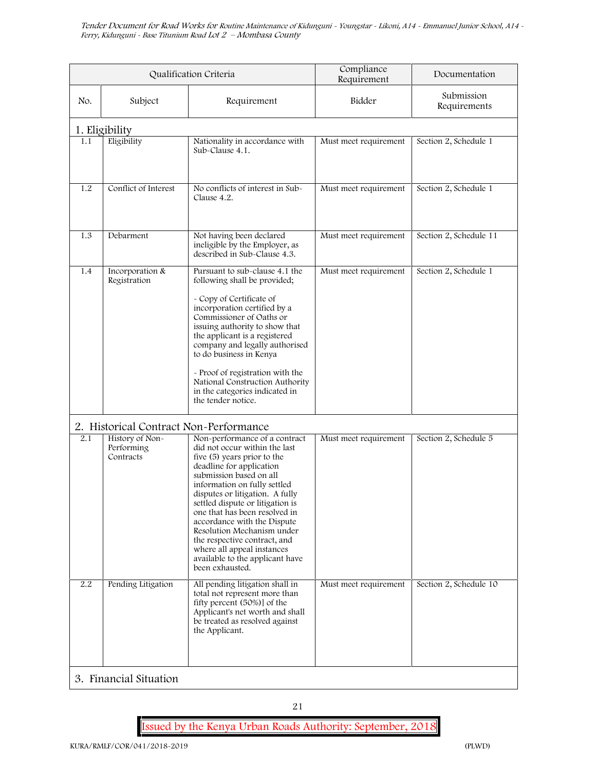| Qualification Criteria | | | Compliance Requirement | Documentation |
|---|---|---|---|---|
| No. | Subject | Requirement | Bidder | Submission Requirements |
| **1. Eligibility** | | | | |
| 1.1 | Eligibility | Nationality in accordance with Sub-Clause 4.1. | Must meet requirement | Section 2, Schedule 1 |
| 1.2 | Conflict of Interest | No conflicts of interest in Sub-Clause 4.2. | Must meet requirement | Section 2, Schedule 1 |
| 1.3 | Debarment | Not having been declared ineligible by the Employer, as described in Sub-Clause 4.3. | Must meet requirement | Section 2, Schedule 11 |
| 1.4 | Incorporation & Registration | Pursuant to sub-clause 4.1 the following shall be provided;<br><br>- Copy of Certificate of incorporation certified by a Commissioner of Oaths or issuing authority to show that the applicant is a registered company and legally authorised to do business in Kenya<br><br>- Proof of registration with the National Construction Authority in the categories indicated in the tender notice. | Must meet requirement | Section 2, Schedule 1 |
| **2. Historical Contract Non-Performance** | | | | |
| 2.1 | History of Non-Performing Contracts | Non-performance of a contract did not occur within the last five (5) years prior to the deadline for application submission based on all information on fully settled disputes or litigation. A fully settled dispute or litigation is one that has been resolved in accordance with the Dispute Resolution Mechanism under the respective contract, and where all appeal instances available to the applicant have been exhausted. | Must meet requirement | Section 2, Schedule 5 |
| 2.2 | Pending Litigation | All pending litigation shall in total not represent more than fifty percent (50%)] of the Applicant's net worth and shall be treated as resolved against the Applicant. | Must meet requirement | Section 2, Schedule 10 |
| **3. Financial Situation** | | | | |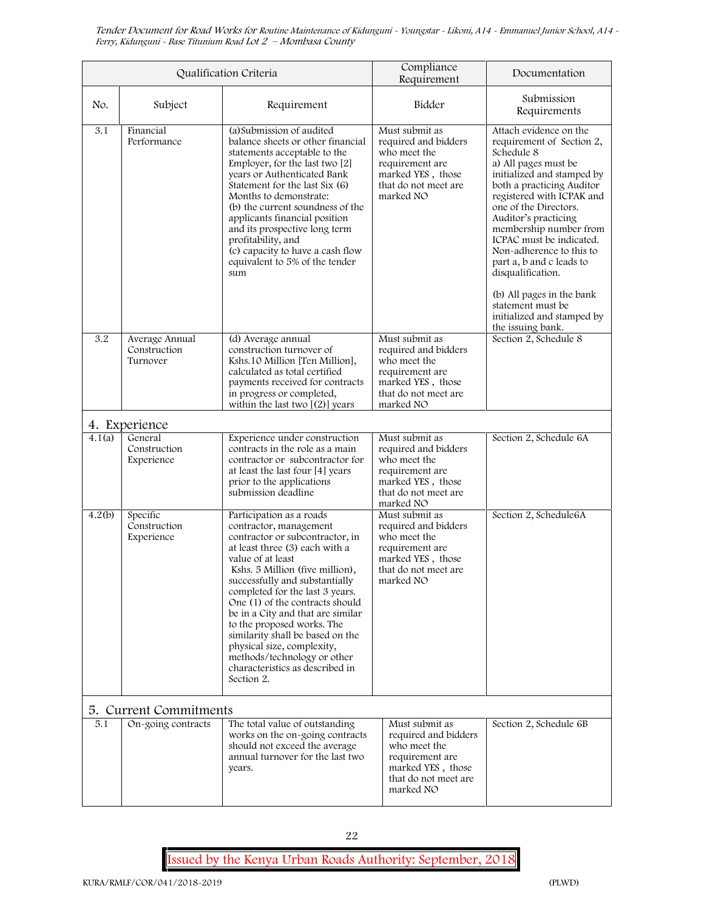| Qualification Criteria | | | Compliance Requirement | Documentation |
|---|---|---|---|---|
| No. | Subject | Requirement | Bidder | Submission Requirements |
| 3.1 | Financial Performance | (a)Submission of audited balance sheets or other financial statements acceptable to the Employer, for the last two [2] years or Authenticated Bank Statement for the last Six (6) Months to demonstrate:<br>(b) the current soundness of the applicants financial position and its prospective long term profitability, and<br>(c) capacity to have a cash flow equivalent to 5% of the tender sum | Must submit as required and bidders who meet the requirement are marked YES , those that do not meet are marked NO | Attach evidence on the requirement of Section 2, Schedule 8<br>a) All pages must be initialized and stamped by both a practicing Auditor registered with ICPAK and one of the Directors. Auditor's practicing membership number from ICPAC must be indicated. Non-adherence to this to part a, b and c leads to disqualification.<br><br>(b) All pages in the bank statement must be initialized and stamped by the issuing bank. |
| 3.2 | Average Annual Construction Turnover | (d) Average annual construction turnover of Kshs.10 Million [Ten Million], calculated as total certified payments received for contracts in progress or completed, within the last two [(2)] years | Must submit as required and bidders who meet the requirement are marked YES , those that do not meet are marked NO | Section 2, Schedule 8 |
| **4. Experience** | | | | |
| 4.1(a) | General Construction Experience | Experience under construction contracts in the role as a main contractor or subcontractor for at least the last four [4] years prior to the applications submission deadline | Must submit as required and bidders who meet the requirement are marked YES , those that do not meet are marked NO | Section 2, Schedule 6A |
| 4.2(b) | Specific Construction Experience | Participation as a roads contractor, management contractor or subcontractor, in at least three (3) each with a value of at least Kshs. 5 Million (five million), successfully and substantially completed for the last 3 years. One (1) of the contracts should be in a City and that are similar to the proposed works. The similarity shall be based on the physical size, complexity, methods/technology or other characteristics as described in Section 2. | Must submit as required and bidders who meet the requirement are marked YES , those that do not meet are marked NO | Section 2, Schedule6A |
| **5. Current Commitments** | | | | |
| 5.1 | On-going contracts | The total value of outstanding works on the on-going contracts should not exceed the average annual turnover for the last two years. | Must submit as required and bidders who meet the requirement are marked YES , those that do not meet are marked NO | Section 2, Schedule 6B |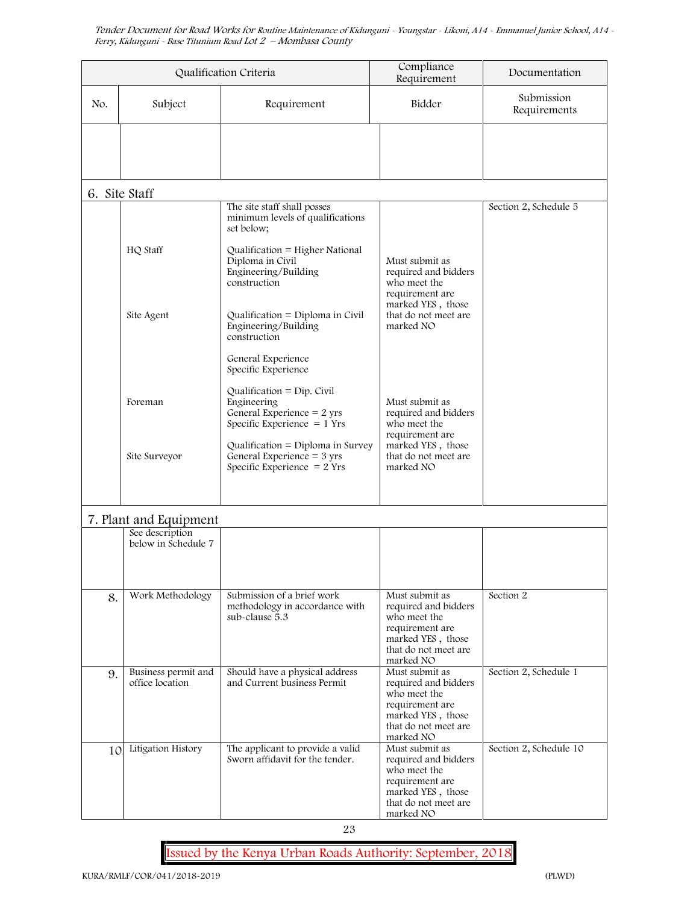| Qualification Criteria | | | Compliance Requirement | Documentation |
|---|---|---|---|---|
| No. | Subject | Requirement | Bidder | Submission Requirements |
| | | | | |
| **6. Site Staff** | | | | |
| | | The site staff shall posses minimum levels of qualifications set below; | | Section 2, Schedule 5 |
| | HQ Staff | Qualification = Higher National Diploma in Civil Engineering/Building construction | Must submit as required and bidders who meet the requirement are marked YES , those that do not meet are marked NO | |
| | Site Agent | Qualification = Diploma in Civil Engineering/Building construction<br><br>General Experience<br>Specific Experience | | |
| | Foreman | Qualification = Dip. Civil Engineering<br>General Experience = 2 yrs<br>Specific Experience = 1 Yrs | Must submit as required and bidders who meet the requirement are marked YES , those that do not meet are marked NO | |
| | Site Surveyor | Qualification = Diploma in Survey<br>General Experience = 3 yrs<br>Specific Experience = 2 Yrs | | |
| **7. Plant and Equipment** | | | | |
| | See description below in Schedule 7 | | | |
| 8. | Work Methodology | Submission of a brief work methodology in accordance with sub-clause 5.3 | Must submit as required and bidders who meet the requirement are marked YES , those that do not meet are marked NO | Section 2 |
| 9. | Business permit and office location | Should have a physical address and Current business Permit | Must submit as required and bidders who meet the requirement are marked YES , those that do not meet are marked NO | Section 2, Schedule 1 |
| 10 | Litigation History | The applicant to provide a valid Sworn affidavit for the tender. | Must submit as required and bidders who meet the requirement are marked YES , those that do not meet are marked NO | Section 2, Schedule 10 |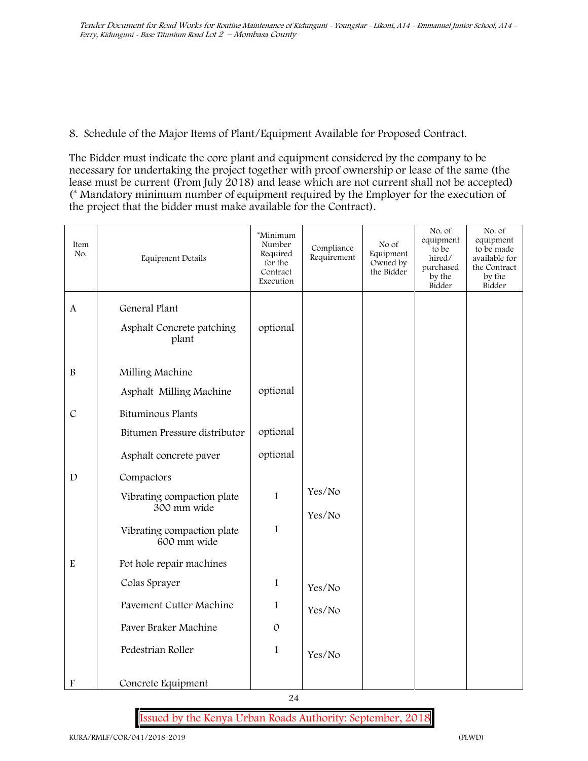8. Schedule of the Major Items of Plant/Equipment Available for Proposed Contract.

The Bidder must indicate the core plant and equipment considered by the company to be necessary for undertaking the project together with proof ownership or lease of the same (the lease must be current (From July 2018) and lease which are not current shall not be accepted) (* Mandatory minimum number of equipment required by the Employer for the execution of the project that the bidder must make available for the Contract).

| Item No. | Equipment Details | *Minimum Number Required for the Contract Execution | Compliance Requirement | No of Equipment Owned by the Bidder | No. of equipment to be hired/ purchased by the Bidder | No. of equipment to be made available for the Contract by the Bidder |
|---|---|---|---|---|---|---|
| A | General Plant | | | | | |
| | Asphalt Concrete patching plant | optional | | | | |
| B | Milling Machine | | | | | |
| | Asphalt Milling Machine | optional | | | | |
| C | Bituminous Plants | | | | | |
| | Bitumen Pressure distributor | optional | | | | |
| | Asphalt concrete paver | optional | | | | |
| D | Compactors | | | | | |
| | Vibrating compaction plate 300 mm wide | 1 | Yes/No | | | |
| | Vibrating compaction plate 600 mm wide | 1 | Yes/No | | | |
| E | Pot hole repair machines | | | | | |
| | Colas Sprayer | 1 | Yes/No | | | |
| | Pavement Cutter Machine | 1 | Yes/No | | | |
| | Paver Braker Machine | 0 | | | | |
| | Pedestrian Roller | 1 | Yes/No | | | |
| F | Concrete Equipment | | | | | |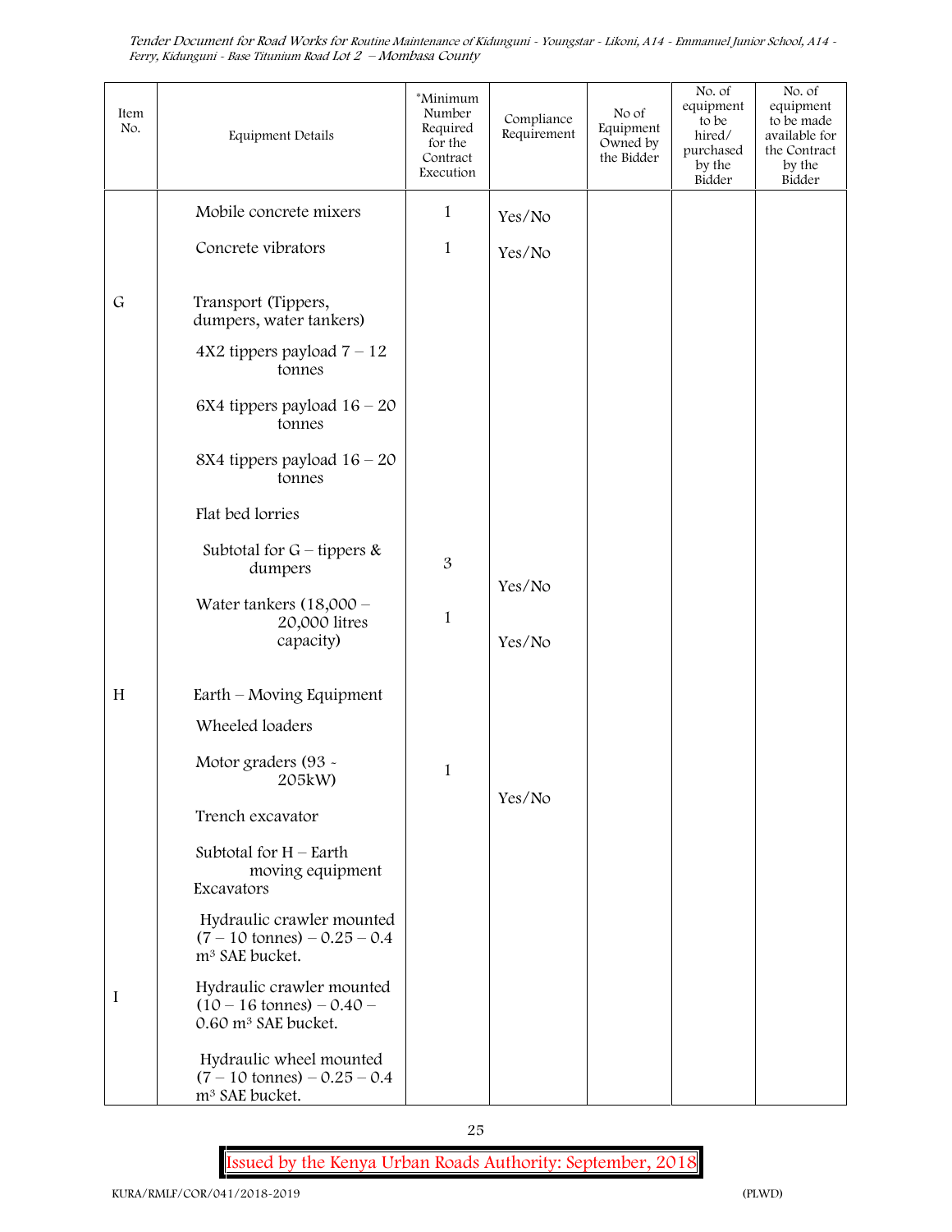| Item No. | Equipment Details | *Minimum Number Required for the Contract Execution | Compliance Requirement | No of Equipment Owned by the Bidder | No. of equipment to be hired/ purchased by the Bidder | No. of equipment to be made available for the Contract by the Bidder |
|---|---|---|---|---|---|---|
| | Mobile concrete mixers | 1 | Yes/No | | | |
| | Concrete vibrators | 1 | Yes/No | | | |
| G | Transport (Tippers, dumpers, water tankers) | | | | | |
| | 4X2 tippers payload 7 – 12 tonnes | | | | | |
| | 6X4 tippers payload 16 – 20 tonnes | | | | | |
| | 8X4 tippers payload 16 – 20 tonnes | | | | | |
| | Flat bed lorries | | | | | |
| | Subtotal for G – tippers & dumpers | 3 | Yes/No | | | |
| | Water tankers (18,000 – 20,000 litres capacity) | 1 | Yes/No | | | |
| H | Earth – Moving Equipment | | | | | |
| | Wheeled loaders | | | | | |
| | Motor graders (93 - 205kW) | 1 | Yes/No | | | |
| | Trench excavator | | | | | |
| | Subtotal for H – Earth moving equipment | | | | | |
| I | Excavators | | | | | |
| | Hydraulic crawler mounted (7 – 10 tonnes) – 0.25 – 0.4 $m^3$ SAE bucket. | | | | | |
| | Hydraulic crawler mounted (10 – 16 tonnes) – 0.40 – 0.60 $m^3$ SAE bucket. | | | | | |
| | Hydraulic wheel mounted (7 – 10 tonnes) – 0.25 – 0.4 $m^3$ SAE bucket. | | | | | |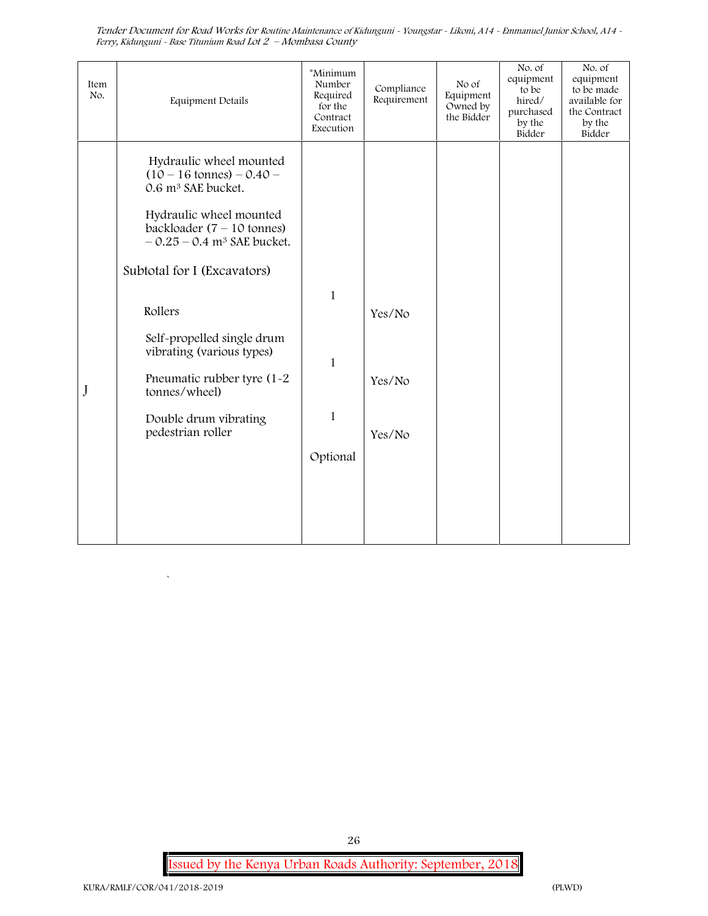| Item No. | Equipment Details | *Minimum Number Required for the Contract Execution | Compliance Requirement | No of Equipment Owned by the Bidder | No. of equipment to be hired/ purchased by the Bidder | No. of equipment to be made available for the Contract by the Bidder |
|---|---|---|---|---|---|---|
| | Hydraulic wheel mounted (10 – 16 tonnes) – 0.40 – 0.6 m³ SAE bucket. | | | | | |
| | Hydraulic wheel mounted backloader (7 – 10 tonnes) – 0.25 – 0.4 m³ SAE bucket. | | | | | |
| | Subtotal for I (Excavators) | 1 | Yes/No | | | |
| J | Rollers | | | | | |
| | Self-propelled single drum vibrating (various types) | 1 | Yes/No | | | |
| | Pneumatic rubber tyre (1-2 tonnes/wheel) | 1 | Yes/No | | | |
| | Double drum vibrating pedestrian roller | Optional | | | | |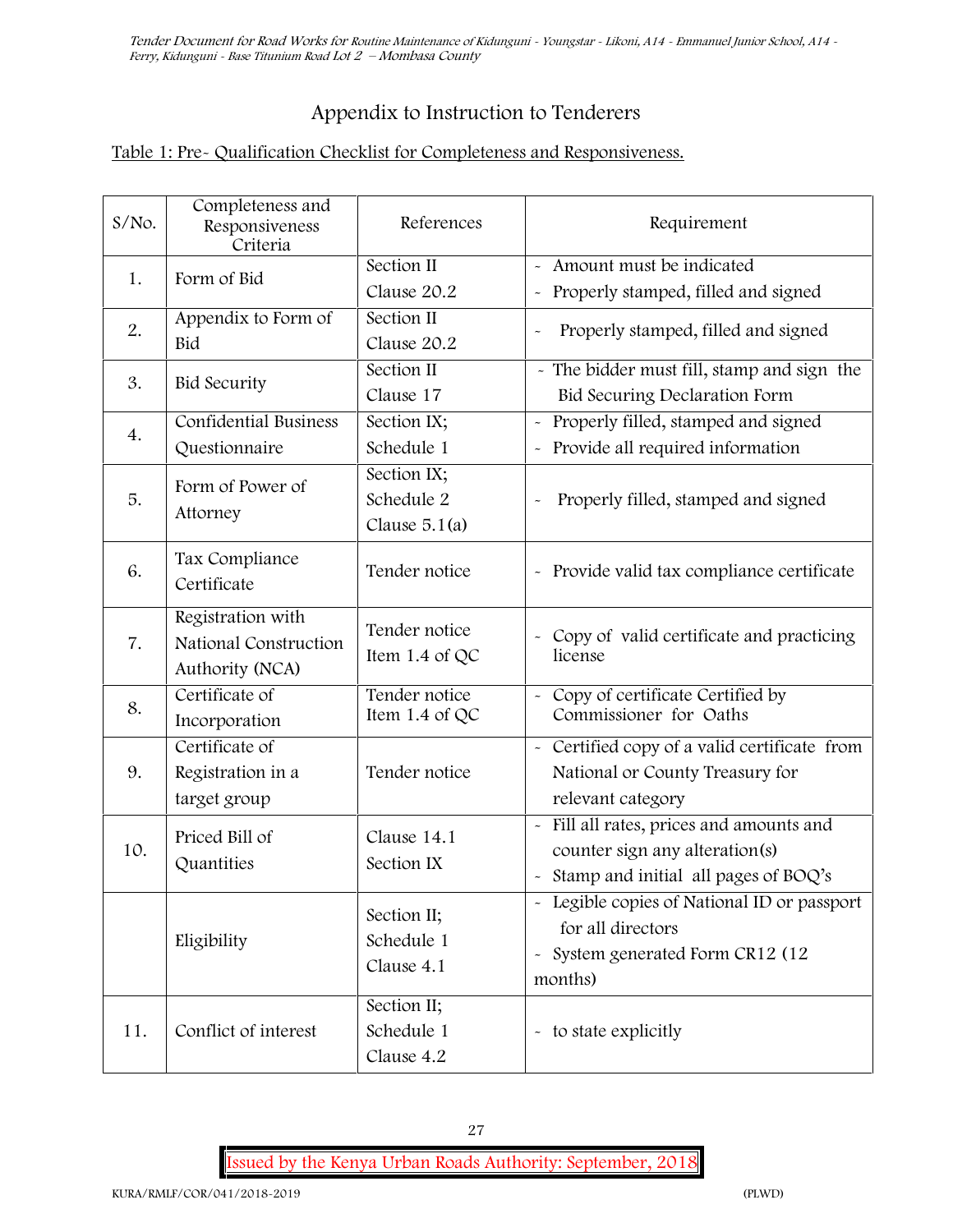# Appendix to Instruction to Tenderers

Table 1: Pre- Qualification Checklist for Completeness and Responsiveness.

| S/No. | Completeness and Responsiveness Criteria | References | Requirement |
|---|---|---|---|
| 1. | Form of Bid | Section II Clause 20.2 | - Amount must be indicated<br>- Properly stamped, filled and signed |
| 2. | Appendix to Form of Bid | Section II Clause 20.2 | - Properly stamped, filled and signed |
| 3. | Bid Security | Section II Clause 17 | - The bidder must fill, stamp and sign the Bid Securing Declaration Form |
| 4. | Confidential Business Questionnaire | Section IX; Schedule 1 | - Properly filled, stamped and signed<br>- Provide all required information |
| 5. | Form of Power of Attorney | Section IX; Schedule 2 Clause 5.1(a) | - Properly filled, stamped and signed |
| 6. | Tax Compliance Certificate | Tender notice | - Provide valid tax compliance certificate |
| 7. | Registration with National Construction Authority (NCA) | Tender notice Item 1.4 of QC | - Copy of valid certificate and practicing license |
| 8. | Certificate of Incorporation | Tender notice Item 1.4 of QC | - Copy of certificate Certified by Commissioner for Oaths |
| 9. | Certificate of Registration in a target group | Tender notice | - Certified copy of a valid certificate from National or County Treasury for relevant category |
| 10. | Priced Bill of Quantities | Clause 14.1 Section IX | - Fill all rates, prices and amounts and counter sign any alteration(s)<br>- Stamp and initial all pages of BOQ's |
| | Eligibility | Section II; Schedule 1 Clause 4.1 | - Legible copies of National ID or passport for all directors<br>- System generated Form CR12 (12 months) |
| 11. | Conflict of interest | Section II; Schedule 1 Clause 4.2 | - to state explicitly |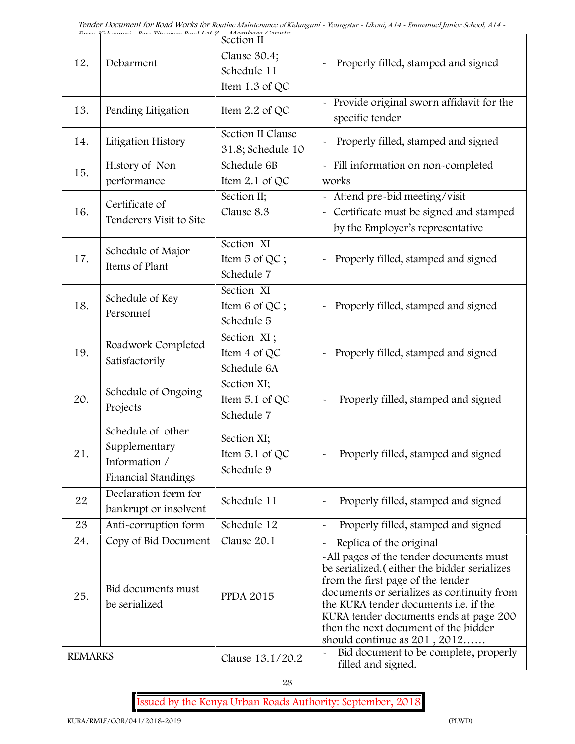| | | | |
|---|---|---|---|
| 12. | Debarment | Section II Clause 30.4; Schedule 11 Item 1.3 of QC | - Properly filled, stamped and signed |
| 13. | Pending Litigation | Item 2.2 of QC | - Provide original sworn affidavit for the specific tender |
| 14. | Litigation History | Section II Clause 31.8; Schedule 10 | - Properly filled, stamped and signed |
| 15. | History of Non performance | Schedule 6B Item 2.1 of QC | - Fill information on non-completed works |
| 16. | Certificate of Tenderers Visit to Site | Section II; Clause 8.3 | - Attend pre-bid meeting/visit<br>- Certificate must be signed and stamped by the Employer's representative |
| 17. | Schedule of Major Items of Plant | Section XI Item 5 of QC ; Schedule 7 | - Properly filled, stamped and signed |
| 18. | Schedule of Key Personnel | Section XI Item 6 of QC ; Schedule 5 | - Properly filled, stamped and signed |
| 19. | Roadwork Completed Satisfactorily | Section XI ; Item 4 of QC Schedule 6A | - Properly filled, stamped and signed |
| 20. | Schedule of Ongoing Projects | Section XI; Item 5.1 of QC Schedule 7 | - Properly filled, stamped and signed |
| 21. | Schedule of other Supplementary Information / Financial Standings | Section XI; Item 5.1 of QC Schedule 9 | - Properly filled, stamped and signed |
| 22 | Declaration form for bankrupt or insolvent | Schedule 11 | - Properly filled, stamped and signed |
| 23 | Anti-corruption form | Schedule 12 | - Properly filled, stamped and signed |
| 24. | Copy of Bid Document | Clause 20.1 | - Replica of the original |
| 25. | Bid documents must be serialized | PPDA 2015 | -All pages of the tender documents must be serialized.( either the bidder serializes from the first page of the tender documents or serializes as continuity from the KURA tender documents i.e. if the KURA tender documents ends at page 200 then the next document of the bidder should continue as 201 , 2012…… |
| REMARKS | | Clause 13.1/20.2 | - Bid document to be complete, properly filled and signed. |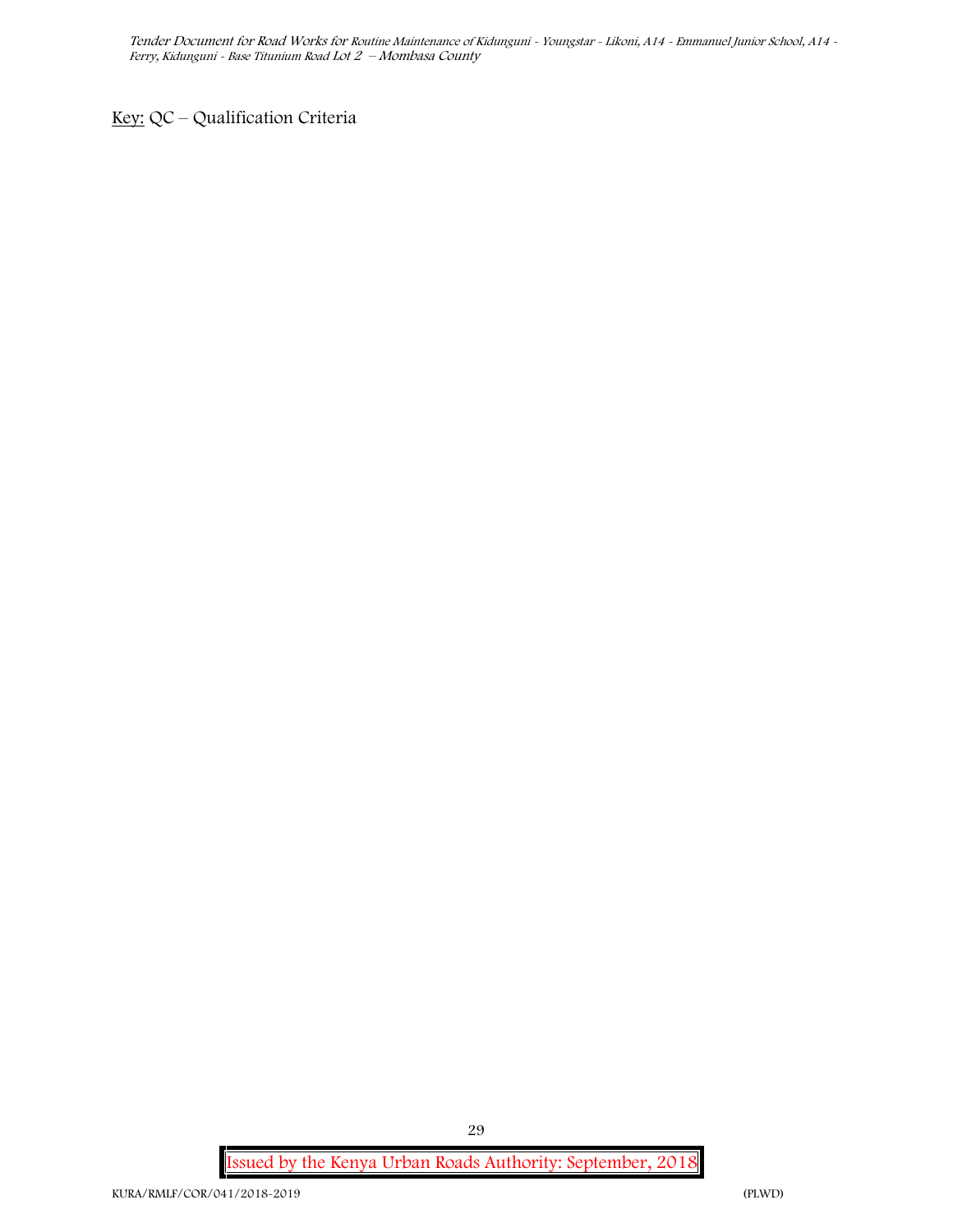<u>Key:</u> QC – Qualification Criteria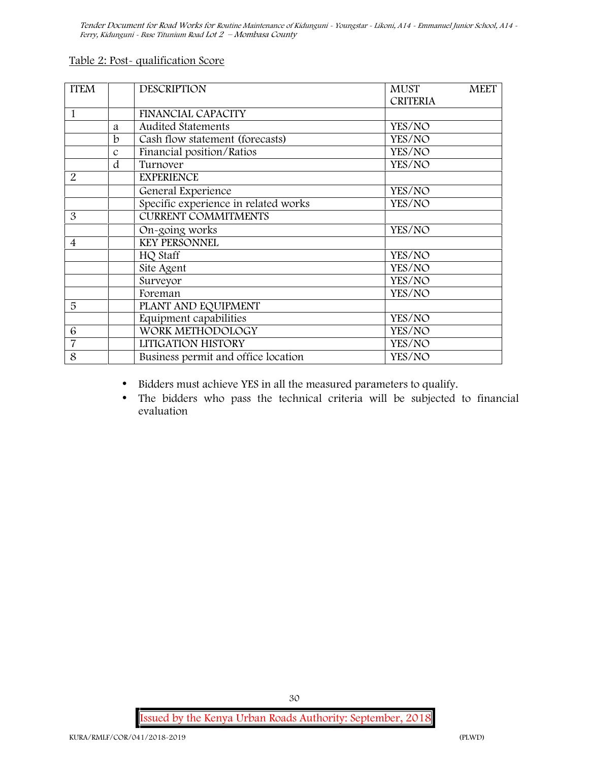Table 2: Post- qualification Score

| ITEM | | DESCRIPTION | MUST MEET CRITERIA |
|---|---|---|---|
| 1 | | FINANCIAL CAPACITY | |
| | a | Audited Statements | YES/NO |
| | b | Cash flow statement (forecasts) | YES/NO |
| | c | Financial position/Ratios | YES/NO |
| | d | Turnover | YES/NO |
| 2 | | EXPERIENCE | |
| | | General Experience | YES/NO |
| | | Specific experience in related works | YES/NO |
| 3 | | CURRENT COMMITMENTS | |
| | | On-going works | YES/NO |
| 4 | | KEY PERSONNEL | |
| | | HQ Staff | YES/NO |
| | | Site Agent | YES/NO |
| | | Surveyor | YES/NO |
| | | Foreman | YES/NO |
| 5 | | PLANT AND EQUIPMENT | |
| | | Equipment capabilities | YES/NO |
| 6 | | WORK METHODOLOGY | YES/NO |
| 7 | | LITIGATION HISTORY | YES/NO |
| 8 | | Business permit and office location | YES/NO |

- Bidders must achieve YES in all the measured parameters to qualify.
- The bidders who pass the technical criteria will be subjected to financial evaluation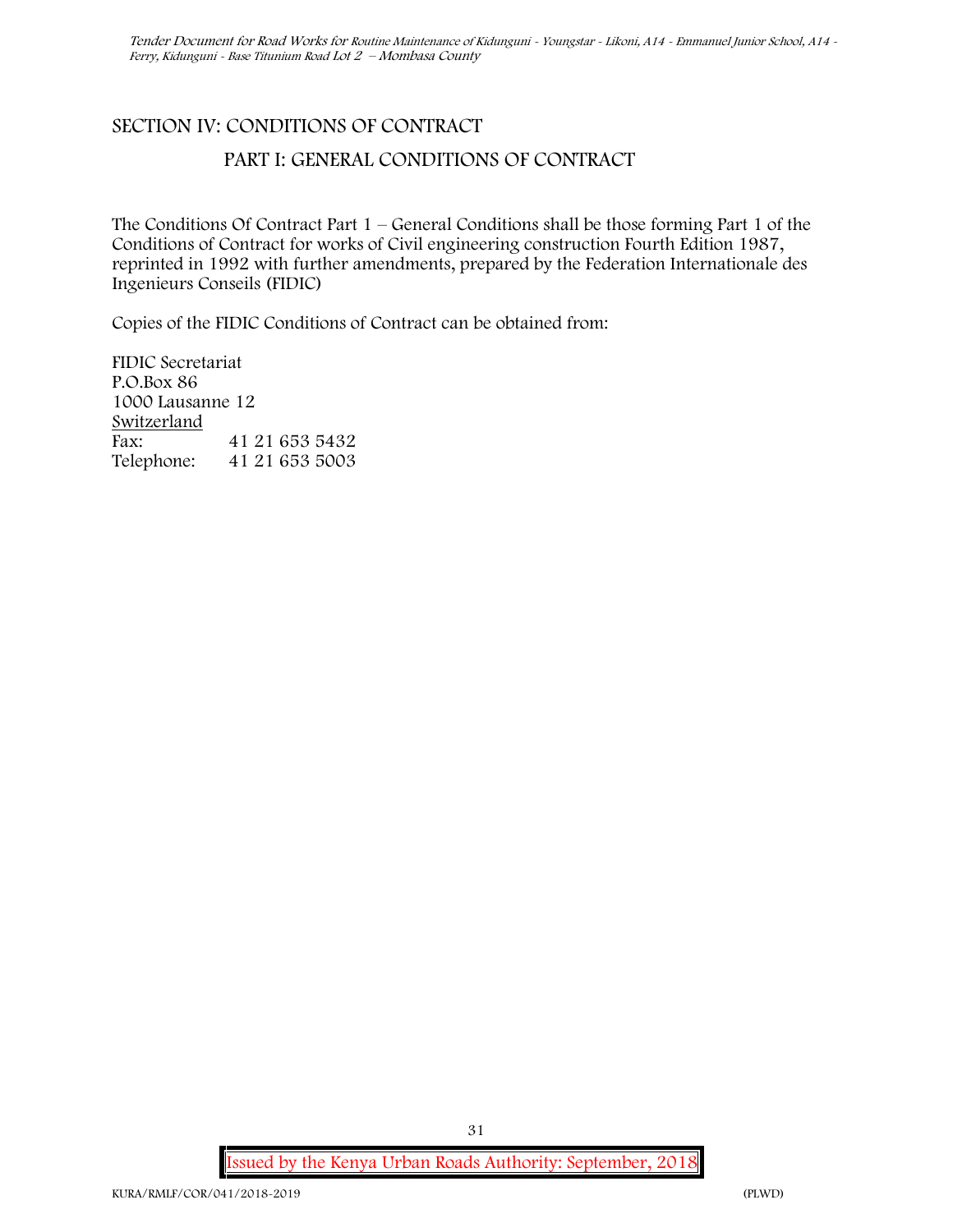## SECTION IV: CONDITIONS OF CONTRACT

### PART I: GENERAL CONDITIONS OF CONTRACT

The Conditions Of Contract Part 1 – General Conditions shall be those forming Part 1 of the Conditions of Contract for works of Civil engineering construction Fourth Edition 1987, reprinted in 1992 with further amendments, prepared by the Federation Internationale des Ingenieurs Conseils (FIDIC)

Copies of the FIDIC Conditions of Contract can be obtained from:

FIDIC Secretariat  
P.O.Box 86  
1000 Lausanne 12  
Switzerland  
Fax: 41 21 653 5432  
Telephone: 41 21 653 5003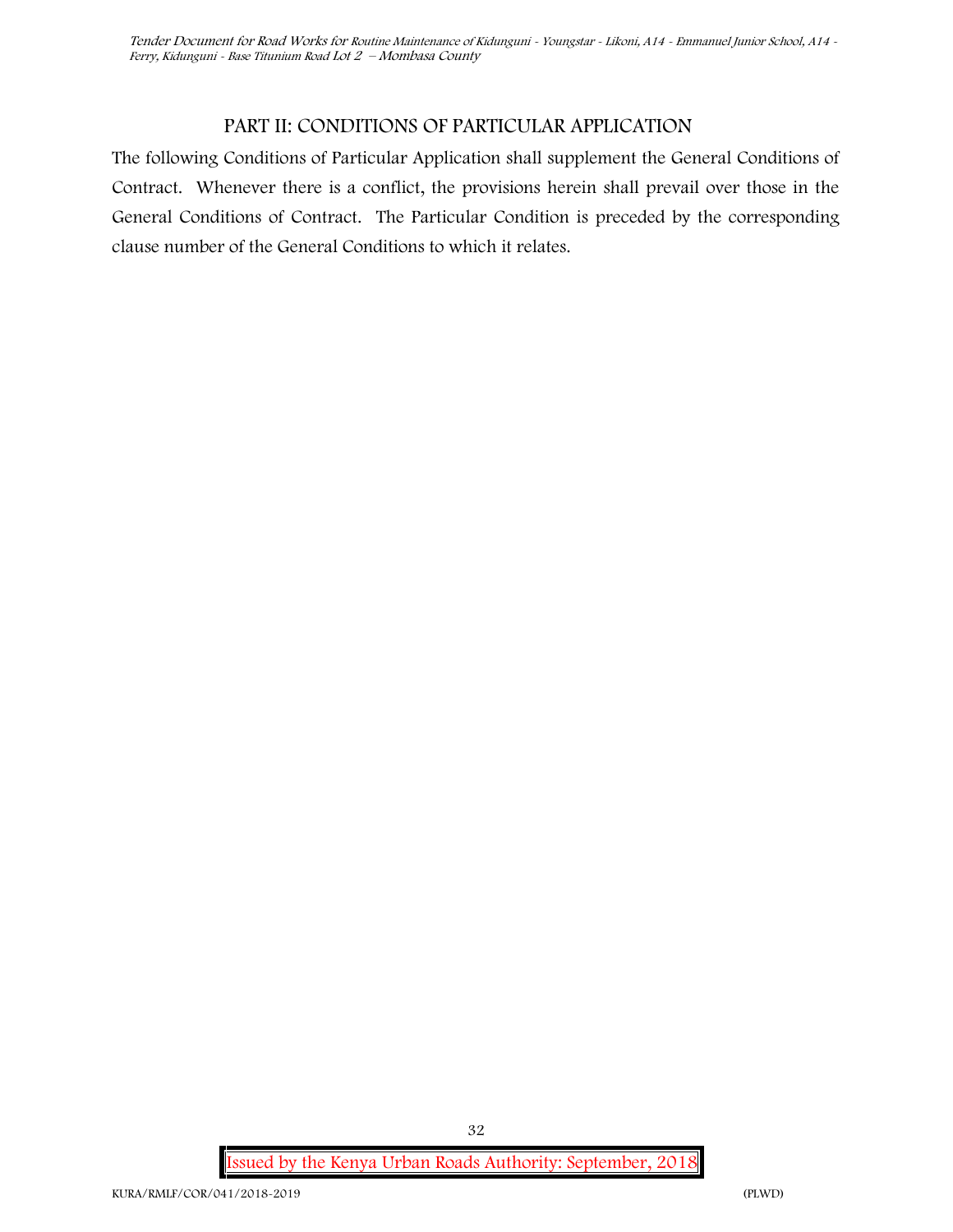## PART II: CONDITIONS OF PARTICULAR APPLICATION

The following Conditions of Particular Application shall supplement the General Conditions of Contract. Whenever there is a conflict, the provisions herein shall prevail over those in the General Conditions of Contract. The Particular Condition is preceded by the corresponding clause number of the General Conditions to which it relates.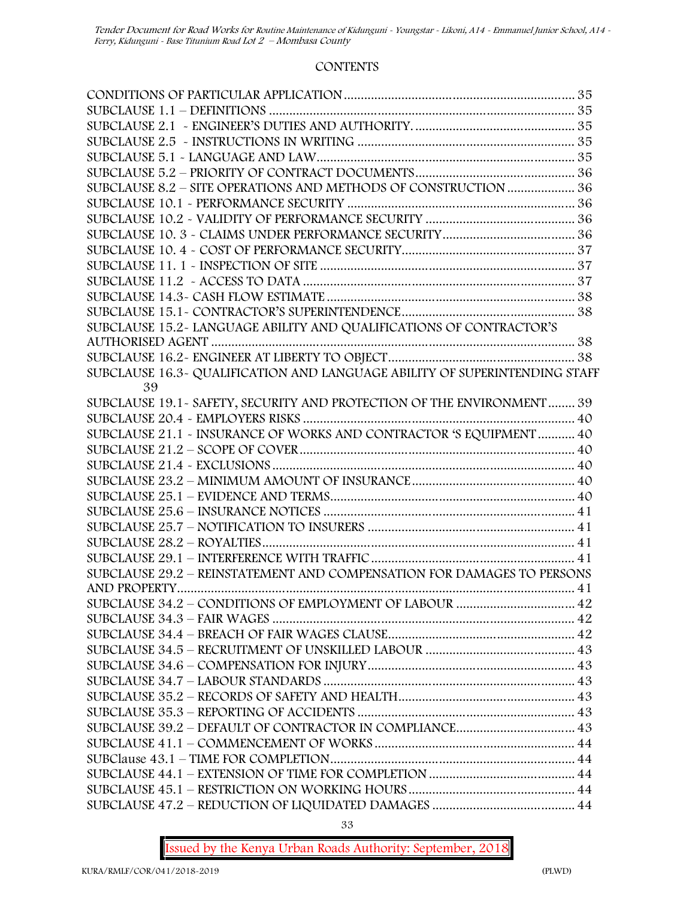## CONTENTS

CONDITIONS OF PARTICULAR APPLICATION ........ 35
SUBCLAUSE 1.1 – DEFINITIONS ........ 35
SUBCLAUSE 2.1 - ENGINEER'S DUTIES AND AUTHORITY. ........ 35
SUBCLAUSE 2.5 - INSTRUCTIONS IN WRITING ........ 35
SUBCLAUSE 5.1 - LANGUAGE AND LAW ........ 35
SUBCLAUSE 5.2 – PRIORITY OF CONTRACT DOCUMENTS ........ 36
SUBCLAUSE 8.2 – SITE OPERATIONS AND METHODS OF CONSTRUCTION ........ 36
SUBCLAUSE 10.1 - PERFORMANCE SECURITY ........ 36
SUBCLAUSE 10.2 - VALIDITY OF PERFORMANCE SECURITY ........ 36
SUBCLAUSE 10. 3 - CLAIMS UNDER PERFORMANCE SECURITY ........ 36
SUBCLAUSE 10. 4 - COST OF PERFORMANCE SECURITY ........ 37
SUBCLAUSE 11. 1 - INSPECTION OF SITE ........ 37
SUBCLAUSE 11.2 - ACCESS TO DATA ........ 37
SUBCLAUSE 14.3- CASH FLOW ESTIMATE ........ 38
SUBCLAUSE 15.1- CONTRACTOR'S SUPERINTENDENCE ........ 38
SUBCLAUSE 15.2- LANGUAGE ABILITY AND QUALIFICATIONS OF CONTRACTOR'S AUTHORISED AGENT ........ 38
SUBCLAUSE 16.2- ENGINEER AT LIBERTY TO OBJECT ........ 38
SUBCLAUSE 16.3- QUALIFICATION AND LANGUAGE ABILITY OF SUPERINTENDING STAFF ........ 39
SUBCLAUSE 19.1- SAFETY, SECURITY AND PROTECTION OF THE ENVIRONMENT ........ 39
SUBCLAUSE 20.4 - EMPLOYERS RISKS ........ 40
SUBCLAUSE 21.1 - INSURANCE OF WORKS AND CONTRACTOR 'S EQUIPMENT ........ 40
SUBCLAUSE 21.2 – SCOPE OF COVER ........ 40
SUBCLAUSE 21.4 - EXCLUSIONS ........ 40
SUBCLAUSE 23.2 – MINIMUM AMOUNT OF INSURANCE ........ 40
SUBCLAUSE 25.1 – EVIDENCE AND TERMS ........ 40
SUBCLAUSE 25.6 – INSURANCE NOTICES ........ 41
SUBCLAUSE 25.7 – NOTIFICATION TO INSURERS ........ 41
SUBCLAUSE 28.2 – ROYALTIES ........ 41
SUBCLAUSE 29.1 – INTERFERENCE WITH TRAFFIC ........ 41
SUBCLAUSE 29.2 – REINSTATEMENT AND COMPENSATION FOR DAMAGES TO PERSONS AND PROPERTY ........ 41
SUBCLAUSE 34.2 – CONDITIONS OF EMPLOYMENT OF LABOUR ........ 42
SUBCLAUSE 34.3 – FAIR WAGES ........ 42
SUBCLAUSE 34.4 – BREACH OF FAIR WAGES CLAUSE ........ 42
SUBCLAUSE 34.5 – RECRUITMENT OF UNSKILLED LABOUR ........ 43
SUBCLAUSE 34.6 – COMPENSATION FOR INJURY ........ 43
SUBCLAUSE 34.7 – LABOUR STANDARDS ........ 43
SUBCLAUSE 35.2 – RECORDS OF SAFETY AND HEALTH ........ 43
SUBCLAUSE 35.3 – REPORTING OF ACCIDENTS ........ 43
SUBCLAUSE 39.2 – DEFAULT OF CONTRACTOR IN COMPLIANCE ........ 43
SUBCLAUSE 41.1 – COMMENCEMENT OF WORKS ........ 44
SUBClause 43.1 – TIME FOR COMPLETION ........ 44
SUBCLAUSE 44.1 – EXTENSION OF TIME FOR COMPLETION ........ 44
SUBCLAUSE 45.1 – RESTRICTION ON WORKING HOURS ........ 44
SUBCLAUSE 47.2 – REDUCTION OF LIQUIDATED DAMAGES ........ 44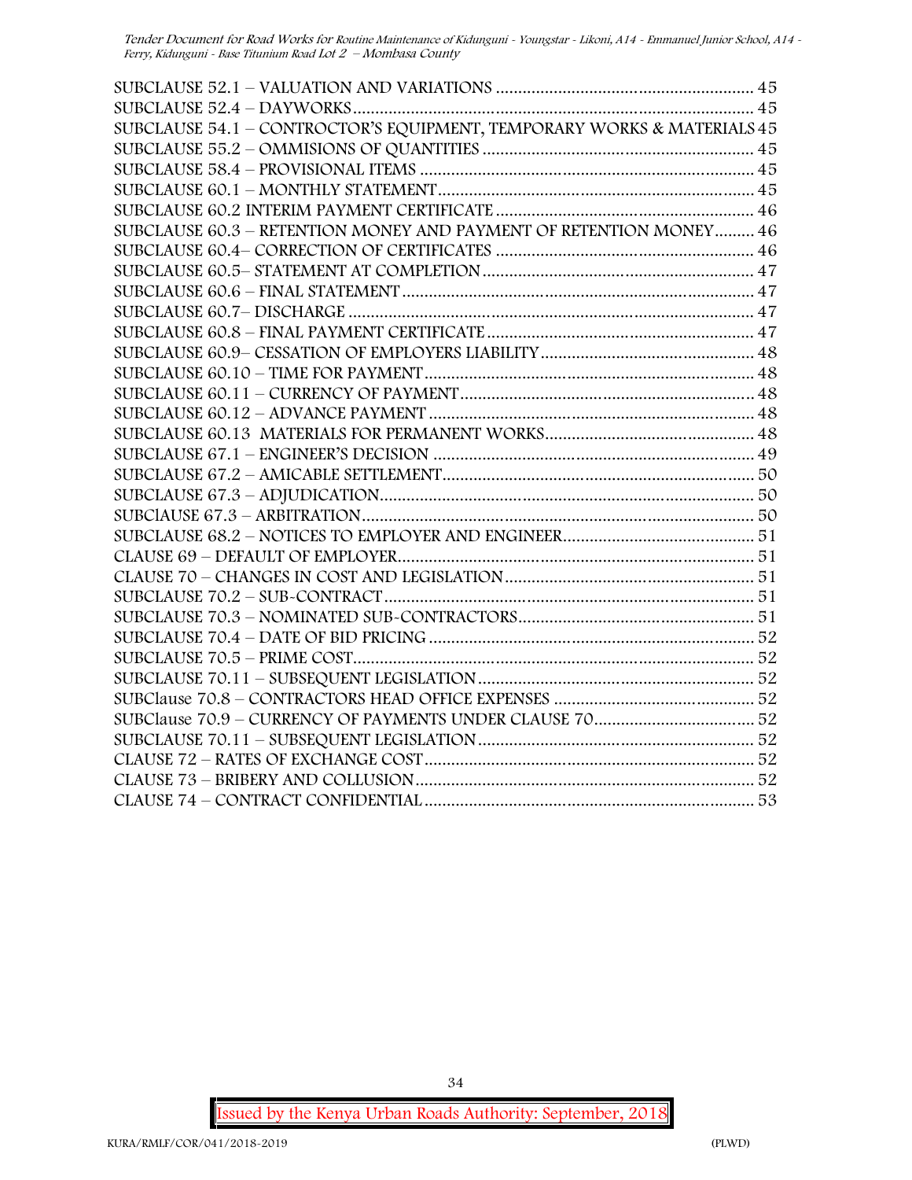SUBCLAUSE 52.1 – VALUATION AND VARIATIONS .......................................................... 45
SUBCLAUSE 52.4 – DAYWORKS.......................................................................................... 45
SUBCLAUSE 54.1 – CONTRACTOR'S EQUIPMENT, TEMPORARY WORKS & MATERIALS 45
SUBCLAUSE 55.2 – OMMISIONS OF QUANTITIES ............................................................ 45
SUBCLAUSE 58.4 – PROVISIONAL ITEMS ........................................................................... 45
SUBCLAUSE 60.1 – MONTHLY STATEMENT....................................................................... 45
SUBCLAUSE 60.2 INTERIM PAYMENT CERTIFICATE .......................................................... 46
SUBCLAUSE 60.3 – RETENTION MONEY AND PAYMENT OF RETENTION MONEY......... 46
SUBCLAUSE 60.4– CORRECTION OF CERTIFICATES .......................................................... 46
SUBCLAUSE 60.5– STATEMENT AT COMPLETION............................................................. 47
SUBCLAUSE 60.6 – FINAL STATEMENT............................................................................... 47
SUBCLAUSE 60.7– DISCHARGE ........................................................................................... 47
SUBCLAUSE 60.8 – FINAL PAYMENT CERTIFICATE............................................................ 47
SUBCLAUSE 60.9– CESSATION OF EMPLOYERS LIABILITY................................................ 48
SUBCLAUSE 60.10 – TIME FOR PAYMENT.......................................................................... 48
SUBCLAUSE 60.11 – CURRENCY OF PAYMENT.................................................................. 48
SUBCLAUSE 60.12 – ADVANCE PAYMENT ......................................................................... 48
SUBCLAUSE 60.13 MATERIALS FOR PERMANENT WORKS............................................... 48
SUBCLAUSE 67.1 – ENGINEER'S DECISION ........................................................................ 49
SUBCLAUSE 67.2 – AMICABLE SETTLEMENT...................................................................... 50
SUBCLAUSE 67.3 – ADJUDICATION.................................................................................... 50
SUBClAUSE 67.3 – ARBITRATION........................................................................................ 50
SUBCLAUSE 68.2 – NOTICES TO EMPLOYER AND ENGINEER........................................... 51
CLAUSE 69 – DEFAULT OF EMPLOYER................................................................................ 51
CLAUSE 70 – CHANGES IN COST AND LEGISLATION........................................................ 51
SUBCLAUSE 70.2 – SUB-CONTRACT.................................................................................. 51
SUBCLAUSE 70.3 – NOMINATED SUB-CONTRACTORS..................................................... 51
SUBCLAUSE 70.4 – DATE OF BID PRICING ......................................................................... 52
SUBCLAUSE 70.5 – PRIME COST.......................................................................................... 52
SUBCLAUSE 70.11 – SUBSEQUENT LEGISLATION.............................................................. 52
SUBClause 70.8 – CONTRACTORS HEAD OFFICE EXPENSES ............................................. 52
SUBClause 70.9 – CURRENCY OF PAYMENTS UNDER CLAUSE 70.................................... 52
SUBCLAUSE 70.11 – SUBSEQUENT LEGISLATION.............................................................. 52
CLAUSE 72 – RATES OF EXCHANGE COST.......................................................................... 52
CLAUSE 73 – BRIBERY AND COLLUSION............................................................................ 52
CLAUSE 74 – CONTRACT CONFIDENTIAL........................................................................... 53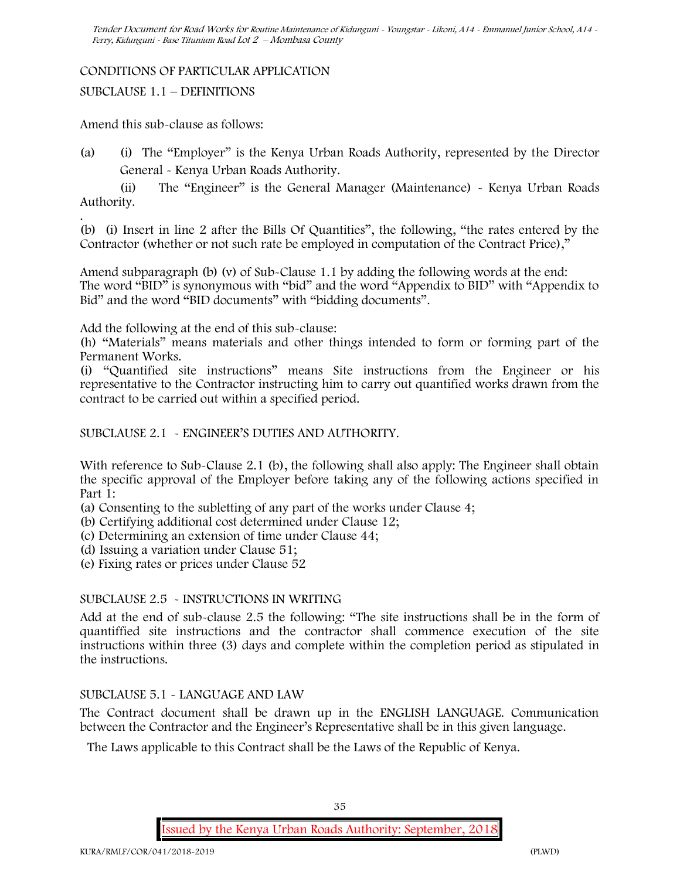CONDITIONS OF PARTICULAR APPLICATION

SUBCLAUSE 1.1 – DEFINITIONS

Amend this sub-clause as follows:

(a) (i) The "Employer" is the Kenya Urban Roads Authority, represented by the Director General - Kenya Urban Roads Authority.

(ii) The "Engineer" is the General Manager (Maintenance) - Kenya Urban Roads Authority.

.

(b) (i) Insert in line 2 after the Bills Of Quantities", the following, "the rates entered by the Contractor (whether or not such rate be employed in computation of the Contract Price),"

Amend subparagraph (b) (v) of Sub-Clause 1.1 by adding the following words at the end: The word "BID" is synonymous with "bid" and the word "Appendix to BID" with "Appendix to Bid" and the word "BID documents" with "bidding documents".

Add the following at the end of this sub-clause:

(h) "Materials" means materials and other things intended to form or forming part of the Permanent Works.

(i) "Quantified site instructions" means Site instructions from the Engineer or his representative to the Contractor instructing him to carry out quantified works drawn from the contract to be carried out within a specified period.

SUBCLAUSE 2.1 - ENGINEER'S DUTIES AND AUTHORITY.

With reference to Sub-Clause 2.1 (b), the following shall also apply: The Engineer shall obtain the specific approval of the Employer before taking any of the following actions specified in Part 1:

(a) Consenting to the subletting of any part of the works under Clause 4;

(b) Certifying additional cost determined under Clause 12;

(c) Determining an extension of time under Clause 44;

(d) Issuing a variation under Clause 51;

(e) Fixing rates or prices under Clause 52

SUBCLAUSE 2.5 - INSTRUCTIONS IN WRITING

Add at the end of sub-clause 2.5 the following: "The site instructions shall be in the form of quantiffied site instructions and the contractor shall commence execution of the site instructions within three (3) days and complete within the completion period as stipulated in the instructions.

SUBCLAUSE 5.1 - LANGUAGE AND LAW

The Contract document shall be drawn up in the ENGLISH LANGUAGE. Communication between the Contractor and the Engineer's Representative shall be in this given language.

The Laws applicable to this Contract shall be the Laws of the Republic of Kenya.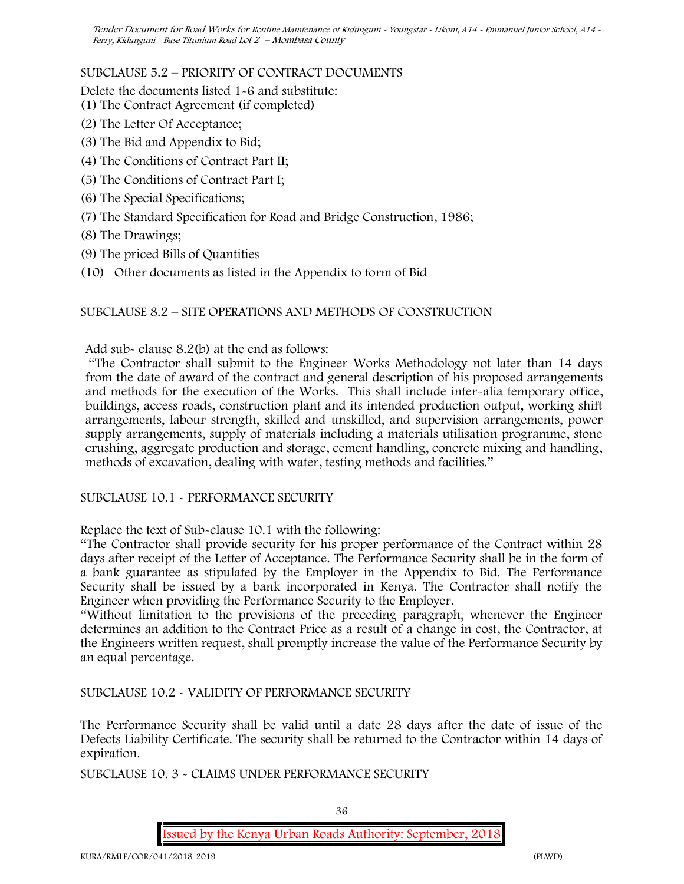SUBCLAUSE 5.2 – PRIORITY OF CONTRACT DOCUMENTS

Delete the documents listed 1-6 and substitute:

(1) The Contract Agreement (if completed)

(2) The Letter Of Acceptance;

(3) The Bid and Appendix to Bid;

(4) The Conditions of Contract Part II;

(5) The Conditions of Contract Part I;

(6) The Special Specifications;

(7) The Standard Specification for Road and Bridge Construction, 1986;

(8) The Drawings;

(9) The priced Bills of Quantities

(10) Other documents as listed in the Appendix to form of Bid

SUBCLAUSE 8.2 – SITE OPERATIONS AND METHODS OF CONSTRUCTION

Add sub- clause 8.2(b) at the end as follows:

"The Contractor shall submit to the Engineer Works Methodology not later than 14 days from the date of award of the contract and general description of his proposed arrangements and methods for the execution of the Works. This shall include inter-alia temporary office, buildings, access roads, construction plant and its intended production output, working shift arrangements, labour strength, skilled and unskilled, and supervision arrangements, power supply arrangements, supply of materials including a materials utilisation programme, stone crushing, aggregate production and storage, cement handling, concrete mixing and handling, methods of excavation, dealing with water, testing methods and facilities."

SUBCLAUSE 10.1 - PERFORMANCE SECURITY

Replace the text of Sub-clause 10.1 with the following:

"The Contractor shall provide security for his proper performance of the Contract within 28 days after receipt of the Letter of Acceptance. The Performance Security shall be in the form of a bank guarantee as stipulated by the Employer in the Appendix to Bid. The Performance Security shall be issued by a bank incorporated in Kenya. The Contractor shall notify the Engineer when providing the Performance Security to the Employer.

"Without limitation to the provisions of the preceding paragraph, whenever the Engineer determines an addition to the Contract Price as a result of a change in cost, the Contractor, at the Engineers written request, shall promptly increase the value of the Performance Security by an equal percentage.

SUBCLAUSE 10.2 - VALIDITY OF PERFORMANCE SECURITY

The Performance Security shall be valid until a date 28 days after the date of issue of the Defects Liability Certificate. The security shall be returned to the Contractor within 14 days of expiration.

SUBCLAUSE 10. 3 - CLAIMS UNDER PERFORMANCE SECURITY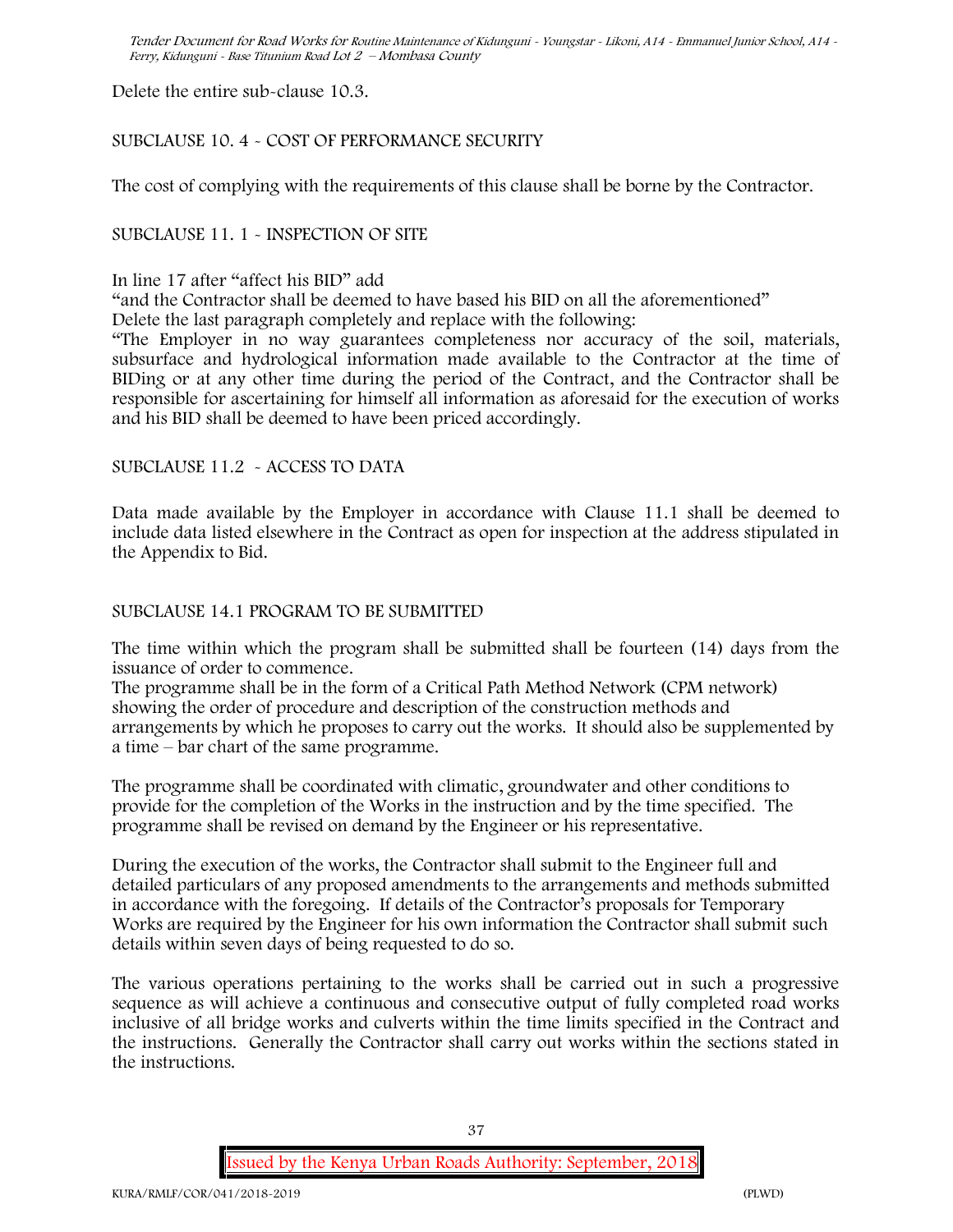Delete the entire sub-clause 10.3.

SUBCLAUSE 10. 4 - COST OF PERFORMANCE SECURITY

The cost of complying with the requirements of this clause shall be borne by the Contractor.

SUBCLAUSE 11. 1 - INSPECTION OF SITE

In line 17 after "affect his BID" add

"and the Contractor shall be deemed to have based his BID on all the aforementioned"

Delete the last paragraph completely and replace with the following:

"The Employer in no way guarantees completeness nor accuracy of the soil, materials, subsurface and hydrological information made available to the Contractor at the time of BIDing or at any other time during the period of the Contract, and the Contractor shall be responsible for ascertaining for himself all information as aforesaid for the execution of works and his BID shall be deemed to have been priced accordingly.

SUBCLAUSE 11.2 - ACCESS TO DATA

Data made available by the Employer in accordance with Clause 11.1 shall be deemed to include data listed elsewhere in the Contract as open for inspection at the address stipulated in the Appendix to Bid.

SUBCLAUSE 14.1 PROGRAM TO BE SUBMITTED

The time within which the program shall be submitted shall be fourteen (14) days from the issuance of order to commence.

The programme shall be in the form of a Critical Path Method Network (CPM network) showing the order of procedure and description of the construction methods and arrangements by which he proposes to carry out the works. It should also be supplemented by a time – bar chart of the same programme.

The programme shall be coordinated with climatic, groundwater and other conditions to provide for the completion of the Works in the instruction and by the time specified. The programme shall be revised on demand by the Engineer or his representative.

During the execution of the works, the Contractor shall submit to the Engineer full and detailed particulars of any proposed amendments to the arrangements and methods submitted in accordance with the foregoing. If details of the Contractor's proposals for Temporary Works are required by the Engineer for his own information the Contractor shall submit such details within seven days of being requested to do so.

The various operations pertaining to the works shall be carried out in such a progressive sequence as will achieve a continuous and consecutive output of fully completed road works inclusive of all bridge works and culverts within the time limits specified in the Contract and the instructions. Generally the Contractor shall carry out works within the sections stated in the instructions.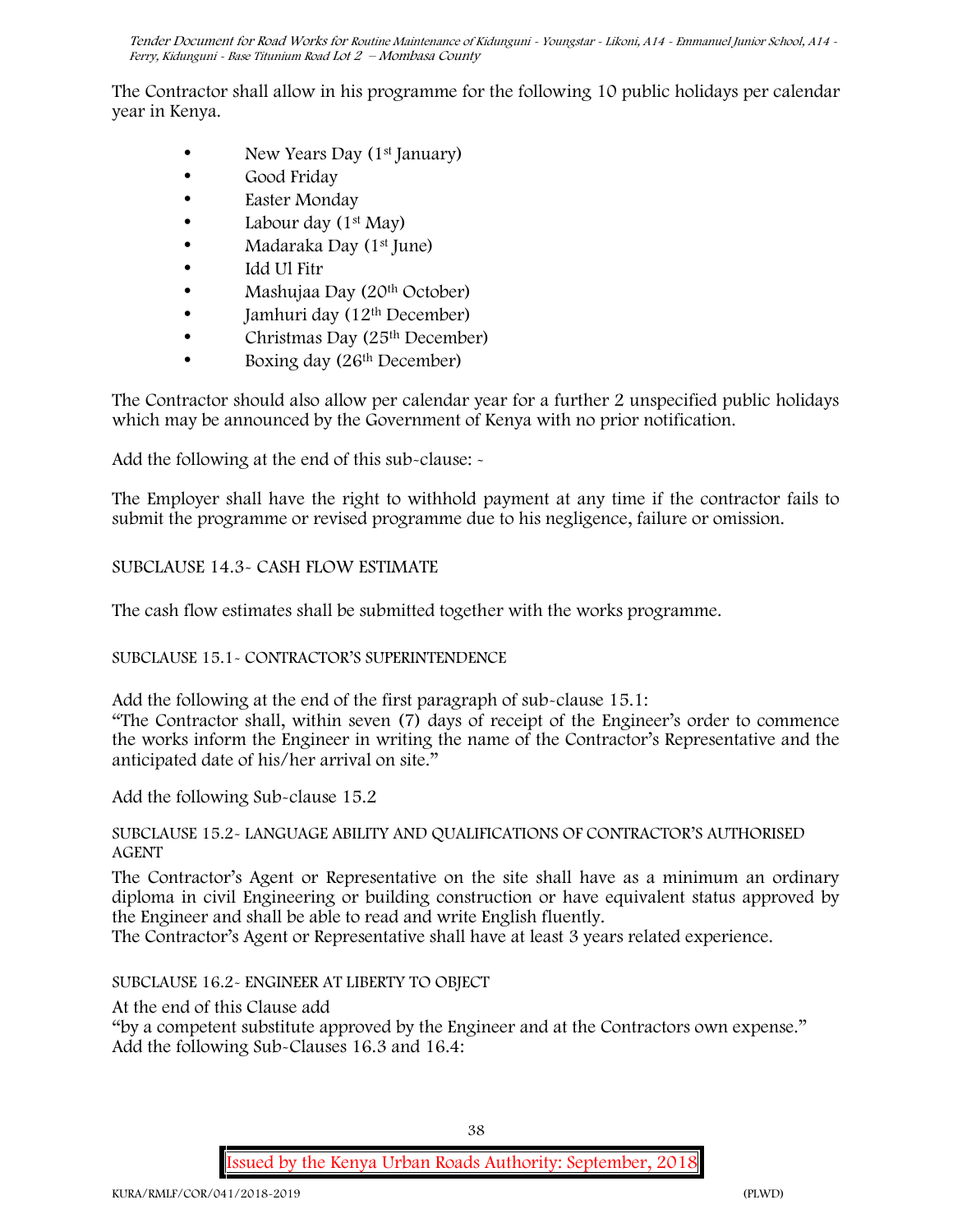The Contractor shall allow in his programme for the following 10 public holidays per calendar year in Kenya.

- New Years Day (1st January)
- Good Friday
- Easter Monday
- Labour day (1st May)
- Madaraka Day (1st June)
- Idd Ul Fitr
- Mashujaa Day (20th October)
- Jamhuri day (12th December)
- Christmas Day (25th December)
- Boxing day (26th December)

The Contractor should also allow per calendar year for a further 2 unspecified public holidays which may be announced by the Government of Kenya with no prior notification.

Add the following at the end of this sub-clause: -

The Employer shall have the right to withhold payment at any time if the contractor fails to submit the programme or revised programme due to his negligence, failure or omission.

SUBCLAUSE 14.3- CASH FLOW ESTIMATE

The cash flow estimates shall be submitted together with the works programme.

SUBCLAUSE 15.1- CONTRACTOR'S SUPERINTENDENCE

Add the following at the end of the first paragraph of sub-clause 15.1:
"The Contractor shall, within seven (7) days of receipt of the Engineer's order to commence the works inform the Engineer in writing the name of the Contractor's Representative and the anticipated date of his/her arrival on site."

Add the following Sub-clause 15.2

SUBCLAUSE 15.2- LANGUAGE ABILITY AND QUALIFICATIONS OF CONTRACTOR'S AUTHORISED AGENT

The Contractor's Agent or Representative on the site shall have as a minimum an ordinary diploma in civil Engineering or building construction or have equivalent status approved by the Engineer and shall be able to read and write English fluently.
The Contractor's Agent or Representative shall have at least 3 years related experience.

SUBCLAUSE 16.2- ENGINEER AT LIBERTY TO OBJECT

At the end of this Clause add
"by a competent substitute approved by the Engineer and at the Contractors own expense."
Add the following Sub-Clauses 16.3 and 16.4: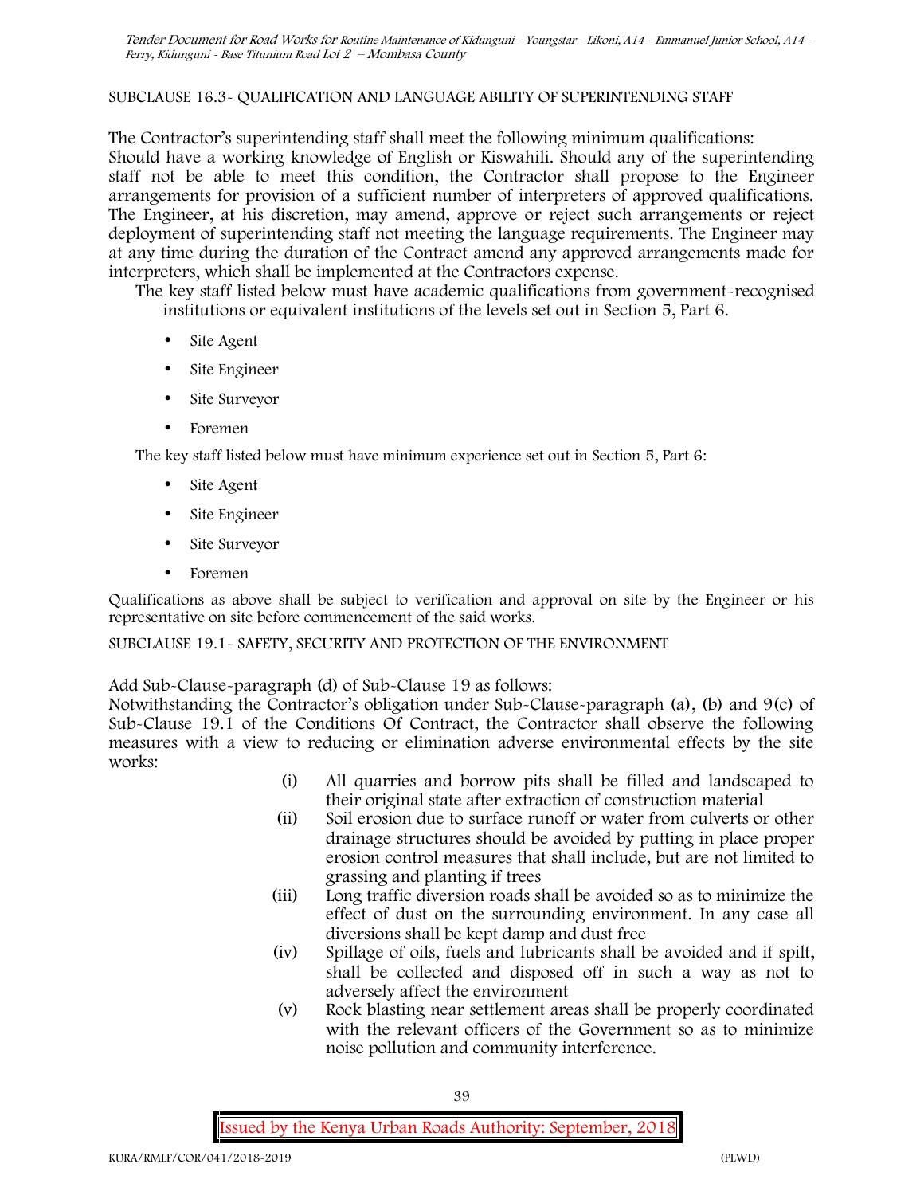SUBCLAUSE 16.3- QUALIFICATION AND LANGUAGE ABILITY OF SUPERINTENDING STAFF

The Contractor's superintending staff shall meet the following minimum qualifications:
Should have a working knowledge of English or Kiswahili. Should any of the superintending staff not be able to meet this condition, the Contractor shall propose to the Engineer arrangements for provision of a sufficient number of interpreters of approved qualifications. The Engineer, at his discretion, may amend, approve or reject such arrangements or reject deployment of superintending staff not meeting the language requirements. The Engineer may at any time during the duration of the Contract amend any approved arrangements made for interpreters, which shall be implemented at the Contractors expense.

The key staff listed below must have academic qualifications from government-recognised institutions or equivalent institutions of the levels set out in Section 5, Part 6.

- Site Agent
- Site Engineer
- Site Surveyor
- Foremen

The key staff listed below must have minimum experience set out in Section 5, Part 6:

- Site Agent
- Site Engineer
- Site Surveyor
- Foremen

Qualifications as above shall be subject to verification and approval on site by the Engineer or his representative on site before commencement of the said works.

SUBCLAUSE 19.1- SAFETY, SECURITY AND PROTECTION OF THE ENVIRONMENT

Add Sub-Clause-paragraph (d) of Sub-Clause 19 as follows:
Notwithstanding the Contractor's obligation under Sub-Clause-paragraph (a), (b) and 9(c) of Sub-Clause 19.1 of the Conditions Of Contract, the Contractor shall observe the following measures with a view to reducing or elimination adverse environmental effects by the site works:

(i) All quarries and borrow pits shall be filled and landscaped to their original state after extraction of construction material

(ii) Soil erosion due to surface runoff or water from culverts or other drainage structures should be avoided by putting in place proper erosion control measures that shall include, but are not limited to grassing and planting if trees

(iii) Long traffic diversion roads shall be avoided so as to minimize the effect of dust on the surrounding environment. In any case all diversions shall be kept damp and dust free

(iv) Spillage of oils, fuels and lubricants shall be avoided and if spilt, shall be collected and disposed off in such a way as not to adversely affect the environment

(v) Rock blasting near settlement areas shall be properly coordinated with the relevant officers of the Government so as to minimize noise pollution and community interference.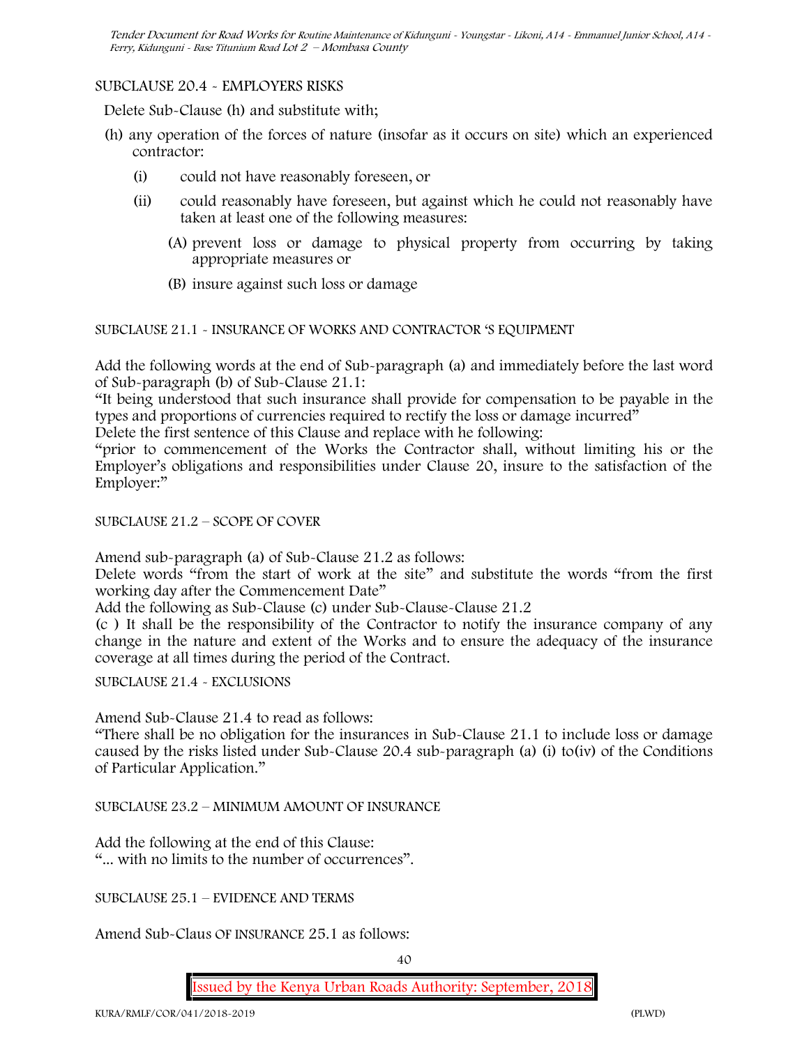SUBCLAUSE 20.4 - EMPLOYERS RISKS

Delete Sub-Clause (h) and substitute with;

(h) any operation of the forces of nature (insofar as it occurs on site) which an experienced contractor:

   (i) could not have reasonably foreseen, or

   (ii) could reasonably have foreseen, but against which he could not reasonably have taken at least one of the following measures:

      (A) prevent loss or damage to physical property from occurring by taking appropriate measures or

      (B) insure against such loss or damage

SUBCLAUSE 21.1 - INSURANCE OF WORKS AND CONTRACTOR 'S EQUIPMENT

Add the following words at the end of Sub-paragraph (a) and immediately before the last word of Sub-paragraph (b) of Sub-Clause 21.1:

"It being understood that such insurance shall provide for compensation to be payable in the types and proportions of currencies required to rectify the loss or damage incurred"

Delete the first sentence of this Clause and replace with he following:

"prior to commencement of the Works the Contractor shall, without limiting his or the Employer's obligations and responsibilities under Clause 20, insure to the satisfaction of the Employer:"

SUBCLAUSE 21.2 – SCOPE OF COVER

Amend sub-paragraph (a) of Sub-Clause 21.2 as follows:

Delete words "from the start of work at the site" and substitute the words "from the first working day after the Commencement Date"

Add the following as Sub-Clause (c) under Sub-Clause-Clause 21.2

(c ) It shall be the responsibility of the Contractor to notify the insurance company of any change in the nature and extent of the Works and to ensure the adequacy of the insurance coverage at all times during the period of the Contract.

SUBCLAUSE 21.4 - EXCLUSIONS

Amend Sub-Clause 21.4 to read as follows:

"There shall be no obligation for the insurances in Sub-Clause 21.1 to include loss or damage caused by the risks listed under Sub-Clause 20.4 sub-paragraph (a) (i) to(iv) of the Conditions of Particular Application."

SUBCLAUSE 23.2 – MINIMUM AMOUNT OF INSURANCE

Add the following at the end of this Clause:

"... with no limits to the number of occurrences".

SUBCLAUSE 25.1 – EVIDENCE AND TERMS

Amend Sub-Claus OF INSURANCE 25.1 as follows: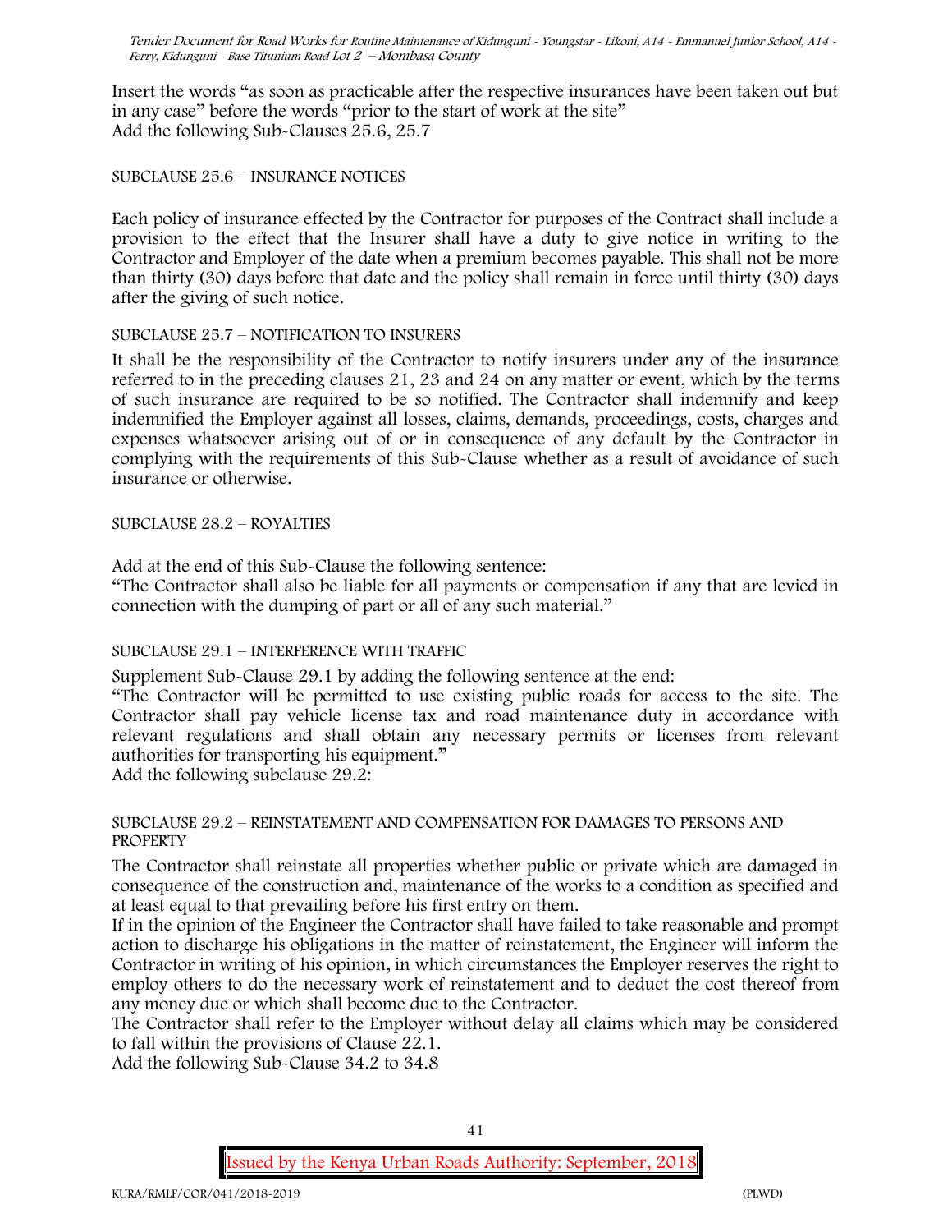Insert the words "as soon as practicable after the respective insurances have been taken out but in any case" before the words "prior to the start of work at the site"
Add the following Sub-Clauses 25.6, 25.7

SUBCLAUSE 25.6 – INSURANCE NOTICES

Each policy of insurance effected by the Contractor for purposes of the Contract shall include a provision to the effect that the Insurer shall have a duty to give notice in writing to the Contractor and Employer of the date when a premium becomes payable. This shall not be more than thirty (30) days before that date and the policy shall remain in force until thirty (30) days after the giving of such notice.

SUBCLAUSE 25.7 – NOTIFICATION TO INSURERS

It shall be the responsibility of the Contractor to notify insurers under any of the insurance referred to in the preceding clauses 21, 23 and 24 on any matter or event, which by the terms of such insurance are required to be so notified. The Contractor shall indemnify and keep indemnified the Employer against all losses, claims, demands, proceedings, costs, charges and expenses whatsoever arising out of or in consequence of any default by the Contractor in complying with the requirements of this Sub-Clause whether as a result of avoidance of such insurance or otherwise.

SUBCLAUSE 28.2 – ROYALTIES

Add at the end of this Sub-Clause the following sentence:
"The Contractor shall also be liable for all payments or compensation if any that are levied in connection with the dumping of part or all of any such material."

SUBCLAUSE 29.1 – INTERFERENCE WITH TRAFFIC

Supplement Sub-Clause 29.1 by adding the following sentence at the end:
"The Contractor will be permitted to use existing public roads for access to the site. The Contractor shall pay vehicle license tax and road maintenance duty in accordance with relevant regulations and shall obtain any necessary permits or licenses from relevant authorities for transporting his equipment."
Add the following subclause 29.2:

SUBCLAUSE 29.2 – REINSTATEMENT AND COMPENSATION FOR DAMAGES TO PERSONS AND PROPERTY

The Contractor shall reinstate all properties whether public or private which are damaged in consequence of the construction and, maintenance of the works to a condition as specified and at least equal to that prevailing before his first entry on them.
If in the opinion of the Engineer the Contractor shall have failed to take reasonable and prompt action to discharge his obligations in the matter of reinstatement, the Engineer will inform the Contractor in writing of his opinion, in which circumstances the Employer reserves the right to employ others to do the necessary work of reinstatement and to deduct the cost thereof from any money due or which shall become due to the Contractor.
The Contractor shall refer to the Employer without delay all claims which may be considered to fall within the provisions of Clause 22.1.
Add the following Sub-Clause 34.2 to 34.8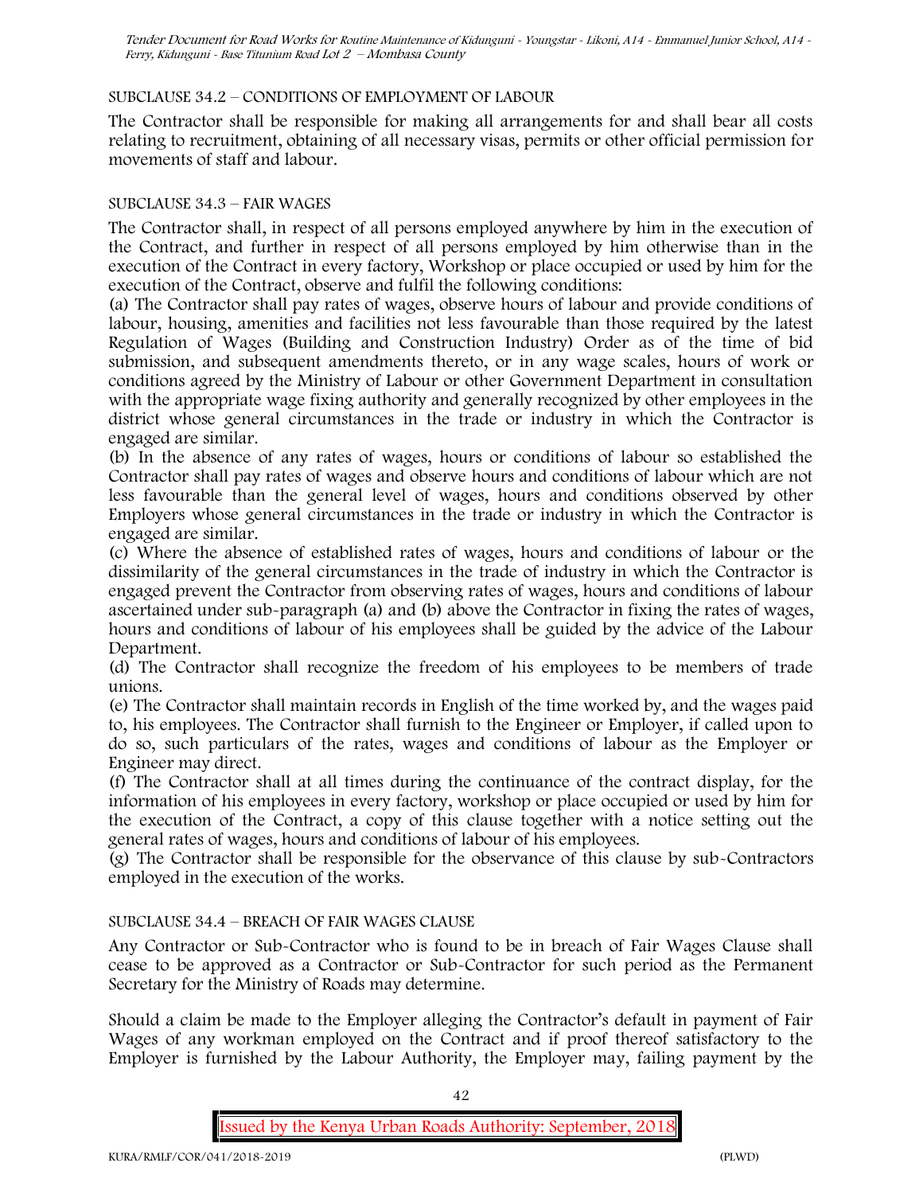SUBCLAUSE 34.2 – CONDITIONS OF EMPLOYMENT OF LABOUR

The Contractor shall be responsible for making all arrangements for and shall bear all costs relating to recruitment, obtaining of all necessary visas, permits or other official permission for movements of staff and labour.

SUBCLAUSE 34.3 – FAIR WAGES

The Contractor shall, in respect of all persons employed anywhere by him in the execution of the Contract, and further in respect of all persons employed by him otherwise than in the execution of the Contract in every factory, Workshop or place occupied or used by him for the execution of the Contract, observe and fulfil the following conditions:

(a) The Contractor shall pay rates of wages, observe hours of labour and provide conditions of labour, housing, amenities and facilities not less favourable than those required by the latest Regulation of Wages (Building and Construction Industry) Order as of the time of bid submission, and subsequent amendments thereto, or in any wage scales, hours of work or conditions agreed by the Ministry of Labour or other Government Department in consultation with the appropriate wage fixing authority and generally recognized by other employees in the district whose general circumstances in the trade or industry in which the Contractor is engaged are similar.

(b) In the absence of any rates of wages, hours or conditions of labour so established the Contractor shall pay rates of wages and observe hours and conditions of labour which are not less favourable than the general level of wages, hours and conditions observed by other Employers whose general circumstances in the trade or industry in which the Contractor is engaged are similar.

(c) Where the absence of established rates of wages, hours and conditions of labour or the dissimilarity of the general circumstances in the trade of industry in which the Contractor is engaged prevent the Contractor from observing rates of wages, hours and conditions of labour ascertained under sub-paragraph (a) and (b) above the Contractor in fixing the rates of wages, hours and conditions of labour of his employees shall be guided by the advice of the Labour Department.

(d) The Contractor shall recognize the freedom of his employees to be members of trade unions.

(e) The Contractor shall maintain records in English of the time worked by, and the wages paid to, his employees. The Contractor shall furnish to the Engineer or Employer, if called upon to do so, such particulars of the rates, wages and conditions of labour as the Employer or Engineer may direct.

(f) The Contractor shall at all times during the continuance of the contract display, for the information of his employees in every factory, workshop or place occupied or used by him for the execution of the Contract, a copy of this clause together with a notice setting out the general rates of wages, hours and conditions of labour of his employees.

(g) The Contractor shall be responsible for the observance of this clause by sub-Contractors employed in the execution of the works.

SUBCLAUSE 34.4 – BREACH OF FAIR WAGES CLAUSE

Any Contractor or Sub-Contractor who is found to be in breach of Fair Wages Clause shall cease to be approved as a Contractor or Sub-Contractor for such period as the Permanent Secretary for the Ministry of Roads may determine.

Should a claim be made to the Employer alleging the Contractor's default in payment of Fair Wages of any workman employed on the Contract and if proof thereof satisfactory to the Employer is furnished by the Labour Authority, the Employer may, failing payment by the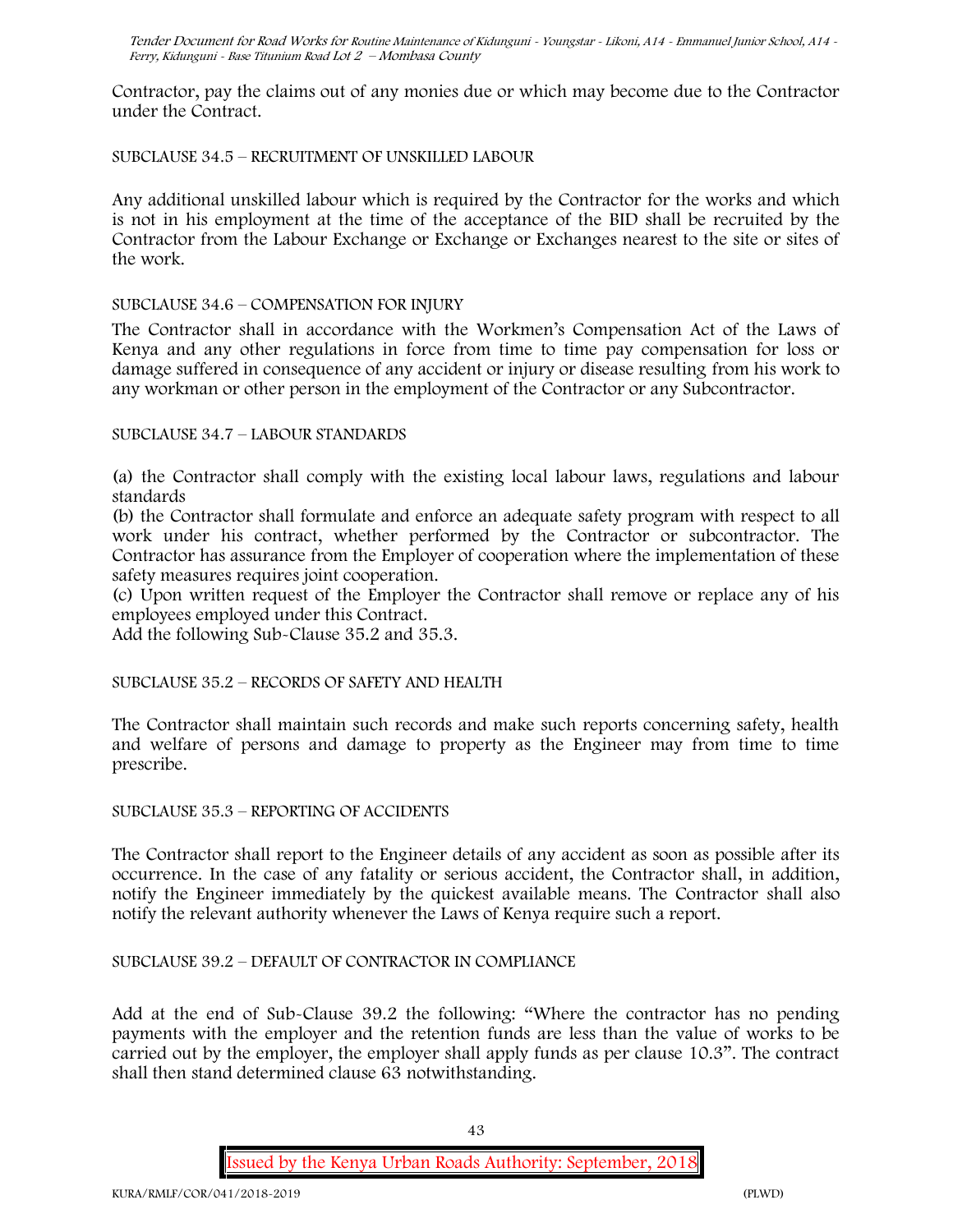Contractor, pay the claims out of any monies due or which may become due to the Contractor under the Contract.

SUBCLAUSE 34.5 – RECRUITMENT OF UNSKILLED LABOUR

Any additional unskilled labour which is required by the Contractor for the works and which is not in his employment at the time of the acceptance of the BID shall be recruited by the Contractor from the Labour Exchange or Exchange or Exchanges nearest to the site or sites of the work.

SUBCLAUSE 34.6 – COMPENSATION FOR INJURY

The Contractor shall in accordance with the Workmen's Compensation Act of the Laws of Kenya and any other regulations in force from time to time pay compensation for loss or damage suffered in consequence of any accident or injury or disease resulting from his work to any workman or other person in the employment of the Contractor or any Subcontractor.

SUBCLAUSE 34.7 – LABOUR STANDARDS

(a) the Contractor shall comply with the existing local labour laws, regulations and labour standards

(b) the Contractor shall formulate and enforce an adequate safety program with respect to all work under his contract, whether performed by the Contractor or subcontractor. The Contractor has assurance from the Employer of cooperation where the implementation of these safety measures requires joint cooperation.

(c) Upon written request of the Employer the Contractor shall remove or replace any of his employees employed under this Contract.

Add the following Sub-Clause 35.2 and 35.3.

SUBCLAUSE 35.2 – RECORDS OF SAFETY AND HEALTH

The Contractor shall maintain such records and make such reports concerning safety, health and welfare of persons and damage to property as the Engineer may from time to time prescribe.

SUBCLAUSE 35.3 – REPORTING OF ACCIDENTS

The Contractor shall report to the Engineer details of any accident as soon as possible after its occurrence. In the case of any fatality or serious accident, the Contractor shall, in addition, notify the Engineer immediately by the quickest available means. The Contractor shall also notify the relevant authority whenever the Laws of Kenya require such a report.

SUBCLAUSE 39.2 – DEFAULT OF CONTRACTOR IN COMPLIANCE

Add at the end of Sub-Clause 39.2 the following: "Where the contractor has no pending payments with the employer and the retention funds are less than the value of works to be carried out by the employer, the employer shall apply funds as per clause 10.3". The contract shall then stand determined clause 63 notwithstanding.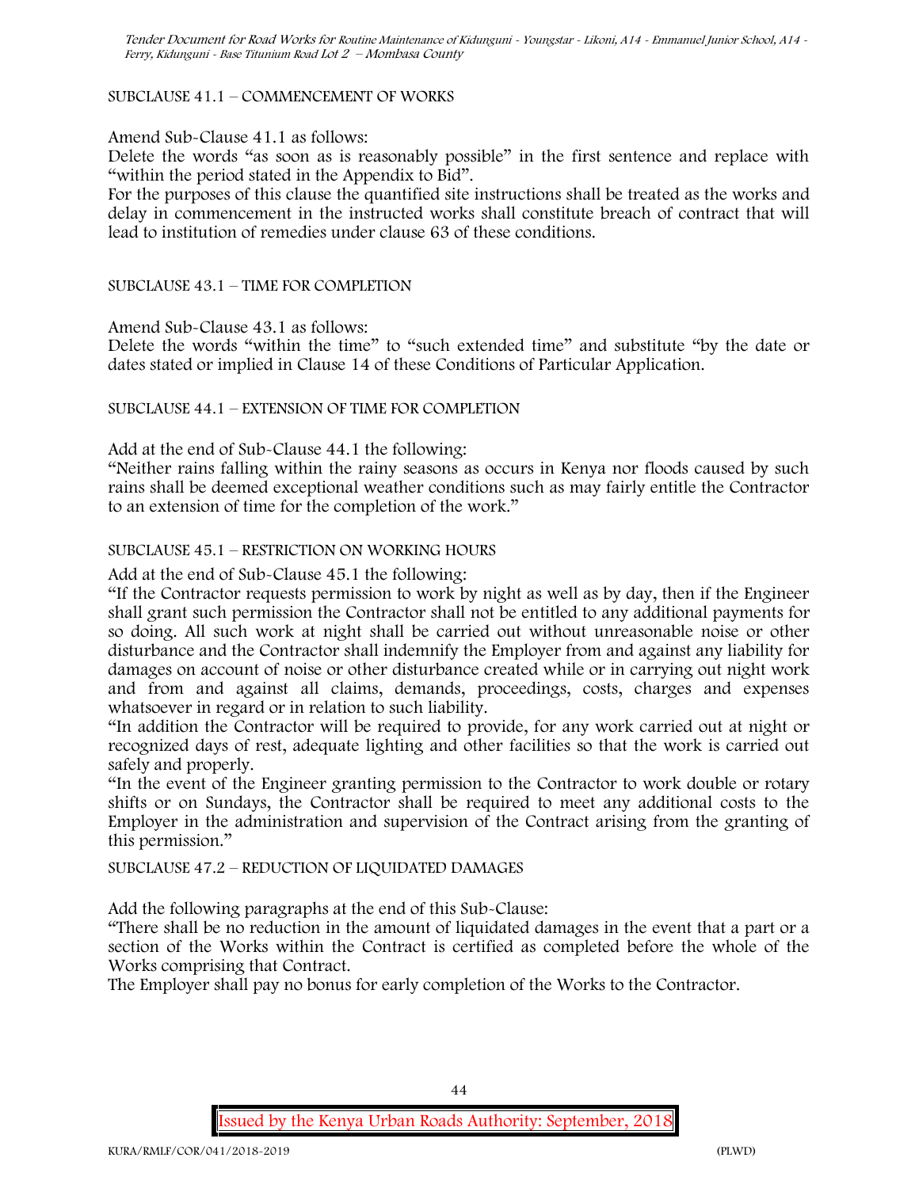SUBCLAUSE 41.1 – COMMENCEMENT OF WORKS

Amend Sub-Clause 41.1 as follows:

Delete the words "as soon as is reasonably possible" in the first sentence and replace with "within the period stated in the Appendix to Bid".

For the purposes of this clause the quantified site instructions shall be treated as the works and delay in commencement in the instructed works shall constitute breach of contract that will lead to institution of remedies under clause 63 of these conditions.

SUBCLAUSE 43.1 – TIME FOR COMPLETION

Amend Sub-Clause 43.1 as follows:

Delete the words "within the time" to "such extended time" and substitute "by the date or dates stated or implied in Clause 14 of these Conditions of Particular Application.

SUBCLAUSE 44.1 – EXTENSION OF TIME FOR COMPLETION

Add at the end of Sub-Clause 44.1 the following:

"Neither rains falling within the rainy seasons as occurs in Kenya nor floods caused by such rains shall be deemed exceptional weather conditions such as may fairly entitle the Contractor to an extension of time for the completion of the work."

SUBCLAUSE 45.1 – RESTRICTION ON WORKING HOURS

Add at the end of Sub-Clause 45.1 the following:

"If the Contractor requests permission to work by night as well as by day, then if the Engineer shall grant such permission the Contractor shall not be entitled to any additional payments for so doing. All such work at night shall be carried out without unreasonable noise or other disturbance and the Contractor shall indemnify the Employer from and against any liability for damages on account of noise or other disturbance created while or in carrying out night work and from and against all claims, demands, proceedings, costs, charges and expenses whatsoever in regard or in relation to such liability.

"In addition the Contractor will be required to provide, for any work carried out at night or recognized days of rest, adequate lighting and other facilities so that the work is carried out safely and properly.

"In the event of the Engineer granting permission to the Contractor to work double or rotary shifts or on Sundays, the Contractor shall be required to meet any additional costs to the Employer in the administration and supervision of the Contract arising from the granting of this permission."

SUBCLAUSE 47.2 – REDUCTION OF LIQUIDATED DAMAGES

Add the following paragraphs at the end of this Sub-Clause:

"There shall be no reduction in the amount of liquidated damages in the event that a part or a section of the Works within the Contract is certified as completed before the whole of the Works comprising that Contract.

The Employer shall pay no bonus for early completion of the Works to the Contractor.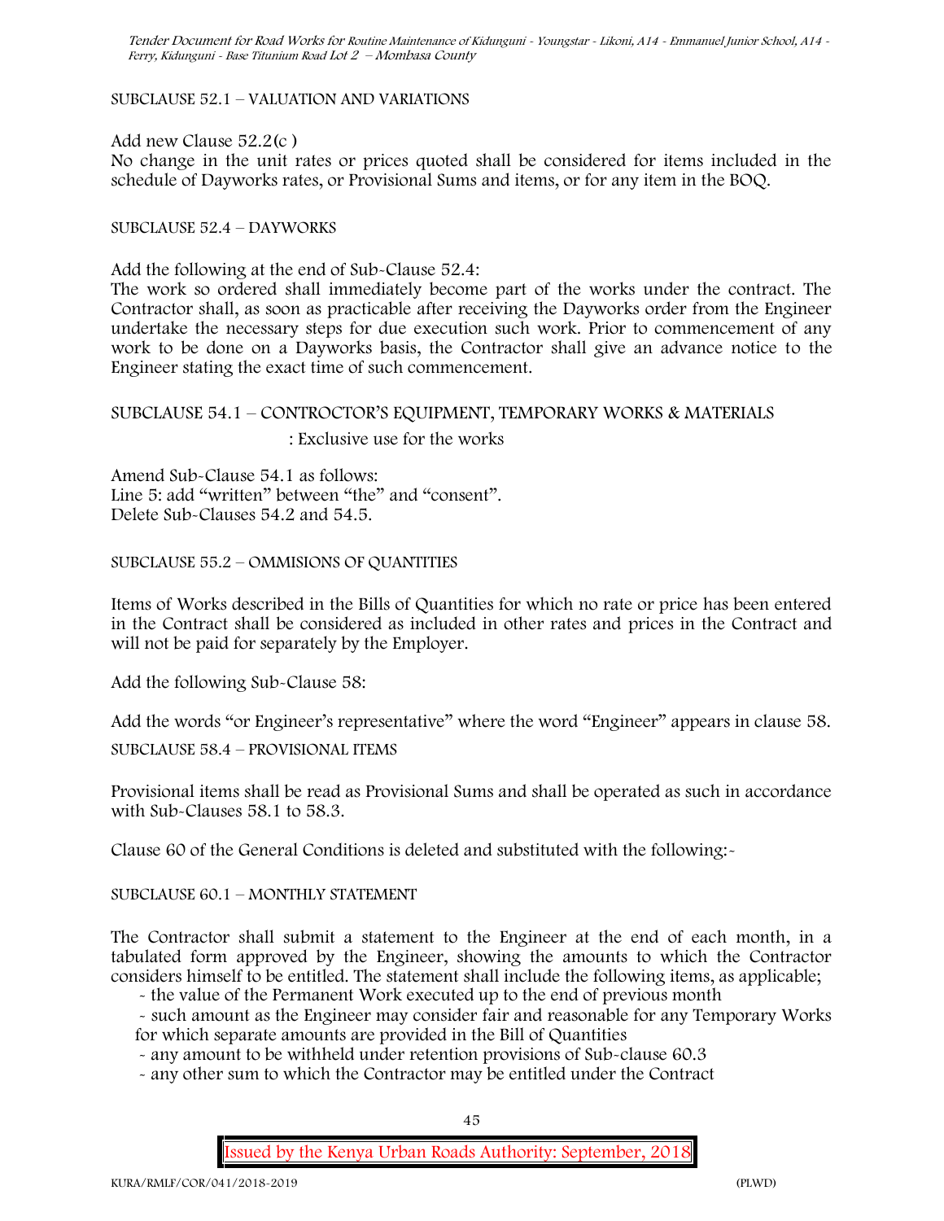SUBCLAUSE 52.1 – VALUATION AND VARIATIONS

Add new Clause 52.2(c )

No change in the unit rates or prices quoted shall be considered for items included in the schedule of Dayworks rates, or Provisional Sums and items, or for any item in the BOQ.

SUBCLAUSE 52.4 – DAYWORKS

Add the following at the end of Sub-Clause 52.4:

The work so ordered shall immediately become part of the works under the contract. The Contractor shall, as soon as practicable after receiving the Dayworks order from the Engineer undertake the necessary steps for due execution such work. Prior to commencement of any work to be done on a Dayworks basis, the Contractor shall give an advance notice to the Engineer stating the exact time of such commencement.

SUBCLAUSE 54.1 – CONTROCTOR'S EQUIPMENT, TEMPORARY WORKS & MATERIALS

: Exclusive use for the works

Amend Sub-Clause 54.1 as follows:
Line 5: add "written" between "the" and "consent".
Delete Sub-Clauses 54.2 and 54.5.

SUBCLAUSE 55.2 – OMMISIONS OF QUANTITIES

Items of Works described in the Bills of Quantities for which no rate or price has been entered in the Contract shall be considered as included in other rates and prices in the Contract and will not be paid for separately by the Employer.

Add the following Sub-Clause 58:

Add the words "or Engineer's representative" where the word "Engineer" appears in clause 58.

SUBCLAUSE 58.4 – PROVISIONAL ITEMS

Provisional items shall be read as Provisional Sums and shall be operated as such in accordance with Sub-Clauses 58.1 to 58.3.

Clause 60 of the General Conditions is deleted and substituted with the following:-

SUBCLAUSE 60.1 – MONTHLY STATEMENT

The Contractor shall submit a statement to the Engineer at the end of each month, in a tabulated form approved by the Engineer, showing the amounts to which the Contractor considers himself to be entitled. The statement shall include the following items, as applicable;

- the value of the Permanent Work executed up to the end of previous month
- such amount as the Engineer may consider fair and reasonable for any Temporary Works for which separate amounts are provided in the Bill of Quantities
- any amount to be withheld under retention provisions of Sub-clause 60.3
- any other sum to which the Contractor may be entitled under the Contract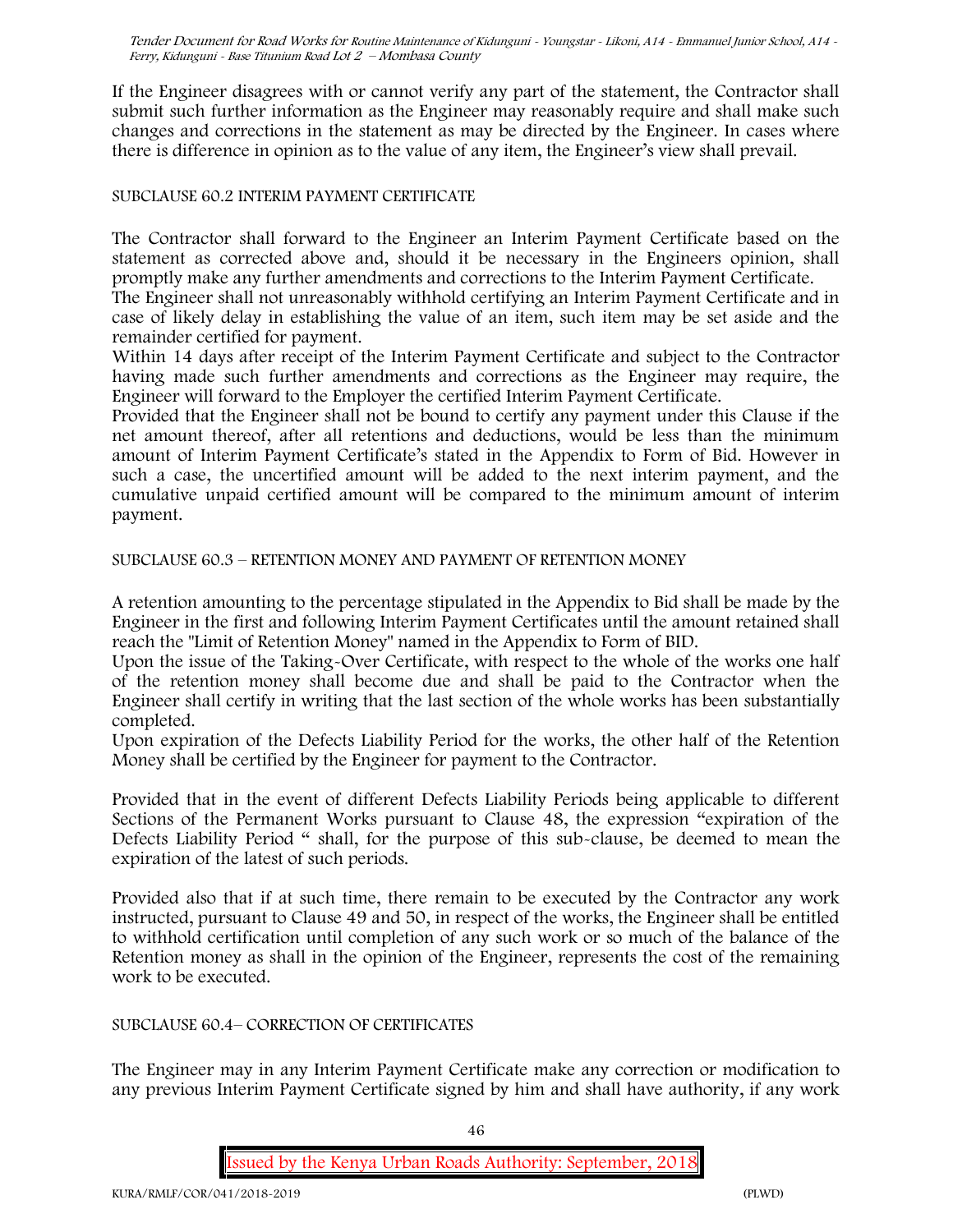If the Engineer disagrees with or cannot verify any part of the statement, the Contractor shall submit such further information as the Engineer may reasonably require and shall make such changes and corrections in the statement as may be directed by the Engineer. In cases where there is difference in opinion as to the value of any item, the Engineer's view shall prevail.

SUBCLAUSE 60.2 INTERIM PAYMENT CERTIFICATE

The Contractor shall forward to the Engineer an Interim Payment Certificate based on the statement as corrected above and, should it be necessary in the Engineers opinion, shall promptly make any further amendments and corrections to the Interim Payment Certificate.
The Engineer shall not unreasonably withhold certifying an Interim Payment Certificate and in case of likely delay in establishing the value of an item, such item may be set aside and the remainder certified for payment.
Within 14 days after receipt of the Interim Payment Certificate and subject to the Contractor having made such further amendments and corrections as the Engineer may require, the Engineer will forward to the Employer the certified Interim Payment Certificate.
Provided that the Engineer shall not be bound to certify any payment under this Clause if the net amount thereof, after all retentions and deductions, would be less than the minimum amount of Interim Payment Certificate's stated in the Appendix to Form of Bid. However in such a case, the uncertified amount will be added to the next interim payment, and the cumulative unpaid certified amount will be compared to the minimum amount of interim payment.

SUBCLAUSE 60.3 – RETENTION MONEY AND PAYMENT OF RETENTION MONEY

A retention amounting to the percentage stipulated in the Appendix to Bid shall be made by the Engineer in the first and following Interim Payment Certificates until the amount retained shall reach the "Limit of Retention Money" named in the Appendix to Form of BID.
Upon the issue of the Taking-Over Certificate, with respect to the whole of the works one half of the retention money shall become due and shall be paid to the Contractor when the Engineer shall certify in writing that the last section of the whole works has been substantially completed.
Upon expiration of the Defects Liability Period for the works, the other half of the Retention Money shall be certified by the Engineer for payment to the Contractor.

Provided that in the event of different Defects Liability Periods being applicable to different Sections of the Permanent Works pursuant to Clause 48, the expression "expiration of the Defects Liability Period " shall, for the purpose of this sub-clause, be deemed to mean the expiration of the latest of such periods.

Provided also that if at such time, there remain to be executed by the Contractor any work instructed, pursuant to Clause 49 and 50, in respect of the works, the Engineer shall be entitled to withhold certification until completion of any such work or so much of the balance of the Retention money as shall in the opinion of the Engineer, represents the cost of the remaining work to be executed.

SUBCLAUSE 60.4– CORRECTION OF CERTIFICATES

The Engineer may in any Interim Payment Certificate make any correction or modification to any previous Interim Payment Certificate signed by him and shall have authority, if any work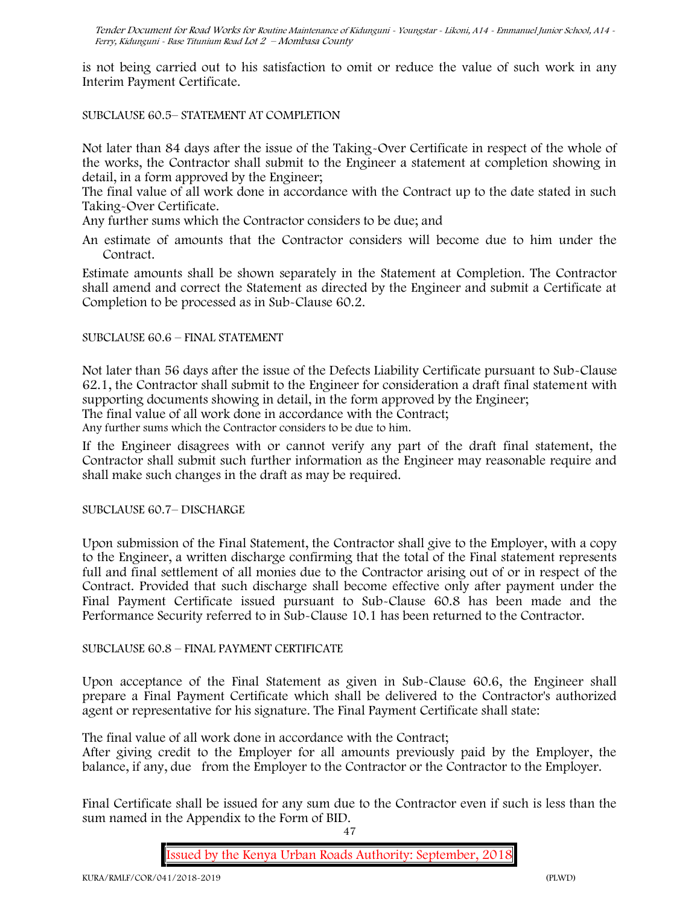is not being carried out to his satisfaction to omit or reduce the value of such work in any Interim Payment Certificate.

SUBCLAUSE 60.5– STATEMENT AT COMPLETION

Not later than 84 days after the issue of the Taking-Over Certificate in respect of the whole of the works, the Contractor shall submit to the Engineer a statement at completion showing in detail, in a form approved by the Engineer;

The final value of all work done in accordance with the Contract up to the date stated in such Taking-Over Certificate.

Any further sums which the Contractor considers to be due; and

An estimate of amounts that the Contractor considers will become due to him under the Contract.

Estimate amounts shall be shown separately in the Statement at Completion. The Contractor shall amend and correct the Statement as directed by the Engineer and submit a Certificate at Completion to be processed as in Sub-Clause 60.2.

SUBCLAUSE 60.6 – FINAL STATEMENT

Not later than 56 days after the issue of the Defects Liability Certificate pursuant to Sub-Clause 62.1, the Contractor shall submit to the Engineer for consideration a draft final statement with supporting documents showing in detail, in the form approved by the Engineer;

The final value of all work done in accordance with the Contract;

Any further sums which the Contractor considers to be due to him.

If the Engineer disagrees with or cannot verify any part of the draft final statement, the Contractor shall submit such further information as the Engineer may reasonable require and shall make such changes in the draft as may be required.

SUBCLAUSE 60.7– DISCHARGE

Upon submission of the Final Statement, the Contractor shall give to the Employer, with a copy to the Engineer, a written discharge confirming that the total of the Final statement represents full and final settlement of all monies due to the Contractor arising out of or in respect of the Contract. Provided that such discharge shall become effective only after payment under the Final Payment Certificate issued pursuant to Sub-Clause 60.8 has been made and the Performance Security referred to in Sub-Clause 10.1 has been returned to the Contractor.

SUBCLAUSE 60.8 – FINAL PAYMENT CERTIFICATE

Upon acceptance of the Final Statement as given in Sub-Clause 60.6, the Engineer shall prepare a Final Payment Certificate which shall be delivered to the Contractor's authorized agent or representative for his signature. The Final Payment Certificate shall state:

The final value of all work done in accordance with the Contract;

After giving credit to the Employer for all amounts previously paid by the Employer, the balance, if any, due from the Employer to the Contractor or the Contractor to the Employer.

Final Certificate shall be issued for any sum due to the Contractor even if such is less than the sum named in the Appendix to the Form of BID.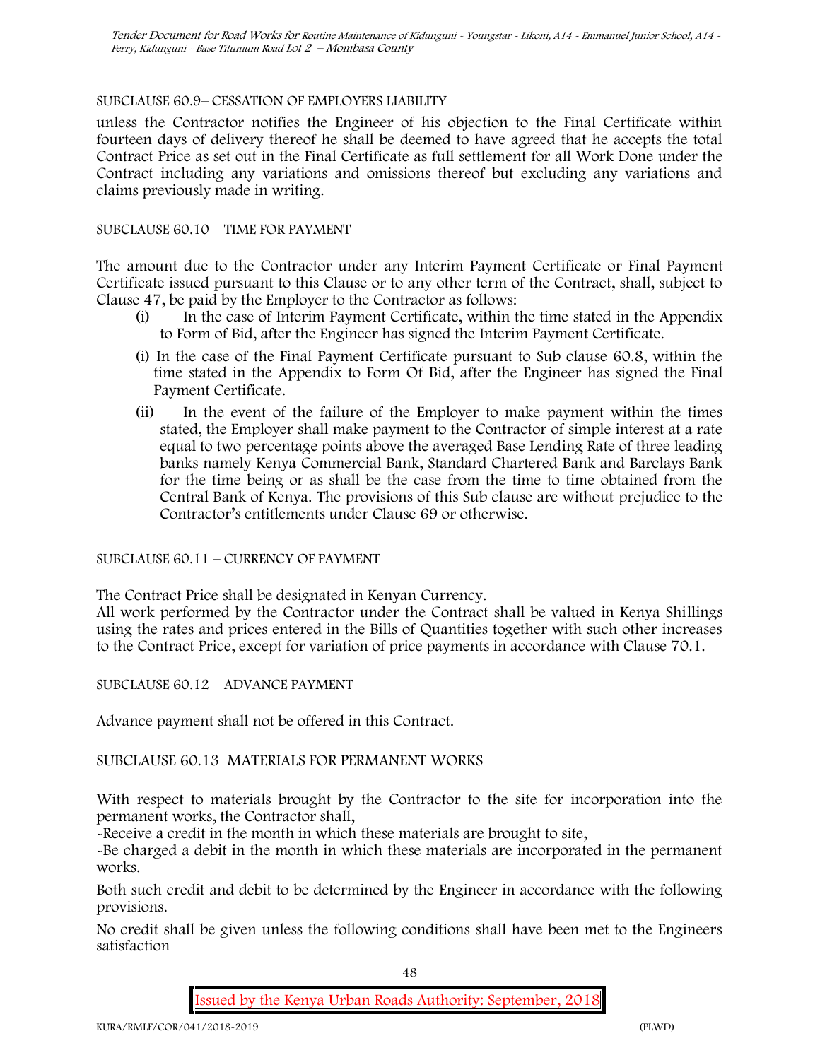SUBCLAUSE 60.9– CESSATION OF EMPLOYERS LIABILITY

unless the Contractor notifies the Engineer of his objection to the Final Certificate within fourteen days of delivery thereof he shall be deemed to have agreed that he accepts the total Contract Price as set out in the Final Certificate as full settlement for all Work Done under the Contract including any variations and omissions thereof but excluding any variations and claims previously made in writing.

SUBCLAUSE 60.10 – TIME FOR PAYMENT

The amount due to the Contractor under any Interim Payment Certificate or Final Payment Certificate issued pursuant to this Clause or to any other term of the Contract, shall, subject to Clause 47, be paid by the Employer to the Contractor as follows:

(i) In the case of Interim Payment Certificate, within the time stated in the Appendix to Form of Bid, after the Engineer has signed the Interim Payment Certificate.

(i) In the case of the Final Payment Certificate pursuant to Sub clause 60.8, within the time stated in the Appendix to Form Of Bid, after the Engineer has signed the Final Payment Certificate.

(ii) In the event of the failure of the Employer to make payment within the times stated, the Employer shall make payment to the Contractor of simple interest at a rate equal to two percentage points above the averaged Base Lending Rate of three leading banks namely Kenya Commercial Bank, Standard Chartered Bank and Barclays Bank for the time being or as shall be the case from the time to time obtained from the Central Bank of Kenya. The provisions of this Sub clause are without prejudice to the Contractor's entitlements under Clause 69 or otherwise.

SUBCLAUSE 60.11 – CURRENCY OF PAYMENT

The Contract Price shall be designated in Kenyan Currency.
All work performed by the Contractor under the Contract shall be valued in Kenya Shillings using the rates and prices entered in the Bills of Quantities together with such other increases to the Contract Price, except for variation of price payments in accordance with Clause 70.1.

SUBCLAUSE 60.12 – ADVANCE PAYMENT

Advance payment shall not be offered in this Contract.

SUBCLAUSE 60.13 MATERIALS FOR PERMANENT WORKS

With respect to materials brought by the Contractor to the site for incorporation into the permanent works, the Contractor shall,

-Receive a credit in the month in which these materials are brought to site,

-Be charged a debit in the month in which these materials are incorporated in the permanent works.

Both such credit and debit to be determined by the Engineer in accordance with the following provisions.

No credit shall be given unless the following conditions shall have been met to the Engineers satisfaction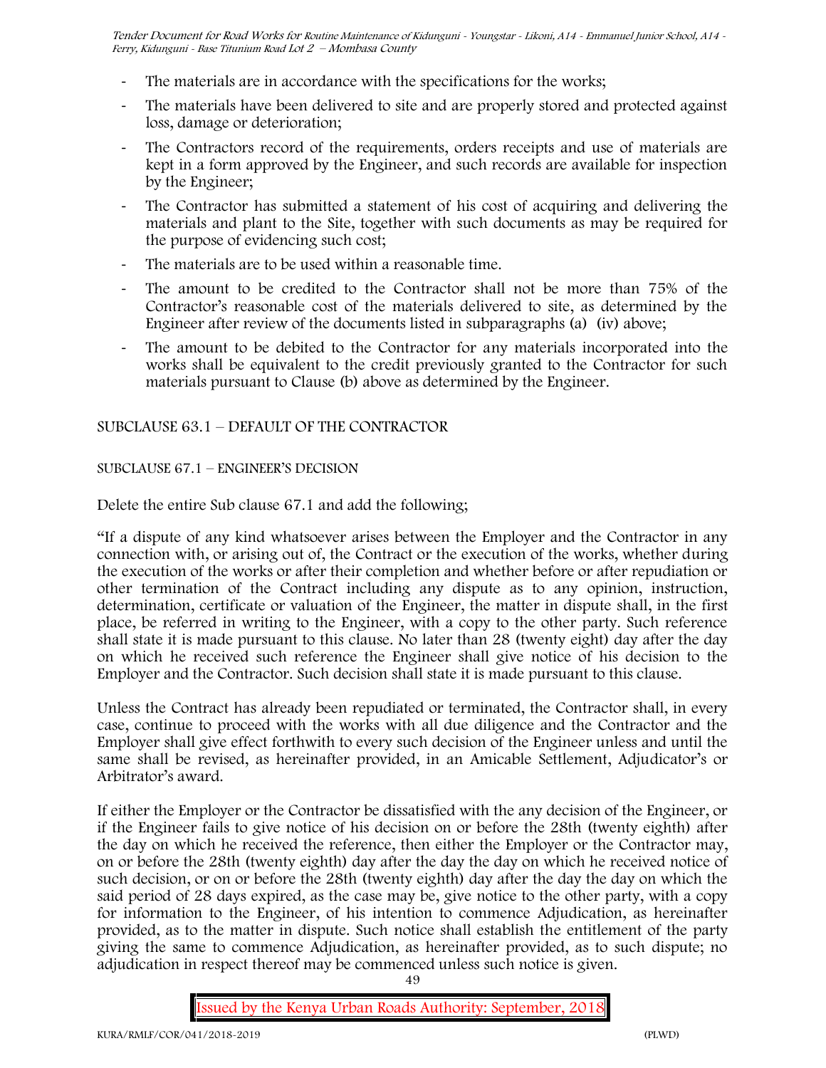- The materials are in accordance with the specifications for the works;
- The materials have been delivered to site and are properly stored and protected against loss, damage or deterioration;
- The Contractors record of the requirements, orders receipts and use of materials are kept in a form approved by the Engineer, and such records are available for inspection by the Engineer;
- The Contractor has submitted a statement of his cost of acquiring and delivering the materials and plant to the Site, together with such documents as may be required for the purpose of evidencing such cost;
- The materials are to be used within a reasonable time.
- The amount to be credited to the Contractor shall not be more than 75% of the Contractor's reasonable cost of the materials delivered to site, as determined by the Engineer after review of the documents listed in subparagraphs (a) (iv) above;
- The amount to be debited to the Contractor for any materials incorporated into the works shall be equivalent to the credit previously granted to the Contractor for such materials pursuant to Clause (b) above as determined by the Engineer.

SUBCLAUSE 63.1 – DEFAULT OF THE CONTRACTOR

SUBCLAUSE 67.1 – ENGINEER'S DECISION

Delete the entire Sub clause 67.1 and add the following;

"If a dispute of any kind whatsoever arises between the Employer and the Contractor in any connection with, or arising out of, the Contract or the execution of the works, whether during the execution of the works or after their completion and whether before or after repudiation or other termination of the Contract including any dispute as to any opinion, instruction, determination, certificate or valuation of the Engineer, the matter in dispute shall, in the first place, be referred in writing to the Engineer, with a copy to the other party. Such reference shall state it is made pursuant to this clause. No later than 28 (twenty eight) day after the day on which he received such reference the Engineer shall give notice of his decision to the Employer and the Contractor. Such decision shall state it is made pursuant to this clause.

Unless the Contract has already been repudiated or terminated, the Contractor shall, in every case, continue to proceed with the works with all due diligence and the Contractor and the Employer shall give effect forthwith to every such decision of the Engineer unless and until the same shall be revised, as hereinafter provided, in an Amicable Settlement, Adjudicator's or Arbitrator's award.

If either the Employer or the Contractor be dissatisfied with the any decision of the Engineer, or if the Engineer fails to give notice of his decision on or before the 28th (twenty eighth) after the day on which he received the reference, then either the Employer or the Contractor may, on or before the 28th (twenty eighth) day after the day the day on which he received notice of such decision, or on or before the 28th (twenty eighth) day after the day the day on which the said period of 28 days expired, as the case may be, give notice to the other party, with a copy for information to the Engineer, of his intention to commence Adjudication, as hereinafter provided, as to the matter in dispute. Such notice shall establish the entitlement of the party giving the same to commence Adjudication, as hereinafter provided, as to such dispute; no adjudication in respect thereof may be commenced unless such notice is given.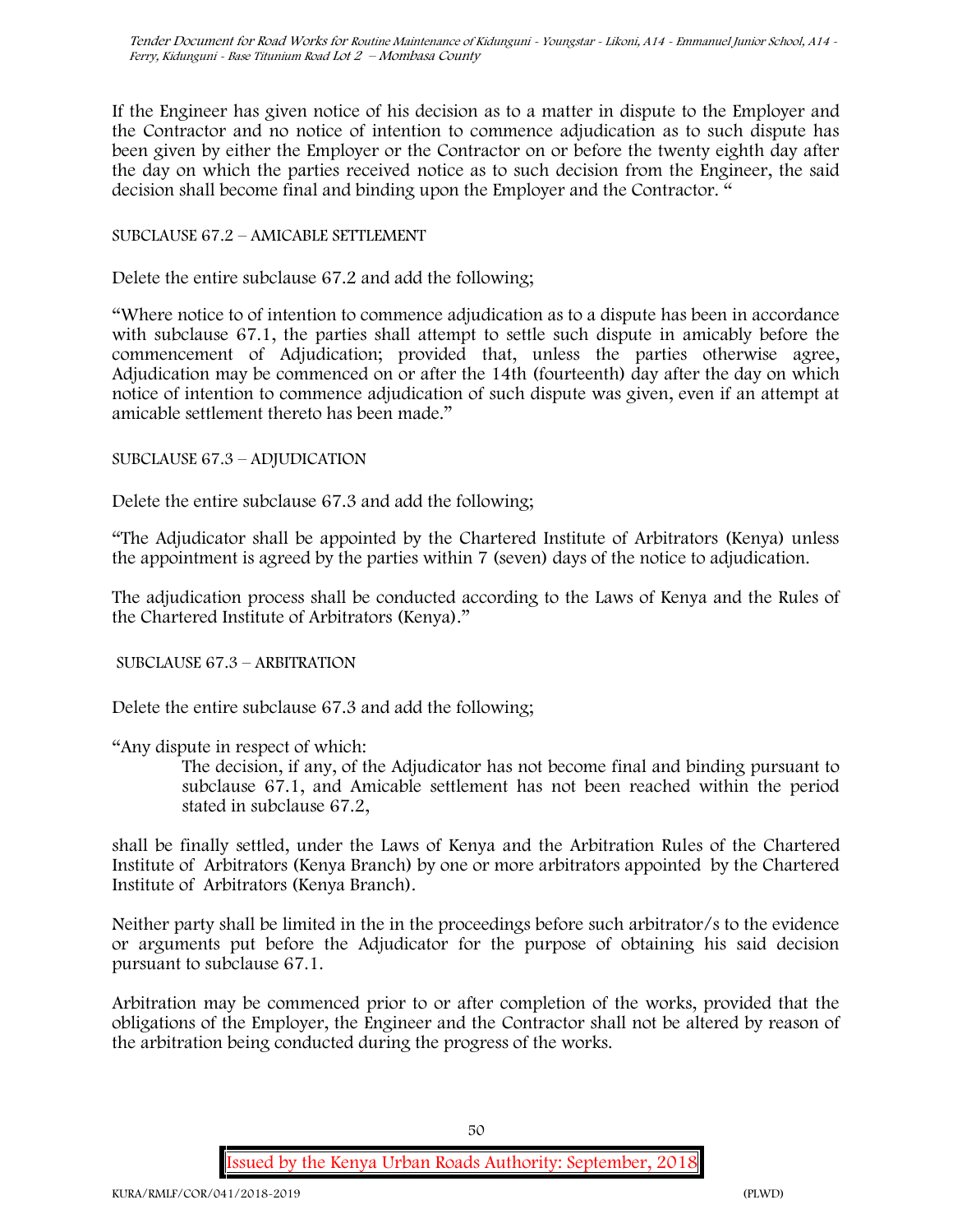If the Engineer has given notice of his decision as to a matter in dispute to the Employer and the Contractor and no notice of intention to commence adjudication as to such dispute has been given by either the Employer or the Contractor on or before the twenty eighth day after the day on which the parties received notice as to such decision from the Engineer, the said decision shall become final and binding upon the Employer and the Contractor. "

SUBCLAUSE 67.2 – AMICABLE SETTLEMENT

Delete the entire subclause 67.2 and add the following;

"Where notice to of intention to commence adjudication as to a dispute has been in accordance with subclause 67.1, the parties shall attempt to settle such dispute in amicably before the commencement of Adjudication; provided that, unless the parties otherwise agree, Adjudication may be commenced on or after the 14th (fourteenth) day after the day on which notice of intention to commence adjudication of such dispute was given, even if an attempt at amicable settlement thereto has been made."

SUBCLAUSE 67.3 – ADJUDICATION

Delete the entire subclause 67.3 and add the following;

"The Adjudicator shall be appointed by the Chartered Institute of Arbitrators (Kenya) unless the appointment is agreed by the parties within 7 (seven) days of the notice to adjudication.

The adjudication process shall be conducted according to the Laws of Kenya and the Rules of the Chartered Institute of Arbitrators (Kenya)."

SUBCLAUSE 67.3 – ARBITRATION

Delete the entire subclause 67.3 and add the following;

"Any dispute in respect of which:

> The decision, if any, of the Adjudicator has not become final and binding pursuant to subclause 67.1, and Amicable settlement has not been reached within the period stated in subclause 67.2,

shall be finally settled, under the Laws of Kenya and the Arbitration Rules of the Chartered Institute of Arbitrators (Kenya Branch) by one or more arbitrators appointed by the Chartered Institute of Arbitrators (Kenya Branch).

Neither party shall be limited in the in the proceedings before such arbitrator/s to the evidence or arguments put before the Adjudicator for the purpose of obtaining his said decision pursuant to subclause 67.1.

Arbitration may be commenced prior to or after completion of the works, provided that the obligations of the Employer, the Engineer and the Contractor shall not be altered by reason of the arbitration being conducted during the progress of the works.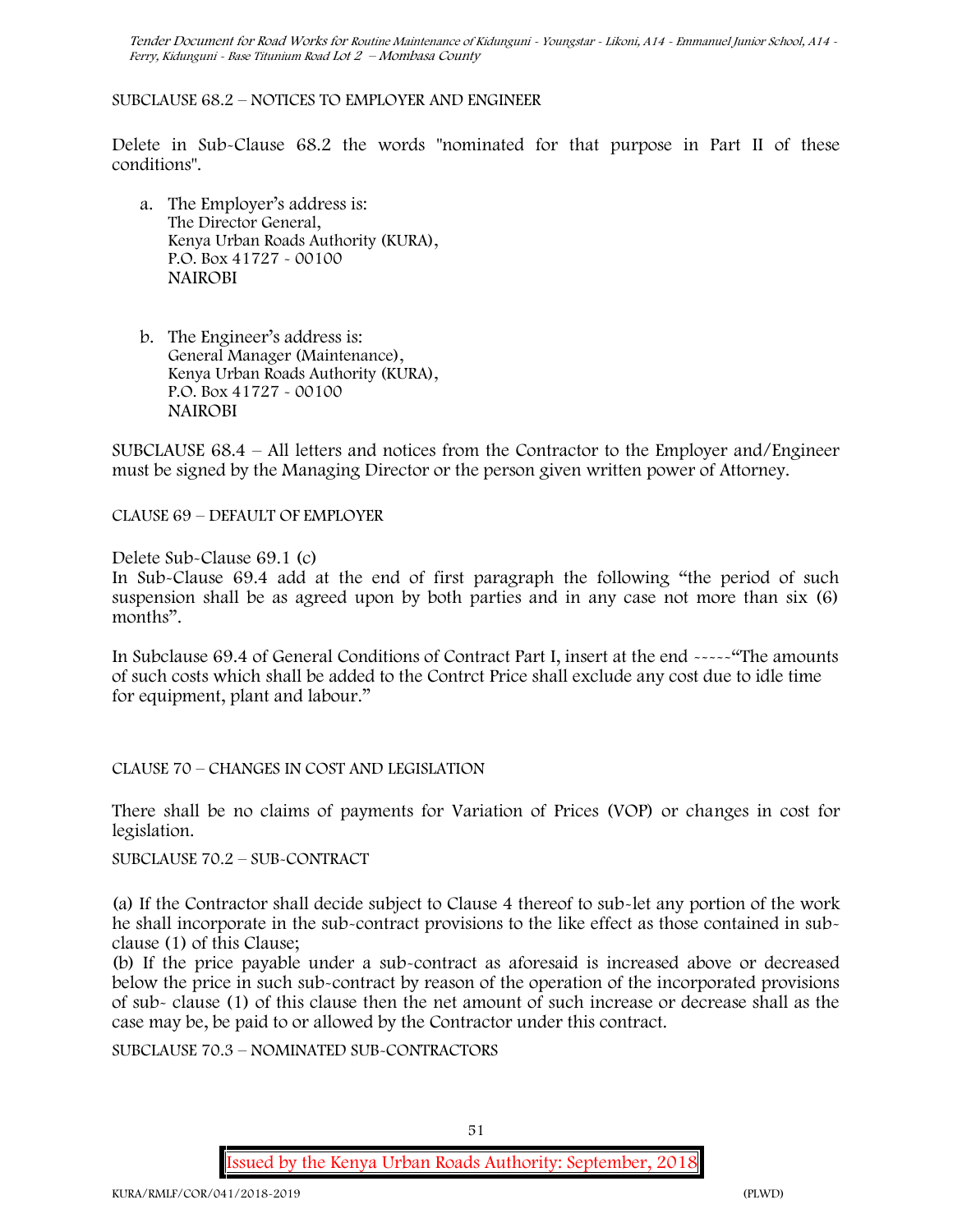SUBCLAUSE 68.2 – NOTICES TO EMPLOYER AND ENGINEER

Delete in Sub-Clause 68.2 the words "nominated for that purpose in Part II of these conditions".

a. The Employer's address is:
   The Director General,
   Kenya Urban Roads Authority (KURA),
   P.O. Box 41727 - 00100
   NAIROBI

b. The Engineer's address is:
   General Manager (Maintenance),
   Kenya Urban Roads Authority (KURA),
   P.O. Box 41727 - 00100
   NAIROBI

SUBCLAUSE 68.4 – All letters and notices from the Contractor to the Employer and/Engineer must be signed by the Managing Director or the person given written power of Attorney.

CLAUSE 69 – DEFAULT OF EMPLOYER

Delete Sub-Clause 69.1 (c)
In Sub-Clause 69.4 add at the end of first paragraph the following "the period of such suspension shall be as agreed upon by both parties and in any case not more than six (6) months".

In Subclause 69.4 of General Conditions of Contract Part I, insert at the end -----"The amounts of such costs which shall be added to the Contrct Price shall exclude any cost due to idle time for equipment, plant and labour."

CLAUSE 70 – CHANGES IN COST AND LEGISLATION

There shall be no claims of payments for Variation of Prices (VOP) or changes in cost for legislation.

SUBCLAUSE 70.2 – SUB-CONTRACT

(a) If the Contractor shall decide subject to Clause 4 thereof to sub-let any portion of the work he shall incorporate in the sub-contract provisions to the like effect as those contained in sub-clause (1) of this Clause;
(b) If the price payable under a sub-contract as aforesaid is increased above or decreased below the price in such sub-contract by reason of the operation of the incorporated provisions of sub- clause (1) of this clause then the net amount of such increase or decrease shall as the case may be, be paid to or allowed by the Contractor under this contract.

SUBCLAUSE 70.3 – NOMINATED SUB-CONTRACTORS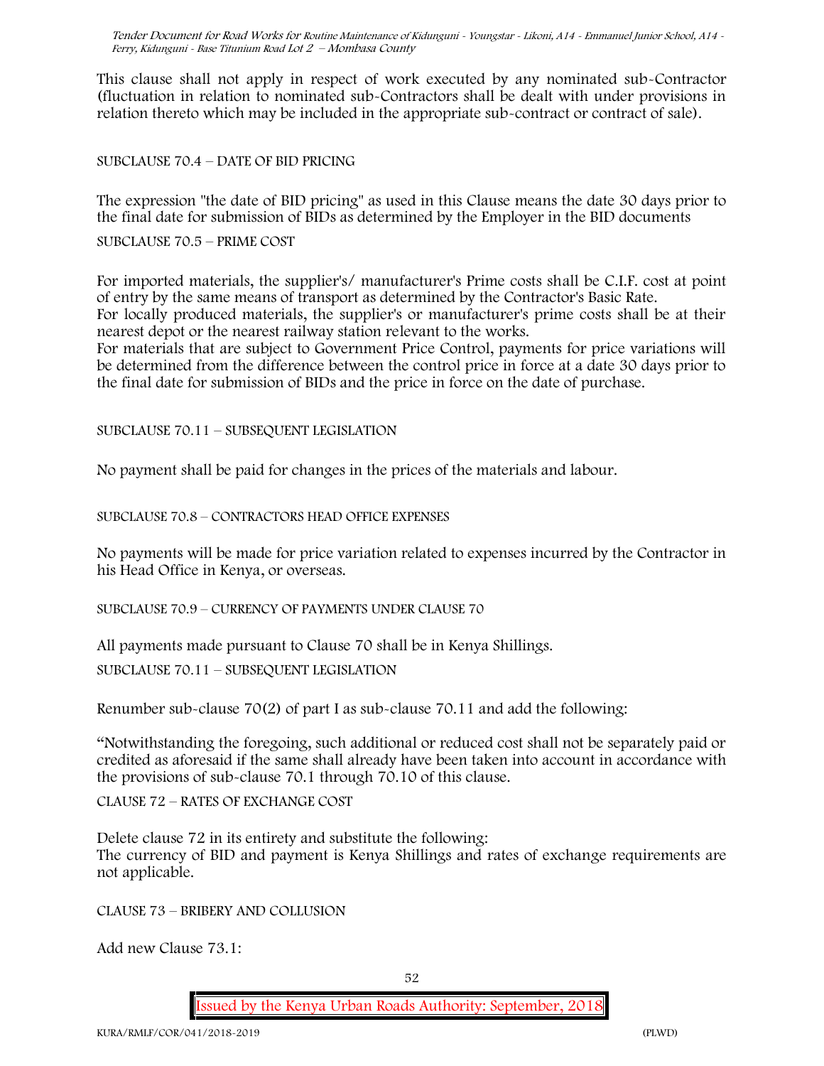This clause shall not apply in respect of work executed by any nominated sub-Contractor (fluctuation in relation to nominated sub-Contractors shall be dealt with under provisions in relation thereto which may be included in the appropriate sub-contract or contract of sale).

SUBCLAUSE 70.4 – DATE OF BID PRICING

The expression "the date of BID pricing" as used in this Clause means the date 30 days prior to the final date for submission of BIDs as determined by the Employer in the BID documents

SUBCLAUSE 70.5 – PRIME COST

For imported materials, the supplier's/ manufacturer's Prime costs shall be C.I.F. cost at point of entry by the same means of transport as determined by the Contractor's Basic Rate.
For locally produced materials, the supplier's or manufacturer's prime costs shall be at their nearest depot or the nearest railway station relevant to the works.
For materials that are subject to Government Price Control, payments for price variations will be determined from the difference between the control price in force at a date 30 days prior to the final date for submission of BIDs and the price in force on the date of purchase.

SUBCLAUSE 70.11 – SUBSEQUENT LEGISLATION

No payment shall be paid for changes in the prices of the materials and labour.

SUBCLAUSE 70.8 – CONTRACTORS HEAD OFFICE EXPENSES

No payments will be made for price variation related to expenses incurred by the Contractor in his Head Office in Kenya, or overseas.

SUBCLAUSE 70.9 – CURRENCY OF PAYMENTS UNDER CLAUSE 70

All payments made pursuant to Clause 70 shall be in Kenya Shillings.

SUBCLAUSE 70.11 – SUBSEQUENT LEGISLATION

Renumber sub-clause 70(2) of part I as sub-clause 70.11 and add the following:

"Notwithstanding the foregoing, such additional or reduced cost shall not be separately paid or credited as aforesaid if the same shall already have been taken into account in accordance with the provisions of sub-clause 70.1 through 70.10 of this clause.

CLAUSE 72 – RATES OF EXCHANGE COST

Delete clause 72 in its entirety and substitute the following:
The currency of BID and payment is Kenya Shillings and rates of exchange requirements are not applicable.

CLAUSE 73 – BRIBERY AND COLLUSION

Add new Clause 73.1: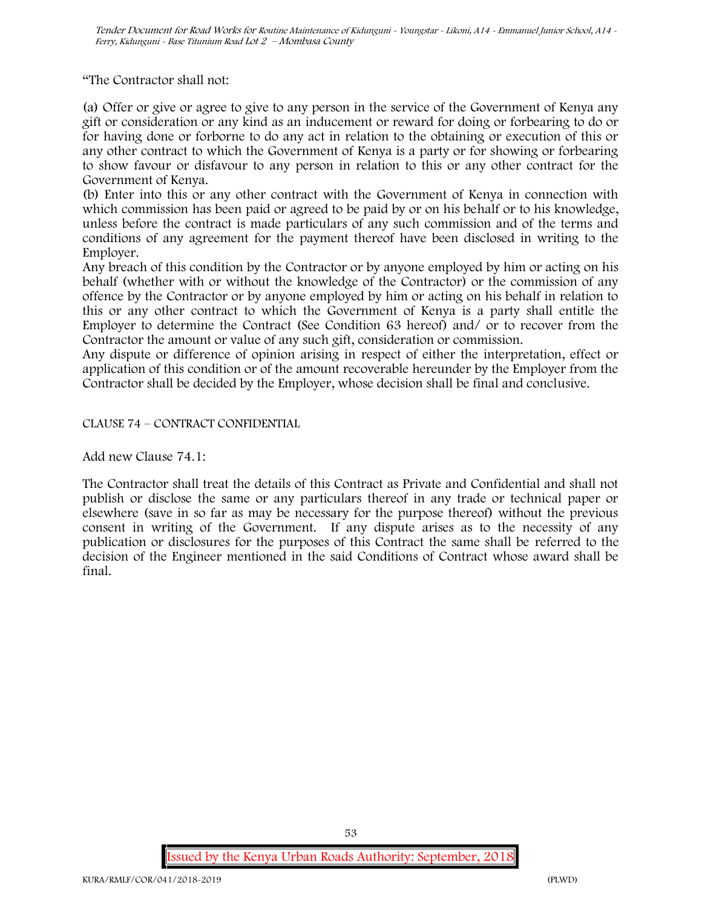"The Contractor shall not:

(a) Offer or give or agree to give to any person in the service of the Government of Kenya any gift or consideration or any kind as an inducement or reward for doing or forbearing to do or for having done or forborne to do any act in relation to the obtaining or execution of this or any other contract to which the Government of Kenya is a party or for showing or forbearing to show favour or disfavour to any person in relation to this or any other contract for the Government of Kenya.

(b) Enter into this or any other contract with the Government of Kenya in connection with which commission has been paid or agreed to be paid by or on his behalf or to his knowledge, unless before the contract is made particulars of any such commission and of the terms and conditions of any agreement for the payment thereof have been disclosed in writing to the Employer.

Any breach of this condition by the Contractor or by anyone employed by him or acting on his behalf (whether with or without the knowledge of the Contractor) or the commission of any offence by the Contractor or by anyone employed by him or acting on his behalf in relation to this or any other contract to which the Government of Kenya is a party shall entitle the Employer to determine the Contract (See Condition 63 hereof) and/ or to recover from the Contractor the amount or value of any such gift, consideration or commission.

Any dispute or difference of opinion arising in respect of either the interpretation, effect or application of this condition or of the amount recoverable hereunder by the Employer from the Contractor shall be decided by the Employer, whose decision shall be final and conclusive.

CLAUSE 74 – CONTRACT CONFIDENTIAL

Add new Clause 74.1:

The Contractor shall treat the details of this Contract as Private and Confidential and shall not publish or disclose the same or any particulars thereof in any trade or technical paper or elsewhere (save in so far as may be necessary for the purpose thereof) without the previous consent in writing of the Government. If any dispute arises as to the necessity of any publication or disclosures for the purposes of this Contract the same shall be referred to the decision of the Engineer mentioned in the said Conditions of Contract whose award shall be final.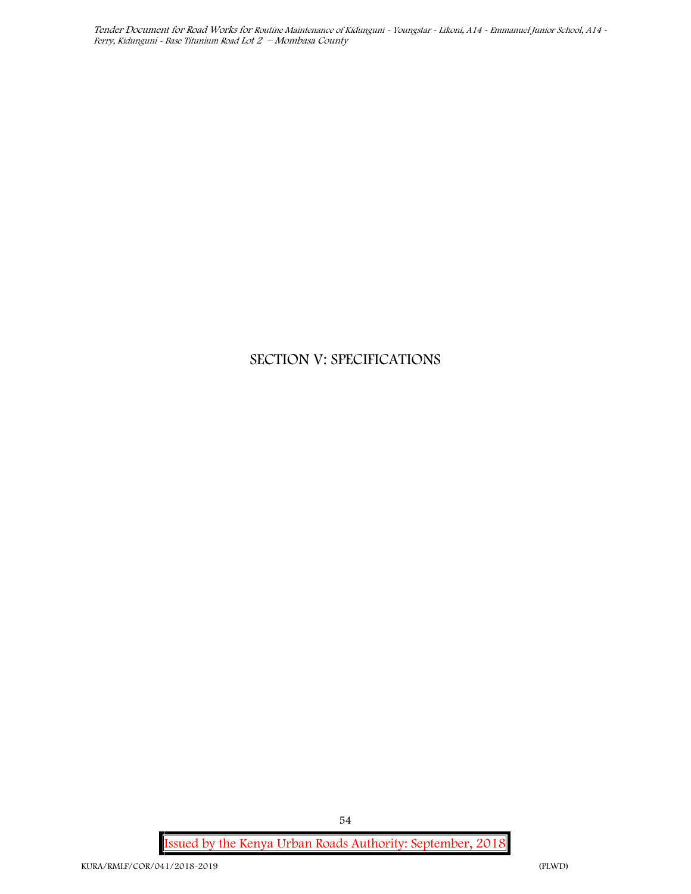# SECTION V: SPECIFICATIONS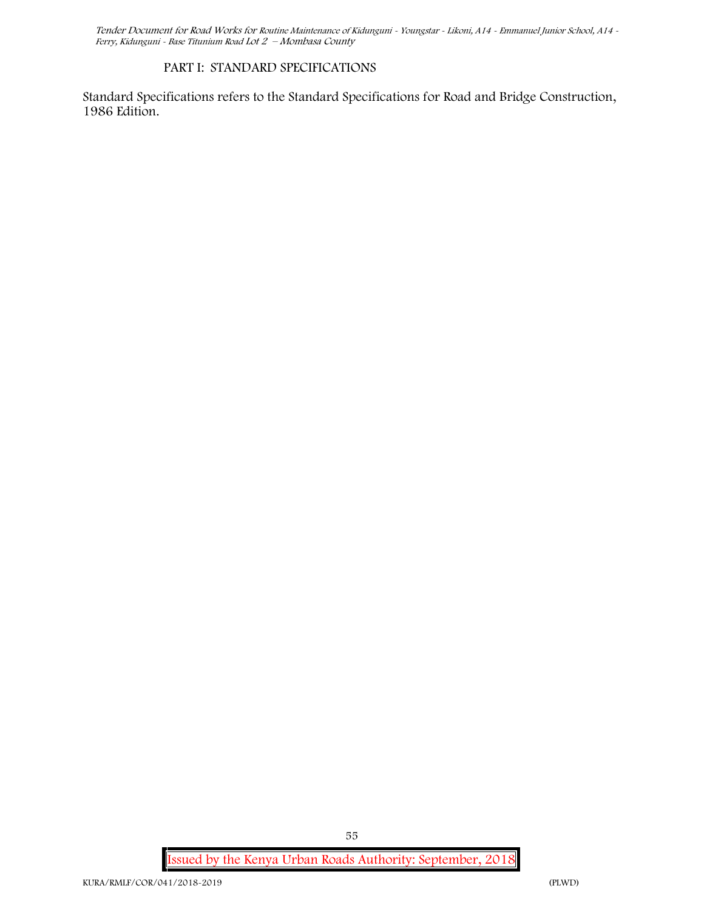## PART I: STANDARD SPECIFICATIONS

Standard Specifications refers to the Standard Specifications for Road and Bridge Construction, 1986 Edition.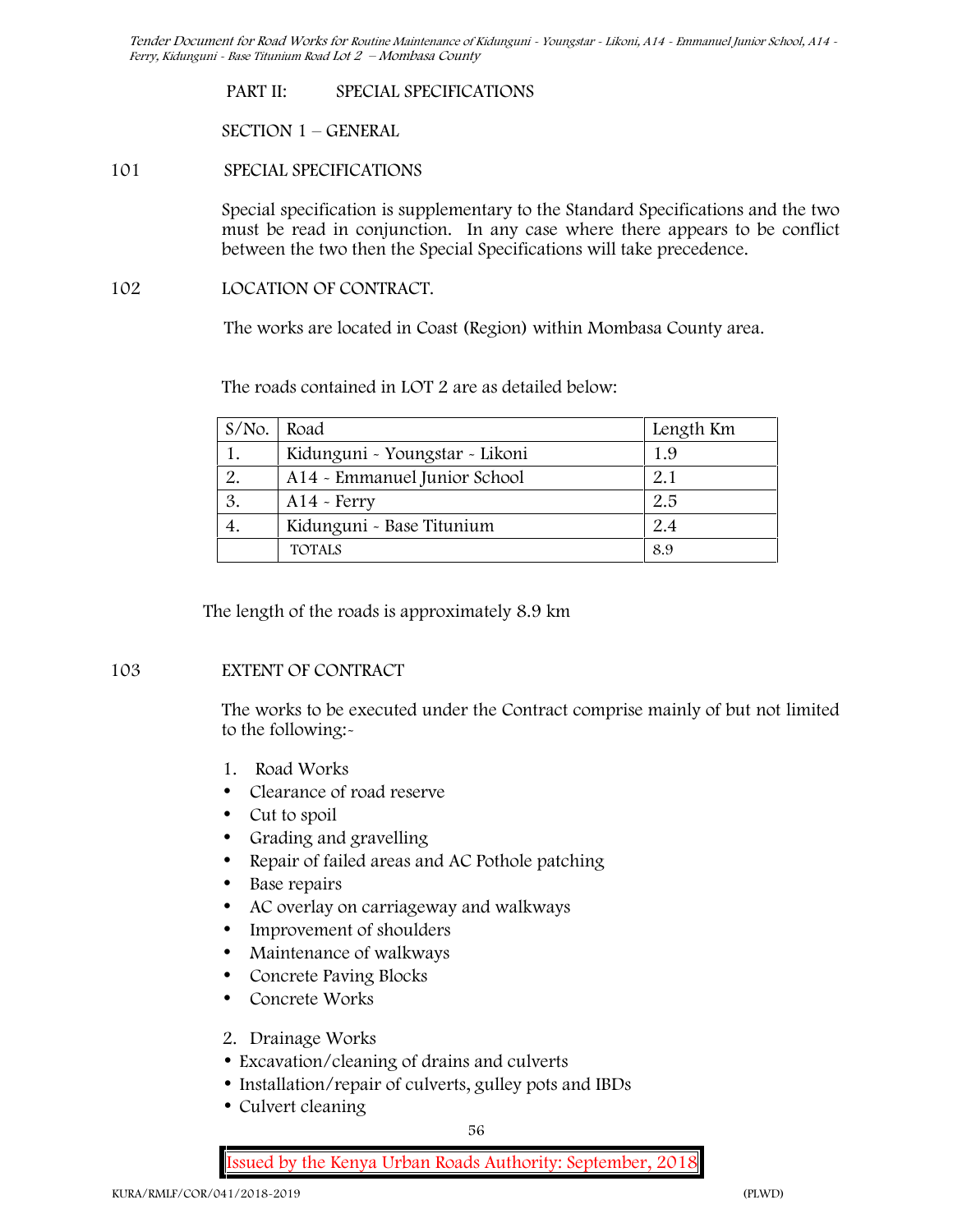PART II: SPECIAL SPECIFICATIONS

SECTION 1 – GENERAL

101 SPECIAL SPECIFICATIONS

Special specification is supplementary to the Standard Specifications and the two must be read in conjunction. In any case where there appears to be conflict between the two then the Special Specifications will take precedence.

102 LOCATION OF CONTRACT.

The works are located in Coast (Region) within Mombasa County area.

The roads contained in LOT 2 are as detailed below:

| S/No. | Road | Length Km |
|---|---|---|
| 1. | Kidunguni - Youngstar - Likoni | 1.9 |
| 2. | A14 - Emmanuel Junior School | 2.1 |
| 3. | A14 - Ferry | 2.5 |
| 4. | Kidunguni - Base Titunium | 2.4 |
| | TOTALS | 8.9 |

The length of the roads is approximately 8.9 km

103 EXTENT OF CONTRACT

The works to be executed under the Contract comprise mainly of but not limited to the following:-

1. Road Works
- Clearance of road reserve
- Cut to spoil
- Grading and gravelling
- Repair of failed areas and AC Pothole patching
- Base repairs
- AC overlay on carriageway and walkways
- Improvement of shoulders
- Maintenance of walkways
- Concrete Paving Blocks
- Concrete Works

2. Drainage Works
- Excavation/cleaning of drains and culverts
- Installation/repair of culverts, gulley pots and IBDs
- Culvert cleaning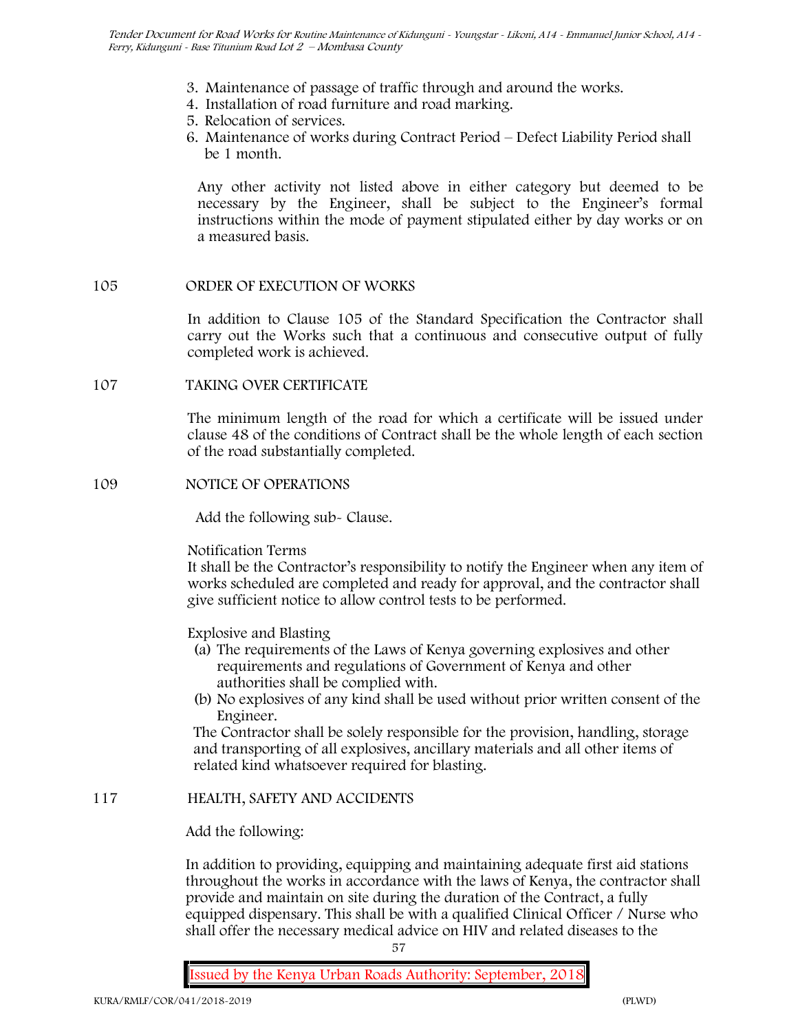3. Maintenance of passage of traffic through and around the works.
4. Installation of road furniture and road marking.
5. Relocation of services.
6. Maintenance of works during Contract Period – Defect Liability Period shall be 1 month.

Any other activity not listed above in either category but deemed to be necessary by the Engineer, shall be subject to the Engineer's formal instructions within the mode of payment stipulated either by day works or on a measured basis.

## 105 ORDER OF EXECUTION OF WORKS

In addition to Clause 105 of the Standard Specification the Contractor shall carry out the Works such that a continuous and consecutive output of fully completed work is achieved.

## 107 TAKING OVER CERTIFICATE

The minimum length of the road for which a certificate will be issued under clause 48 of the conditions of Contract shall be the whole length of each section of the road substantially completed.

## 109 NOTICE OF OPERATIONS

Add the following sub- Clause.

Notification Terms
It shall be the Contractor's responsibility to notify the Engineer when any item of works scheduled are completed and ready for approval, and the contractor shall give sufficient notice to allow control tests to be performed.

Explosive and Blasting

(a) The requirements of the Laws of Kenya governing explosives and other requirements and regulations of Government of Kenya and other authorities shall be complied with.
(b) No explosives of any kind shall be used without prior written consent of the Engineer.

The Contractor shall be solely responsible for the provision, handling, storage and transporting of all explosives, ancillary materials and all other items of related kind whatsoever required for blasting.

## 117 HEALTH, SAFETY AND ACCIDENTS

Add the following:

In addition to providing, equipping and maintaining adequate first aid stations throughout the works in accordance with the laws of Kenya, the contractor shall provide and maintain on site during the duration of the Contract, a fully equipped dispensary. This shall be with a qualified Clinical Officer / Nurse who shall offer the necessary medical advice on HIV and related diseases to the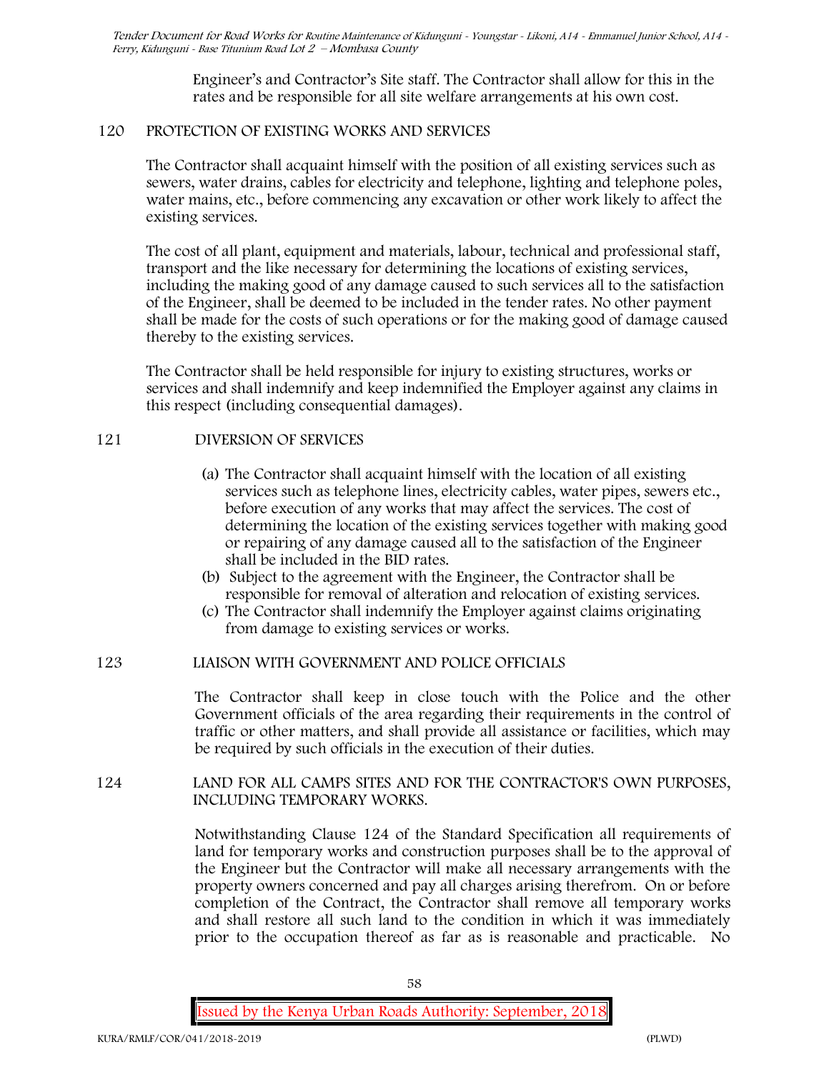Engineer's and Contractor's Site staff. The Contractor shall allow for this in the rates and be responsible for all site welfare arrangements at his own cost.

## 120 PROTECTION OF EXISTING WORKS AND SERVICES

The Contractor shall acquaint himself with the position of all existing services such as sewers, water drains, cables for electricity and telephone, lighting and telephone poles, water mains, etc., before commencing any excavation or other work likely to affect the existing services.

The cost of all plant, equipment and materials, labour, technical and professional staff, transport and the like necessary for determining the locations of existing services, including the making good of any damage caused to such services all to the satisfaction of the Engineer, shall be deemed to be included in the tender rates. No other payment shall be made for the costs of such operations or for the making good of damage caused thereby to the existing services.

The Contractor shall be held responsible for injury to existing structures, works or services and shall indemnify and keep indemnified the Employer against any claims in this respect (including consequential damages).

## 121 DIVERSION OF SERVICES

(a) The Contractor shall acquaint himself with the location of all existing services such as telephone lines, electricity cables, water pipes, sewers etc., before execution of any works that may affect the services. The cost of determining the location of the existing services together with making good or repairing of any damage caused all to the satisfaction of the Engineer shall be included in the BID rates.

(b) Subject to the agreement with the Engineer, the Contractor shall be responsible for removal of alteration and relocation of existing services.

(c) The Contractor shall indemnify the Employer against claims originating from damage to existing services or works.

## 123 LIAISON WITH GOVERNMENT AND POLICE OFFICIALS

The Contractor shall keep in close touch with the Police and the other Government officials of the area regarding their requirements in the control of traffic or other matters, and shall provide all assistance or facilities, which may be required by such officials in the execution of their duties.

## 124 LAND FOR ALL CAMPS SITES AND FOR THE CONTRACTOR'S OWN PURPOSES, INCLUDING TEMPORARY WORKS.

Notwithstanding Clause 124 of the Standard Specification all requirements of land for temporary works and construction purposes shall be to the approval of the Engineer but the Contractor will make all necessary arrangements with the property owners concerned and pay all charges arising therefrom. On or before completion of the Contract, the Contractor shall remove all temporary works and shall restore all such land to the condition in which it was immediately prior to the occupation thereof as far as is reasonable and practicable. No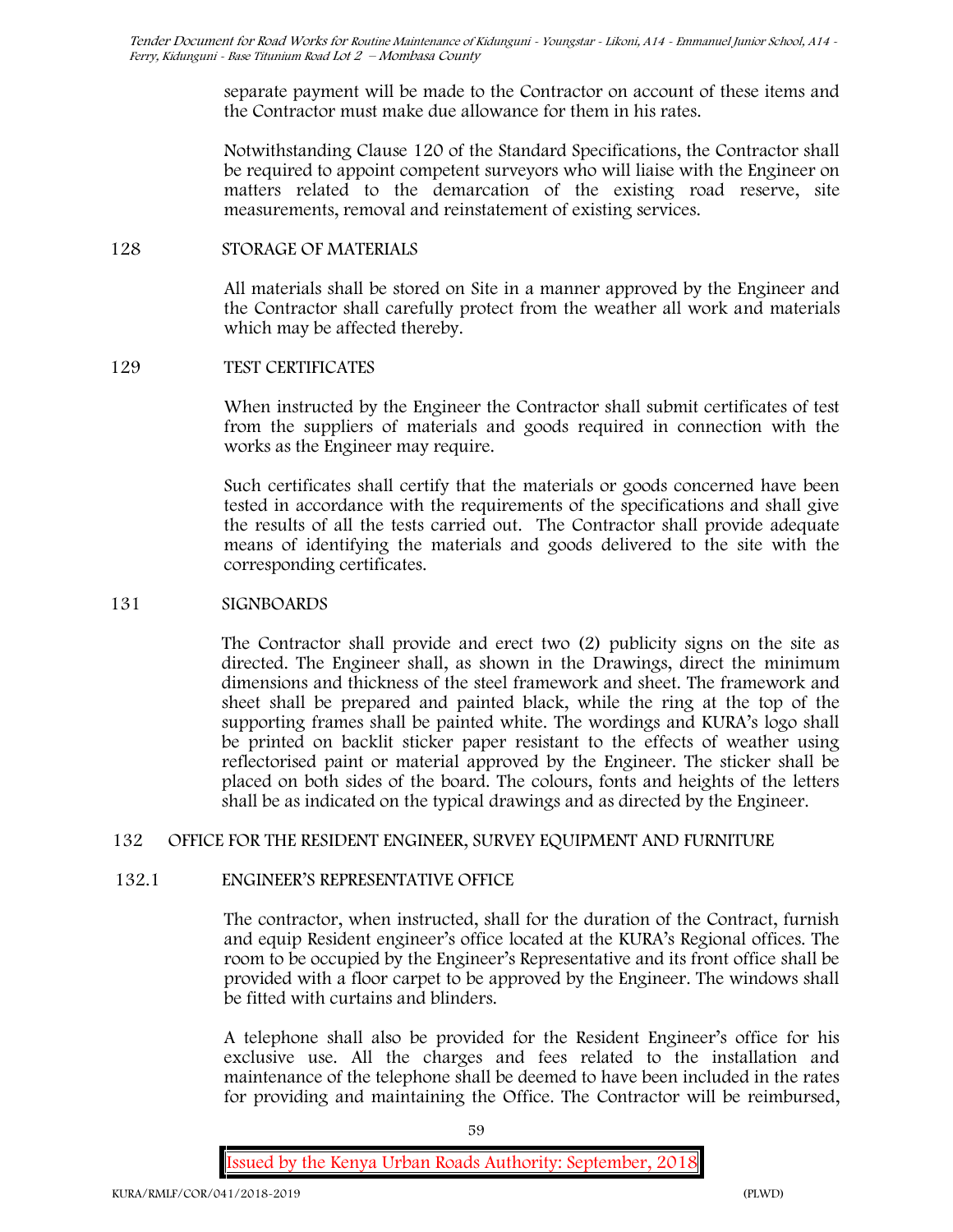separate payment will be made to the Contractor on account of these items and the Contractor must make due allowance for them in his rates.

Notwithstanding Clause 120 of the Standard Specifications, the Contractor shall be required to appoint competent surveyors who will liaise with the Engineer on matters related to the demarcation of the existing road reserve, site measurements, removal and reinstatement of existing services.

## 128 STORAGE OF MATERIALS

All materials shall be stored on Site in a manner approved by the Engineer and the Contractor shall carefully protect from the weather all work and materials which may be affected thereby.

## 129 TEST CERTIFICATES

When instructed by the Engineer the Contractor shall submit certificates of test from the suppliers of materials and goods required in connection with the works as the Engineer may require.

Such certificates shall certify that the materials or goods concerned have been tested in accordance with the requirements of the specifications and shall give the results of all the tests carried out. The Contractor shall provide adequate means of identifying the materials and goods delivered to the site with the corresponding certificates.

## 131 SIGNBOARDS

The Contractor shall provide and erect two (2) publicity signs on the site as directed. The Engineer shall, as shown in the Drawings, direct the minimum dimensions and thickness of the steel framework and sheet. The framework and sheet shall be prepared and painted black, while the ring at the top of the supporting frames shall be painted white. The wordings and KURA's logo shall be printed on backlit sticker paper resistant to the effects of weather using reflectorised paint or material approved by the Engineer. The sticker shall be placed on both sides of the board. The colours, fonts and heights of the letters shall be as indicated on the typical drawings and as directed by the Engineer.

## 132 OFFICE FOR THE RESIDENT ENGINEER, SURVEY EQUIPMENT AND FURNITURE

### 132.1 ENGINEER'S REPRESENTATIVE OFFICE

The contractor, when instructed, shall for the duration of the Contract, furnish and equip Resident engineer's office located at the KURA's Regional offices. The room to be occupied by the Engineer's Representative and its front office shall be provided with a floor carpet to be approved by the Engineer. The windows shall be fitted with curtains and blinders.

A telephone shall also be provided for the Resident Engineer's office for his exclusive use. All the charges and fees related to the installation and maintenance of the telephone shall be deemed to have been included in the rates for providing and maintaining the Office. The Contractor will be reimbursed,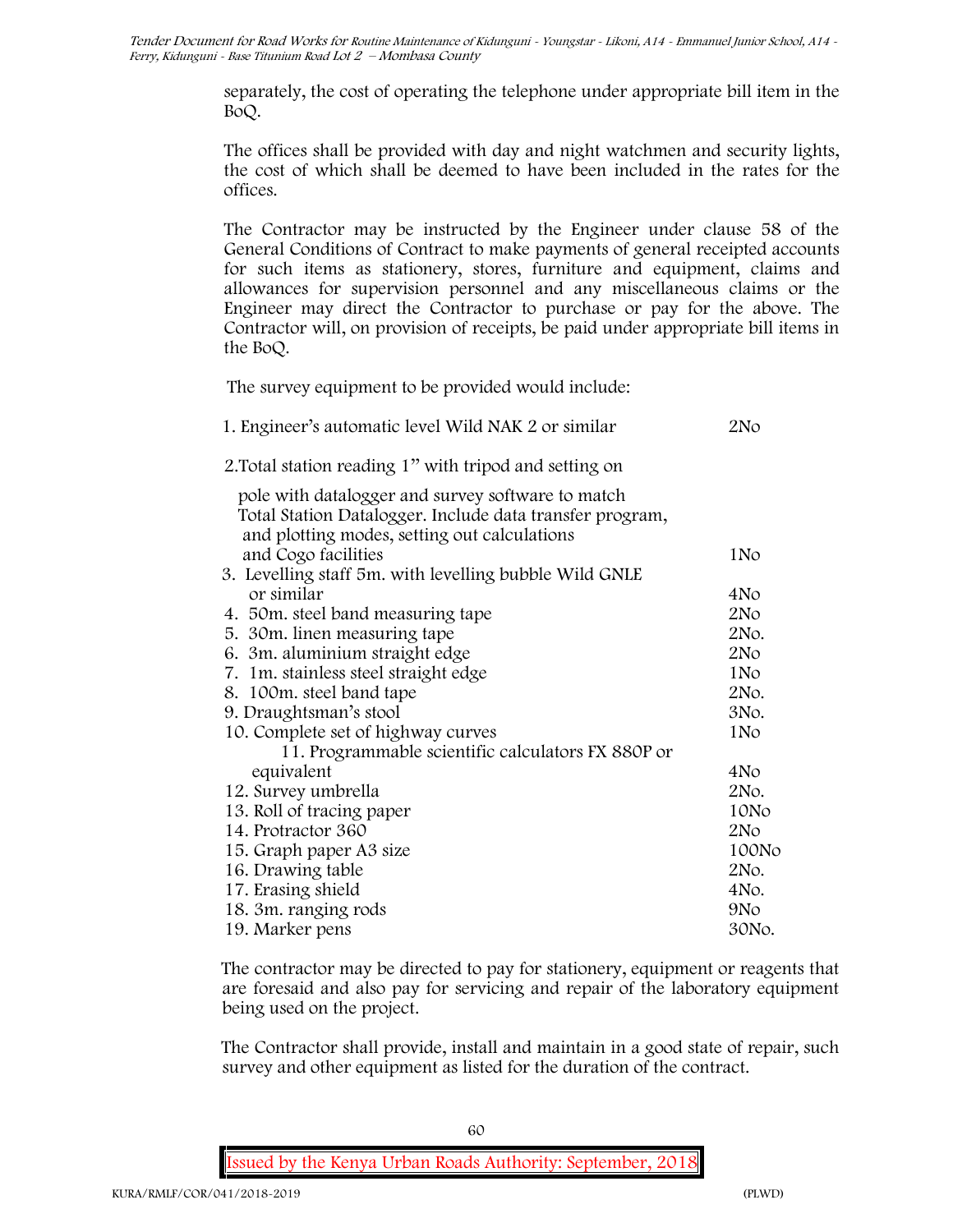separately, the cost of operating the telephone under appropriate bill item in the BoQ.

The offices shall be provided with day and night watchmen and security lights, the cost of which shall be deemed to have been included in the rates for the offices.

The Contractor may be instructed by the Engineer under clause 58 of the General Conditions of Contract to make payments of general receipted accounts for such items as stationery, stores, furniture and equipment, claims and allowances for supervision personnel and any miscellaneous claims or the Engineer may direct the Contractor to purchase or pay for the above. The Contractor will, on provision of receipts, be paid under appropriate bill items in the BoQ.

The survey equipment to be provided would include:

| Item | Quantity |
|---|---|
| 1. Engineer's automatic level Wild NAK 2 or similar | 2No |
| 2. Total station reading 1" with tripod and setting on pole with datalogger and survey software to match Total Station Datalogger. Include data transfer program, and plotting modes, setting out calculations and Cogo facilities | 1No |
| 3. Levelling staff 5m. with levelling bubble Wild GNLE or similar | 4No |
| 4. 50m. steel band measuring tape | 2No |
| 5. 30m. linen measuring tape | 2No. |
| 6. 3m. aluminium straight edge | 2No |
| 7. 1m. stainless steel straight edge | 1No |
| 8. 100m. steel band tape | 2No. |
| 9. Draughtsman's stool | 3No. |
| 10. Complete set of highway curves | 1No |
| 11. Programmable scientific calculators FX 880P or equivalent | 4No |
| 12. Survey umbrella | 2No. |
| 13. Roll of tracing paper | 10No |
| 14. Protractor 360 | 2No |
| 15. Graph paper A3 size | 100No |
| 16. Drawing table | 2No. |
| 17. Erasing shield | 4No. |
| 18. 3m. ranging rods | 9No |
| 19. Marker pens | 30No. |

The contractor may be directed to pay for stationery, equipment or reagents that are foresaid and also pay for servicing and repair of the laboratory equipment being used on the project.

The Contractor shall provide, install and maintain in a good state of repair, such survey and other equipment as listed for the duration of the contract.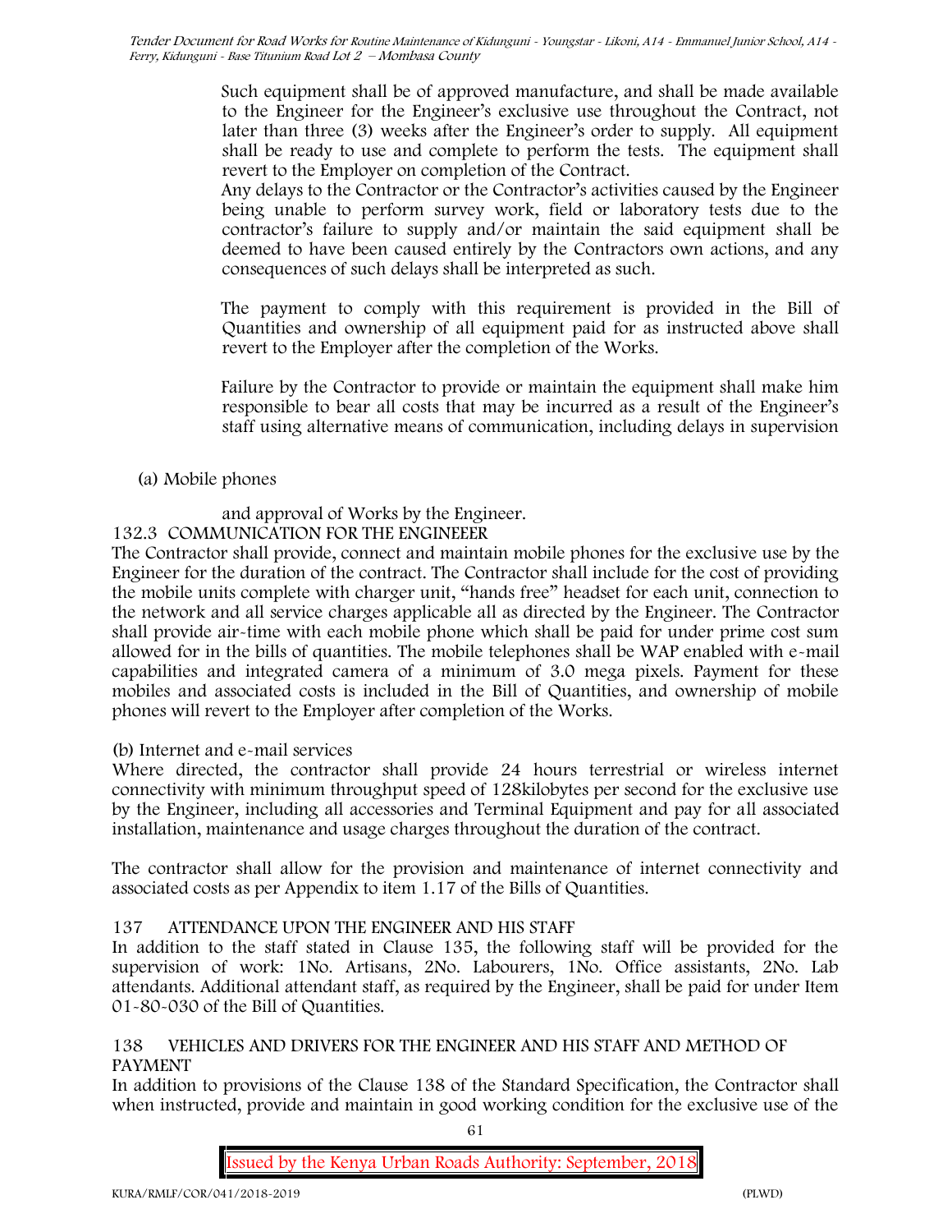Such equipment shall be of approved manufacture, and shall be made available to the Engineer for the Engineer's exclusive use throughout the Contract, not later than three (3) weeks after the Engineer's order to supply. All equipment shall be ready to use and complete to perform the tests. The equipment shall revert to the Employer on completion of the Contract.

Any delays to the Contractor or the Contractor's activities caused by the Engineer being unable to perform survey work, field or laboratory tests due to the contractor's failure to supply and/or maintain the said equipment shall be deemed to have been caused entirely by the Contractors own actions, and any consequences of such delays shall be interpreted as such.

The payment to comply with this requirement is provided in the Bill of Quantities and ownership of all equipment paid for as instructed above shall revert to the Employer after the completion of the Works.

Failure by the Contractor to provide or maintain the equipment shall make him responsible to bear all costs that may be incurred as a result of the Engineer's staff using alternative means of communication, including delays in supervision

(a) Mobile phones

and approval of Works by the Engineer.

132.3 COMMUNICATION FOR THE ENGINEEER

The Contractor shall provide, connect and maintain mobile phones for the exclusive use by the Engineer for the duration of the contract. The Contractor shall include for the cost of providing the mobile units complete with charger unit, "hands free" headset for each unit, connection to the network and all service charges applicable all as directed by the Engineer. The Contractor shall provide air-time with each mobile phone which shall be paid for under prime cost sum allowed for in the bills of quantities. The mobile telephones shall be WAP enabled with e-mail capabilities and integrated camera of a minimum of 3.0 mega pixels. Payment for these mobiles and associated costs is included in the Bill of Quantities, and ownership of mobile phones will revert to the Employer after completion of the Works.

(b) Internet and e-mail services

Where directed, the contractor shall provide 24 hours terrestrial or wireless internet connectivity with minimum throughput speed of 128kilobytes per second for the exclusive use by the Engineer, including all accessories and Terminal Equipment and pay for all associated installation, maintenance and usage charges throughout the duration of the contract.

The contractor shall allow for the provision and maintenance of internet connectivity and associated costs as per Appendix to item 1.17 of the Bills of Quantities.

## 137 ATTENDANCE UPON THE ENGINEER AND HIS STAFF

In addition to the staff stated in Clause 135, the following staff will be provided for the supervision of work: 1No. Artisans, 2No. Labourers, 1No. Office assistants, 2No. Lab attendants. Additional attendant staff, as required by the Engineer, shall be paid for under Item 01-80-030 of the Bill of Quantities.

## 138 VEHICLES AND DRIVERS FOR THE ENGINEER AND HIS STAFF AND METHOD OF PAYMENT

In addition to provisions of the Clause 138 of the Standard Specification, the Contractor shall when instructed, provide and maintain in good working condition for the exclusive use of the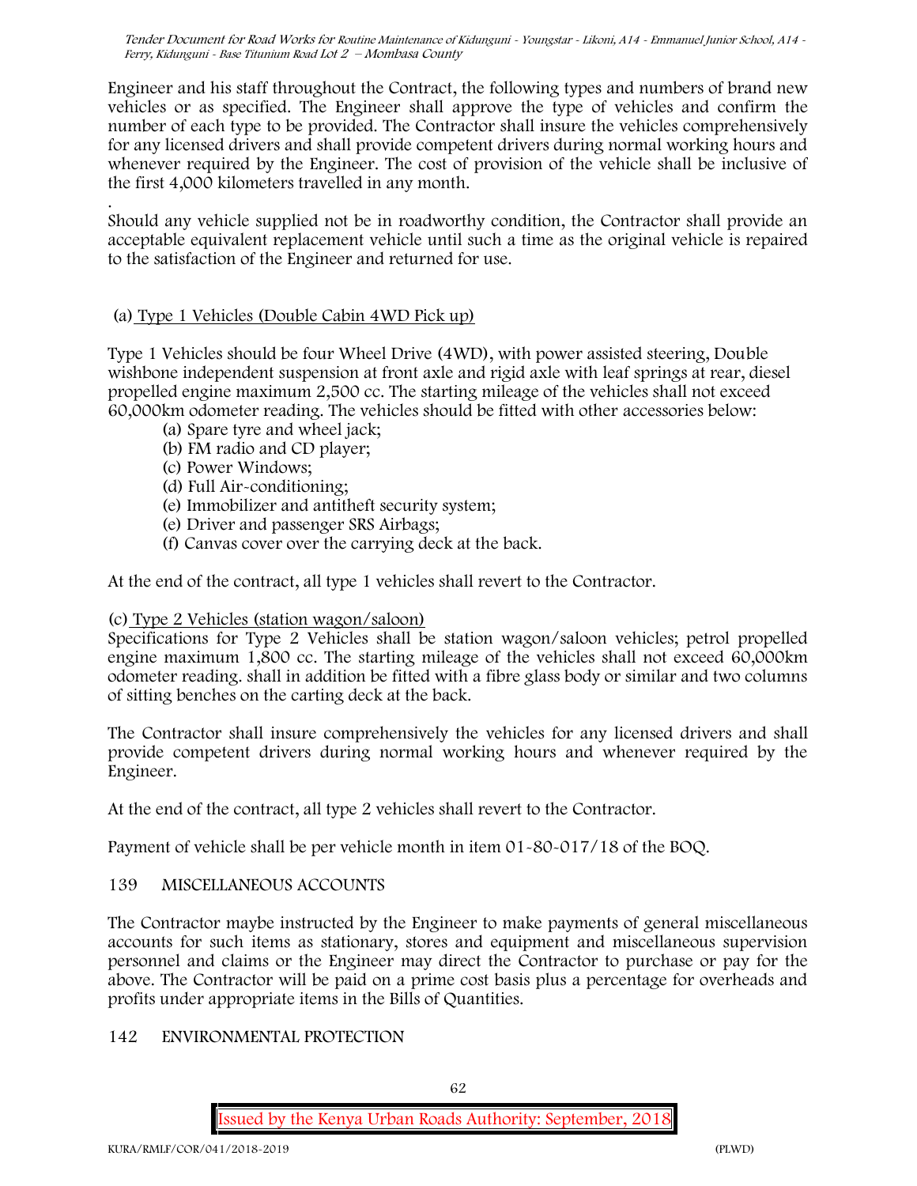Engineer and his staff throughout the Contract, the following types and numbers of brand new vehicles or as specified. The Engineer shall approve the type of vehicles and confirm the number of each type to be provided. The Contractor shall insure the vehicles comprehensively for any licensed drivers and shall provide competent drivers during normal working hours and whenever required by the Engineer. The cost of provision of the vehicle shall be inclusive of the first 4,000 kilometers travelled in any month.

.
Should any vehicle supplied not be in roadworthy condition, the Contractor shall provide an acceptable equivalent replacement vehicle until such a time as the original vehicle is repaired to the satisfaction of the Engineer and returned for use.

(a) Type 1 Vehicles (Double Cabin 4WD Pick up)

Type 1 Vehicles should be four Wheel Drive (4WD), with power assisted steering, Double wishbone independent suspension at front axle and rigid axle with leaf springs at rear, diesel propelled engine maximum 2,500 cc. The starting mileage of the vehicles shall not exceed 60,000km odometer reading. The vehicles should be fitted with other accessories below:

- (a) Spare tyre and wheel jack;
- (b) FM radio and CD player;
- (c) Power Windows;
- (d) Full Air-conditioning;
- (e) Immobilizer and antitheft security system;
- (e) Driver and passenger SRS Airbags;
- (f) Canvas cover over the carrying deck at the back.

At the end of the contract, all type 1 vehicles shall revert to the Contractor.

(c) Type 2 Vehicles (station wagon/saloon)

Specifications for Type 2 Vehicles shall be station wagon/saloon vehicles; petrol propelled engine maximum 1,800 cc. The starting mileage of the vehicles shall not exceed 60,000km odometer reading. shall in addition be fitted with a fibre glass body or similar and two columns of sitting benches on the carting deck at the back.

The Contractor shall insure comprehensively the vehicles for any licensed drivers and shall provide competent drivers during normal working hours and whenever required by the Engineer.

At the end of the contract, all type 2 vehicles shall revert to the Contractor.

Payment of vehicle shall be per vehicle month in item 01-80-017/18 of the BOQ.

## 139 MISCELLANEOUS ACCOUNTS

The Contractor maybe instructed by the Engineer to make payments of general miscellaneous accounts for such items as stationary, stores and equipment and miscellaneous supervision personnel and claims or the Engineer may direct the Contractor to purchase or pay for the above. The Contractor will be paid on a prime cost basis plus a percentage for overheads and profits under appropriate items in the Bills of Quantities.

## 142 ENVIRONMENTAL PROTECTION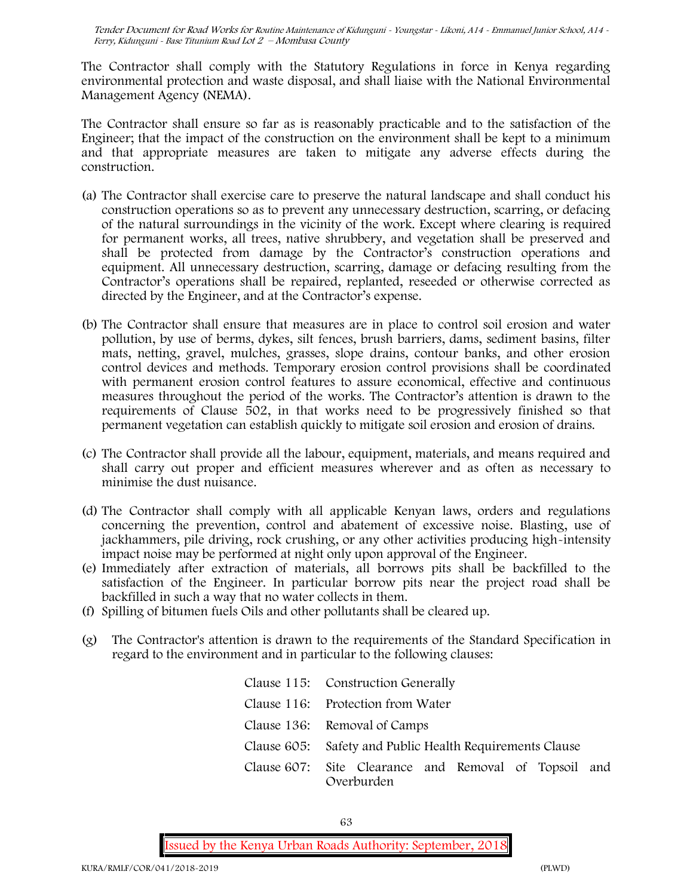The Contractor shall comply with the Statutory Regulations in force in Kenya regarding environmental protection and waste disposal, and shall liaise with the National Environmental Management Agency (NEMA).

The Contractor shall ensure so far as is reasonably practicable and to the satisfaction of the Engineer; that the impact of the construction on the environment shall be kept to a minimum and that appropriate measures are taken to mitigate any adverse effects during the construction.

(a) The Contractor shall exercise care to preserve the natural landscape and shall conduct his construction operations so as to prevent any unnecessary destruction, scarring, or defacing of the natural surroundings in the vicinity of the work. Except where clearing is required for permanent works, all trees, native shrubbery, and vegetation shall be preserved and shall be protected from damage by the Contractor's construction operations and equipment. All unnecessary destruction, scarring, damage or defacing resulting from the Contractor's operations shall be repaired, replanted, reseeded or otherwise corrected as directed by the Engineer, and at the Contractor's expense.

(b) The Contractor shall ensure that measures are in place to control soil erosion and water pollution, by use of berms, dykes, silt fences, brush barriers, dams, sediment basins, filter mats, netting, gravel, mulches, grasses, slope drains, contour banks, and other erosion control devices and methods. Temporary erosion control provisions shall be coordinated with permanent erosion control features to assure economical, effective and continuous measures throughout the period of the works. The Contractor's attention is drawn to the requirements of Clause 502, in that works need to be progressively finished so that permanent vegetation can establish quickly to mitigate soil erosion and erosion of drains.

(c) The Contractor shall provide all the labour, equipment, materials, and means required and shall carry out proper and efficient measures wherever and as often as necessary to minimise the dust nuisance.

(d) The Contractor shall comply with all applicable Kenyan laws, orders and regulations concerning the prevention, control and abatement of excessive noise. Blasting, use of jackhammers, pile driving, rock crushing, or any other activities producing high-intensity impact noise may be performed at night only upon approval of the Engineer.

(e) Immediately after extraction of materials, all borrows pits shall be backfilled to the satisfaction of the Engineer. In particular borrow pits near the project road shall be backfilled in such a way that no water collects in them.

(f) Spilling of bitumen fuels Oils and other pollutants shall be cleared up.

(g) The Contractor's attention is drawn to the requirements of the Standard Specification in regard to the environment and in particular to the following clauses:

| | |
|---|---|
| Clause 115: | Construction Generally |
| Clause 116: | Protection from Water |
| Clause 136: | Removal of Camps |
| Clause 605: | Safety and Public Health Requirements Clause |
| Clause 607: | Site Clearance and Removal of Topsoil and Overburden |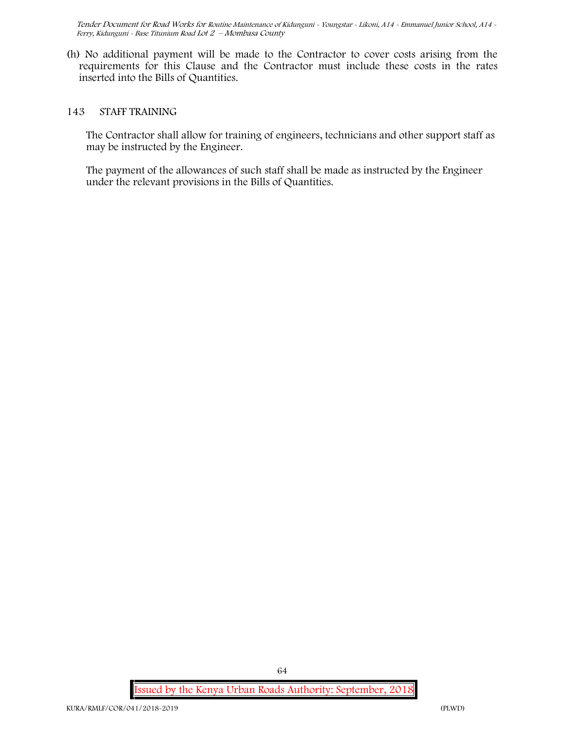(h) No additional payment will be made to the Contractor to cover costs arising from the requirements for this Clause and the Contractor must include these costs in the rates inserted into the Bills of Quantities.

## 143 STAFF TRAINING

The Contractor shall allow for training of engineers, technicians and other support staff as may be instructed by the Engineer.

The payment of the allowances of such staff shall be made as instructed by the Engineer under the relevant provisions in the Bills of Quantities.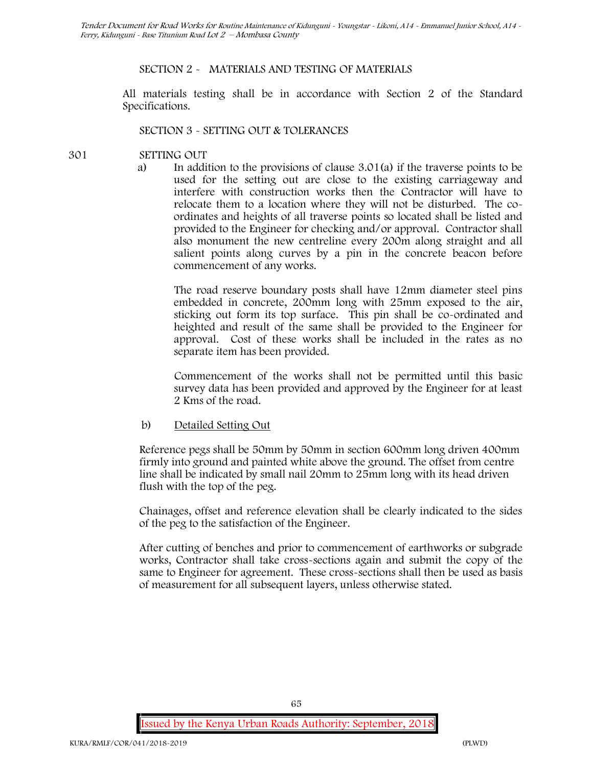## SECTION 2 - MATERIALS AND TESTING OF MATERIALS

All materials testing shall be in accordance with Section 2 of the Standard Specifications.

## SECTION 3 - SETTING OUT & TOLERANCES

### 301 SETTING OUT

a) In addition to the provisions of clause 3.01(a) if the traverse points to be used for the setting out are close to the existing carriageway and interfere with construction works then the Contractor will have to relocate them to a location where they will not be disturbed. The co-ordinates and heights of all traverse points so located shall be listed and provided to the Engineer for checking and/or approval. Contractor shall also monument the new centreline every 200m along straight and all salient points along curves by a pin in the concrete beacon before commencement of any works.

The road reserve boundary posts shall have 12mm diameter steel pins embedded in concrete, 200mm long with 25mm exposed to the air, sticking out form its top surface. This pin shall be co-ordinated and heighted and result of the same shall be provided to the Engineer for approval. Cost of these works shall be included in the rates as no separate item has been provided.

Commencement of the works shall not be permitted until this basic survey data has been provided and approved by the Engineer for at least 2 Kms of the road.

b) Detailed Setting Out

Reference pegs shall be 50mm by 50mm in section 600mm long driven 400mm firmly into ground and painted white above the ground. The offset from centre line shall be indicated by small nail 20mm to 25mm long with its head driven flush with the top of the peg.

Chainages, offset and reference elevation shall be clearly indicated to the sides of the peg to the satisfaction of the Engineer.

After cutting of benches and prior to commencement of earthworks or subgrade works, Contractor shall take cross-sections again and submit the copy of the same to Engineer for agreement. These cross-sections shall then be used as basis of measurement for all subsequent layers, unless otherwise stated.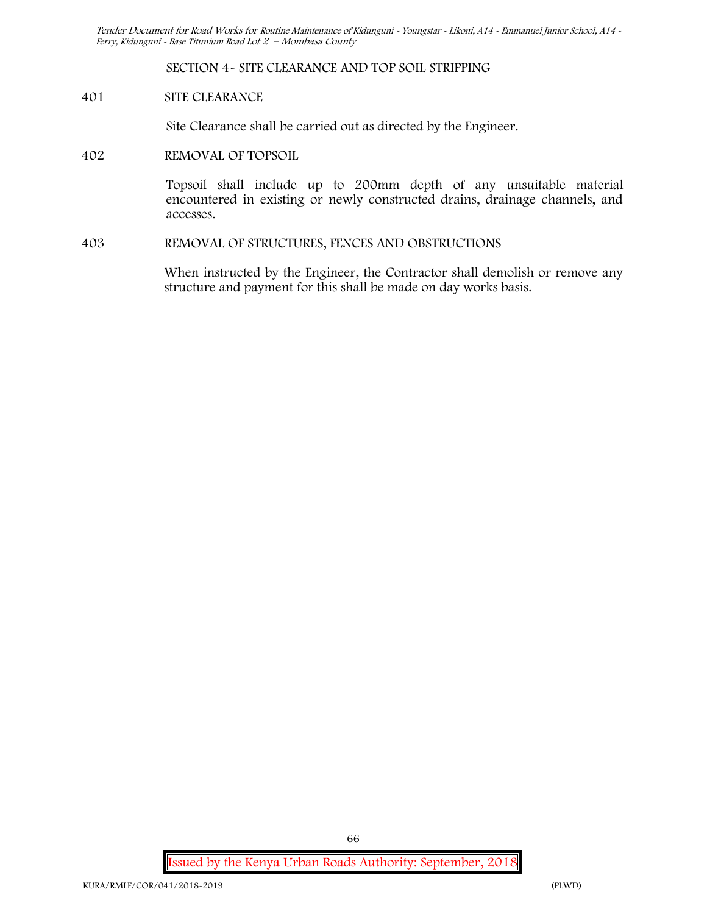## SECTION 4- SITE CLEARANCE AND TOP SOIL STRIPPING

### 401 SITE CLEARANCE

Site Clearance shall be carried out as directed by the Engineer.

### 402 REMOVAL OF TOPSOIL

Topsoil shall include up to 200mm depth of any unsuitable material encountered in existing or newly constructed drains, drainage channels, and accesses.

### 403 REMOVAL OF STRUCTURES, FENCES AND OBSTRUCTIONS

When instructed by the Engineer, the Contractor shall demolish or remove any structure and payment for this shall be made on day works basis.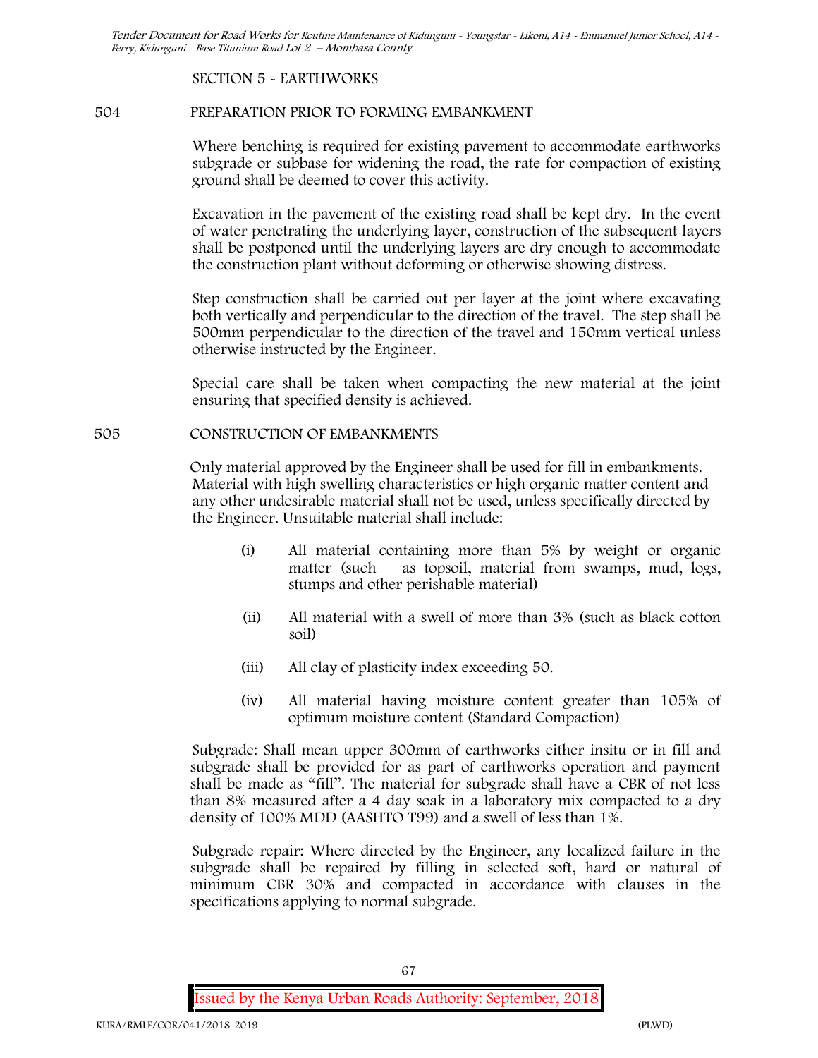## SECTION 5 - EARTHWORKS

### 504 PREPARATION PRIOR TO FORMING EMBANKMENT

Where benching is required for existing pavement to accommodate earthworks subgrade or subbase for widening the road, the rate for compaction of existing ground shall be deemed to cover this activity.

Excavation in the pavement of the existing road shall be kept dry. In the event of water penetrating the underlying layer, construction of the subsequent layers shall be postponed until the underlying layers are dry enough to accommodate the construction plant without deforming or otherwise showing distress.

Step construction shall be carried out per layer at the joint where excavating both vertically and perpendicular to the direction of the travel. The step shall be 500mm perpendicular to the direction of the travel and 150mm vertical unless otherwise instructed by the Engineer.

Special care shall be taken when compacting the new material at the joint ensuring that specified density is achieved.

### 505 CONSTRUCTION OF EMBANKMENTS

Only material approved by the Engineer shall be used for fill in embankments. Material with high swelling characteristics or high organic matter content and any other undesirable material shall not be used, unless specifically directed by the Engineer. Unsuitable material shall include:

(i) All material containing more than 5% by weight or organic matter (such as topsoil, material from swamps, mud, logs, stumps and other perishable material)

(ii) All material with a swell of more than 3% (such as black cotton soil)

(iii) All clay of plasticity index exceeding 50.

(iv) All material having moisture content greater than 105% of optimum moisture content (Standard Compaction)

Subgrade: Shall mean upper 300mm of earthworks either insitu or in fill and subgrade shall be provided for as part of earthworks operation and payment shall be made as "fill". The material for subgrade shall have a CBR of not less than 8% measured after a 4 day soak in a laboratory mix compacted to a dry density of 100% MDD (AASHTO T99) and a swell of less than 1%.

Subgrade repair: Where directed by the Engineer, any localized failure in the subgrade shall be repaired by filling in selected soft, hard or natural of minimum CBR 30% and compacted in accordance with clauses in the specifications applying to normal subgrade.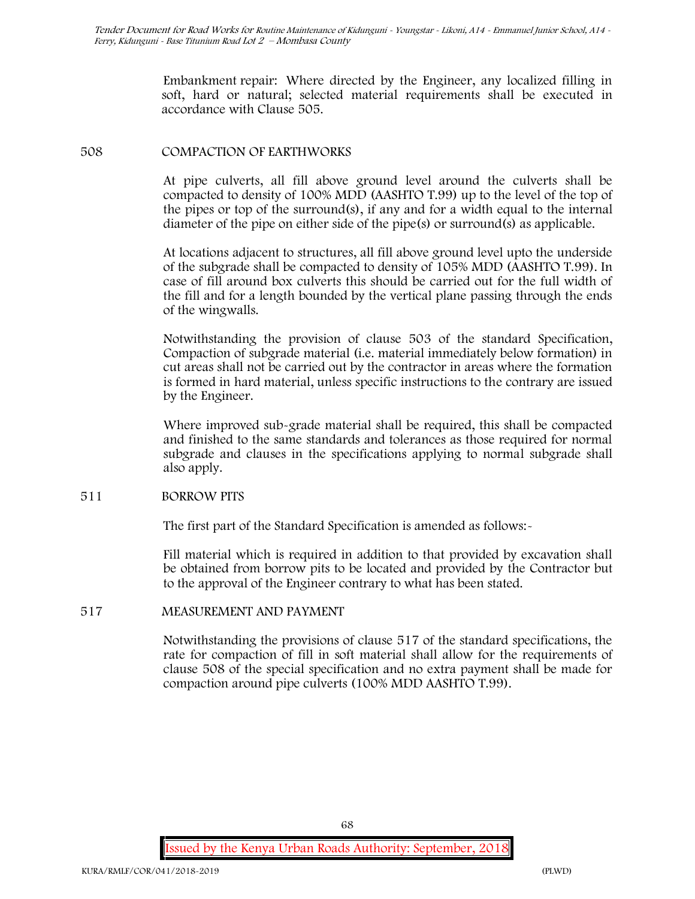Embankment repair: Where directed by the Engineer, any localized filling in soft, hard or natural; selected material requirements shall be executed in accordance with Clause 505.

## 508 COMPACTION OF EARTHWORKS

At pipe culverts, all fill above ground level around the culverts shall be compacted to density of 100% MDD (AASHTO T.99) up to the level of the top of the pipes or top of the surround(s), if any and for a width equal to the internal diameter of the pipe on either side of the pipe(s) or surround(s) as applicable.

At locations adjacent to structures, all fill above ground level upto the underside of the subgrade shall be compacted to density of 105% MDD (AASHTO T.99). In case of fill around box culverts this should be carried out for the full width of the fill and for a length bounded by the vertical plane passing through the ends of the wingwalls.

Notwithstanding the provision of clause 503 of the standard Specification, Compaction of subgrade material (i.e. material immediately below formation) in cut areas shall not be carried out by the contractor in areas where the formation is formed in hard material, unless specific instructions to the contrary are issued by the Engineer.

Where improved sub-grade material shall be required, this shall be compacted and finished to the same standards and tolerances as those required for normal subgrade and clauses in the specifications applying to normal subgrade shall also apply.

## 511 BORROW PITS

The first part of the Standard Specification is amended as follows:-

Fill material which is required in addition to that provided by excavation shall be obtained from borrow pits to be located and provided by the Contractor but to the approval of the Engineer contrary to what has been stated.

## 517 MEASUREMENT AND PAYMENT

Notwithstanding the provisions of clause 517 of the standard specifications, the rate for compaction of fill in soft material shall allow for the requirements of clause 508 of the special specification and no extra payment shall be made for compaction around pipe culverts (100% MDD AASHTO T.99).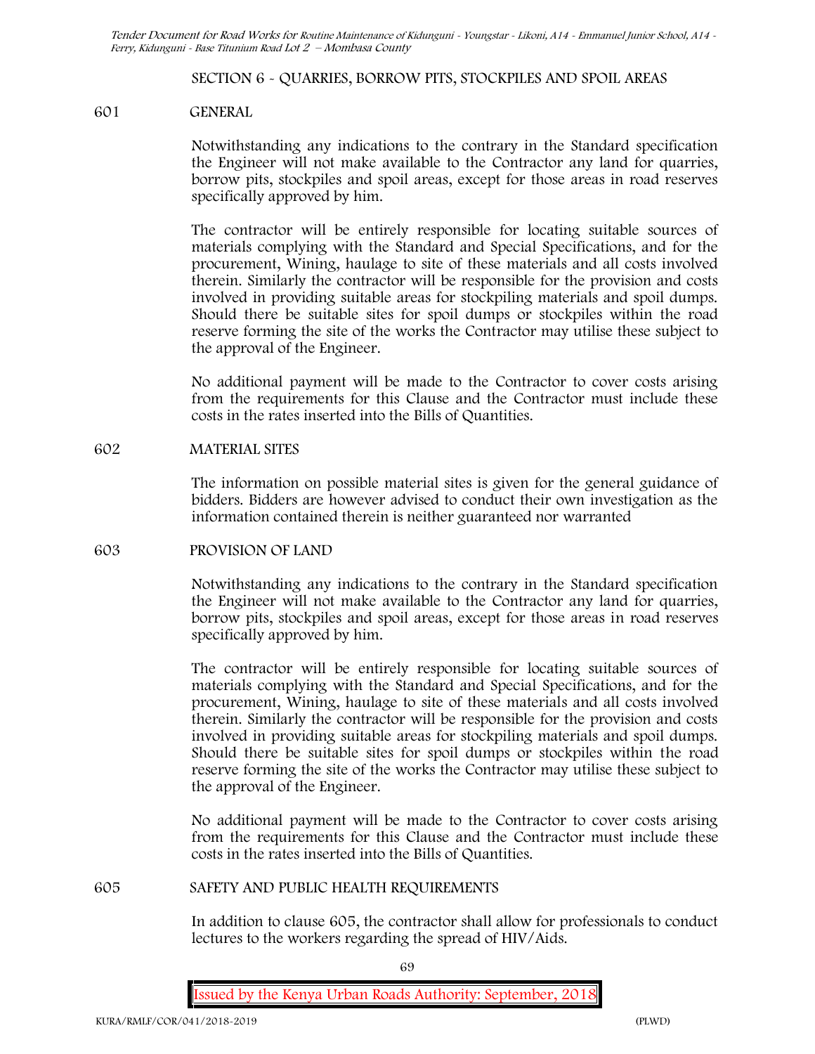## SECTION 6 - QUARRIES, BORROW PITS, STOCKPILES AND SPOIL AREAS

### 601 GENERAL

Notwithstanding any indications to the contrary in the Standard specification the Engineer will not make available to the Contractor any land for quarries, borrow pits, stockpiles and spoil areas, except for those areas in road reserves specifically approved by him.

The contractor will be entirely responsible for locating suitable sources of materials complying with the Standard and Special Specifications, and for the procurement, Wining, haulage to site of these materials and all costs involved therein. Similarly the contractor will be responsible for the provision and costs involved in providing suitable areas for stockpiling materials and spoil dumps. Should there be suitable sites for spoil dumps or stockpiles within the road reserve forming the site of the works the Contractor may utilise these subject to the approval of the Engineer.

No additional payment will be made to the Contractor to cover costs arising from the requirements for this Clause and the Contractor must include these costs in the rates inserted into the Bills of Quantities.

### 602 MATERIAL SITES

The information on possible material sites is given for the general guidance of bidders. Bidders are however advised to conduct their own investigation as the information contained therein is neither guaranteed nor warranted

### 603 PROVISION OF LAND

Notwithstanding any indications to the contrary in the Standard specification the Engineer will not make available to the Contractor any land for quarries, borrow pits, stockpiles and spoil areas, except for those areas in road reserves specifically approved by him.

The contractor will be entirely responsible for locating suitable sources of materials complying with the Standard and Special Specifications, and for the procurement, Wining, haulage to site of these materials and all costs involved therein. Similarly the contractor will be responsible for the provision and costs involved in providing suitable areas for stockpiling materials and spoil dumps. Should there be suitable sites for spoil dumps or stockpiles within the road reserve forming the site of the works the Contractor may utilise these subject to the approval of the Engineer.

No additional payment will be made to the Contractor to cover costs arising from the requirements for this Clause and the Contractor must include these costs in the rates inserted into the Bills of Quantities.

### 605 SAFETY AND PUBLIC HEALTH REQUIREMENTS

In addition to clause 605, the contractor shall allow for professionals to conduct lectures to the workers regarding the spread of HIV/Aids.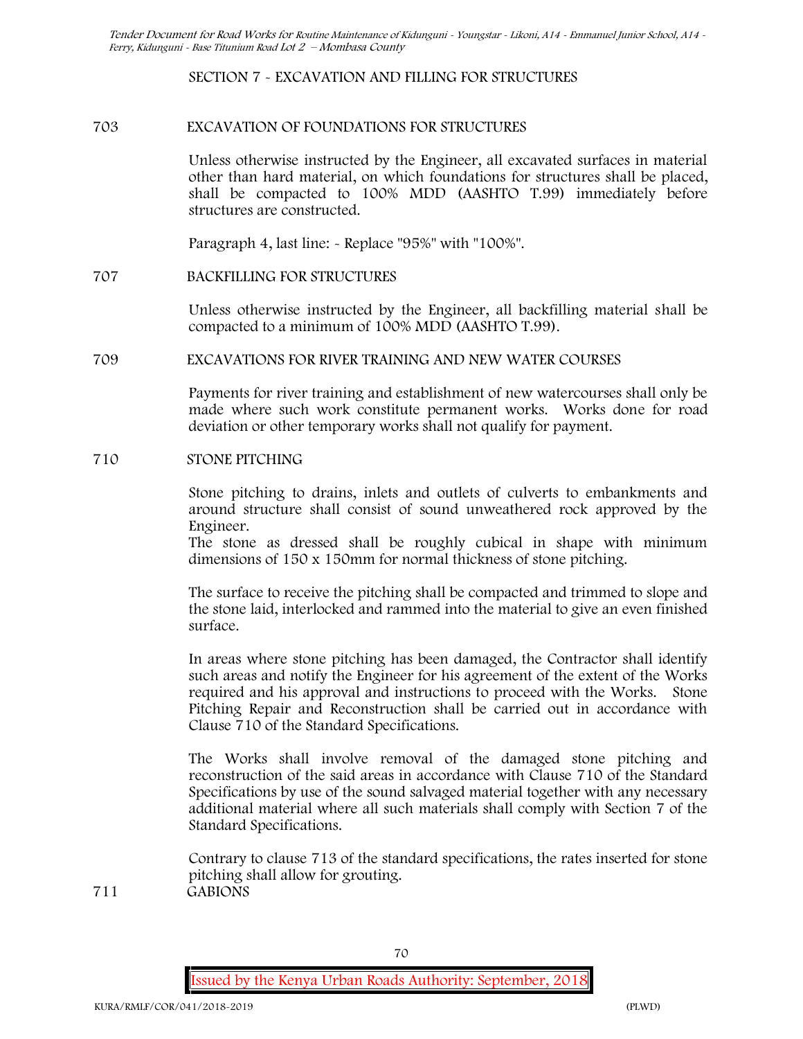## SECTION 7 - EXCAVATION AND FILLING FOR STRUCTURES

### 703 EXCAVATION OF FOUNDATIONS FOR STRUCTURES

Unless otherwise instructed by the Engineer, all excavated surfaces in material other than hard material, on which foundations for structures shall be placed, shall be compacted to 100% MDD (AASHTO T.99) immediately before structures are constructed.

Paragraph 4, last line: - Replace "95%" with "100%".

### 707 BACKFILLING FOR STRUCTURES

Unless otherwise instructed by the Engineer, all backfilling material shall be compacted to a minimum of 100% MDD (AASHTO T.99).

### 709 EXCAVATIONS FOR RIVER TRAINING AND NEW WATER COURSES

Payments for river training and establishment of new watercourses shall only be made where such work constitute permanent works. Works done for road deviation or other temporary works shall not qualify for payment.

### 710 STONE PITCHING

Stone pitching to drains, inlets and outlets of culverts to embankments and around structure shall consist of sound unweathered rock approved by the Engineer.
The stone as dressed shall be roughly cubical in shape with minimum dimensions of 150 x 150mm for normal thickness of stone pitching.

The surface to receive the pitching shall be compacted and trimmed to slope and the stone laid, interlocked and rammed into the material to give an even finished surface.

In areas where stone pitching has been damaged, the Contractor shall identify such areas and notify the Engineer for his agreement of the extent of the Works required and his approval and instructions to proceed with the Works. Stone Pitching Repair and Reconstruction shall be carried out in accordance with Clause 710 of the Standard Specifications.

The Works shall involve removal of the damaged stone pitching and reconstruction of the said areas in accordance with Clause 710 of the Standard Specifications by use of the sound salvaged material together with any necessary additional material where all such materials shall comply with Section 7 of the Standard Specifications.

Contrary to clause 713 of the standard specifications, the rates inserted for stone pitching shall allow for grouting.

### 711 GABIONS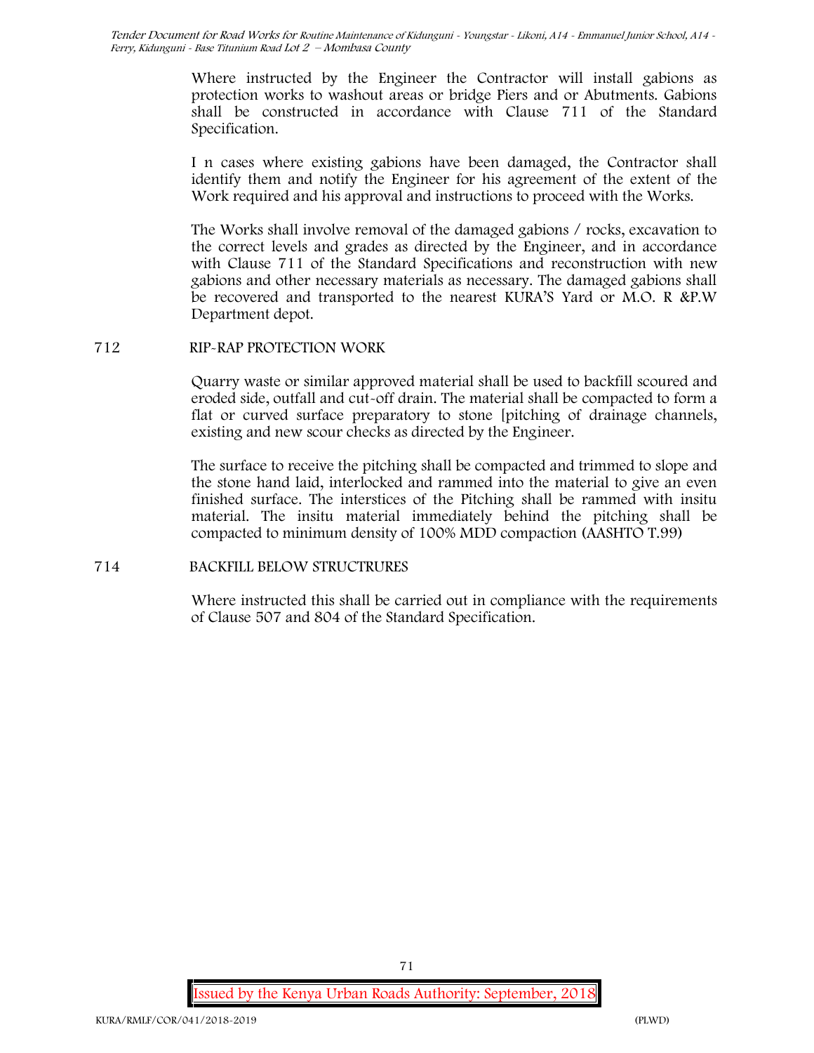Where instructed by the Engineer the Contractor will install gabions as protection works to washout areas or bridge Piers and or Abutments. Gabions shall be constructed in accordance with Clause 711 of the Standard Specification.

I n cases where existing gabions have been damaged, the Contractor shall identify them and notify the Engineer for his agreement of the extent of the Work required and his approval and instructions to proceed with the Works.

The Works shall involve removal of the damaged gabions / rocks, excavation to the correct levels and grades as directed by the Engineer, and in accordance with Clause 711 of the Standard Specifications and reconstruction with new gabions and other necessary materials as necessary. The damaged gabions shall be recovered and transported to the nearest KURA'S Yard or M.O. R &P.W Department depot.

## 712 RIP-RAP PROTECTION WORK

Quarry waste or similar approved material shall be used to backfill scoured and eroded side, outfall and cut-off drain. The material shall be compacted to form a flat or curved surface preparatory to stone [pitching of drainage channels, existing and new scour checks as directed by the Engineer.

The surface to receive the pitching shall be compacted and trimmed to slope and the stone hand laid, interlocked and rammed into the material to give an even finished surface. The interstices of the Pitching shall be rammed with insitu material. The insitu material immediately behind the pitching shall be compacted to minimum density of 100% MDD compaction (AASHTO T.99)

## 714 BACKFILL BELOW STRUCTRURES

Where instructed this shall be carried out in compliance with the requirements of Clause 507 and 804 of the Standard Specification.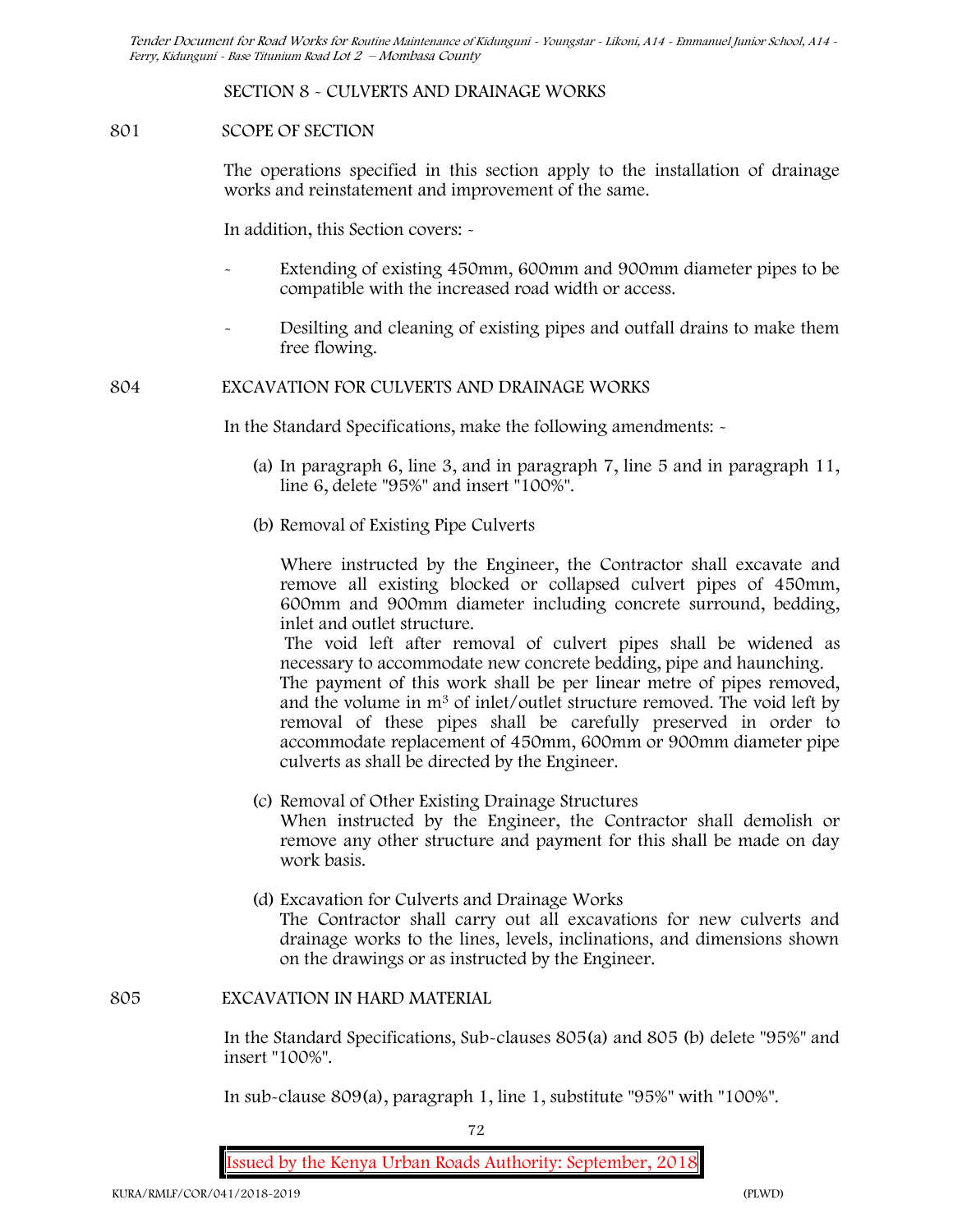## SECTION 8 - CULVERTS AND DRAINAGE WORKS

### 801 SCOPE OF SECTION

The operations specified in this section apply to the installation of drainage works and reinstatement and improvement of the same.

In addition, this Section covers: -

- Extending of existing 450mm, 600mm and 900mm diameter pipes to be compatible with the increased road width or access.
- Desilting and cleaning of existing pipes and outfall drains to make them free flowing.

### 804 EXCAVATION FOR CULVERTS AND DRAINAGE WORKS

In the Standard Specifications, make the following amendments: -

(a) In paragraph 6, line 3, and in paragraph 7, line 5 and in paragraph 11, line 6, delete "95%" and insert "100%".

(b) Removal of Existing Pipe Culverts

Where instructed by the Engineer, the Contractor shall excavate and remove all existing blocked or collapsed culvert pipes of 450mm, 600mm and 900mm diameter including concrete surround, bedding, inlet and outlet structure.
The void left after removal of culvert pipes shall be widened as necessary to accommodate new concrete bedding, pipe and haunching.
The payment of this work shall be per linear metre of pipes removed, and the volume in $m^3$ of inlet/outlet structure removed. The void left by removal of these pipes shall be carefully preserved in order to accommodate replacement of 450mm, 600mm or 900mm diameter pipe culverts as shall be directed by the Engineer.

(c) Removal of Other Existing Drainage Structures
When instructed by the Engineer, the Contractor shall demolish or remove any other structure and payment for this shall be made on day work basis.

(d) Excavation for Culverts and Drainage Works
The Contractor shall carry out all excavations for new culverts and drainage works to the lines, levels, inclinations, and dimensions shown on the drawings or as instructed by the Engineer.

### 805 EXCAVATION IN HARD MATERIAL

In the Standard Specifications, Sub-clauses 805(a) and 805 (b) delete "95%" and insert "100%".

In sub-clause 809(a), paragraph 1, line 1, substitute "95%" with "100%".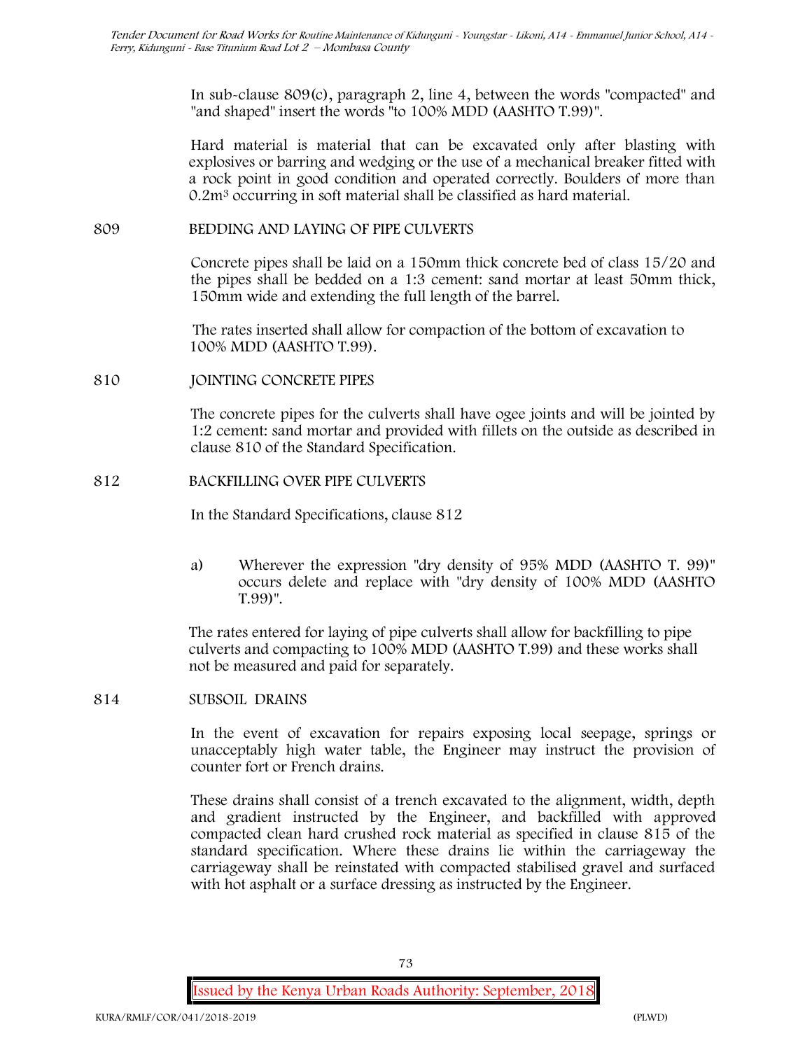In sub-clause 809(c), paragraph 2, line 4, between the words "compacted" and "and shaped" insert the words "to 100% MDD (AASHTO T.99)".

Hard material is material that can be excavated only after blasting with explosives or barring and wedging or the use of a mechanical breaker fitted with a rock point in good condition and operated correctly. Boulders of more than $0.2m^3$ occurring in soft material shall be classified as hard material.

## 809 BEDDING AND LAYING OF PIPE CULVERTS

Concrete pipes shall be laid on a 150mm thick concrete bed of class 15/20 and the pipes shall be bedded on a 1:3 cement: sand mortar at least 50mm thick, 150mm wide and extending the full length of the barrel.

The rates inserted shall allow for compaction of the bottom of excavation to 100% MDD (AASHTO T.99).

## 810 JOINTING CONCRETE PIPES

The concrete pipes for the culverts shall have ogee joints and will be jointed by 1:2 cement: sand mortar and provided with fillets on the outside as described in clause 810 of the Standard Specification.

## 812 BACKFILLING OVER PIPE CULVERTS

In the Standard Specifications, clause 812

a) Wherever the expression "dry density of 95% MDD (AASHTO T. 99)" occurs delete and replace with "dry density of 100% MDD (AASHTO T.99)".

The rates entered for laying of pipe culverts shall allow for backfilling to pipe culverts and compacting to 100% MDD (AASHTO T.99) and these works shall not be measured and paid for separately.

## 814 SUBSOIL DRAINS

In the event of excavation for repairs exposing local seepage, springs or unacceptably high water table, the Engineer may instruct the provision of counter fort or French drains.

These drains shall consist of a trench excavated to the alignment, width, depth and gradient instructed by the Engineer, and backfilled with approved compacted clean hard crushed rock material as specified in clause 815 of the standard specification. Where these drains lie within the carriageway the carriageway shall be reinstated with compacted stabilised gravel and surfaced with hot asphalt or a surface dressing as instructed by the Engineer.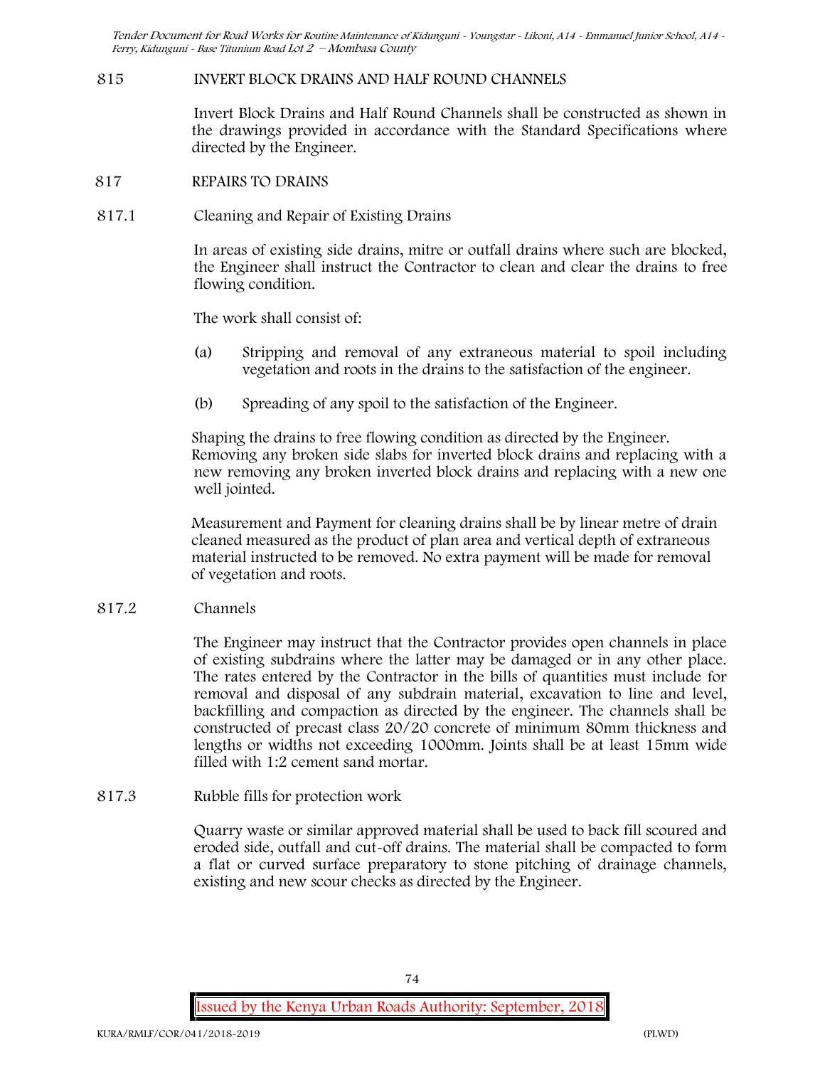## 815 INVERT BLOCK DRAINS AND HALF ROUND CHANNELS

Invert Block Drains and Half Round Channels shall be constructed as shown in the drawings provided in accordance with the Standard Specifications where directed by the Engineer.

## 817 REPAIRS TO DRAINS

### 817.1 Cleaning and Repair of Existing Drains

In areas of existing side drains, mitre or outfall drains where such are blocked, the Engineer shall instruct the Contractor to clean and clear the drains to free flowing condition.

The work shall consist of:

(a) Stripping and removal of any extraneous material to spoil including vegetation and roots in the drains to the satisfaction of the engineer.

(b) Spreading of any spoil to the satisfaction of the Engineer.

Shaping the drains to free flowing condition as directed by the Engineer. Removing any broken side slabs for inverted block drains and replacing with a new removing any broken inverted block drains and replacing with a new one well jointed.

Measurement and Payment for cleaning drains shall be by linear metre of drain cleaned measured as the product of plan area and vertical depth of extraneous material instructed to be removed. No extra payment will be made for removal of vegetation and roots.

### 817.2 Channels

The Engineer may instruct that the Contractor provides open channels in place of existing subdrains where the latter may be damaged or in any other place. The rates entered by the Contractor in the bills of quantities must include for removal and disposal of any subdrain material, excavation to line and level, backfilling and compaction as directed by the engineer. The channels shall be constructed of precast class 20/20 concrete of minimum 80mm thickness and lengths or widths not exceeding 1000mm. Joints shall be at least 15mm wide filled with 1:2 cement sand mortar.

### 817.3 Rubble fills for protection work

Quarry waste or similar approved material shall be used to back fill scoured and eroded side, outfall and cut-off drains. The material shall be compacted to form a flat or curved surface preparatory to stone pitching of drainage channels, existing and new scour checks as directed by the Engineer.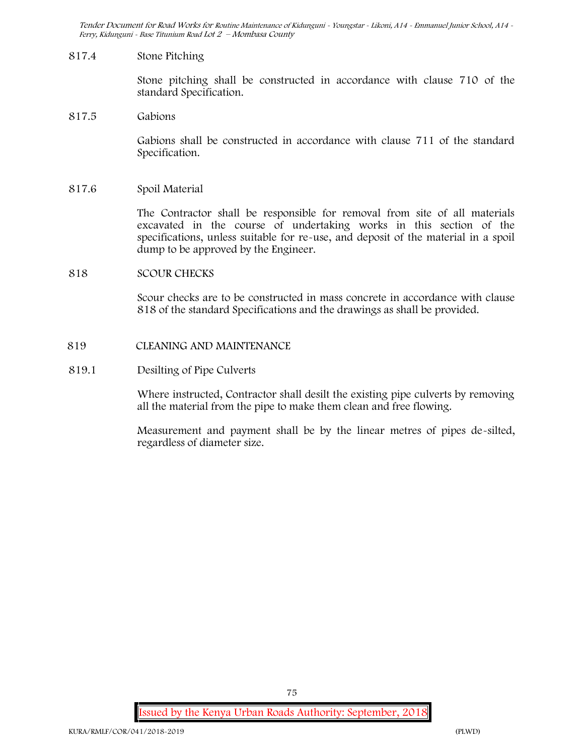817.4 Stone Pitching

Stone pitching shall be constructed in accordance with clause 710 of the standard Specification.

817.5 Gabions

Gabions shall be constructed in accordance with clause 711 of the standard Specification.

817.6 Spoil Material

The Contractor shall be responsible for removal from site of all materials excavated in the course of undertaking works in this section of the specifications, unless suitable for re-use, and deposit of the material in a spoil dump to be approved by the Engineer.

## 818 SCOUR CHECKS

Scour checks are to be constructed in mass concrete in accordance with clause 818 of the standard Specifications and the drawings as shall be provided.

## 819 CLEANING AND MAINTENANCE

819.1 Desilting of Pipe Culverts

Where instructed, Contractor shall desilt the existing pipe culverts by removing all the material from the pipe to make them clean and free flowing.

Measurement and payment shall be by the linear metres of pipes de-silted, regardless of diameter size.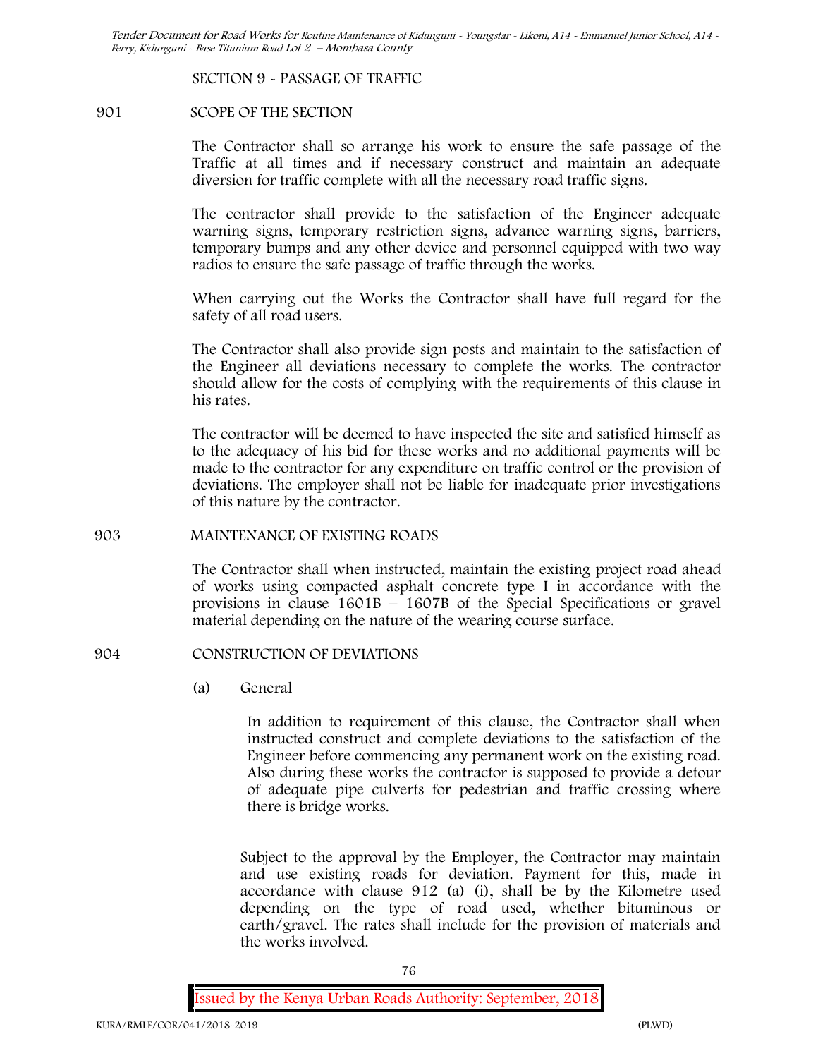## SECTION 9 - PASSAGE OF TRAFFIC

### 901 SCOPE OF THE SECTION

The Contractor shall so arrange his work to ensure the safe passage of the Traffic at all times and if necessary construct and maintain an adequate diversion for traffic complete with all the necessary road traffic signs.

The contractor shall provide to the satisfaction of the Engineer adequate warning signs, temporary restriction signs, advance warning signs, barriers, temporary bumps and any other device and personnel equipped with two way radios to ensure the safe passage of traffic through the works.

When carrying out the Works the Contractor shall have full regard for the safety of all road users.

The Contractor shall also provide sign posts and maintain to the satisfaction of the Engineer all deviations necessary to complete the works. The contractor should allow for the costs of complying with the requirements of this clause in his rates.

The contractor will be deemed to have inspected the site and satisfied himself as to the adequacy of his bid for these works and no additional payments will be made to the contractor for any expenditure on traffic control or the provision of deviations. The employer shall not be liable for inadequate prior investigations of this nature by the contractor.

### 903 MAINTENANCE OF EXISTING ROADS

The Contractor shall when instructed, maintain the existing project road ahead of works using compacted asphalt concrete type I in accordance with the provisions in clause 1601B – 1607B of the Special Specifications or gravel material depending on the nature of the wearing course surface.

### 904 CONSTRUCTION OF DEVIATIONS

(a) General

In addition to requirement of this clause, the Contractor shall when instructed construct and complete deviations to the satisfaction of the Engineer before commencing any permanent work on the existing road. Also during these works the contractor is supposed to provide a detour of adequate pipe culverts for pedestrian and traffic crossing where there is bridge works.

Subject to the approval by the Employer, the Contractor may maintain and use existing roads for deviation. Payment for this, made in accordance with clause 912 (a) (i), shall be by the Kilometre used depending on the type of road used, whether bituminous or earth/gravel. The rates shall include for the provision of materials and the works involved.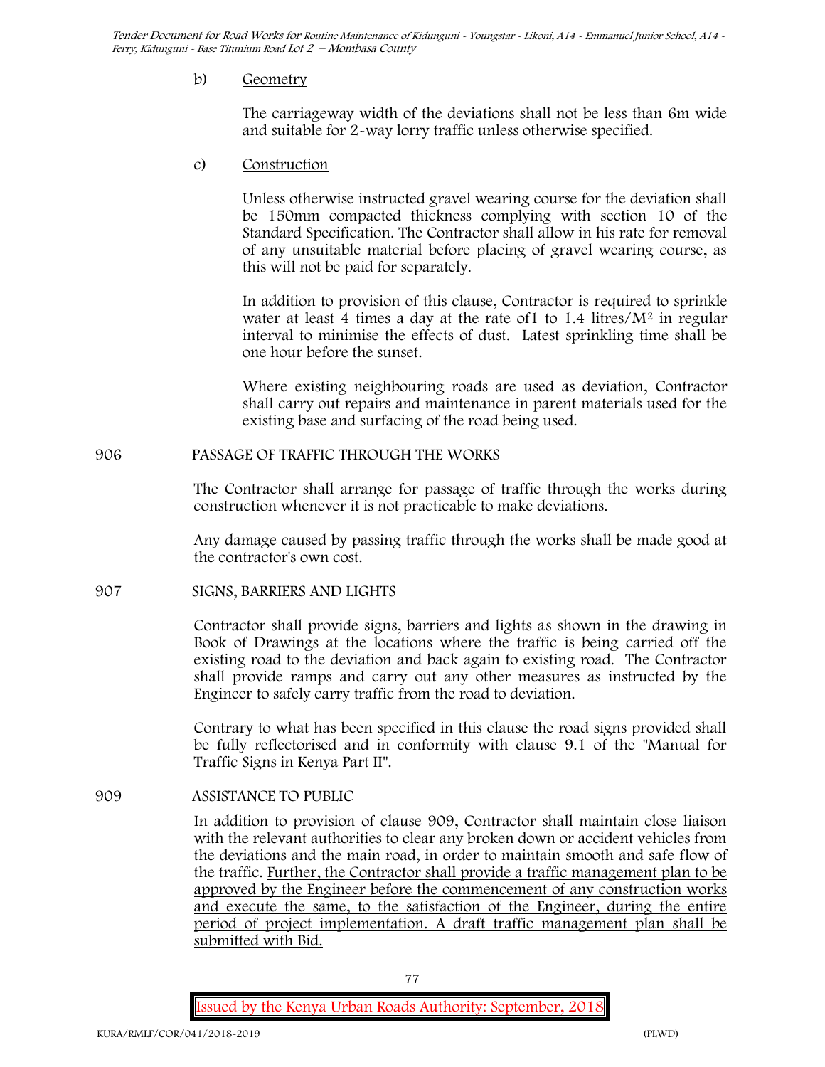b) Geometry

The carriageway width of the deviations shall not be less than 6m wide and suitable for 2-way lorry traffic unless otherwise specified.

c) Construction

Unless otherwise instructed gravel wearing course for the deviation shall be 150mm compacted thickness complying with section 10 of the Standard Specification. The Contractor shall allow in his rate for removal of any unsuitable material before placing of gravel wearing course, as this will not be paid for separately.

In addition to provision of this clause, Contractor is required to sprinkle water at least 4 times a day at the rate of1 to 1.4 litres/$M^2$ in regular interval to minimise the effects of dust. Latest sprinkling time shall be one hour before the sunset.

Where existing neighbouring roads are used as deviation, Contractor shall carry out repairs and maintenance in parent materials used for the existing base and surfacing of the road being used.

906 PASSAGE OF TRAFFIC THROUGH THE WORKS

The Contractor shall arrange for passage of traffic through the works during construction whenever it is not practicable to make deviations.

Any damage caused by passing traffic through the works shall be made good at the contractor's own cost.

907 SIGNS, BARRIERS AND LIGHTS

Contractor shall provide signs, barriers and lights as shown in the drawing in Book of Drawings at the locations where the traffic is being carried off the existing road to the deviation and back again to existing road. The Contractor shall provide ramps and carry out any other measures as instructed by the Engineer to safely carry traffic from the road to deviation.

Contrary to what has been specified in this clause the road signs provided shall be fully reflectorised and in conformity with clause 9.1 of the "Manual for Traffic Signs in Kenya Part II".

909 ASSISTANCE TO PUBLIC

In addition to provision of clause 909, Contractor shall maintain close liaison with the relevant authorities to clear any broken down or accident vehicles from the deviations and the main road, in order to maintain smooth and safe flow of the traffic. <u>Further, the Contractor shall provide a traffic management plan to be approved by the Engineer before the commencement of any construction works and execute the same, to the satisfaction of the Engineer, during the entire period of project implementation. A draft traffic management plan shall be submitted with Bid.</u>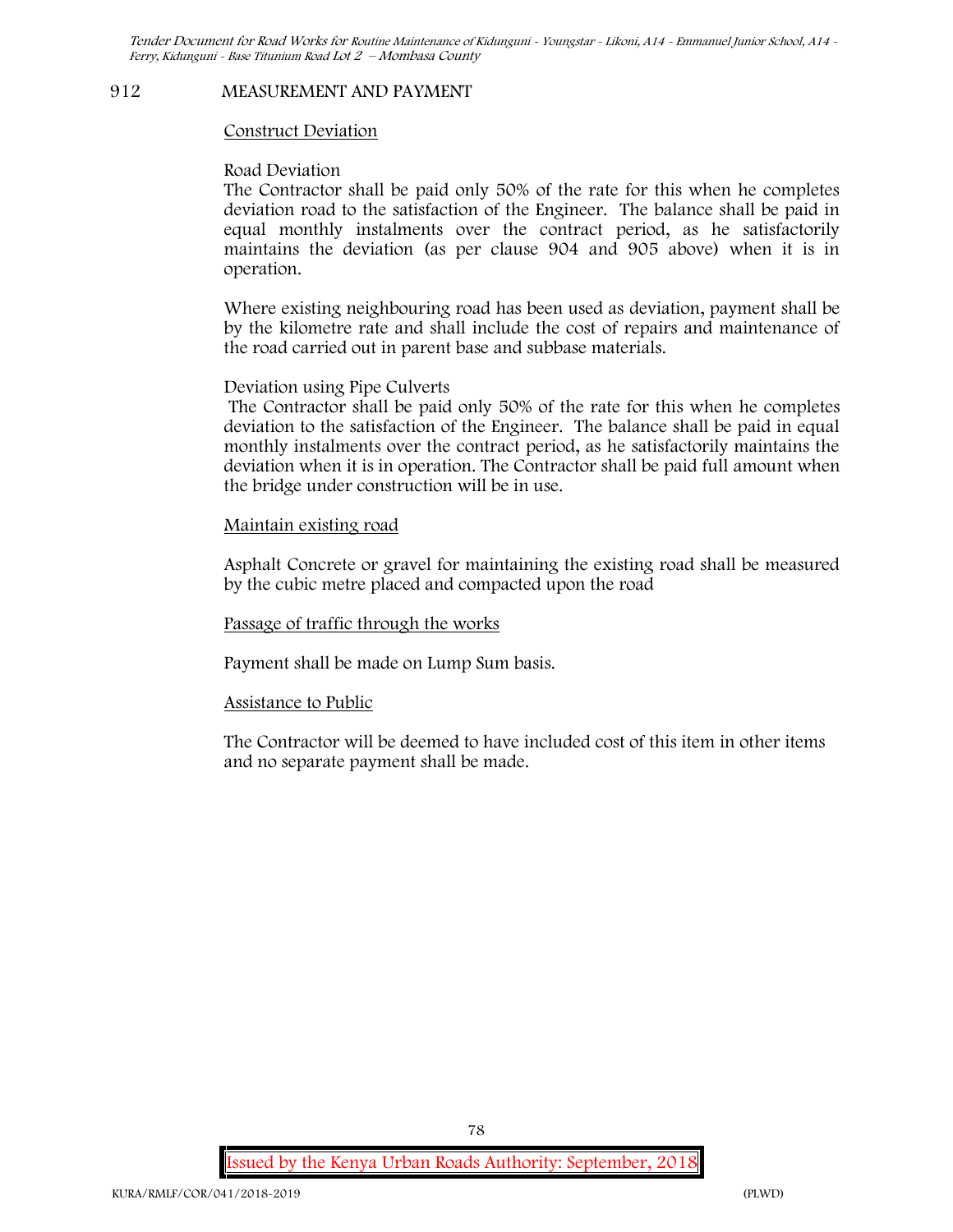## 912 MEASUREMENT AND PAYMENT

Construct Deviation

Road Deviation

The Contractor shall be paid only 50% of the rate for this when he completes deviation road to the satisfaction of the Engineer. The balance shall be paid in equal monthly instalments over the contract period, as he satisfactorily maintains the deviation (as per clause 904 and 905 above) when it is in operation.

Where existing neighbouring road has been used as deviation, payment shall be by the kilometre rate and shall include the cost of repairs and maintenance of the road carried out in parent base and subbase materials.

Deviation using Pipe Culverts

The Contractor shall be paid only 50% of the rate for this when he completes deviation to the satisfaction of the Engineer. The balance shall be paid in equal monthly instalments over the contract period, as he satisfactorily maintains the deviation when it is in operation. The Contractor shall be paid full amount when the bridge under construction will be in use.

Maintain existing road

Asphalt Concrete or gravel for maintaining the existing road shall be measured by the cubic metre placed and compacted upon the road

Passage of traffic through the works

Payment shall be made on Lump Sum basis.

Assistance to Public

The Contractor will be deemed to have included cost of this item in other items and no separate payment shall be made.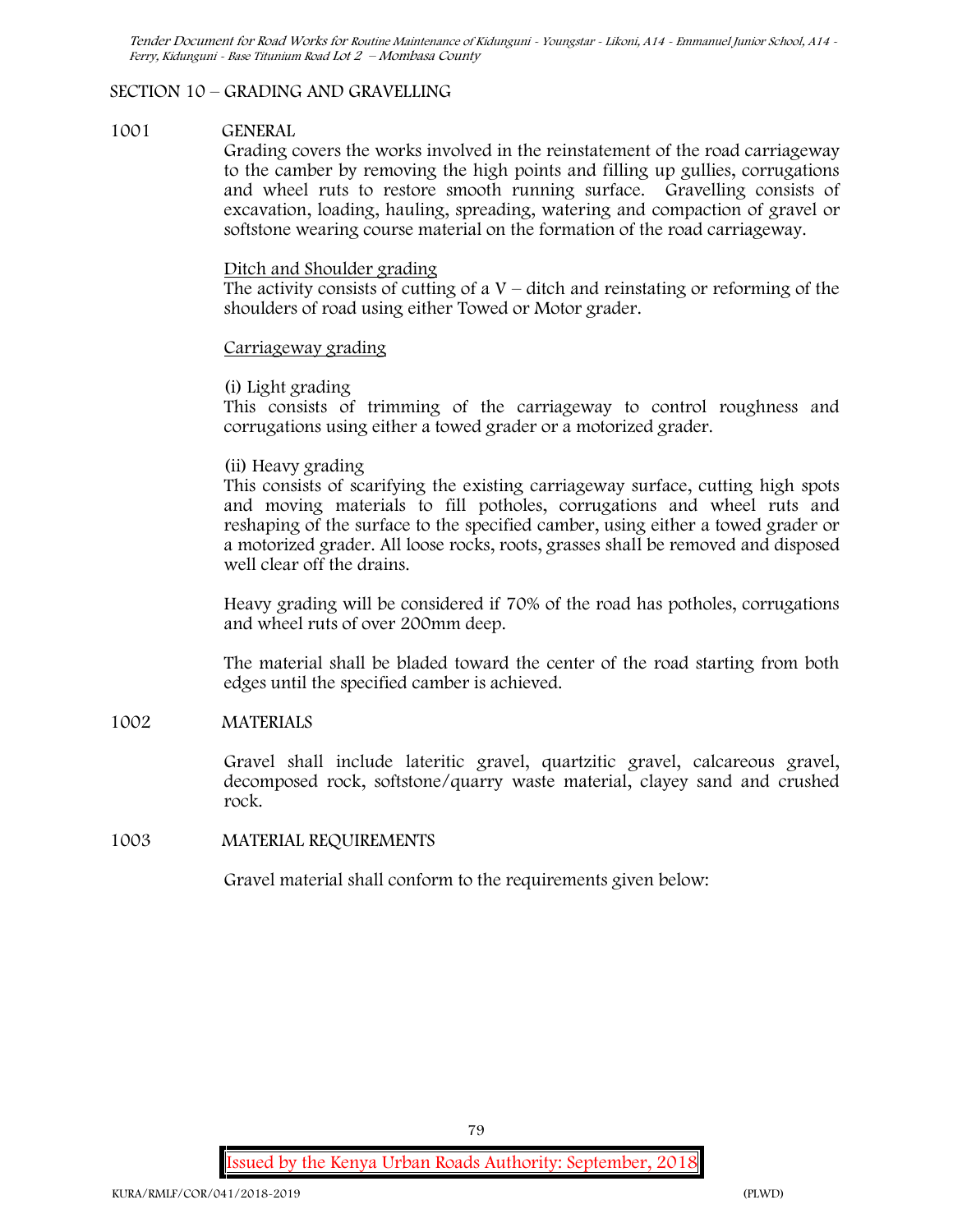## SECTION 10 – GRADING AND GRAVELLING

### 1001 GENERAL

Grading covers the works involved in the reinstatement of the road carriageway to the camber by removing the high points and filling up gullies, corrugations and wheel ruts to restore smooth running surface. Gravelling consists of excavation, loading, hauling, spreading, watering and compaction of gravel or softstone wearing course material on the formation of the road carriageway.

Ditch and Shoulder grading

The activity consists of cutting of a V – ditch and reinstating or reforming of the shoulders of road using either Towed or Motor grader.

Carriageway grading

(i) Light grading

This consists of trimming of the carriageway to control roughness and corrugations using either a towed grader or a motorized grader.

(ii) Heavy grading

This consists of scarifying the existing carriageway surface, cutting high spots and moving materials to fill potholes, corrugations and wheel ruts and reshaping of the surface to the specified camber, using either a towed grader or a motorized grader. All loose rocks, roots, grasses shall be removed and disposed well clear off the drains.

Heavy grading will be considered if 70% of the road has potholes, corrugations and wheel ruts of over 200mm deep.

The material shall be bladed toward the center of the road starting from both edges until the specified camber is achieved.

### 1002 MATERIALS

Gravel shall include lateritic gravel, quartzitic gravel, calcareous gravel, decomposed rock, softstone/quarry waste material, clayey sand and crushed rock.

### 1003 MATERIAL REQUIREMENTS

Gravel material shall conform to the requirements given below: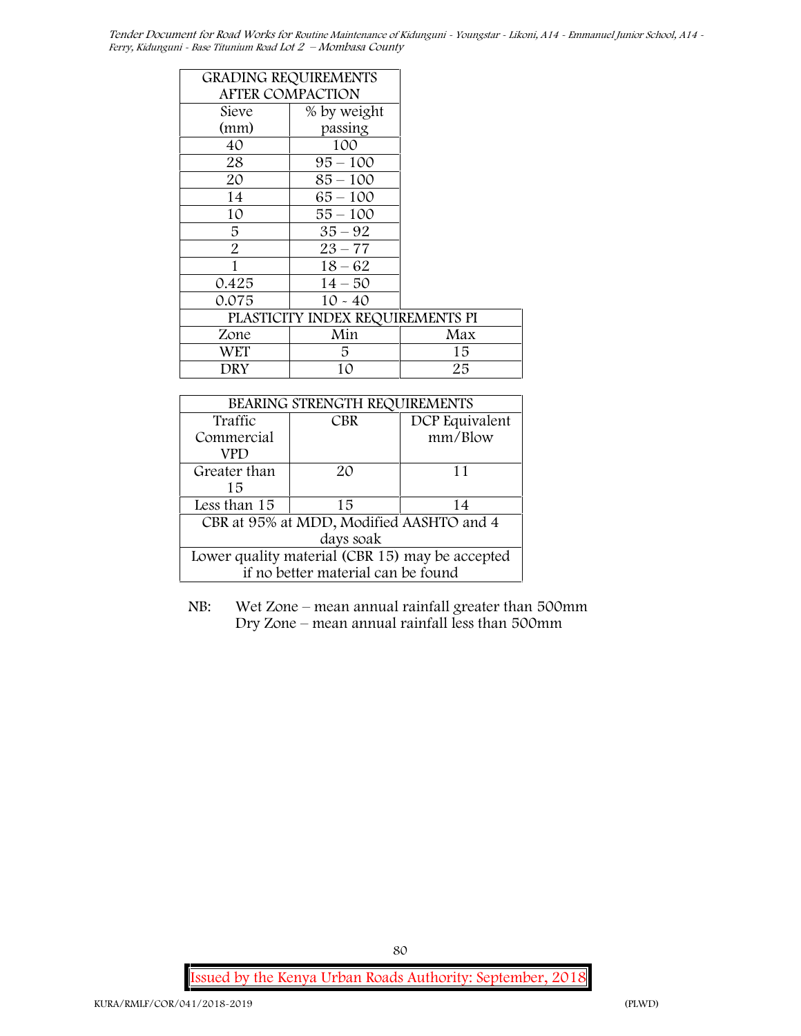| GRADING REQUIREMENTS AFTER COMPACTION | |
|---|---|
| Sieve (mm) | % by weight passing |
| 40 | 100 |
| 28 | 95 – 100 |
| 20 | 85 – 100 |
| 14 | 65 – 100 |
| 10 | 55 – 100 |
| 5 | 35 – 92 |
| 2 | 23 – 77 |
| 1 | 18 – 62 |
| 0.425 | 14 – 50 |
| 0.075 | 10 - 40 |

| PLASTICITY INDEX REQUIREMENTS PI | | |
|---|---|---|
| Zone | Min | Max |
| WET | 5 | 15 |
| DRY | 10 | 25 |

| BEARING STRENGTH REQUIREMENTS | | |
|---|---|---|
| Traffic Commercial VPD | CBR | DCP Equivalent mm/Blow |
| Greater than 15 | 20 | 11 |
| Less than 15 | 15 | 14 |
| CBR at 95% at MDD, Modified AASHTO and 4 days soak | | |
| Lower quality material (CBR 15) may be accepted if no better material can be found | | |

NB: Wet Zone – mean annual rainfall greater than 500mm
Dry Zone – mean annual rainfall less than 500mm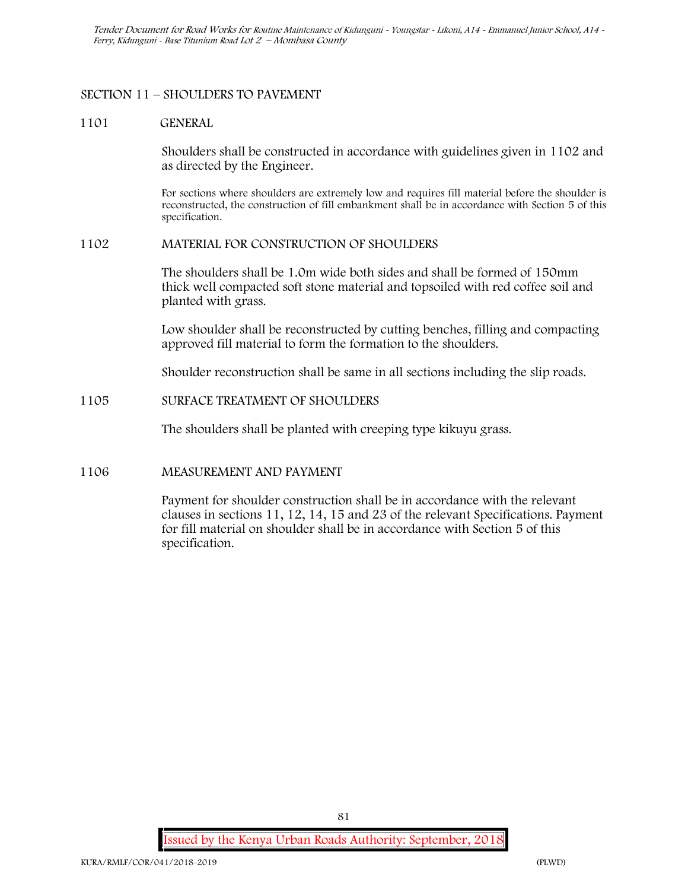## SECTION 11 – SHOULDERS TO PAVEMENT

### 1101 GENERAL

Shoulders shall be constructed in accordance with guidelines given in 1102 and as directed by the Engineer.

For sections where shoulders are extremely low and requires fill material before the shoulder is reconstructed, the construction of fill embankment shall be in accordance with Section 5 of this specification.

### 1102 MATERIAL FOR CONSTRUCTION OF SHOULDERS

The shoulders shall be 1.0m wide both sides and shall be formed of 150mm thick well compacted soft stone material and topsoiled with red coffee soil and planted with grass.

Low shoulder shall be reconstructed by cutting benches, filling and compacting approved fill material to form the formation to the shoulders.

Shoulder reconstruction shall be same in all sections including the slip roads.

### 1105 SURFACE TREATMENT OF SHOULDERS

The shoulders shall be planted with creeping type kikuyu grass.

### 1106 MEASUREMENT AND PAYMENT

Payment for shoulder construction shall be in accordance with the relevant clauses in sections 11, 12, 14, 15 and 23 of the relevant Specifications. Payment for fill material on shoulder shall be in accordance with Section 5 of this specification.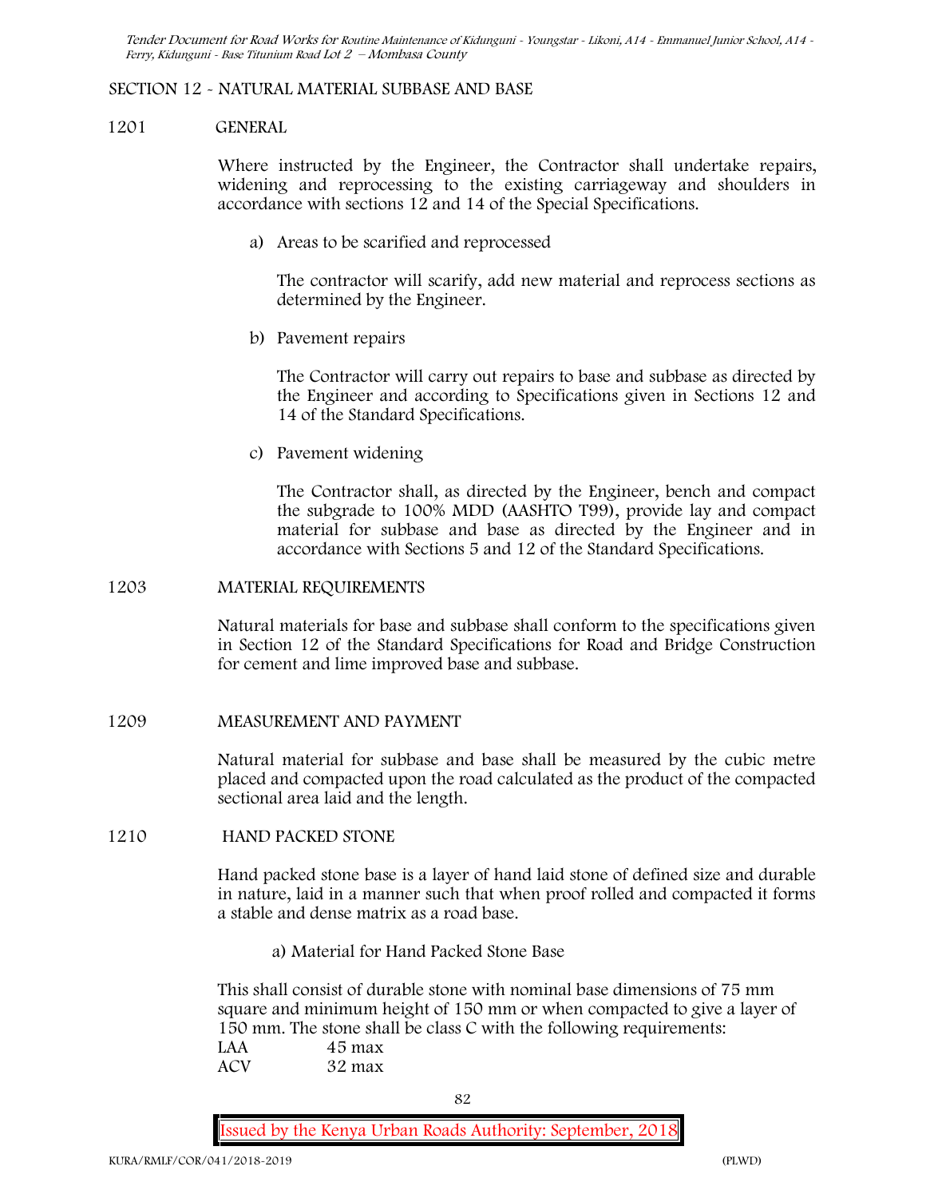SECTION 12 - NATURAL MATERIAL SUBBASE AND BASE

1201 GENERAL

Where instructed by the Engineer, the Contractor shall undertake repairs, widening and reprocessing to the existing carriageway and shoulders in accordance with sections 12 and 14 of the Special Specifications.

a) Areas to be scarified and reprocessed

The contractor will scarify, add new material and reprocess sections as determined by the Engineer.

b) Pavement repairs

The Contractor will carry out repairs to base and subbase as directed by the Engineer and according to Specifications given in Sections 12 and 14 of the Standard Specifications.

c) Pavement widening

The Contractor shall, as directed by the Engineer, bench and compact the subgrade to 100% MDD (AASHTO T99), provide lay and compact material for subbase and base as directed by the Engineer and in accordance with Sections 5 and 12 of the Standard Specifications.

1203 MATERIAL REQUIREMENTS

Natural materials for base and subbase shall conform to the specifications given in Section 12 of the Standard Specifications for Road and Bridge Construction for cement and lime improved base and subbase.

1209 MEASUREMENT AND PAYMENT

Natural material for subbase and base shall be measured by the cubic metre placed and compacted upon the road calculated as the product of the compacted sectional area laid and the length.

1210 HAND PACKED STONE

Hand packed stone base is a layer of hand laid stone of defined size and durable in nature, laid in a manner such that when proof rolled and compacted it forms a stable and dense matrix as a road base.

a) Material for Hand Packed Stone Base

This shall consist of durable stone with nominal base dimensions of 75 mm square and minimum height of 150 mm or when compacted to give a layer of 150 mm. The stone shall be class C with the following requirements:

LAA 45 max

ACV 32 max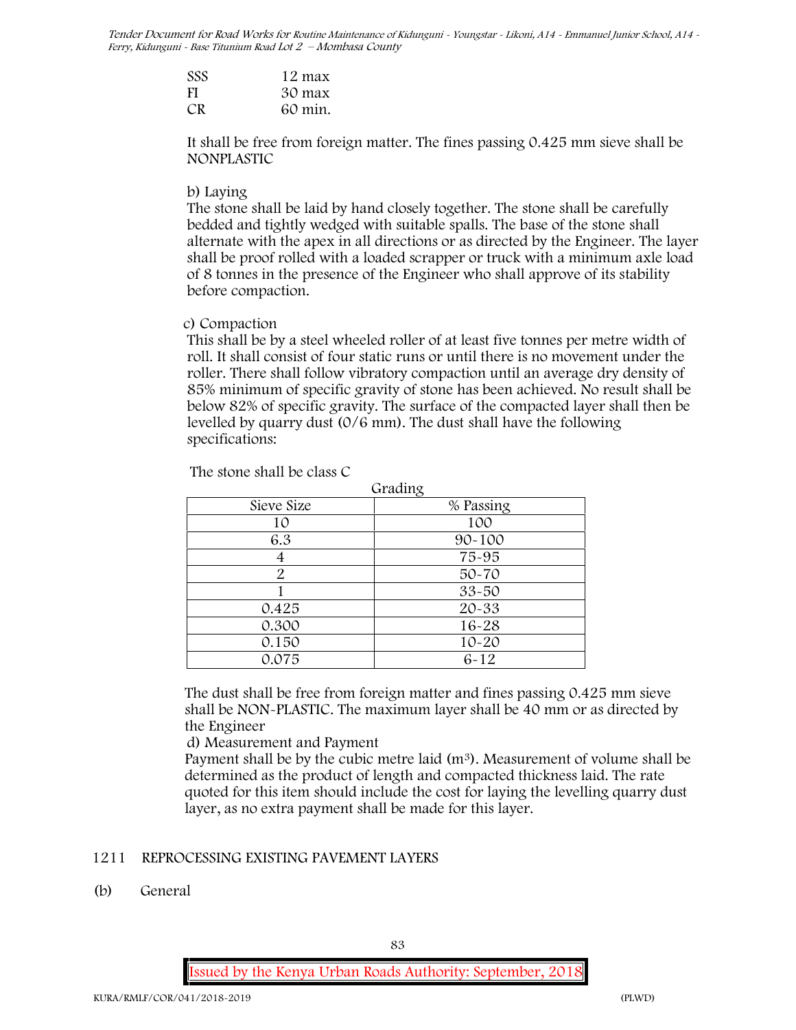| | |
|---|---|
| SSS | 12 max |
| FI | 30 max |
| CR | 60 min. |

It shall be free from foreign matter. The fines passing 0.425 mm sieve shall be NONPLASTIC

b) Laying

The stone shall be laid by hand closely together. The stone shall be carefully bedded and tightly wedged with suitable spalls. The base of the stone shall alternate with the apex in all directions or as directed by the Engineer. The layer shall be proof rolled with a loaded scrapper or truck with a minimum axle load of 8 tonnes in the presence of the Engineer who shall approve of its stability before compaction.

c) Compaction

This shall be by a steel wheeled roller of at least five tonnes per metre width of roll. It shall consist of four static runs or until there is no movement under the roller. There shall follow vibratory compaction until an average dry density of 85% minimum of specific gravity of stone has been achieved. No result shall be below 82% of specific gravity. The surface of the compacted layer shall then be levelled by quarry dust (0/6 mm). The dust shall have the following specifications:

The stone shall be class C

Grading

| Sieve Size | % Passing |
|---|---|
| 10 | 100 |
| 6.3 | 90-100 |
| 4 | 75-95 |
| 2 | 50-70 |
| 1 | 33-50 |
| 0.425 | 20-33 |
| 0.300 | 16-28 |
| 0.150 | 10-20 |
| 0.075 | 6-12 |

The dust shall be free from foreign matter and fines passing 0.425 mm sieve shall be NON-PLASTIC. The maximum layer shall be 40 mm or as directed by the Engineer

d) Measurement and Payment

Payment shall be by the cubic metre laid ($m^3$). Measurement of volume shall be determined as the product of length and compacted thickness laid. The rate quoted for this item should include the cost for laying the levelling quarry dust layer, as no extra payment shall be made for this layer.

## 1211 REPROCESSING EXISTING PAVEMENT LAYERS

(b) General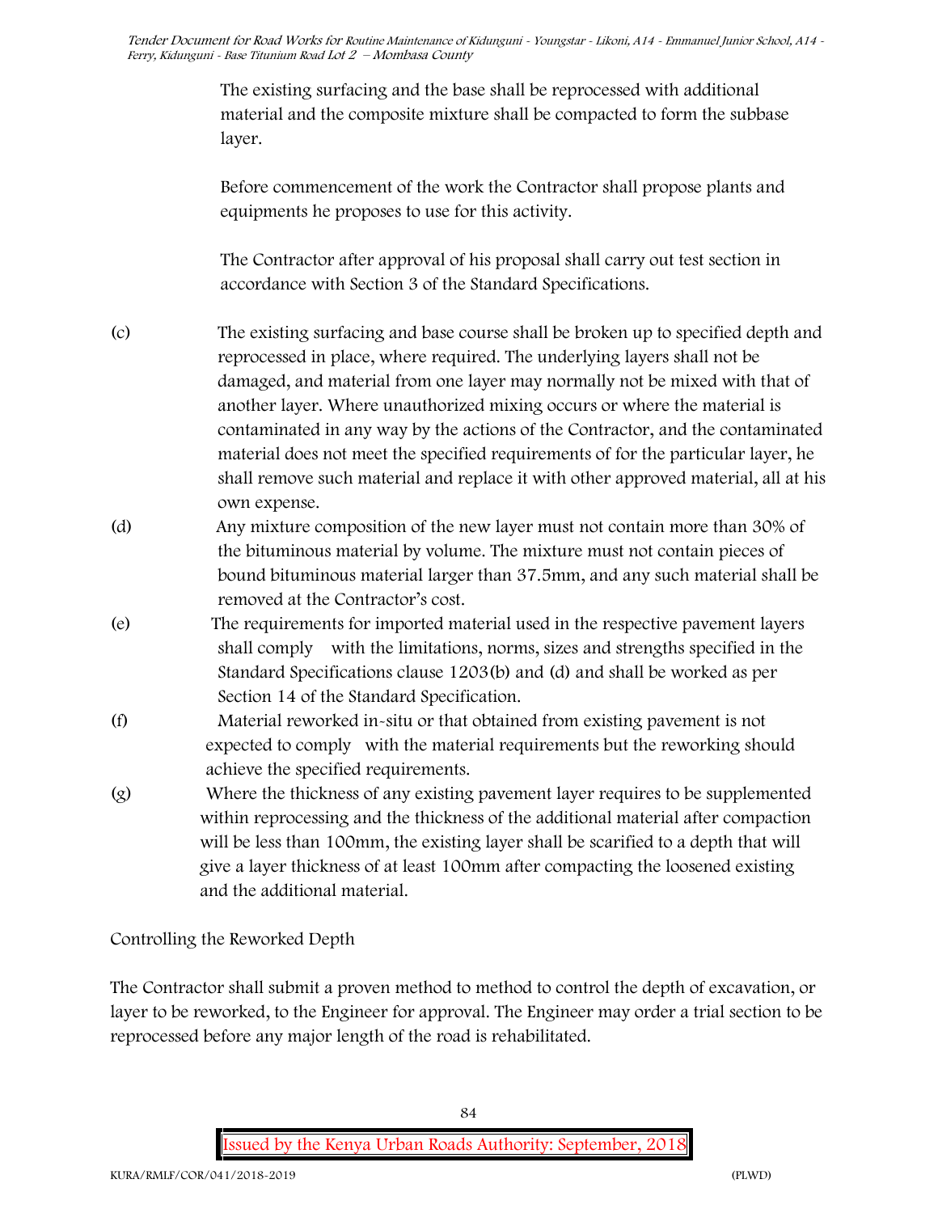The existing surfacing and the base shall be reprocessed with additional material and the composite mixture shall be compacted to form the subbase layer.

Before commencement of the work the Contractor shall propose plants and equipments he proposes to use for this activity.

The Contractor after approval of his proposal shall carry out test section in accordance with Section 3 of the Standard Specifications.

(c) The existing surfacing and base course shall be broken up to specified depth and reprocessed in place, where required. The underlying layers shall not be damaged, and material from one layer may normally not be mixed with that of another layer. Where unauthorized mixing occurs or where the material is contaminated in any way by the actions of the Contractor, and the contaminated material does not meet the specified requirements of for the particular layer, he shall remove such material and replace it with other approved material, all at his own expense.

(d) Any mixture composition of the new layer must not contain more than 30% of the bituminous material by volume. The mixture must not contain pieces of bound bituminous material larger than 37.5mm, and any such material shall be removed at the Contractor's cost.

(e) The requirements for imported material used in the respective pavement layers shall comply with the limitations, norms, sizes and strengths specified in the Standard Specifications clause 1203(b) and (d) and shall be worked as per Section 14 of the Standard Specification.

(f) Material reworked in-situ or that obtained from existing pavement is not expected to comply with the material requirements but the reworking should achieve the specified requirements.

(g) Where the thickness of any existing pavement layer requires to be supplemented within reprocessing and the thickness of the additional material after compaction will be less than 100mm, the existing layer shall be scarified to a depth that will give a layer thickness of at least 100mm after compacting the loosened existing and the additional material.

Controlling the Reworked Depth

The Contractor shall submit a proven method to method to control the depth of excavation, or layer to be reworked, to the Engineer for approval. The Engineer may order a trial section to be reprocessed before any major length of the road is rehabilitated.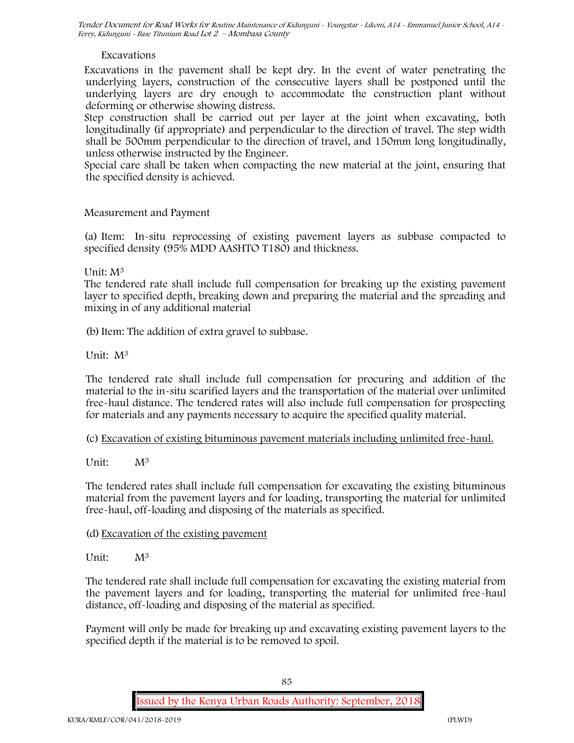### Excavations

Excavations in the pavement shall be kept dry. In the event of water penetrating the underlying layers, construction of the consecutive layers shall be postponed until the underlying layers are dry enough to accommodate the construction plant without deforming or otherwise showing distress.

Step construction shall be carried out per layer at the joint when excavating, both longitudinally (if appropriate) and perpendicular to the direction of travel. The step width shall be 500mm perpendicular to the direction of travel, and 150mm long longitudinally, unless otherwise instructed by the Engineer.

Special care shall be taken when compacting the new material at the joint, ensuring that the specified density is achieved.

### Measurement and Payment

(a) Item: In-situ reprocessing of existing pavement layers as subbase compacted to specified density (95% MDD AASHTO T180) and thickness.

Unit: $M^3$

The tendered rate shall include full compensation for breaking up the existing pavement layer to specified depth, breaking down and preparing the material and the spreading and mixing in of any additional material

(b) Item: The addition of extra gravel to subbase.

Unit: $M^3$

The tendered rate shall include full compensation for procuring and addition of the material to the in-situ scarified layers and the transportation of the material over unlimited free-haul distance. The tendered rates will also include full compensation for prospecting for materials and any payments necessary to acquire the specified quality material.

(c) <u>Excavation of existing bituminous pavement materials including unlimited free-haul.</u>

Unit: $M^3$

The tendered rates shall include full compensation for excavating the existing bituminous material from the pavement layers and for loading, transporting the material for unlimited free-haul, off-loading and disposing of the materials as specified.

(d) <u>Excavation of the existing pavement</u>

Unit: $M^3$

The tendered rate shall include full compensation for excavating the existing material from the pavement layers and for loading, transporting the material for unlimited free-haul distance, off-loading and disposing of the material as specified.

Payment will only be made for breaking up and excavating existing pavement layers to the specified depth if the material is to be removed to spoil.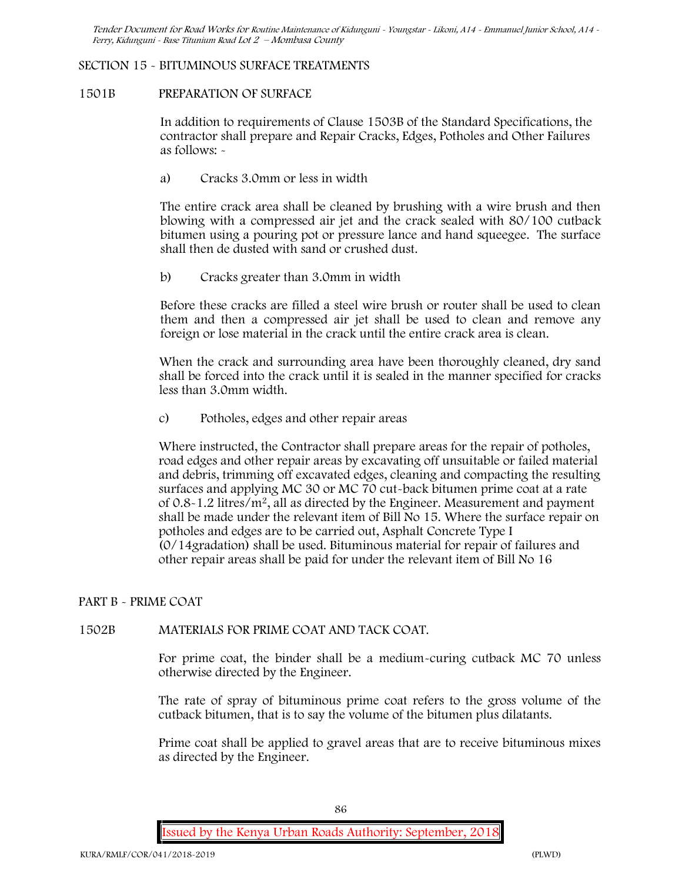## SECTION 15 - BITUMINOUS SURFACE TREATMENTS

### 1501B PREPARATION OF SURFACE

In addition to requirements of Clause 1503B of the Standard Specifications, the contractor shall prepare and Repair Cracks, Edges, Potholes and Other Failures as follows: -

a) Cracks 3.0mm or less in width

The entire crack area shall be cleaned by brushing with a wire brush and then blowing with a compressed air jet and the crack sealed with 80/100 cutback bitumen using a pouring pot or pressure lance and hand squeegee. The surface shall then de dusted with sand or crushed dust.

b) Cracks greater than 3.0mm in width

Before these cracks are filled a steel wire brush or router shall be used to clean them and then a compressed air jet shall be used to clean and remove any foreign or lose material in the crack until the entire crack area is clean.

When the crack and surrounding area have been thoroughly cleaned, dry sand shall be forced into the crack until it is sealed in the manner specified for cracks less than 3.0mm width.

c) Potholes, edges and other repair areas

Where instructed, the Contractor shall prepare areas for the repair of potholes, road edges and other repair areas by excavating off unsuitable or failed material and debris, trimming off excavated edges, cleaning and compacting the resulting surfaces and applying MC 30 or MC 70 cut-back bitumen prime coat at a rate of 0.8-1.2 litres/$m^2$, all as directed by the Engineer. Measurement and payment shall be made under the relevant item of Bill No 15. Where the surface repair on potholes and edges are to be carried out, Asphalt Concrete Type I (0/14gradation) shall be used. Bituminous material for repair of failures and other repair areas shall be paid for under the relevant item of Bill No 16

## PART B - PRIME COAT

### 1502B MATERIALS FOR PRIME COAT AND TACK COAT.

For prime coat, the binder shall be a medium-curing cutback MC 70 unless otherwise directed by the Engineer.

The rate of spray of bituminous prime coat refers to the gross volume of the cutback bitumen, that is to say the volume of the bitumen plus dilatants.

Prime coat shall be applied to gravel areas that are to receive bituminous mixes as directed by the Engineer.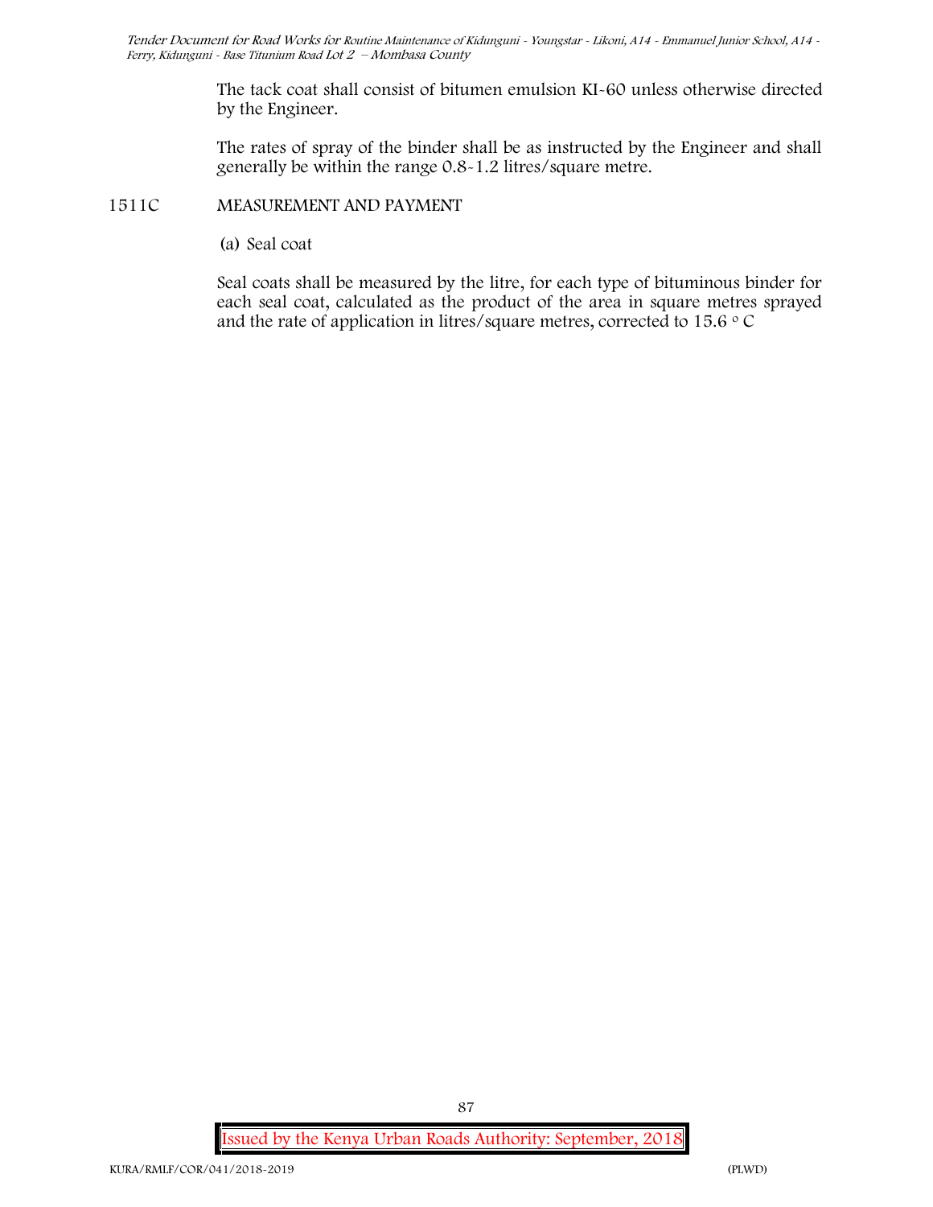The tack coat shall consist of bitumen emulsion KI-60 unless otherwise directed by the Engineer.

The rates of spray of the binder shall be as instructed by the Engineer and shall generally be within the range 0.8-1.2 litres/square metre.

## 1511C MEASUREMENT AND PAYMENT

(a) Seal coat

Seal coats shall be measured by the litre, for each type of bituminous binder for each seal coat, calculated as the product of the area in square metres sprayed and the rate of application in litres/square metres, corrected to 15.6 $^{\circ}$C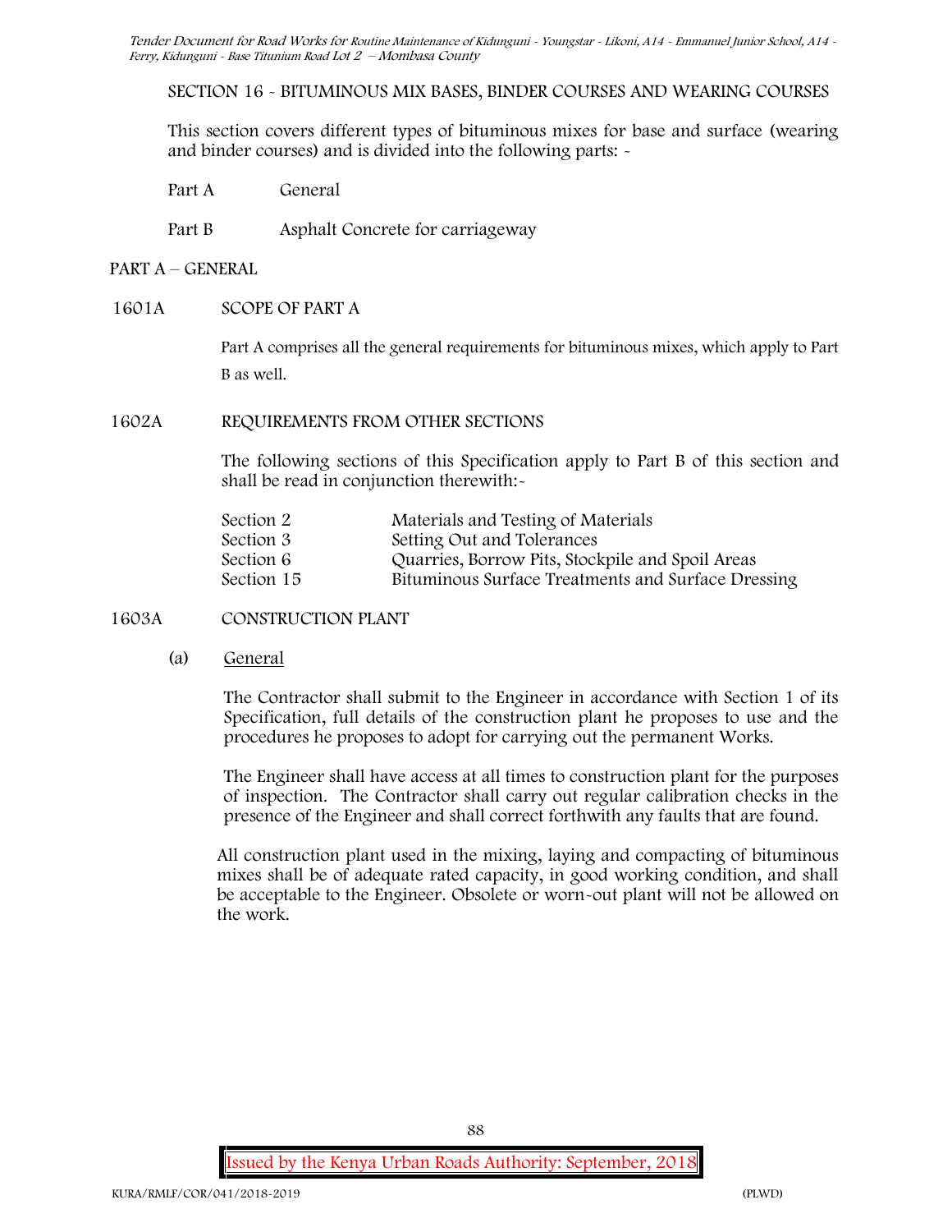SECTION 16 - BITUMINOUS MIX BASES, BINDER COURSES AND WEARING COURSES

This section covers different types of bituminous mixes for base and surface (wearing and binder courses) and is divided into the following parts: -

| | |
|---|---|
| Part A | General |
| Part B | Asphalt Concrete for carriageway |

## PART A – GENERAL

### 1601A SCOPE OF PART A

Part A comprises all the general requirements for bituminous mixes, which apply to Part B as well.

### 1602A REQUIREMENTS FROM OTHER SECTIONS

The following sections of this Specification apply to Part B of this section and shall be read in conjunction therewith:-

| | |
|---|---|
| Section 2 | Materials and Testing of Materials |
| Section 3 | Setting Out and Tolerances |
| Section 6 | Quarries, Borrow Pits, Stockpile and Spoil Areas |
| Section 15 | Bituminous Surface Treatments and Surface Dressing |

### 1603A CONSTRUCTION PLANT

(a) General

The Contractor shall submit to the Engineer in accordance with Section 1 of its Specification, full details of the construction plant he proposes to use and the procedures he proposes to adopt for carrying out the permanent Works.

The Engineer shall have access at all times to construction plant for the purposes of inspection. The Contractor shall carry out regular calibration checks in the presence of the Engineer and shall correct forthwith any faults that are found.

All construction plant used in the mixing, laying and compacting of bituminous mixes shall be of adequate rated capacity, in good working condition, and shall be acceptable to the Engineer. Obsolete or worn-out plant will not be allowed on the work.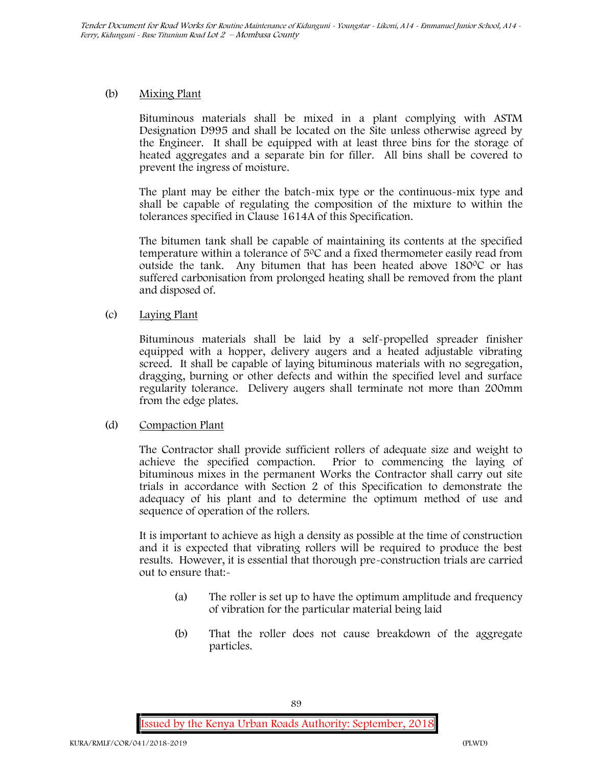(b) Mixing Plant

Bituminous materials shall be mixed in a plant complying with ASTM Designation D995 and shall be located on the Site unless otherwise agreed by the Engineer. It shall be equipped with at least three bins for the storage of heated aggregates and a separate bin for filler. All bins shall be covered to prevent the ingress of moisture.

The plant may be either the batch-mix type or the continuous-mix type and shall be capable of regulating the composition of the mixture to within the tolerances specified in Clause 1614A of this Specification.

The bitumen tank shall be capable of maintaining its contents at the specified temperature within a tolerance of $5^0C$ and a fixed thermometer easily read from outside the tank. Any bitumen that has been heated above $180^0C$ or has suffered carbonisation from prolonged heating shall be removed from the plant and disposed of.

(c) Laying Plant

Bituminous materials shall be laid by a self-propelled spreader finisher equipped with a hopper, delivery augers and a heated adjustable vibrating screed. It shall be capable of laying bituminous materials with no segregation, dragging, burning or other defects and within the specified level and surface regularity tolerance. Delivery augers shall terminate not more than 200mm from the edge plates.

(d) Compaction Plant

The Contractor shall provide sufficient rollers of adequate size and weight to achieve the specified compaction. Prior to commencing the laying of bituminous mixes in the permanent Works the Contractor shall carry out site trials in accordance with Section 2 of this Specification to demonstrate the adequacy of his plant and to determine the optimum method of use and sequence of operation of the rollers.

It is important to achieve as high a density as possible at the time of construction and it is expected that vibrating rollers will be required to produce the best results. However, it is essential that thorough pre-construction trials are carried out to ensure that:-

(a) The roller is set up to have the optimum amplitude and frequency of vibration for the particular material being laid

(b) That the roller does not cause breakdown of the aggregate particles.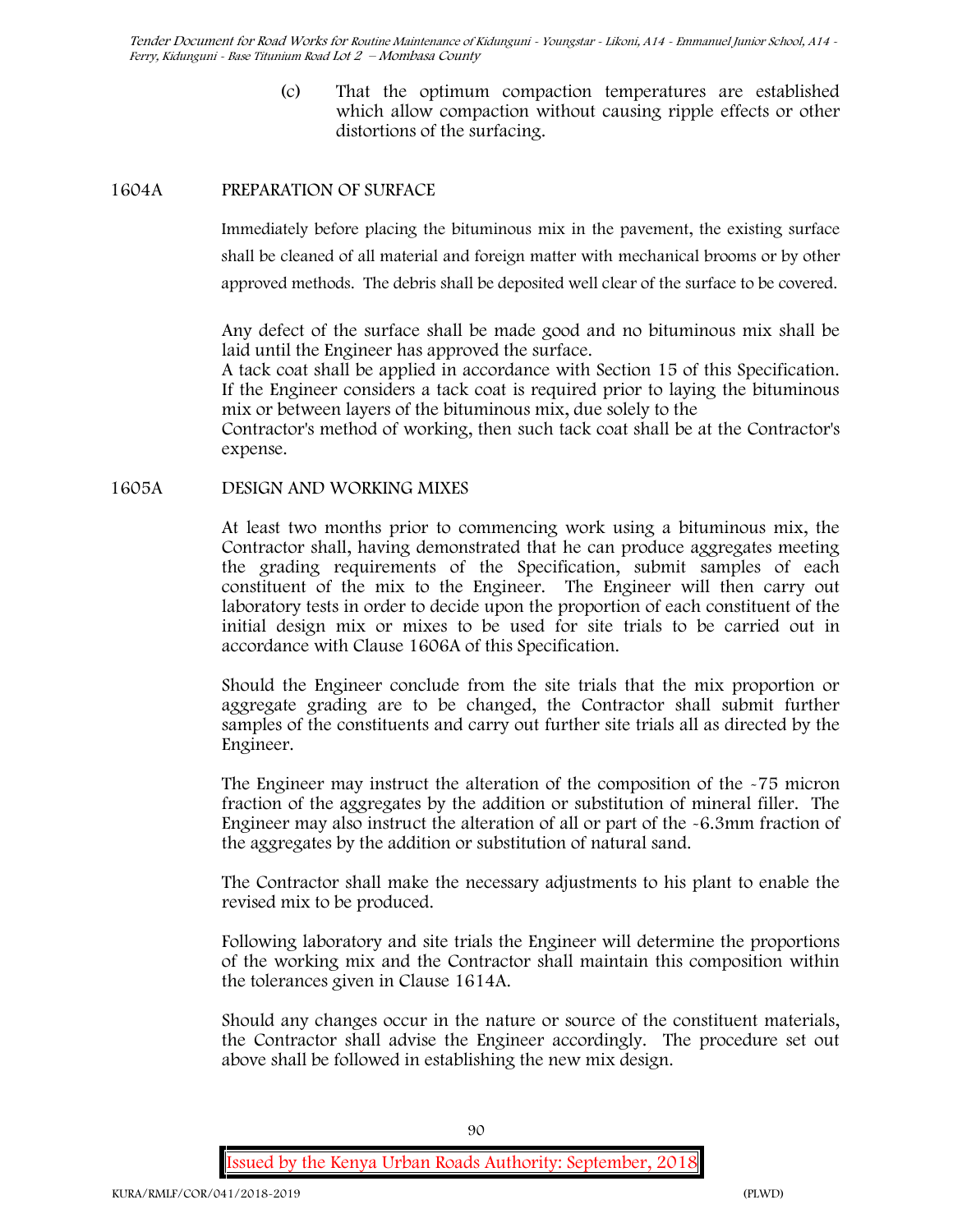(c) That the optimum compaction temperatures are established which allow compaction without causing ripple effects or other distortions of the surfacing.

## 1604A PREPARATION OF SURFACE

Immediately before placing the bituminous mix in the pavement, the existing surface shall be cleaned of all material and foreign matter with mechanical brooms or by other approved methods. The debris shall be deposited well clear of the surface to be covered.

Any defect of the surface shall be made good and no bituminous mix shall be laid until the Engineer has approved the surface.
A tack coat shall be applied in accordance with Section 15 of this Specification. If the Engineer considers a tack coat is required prior to laying the bituminous mix or between layers of the bituminous mix, due solely to the
Contractor's method of working, then such tack coat shall be at the Contractor's expense.

## 1605A DESIGN AND WORKING MIXES

At least two months prior to commencing work using a bituminous mix, the Contractor shall, having demonstrated that he can produce aggregates meeting the grading requirements of the Specification, submit samples of each constituent of the mix to the Engineer. The Engineer will then carry out laboratory tests in order to decide upon the proportion of each constituent of the initial design mix or mixes to be used for site trials to be carried out in accordance with Clause 1606A of this Specification.

Should the Engineer conclude from the site trials that the mix proportion or aggregate grading are to be changed, the Contractor shall submit further samples of the constituents and carry out further site trials all as directed by the Engineer.

The Engineer may instruct the alteration of the composition of the -75 micron fraction of the aggregates by the addition or substitution of mineral filler. The Engineer may also instruct the alteration of all or part of the -6.3mm fraction of the aggregates by the addition or substitution of natural sand.

The Contractor shall make the necessary adjustments to his plant to enable the revised mix to be produced.

Following laboratory and site trials the Engineer will determine the proportions of the working mix and the Contractor shall maintain this composition within the tolerances given in Clause 1614A.

Should any changes occur in the nature or source of the constituent materials, the Contractor shall advise the Engineer accordingly. The procedure set out above shall be followed in establishing the new mix design.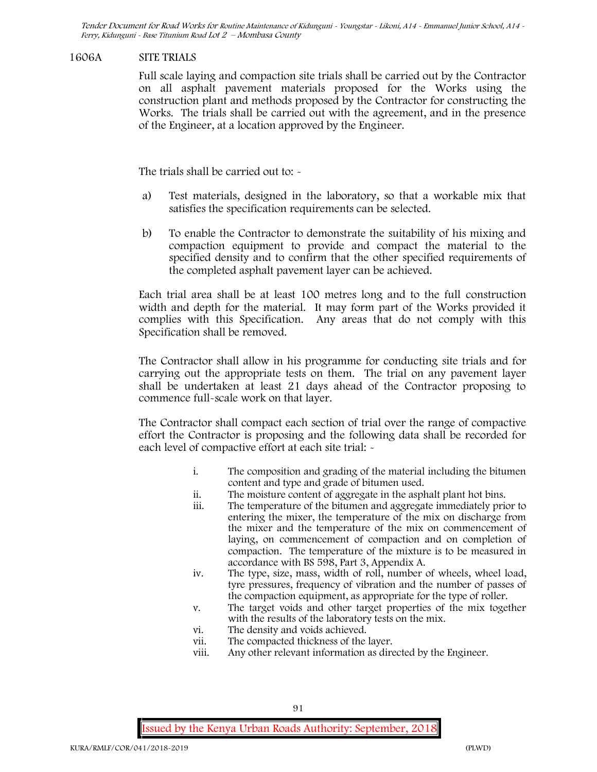## 1606A SITE TRIALS

Full scale laying and compaction site trials shall be carried out by the Contractor on all asphalt pavement materials proposed for the Works using the construction plant and methods proposed by the Contractor for constructing the Works. The trials shall be carried out with the agreement, and in the presence of the Engineer, at a location approved by the Engineer.

The trials shall be carried out to: -

a) Test materials, designed in the laboratory, so that a workable mix that satisfies the specification requirements can be selected.

b) To enable the Contractor to demonstrate the suitability of his mixing and compaction equipment to provide and compact the material to the specified density and to confirm that the other specified requirements of the completed asphalt pavement layer can be achieved.

Each trial area shall be at least 100 metres long and to the full construction width and depth for the material. It may form part of the Works provided it complies with this Specification. Any areas that do not comply with this Specification shall be removed.

The Contractor shall allow in his programme for conducting site trials and for carrying out the appropriate tests on them. The trial on any pavement layer shall be undertaken at least 21 days ahead of the Contractor proposing to commence full-scale work on that layer.

The Contractor shall compact each section of trial over the range of compactive effort the Contractor is proposing and the following data shall be recorded for each level of compactive effort at each site trial: -

i. The composition and grading of the material including the bitumen content and type and grade of bitumen used.
ii. The moisture content of aggregate in the asphalt plant hot bins.
iii. The temperature of the bitumen and aggregate immediately prior to entering the mixer, the temperature of the mix on discharge from the mixer and the temperature of the mix on commencement of laying, on commencement of compaction and on completion of compaction. The temperature of the mixture is to be measured in accordance with BS 598, Part 3, Appendix A.
iv. The type, size, mass, width of roll, number of wheels, wheel load, tyre pressures, frequency of vibration and the number of passes of the compaction equipment, as appropriate for the type of roller.
v. The target voids and other target properties of the mix together with the results of the laboratory tests on the mix.
vi. The density and voids achieved.
vii. The compacted thickness of the layer.
viii. Any other relevant information as directed by the Engineer.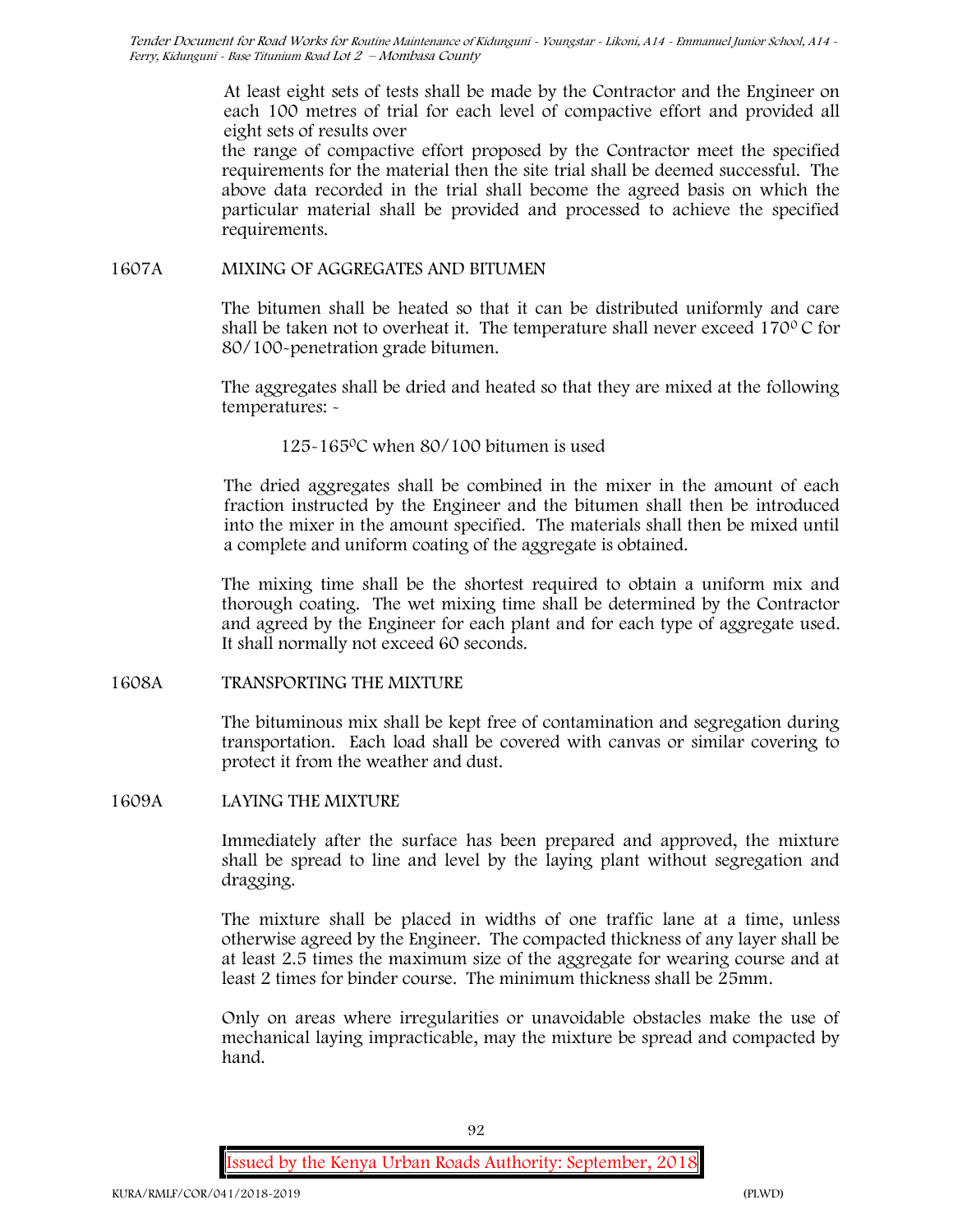At least eight sets of tests shall be made by the Contractor and the Engineer on each 100 metres of trial for each level of compactive effort and provided all eight sets of results over

the range of compactive effort proposed by the Contractor meet the specified requirements for the material then the site trial shall be deemed successful. The above data recorded in the trial shall become the agreed basis on which the particular material shall be provided and processed to achieve the specified requirements.

## 1607A MIXING OF AGGREGATES AND BITUMEN

The bitumen shall be heated so that it can be distributed uniformly and care shall be taken not to overheat it. The temperature shall never exceed $170^0$ C for 80/100-penetration grade bitumen.

The aggregates shall be dried and heated so that they are mixed at the following temperatures: -

125-$165^0$C when 80/100 bitumen is used

The dried aggregates shall be combined in the mixer in the amount of each fraction instructed by the Engineer and the bitumen shall then be introduced into the mixer in the amount specified. The materials shall then be mixed until a complete and uniform coating of the aggregate is obtained.

The mixing time shall be the shortest required to obtain a uniform mix and thorough coating. The wet mixing time shall be determined by the Contractor and agreed by the Engineer for each plant and for each type of aggregate used. It shall normally not exceed 60 seconds.

## 1608A TRANSPORTING THE MIXTURE

The bituminous mix shall be kept free of contamination and segregation during transportation. Each load shall be covered with canvas or similar covering to protect it from the weather and dust.

## 1609A LAYING THE MIXTURE

Immediately after the surface has been prepared and approved, the mixture shall be spread to line and level by the laying plant without segregation and dragging.

The mixture shall be placed in widths of one traffic lane at a time, unless otherwise agreed by the Engineer. The compacted thickness of any layer shall be at least 2.5 times the maximum size of the aggregate for wearing course and at least 2 times for binder course. The minimum thickness shall be 25mm.

Only on areas where irregularities or unavoidable obstacles make the use of mechanical laying impracticable, may the mixture be spread and compacted by hand.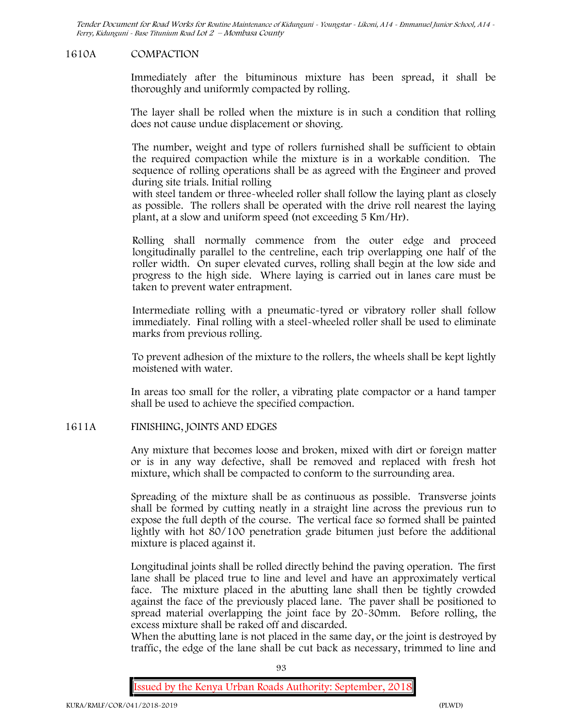## 1610A COMPACTION

Immediately after the bituminous mixture has been spread, it shall be thoroughly and uniformly compacted by rolling.

The layer shall be rolled when the mixture is in such a condition that rolling does not cause undue displacement or shoving.

The number, weight and type of rollers furnished shall be sufficient to obtain the required compaction while the mixture is in a workable condition. The sequence of rolling operations shall be as agreed with the Engineer and proved during site trials. Initial rolling with steel tandem or three-wheeled roller shall follow the laying plant as closely as possible. The rollers shall be operated with the drive roll nearest the laying plant, at a slow and uniform speed (not exceeding 5 Km/Hr).

Rolling shall normally commence from the outer edge and proceed longitudinally parallel to the centreline, each trip overlapping one half of the roller width. On super elevated curves, rolling shall begin at the low side and progress to the high side. Where laying is carried out in lanes care must be taken to prevent water entrapment.

Intermediate rolling with a pneumatic-tyred or vibratory roller shall follow immediately. Final rolling with a steel-wheeled roller shall be used to eliminate marks from previous rolling.

To prevent adhesion of the mixture to the rollers, the wheels shall be kept lightly moistened with water.

In areas too small for the roller, a vibrating plate compactor or a hand tamper shall be used to achieve the specified compaction.

## 1611A FINISHING, JOINTS AND EDGES

Any mixture that becomes loose and broken, mixed with dirt or foreign matter or is in any way defective, shall be removed and replaced with fresh hot mixture, which shall be compacted to conform to the surrounding area.

Spreading of the mixture shall be as continuous as possible. Transverse joints shall be formed by cutting neatly in a straight line across the previous run to expose the full depth of the course. The vertical face so formed shall be painted lightly with hot 80/100 penetration grade bitumen just before the additional mixture is placed against it.

Longitudinal joints shall be rolled directly behind the paving operation. The first lane shall be placed true to line and level and have an approximately vertical face. The mixture placed in the abutting lane shall then be tightly crowded against the face of the previously placed lane. The paver shall be positioned to spread material overlapping the joint face by 20-30mm. Before rolling, the excess mixture shall be raked off and discarded.

When the abutting lane is not placed in the same day, or the joint is destroyed by traffic, the edge of the lane shall be cut back as necessary, trimmed to line and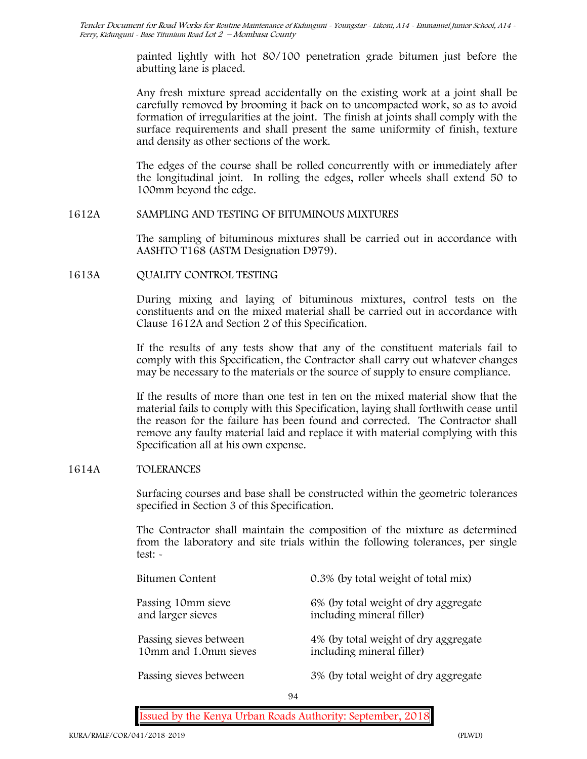painted lightly with hot 80/100 penetration grade bitumen just before the abutting lane is placed.

Any fresh mixture spread accidentally on the existing work at a joint shall be carefully removed by brooming it back on to uncompacted work, so as to avoid formation of irregularities at the joint. The finish at joints shall comply with the surface requirements and shall present the same uniformity of finish, texture and density as other sections of the work.

The edges of the course shall be rolled concurrently with or immediately after the longitudinal joint. In rolling the edges, roller wheels shall extend 50 to 100mm beyond the edge.

## 1612A SAMPLING AND TESTING OF BITUMINOUS MIXTURES

The sampling of bituminous mixtures shall be carried out in accordance with AASHTO T168 (ASTM Designation D979).

## 1613A QUALITY CONTROL TESTING

During mixing and laying of bituminous mixtures, control tests on the constituents and on the mixed material shall be carried out in accordance with Clause 1612A and Section 2 of this Specification.

If the results of any tests show that any of the constituent materials fail to comply with this Specification, the Contractor shall carry out whatever changes may be necessary to the materials or the source of supply to ensure compliance.

If the results of more than one test in ten on the mixed material show that the material fails to comply with this Specification, laying shall forthwith cease until the reason for the failure has been found and corrected. The Contractor shall remove any faulty material laid and replace it with material complying with this Specification all at his own expense.

## 1614A TOLERANCES

Surfacing courses and base shall be constructed within the geometric tolerances specified in Section 3 of this Specification.

The Contractor shall maintain the composition of the mixture as determined from the laboratory and site trials within the following tolerances, per single test: -

| | |
|---|---|
| Bitumen Content | 0.3% (by total weight of total mix) |
| Passing 10mm sieve and larger sieves | 6% (by total weight of dry aggregate including mineral filler) |
| Passing sieves between 10mm and 1.0mm sieves | 4% (by total weight of dry aggregate including mineral filler) |
| Passing sieves between | 3% (by total weight of dry aggregate |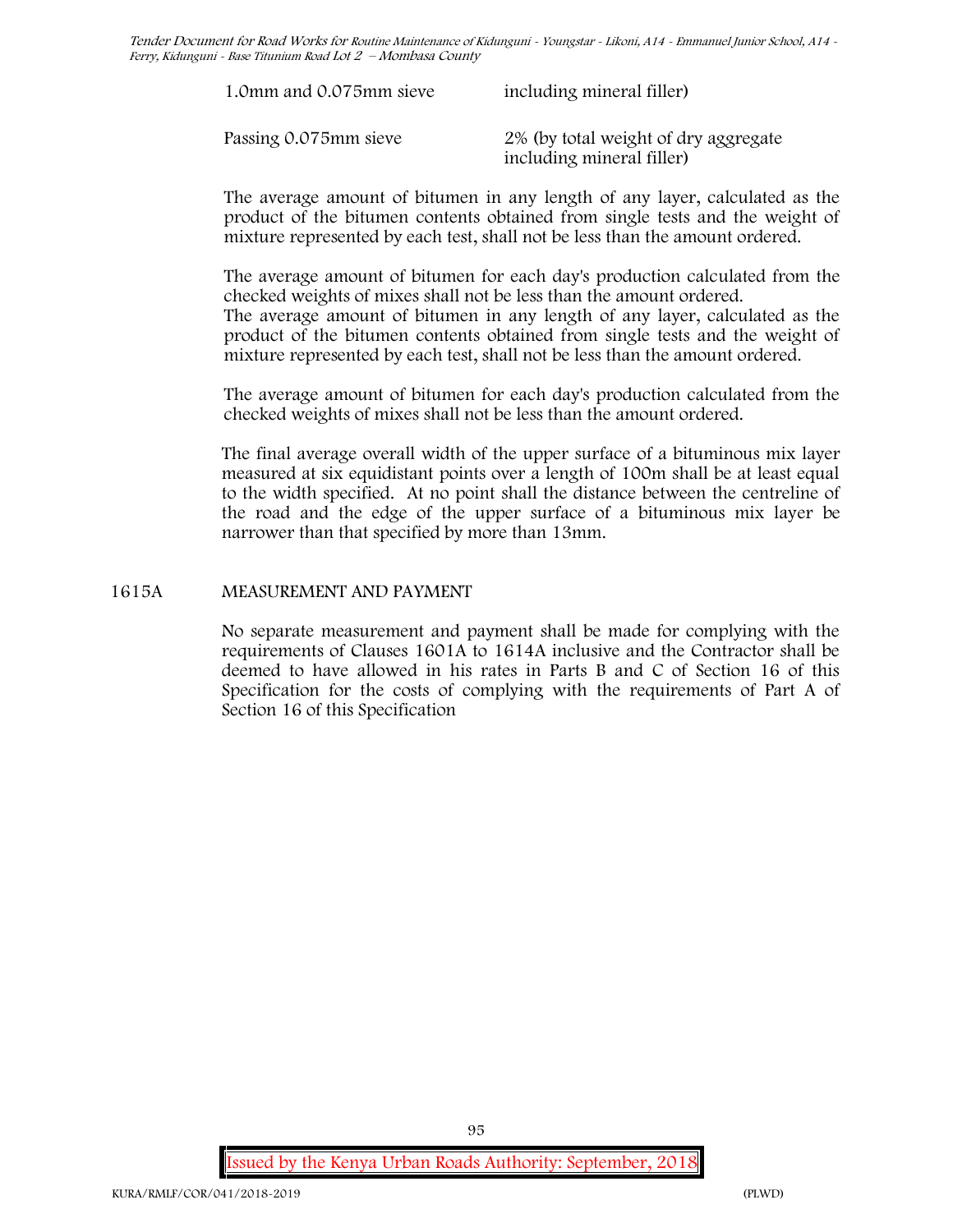| | |
|---|---|
| 1.0mm and 0.075mm sieve | including mineral filler) |
| Passing 0.075mm sieve | 2% (by total weight of dry aggregate including mineral filler) |

The average amount of bitumen in any length of any layer, calculated as the product of the bitumen contents obtained from single tests and the weight of mixture represented by each test, shall not be less than the amount ordered.

The average amount of bitumen for each day's production calculated from the checked weights of mixes shall not be less than the amount ordered.
The average amount of bitumen in any length of any layer, calculated as the product of the bitumen contents obtained from single tests and the weight of mixture represented by each test, shall not be less than the amount ordered.

The average amount of bitumen for each day's production calculated from the checked weights of mixes shall not be less than the amount ordered.

The final average overall width of the upper surface of a bituminous mix layer measured at six equidistant points over a length of 100m shall be at least equal to the width specified. At no point shall the distance between the centreline of the road and the edge of the upper surface of a bituminous mix layer be narrower than that specified by more than 13mm.

## 1615A MEASUREMENT AND PAYMENT

No separate measurement and payment shall be made for complying with the requirements of Clauses 1601A to 1614A inclusive and the Contractor shall be deemed to have allowed in his rates in Parts B and C of Section 16 of this Specification for the costs of complying with the requirements of Part A of Section 16 of this Specification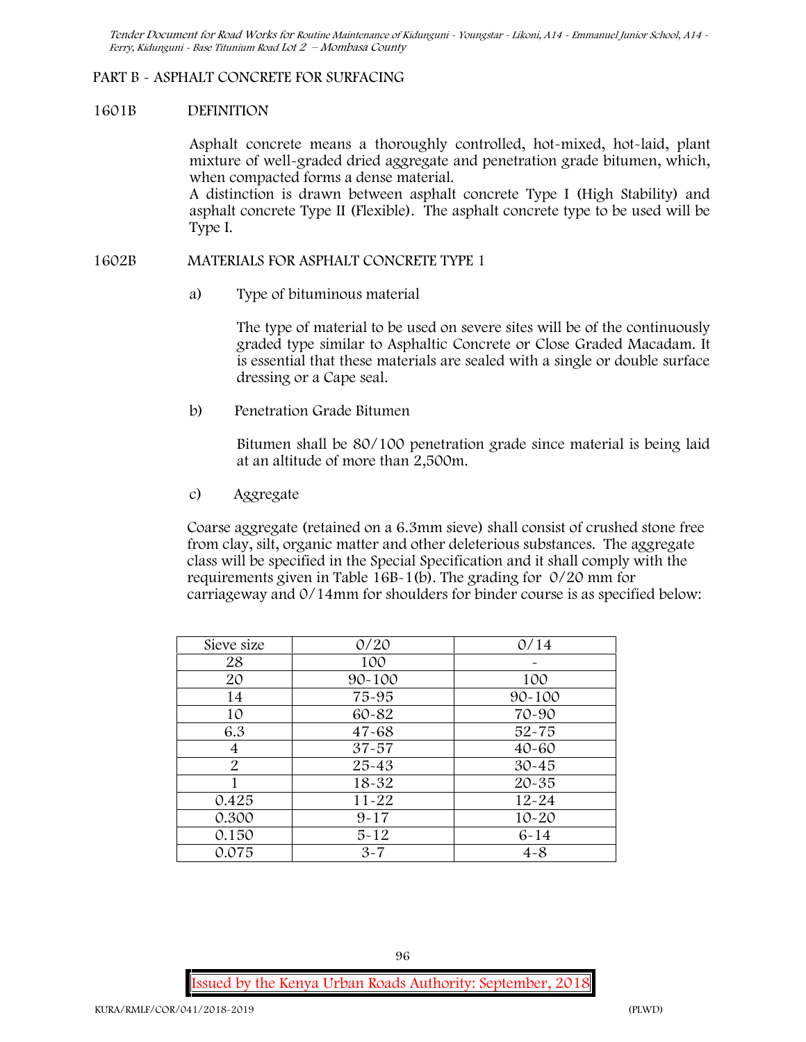## PART B - ASPHALT CONCRETE FOR SURFACING

### 1601B DEFINITION

Asphalt concrete means a thoroughly controlled, hot-mixed, hot-laid, plant mixture of well-graded dried aggregate and penetration grade bitumen, which, when compacted forms a dense material.

A distinction is drawn between asphalt concrete Type I (High Stability) and asphalt concrete Type II (Flexible). The asphalt concrete type to be used will be Type I.

### 1602B MATERIALS FOR ASPHALT CONCRETE TYPE 1

a) Type of bituminous material

The type of material to be used on severe sites will be of the continuously graded type similar to Asphaltic Concrete or Close Graded Macadam. It is essential that these materials are sealed with a single or double surface dressing or a Cape seal.

b) Penetration Grade Bitumen

Bitumen shall be 80/100 penetration grade since material is being laid at an altitude of more than 2,500m.

c) Aggregate

Coarse aggregate (retained on a 6.3mm sieve) shall consist of crushed stone free from clay, silt, organic matter and other deleterious substances. The aggregate class will be specified in the Special Specification and it shall comply with the requirements given in Table 16B-1(b). The grading for 0/20 mm for carriageway and 0/14mm for shoulders for binder course is as specified below:

| Sieve size | 0/20 | 0/14 |
|---|---|---|
| 28 | 100 | - |
| 20 | 90-100 | 100 |
| 14 | 75-95 | 90-100 |
| 10 | 60-82 | 70-90 |
| 6.3 | 47-68 | 52-75 |
| 4 | 37-57 | 40-60 |
| 2 | 25-43 | 30-45 |
| 1 | 18-32 | 20-35 |
| 0.425 | 11-22 | 12-24 |
| 0.300 | 9-17 | 10-20 |
| 0.150 | 5-12 | 6-14 |
| 0.075 | 3-7 | 4-8 |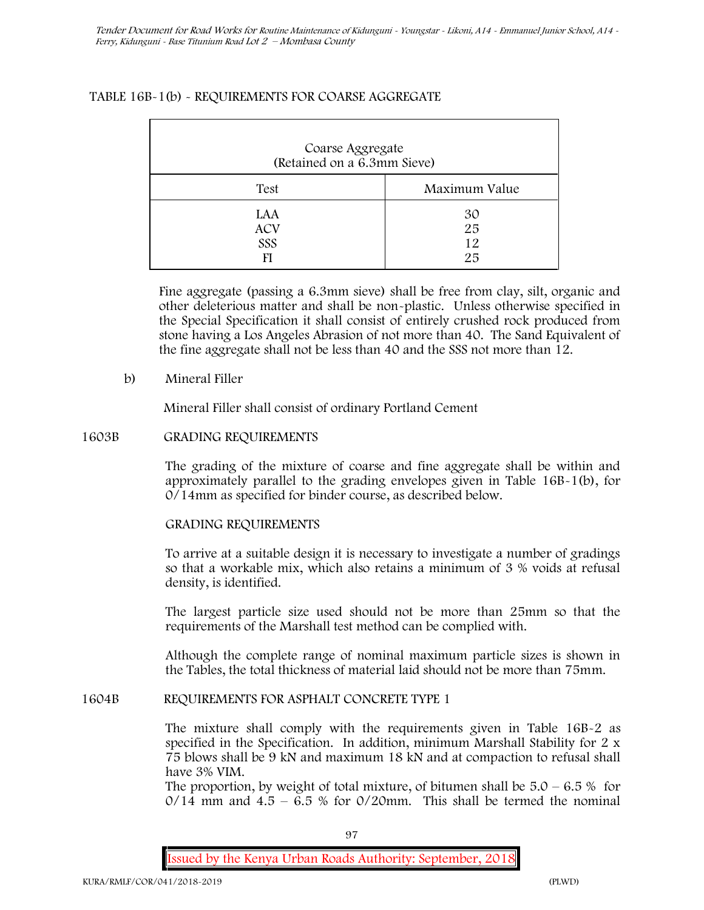TABLE 16B-1(b) - REQUIREMENTS FOR COARSE AGGREGATE

| Coarse Aggregate (Retained on a 6.3mm Sieve) | |
|---|---|
| Test | Maximum Value |
| LAA | 30 |
| ACV | 25 |
| SSS | 12 |
| FI | 25 |

Fine aggregate (passing a 6.3mm sieve) shall be free from clay, silt, organic and other deleterious matter and shall be non-plastic. Unless otherwise specified in the Special Specification it shall consist of entirely crushed rock produced from stone having a Los Angeles Abrasion of not more than 40. The Sand Equivalent of the fine aggregate shall not be less than 40 and the SSS not more than 12.

b) Mineral Filler

Mineral Filler shall consist of ordinary Portland Cement

## 1603B GRADING REQUIREMENTS

The grading of the mixture of coarse and fine aggregate shall be within and approximately parallel to the grading envelopes given in Table 16B-1(b), for 0/14mm as specified for binder course, as described below.

GRADING REQUIREMENTS

To arrive at a suitable design it is necessary to investigate a number of gradings so that a workable mix, which also retains a minimum of 3 % voids at refusal density, is identified.

The largest particle size used should not be more than 25mm so that the requirements of the Marshall test method can be complied with.

Although the complete range of nominal maximum particle sizes is shown in the Tables, the total thickness of material laid should not be more than 75mm.

## 1604B REQUIREMENTS FOR ASPHALT CONCRETE TYPE 1

The mixture shall comply with the requirements given in Table 16B-2 as specified in the Specification. In addition, minimum Marshall Stability for 2 x 75 blows shall be 9 kN and maximum 18 kN and at compaction to refusal shall have 3% VIM.

The proportion, by weight of total mixture, of bitumen shall be 5.0 – 6.5 % for 0/14 mm and 4.5 – 6.5 % for 0/20mm. This shall be termed the nominal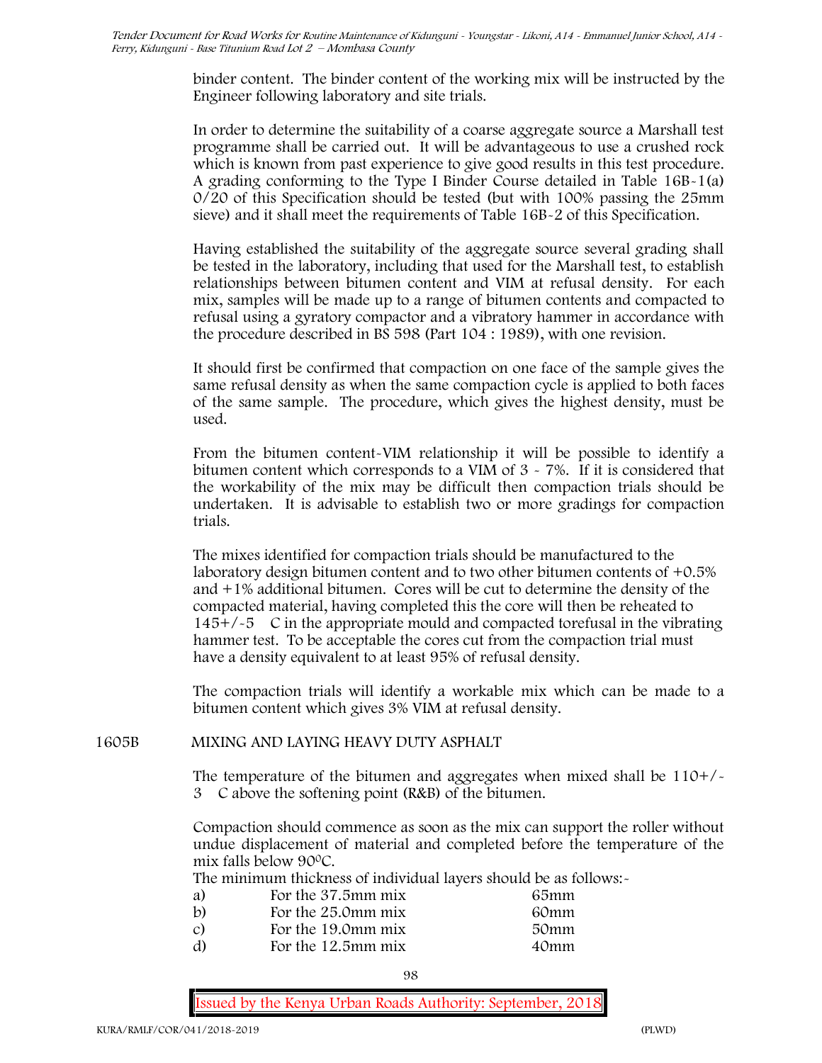binder content. The binder content of the working mix will be instructed by the Engineer following laboratory and site trials.

In order to determine the suitability of a coarse aggregate source a Marshall test programme shall be carried out. It will be advantageous to use a crushed rock which is known from past experience to give good results in this test procedure. A grading conforming to the Type I Binder Course detailed in Table 16B-1(a) 0/20 of this Specification should be tested (but with 100% passing the 25mm sieve) and it shall meet the requirements of Table 16B-2 of this Specification.

Having established the suitability of the aggregate source several grading shall be tested in the laboratory, including that used for the Marshall test, to establish relationships between bitumen content and VIM at refusal density. For each mix, samples will be made up to a range of bitumen contents and compacted to refusal using a gyratory compactor and a vibratory hammer in accordance with the procedure described in BS 598 (Part 104 : 1989), with one revision.

It should first be confirmed that compaction on one face of the sample gives the same refusal density as when the same compaction cycle is applied to both faces of the same sample. The procedure, which gives the highest density, must be used.

From the bitumen content-VIM relationship it will be possible to identify a bitumen content which corresponds to a VIM of 3 - 7%. If it is considered that the workability of the mix may be difficult then compaction trials should be undertaken. It is advisable to establish two or more gradings for compaction trials.

The mixes identified for compaction trials should be manufactured to the laboratory design bitumen content and to two other bitumen contents of +0.5% and +1% additional bitumen. Cores will be cut to determine the density of the compacted material, having completed this the core will then be reheated to 145+/-5 C in the appropriate mould and compacted torefusal in the vibrating hammer test. To be acceptable the cores cut from the compaction trial must have a density equivalent to at least 95% of refusal density.

The compaction trials will identify a workable mix which can be made to a bitumen content which gives 3% VIM at refusal density.

## 1605B MIXING AND LAYING HEAVY DUTY ASPHALT

The temperature of the bitumen and aggregates when mixed shall be 110+/-3 C above the softening point (R&B) of the bitumen.

Compaction should commence as soon as the mix can support the roller without undue displacement of material and completed before the temperature of the mix falls below 90$^{0}$C.

The minimum thickness of individual layers should be as follows:-

| | | |
|---|---|---|
| a) | For the 37.5mm mix | 65mm |
| b) | For the 25.0mm mix | 60mm |
| c) | For the 19.0mm mix | 50mm |
| d) | For the 12.5mm mix | 40mm |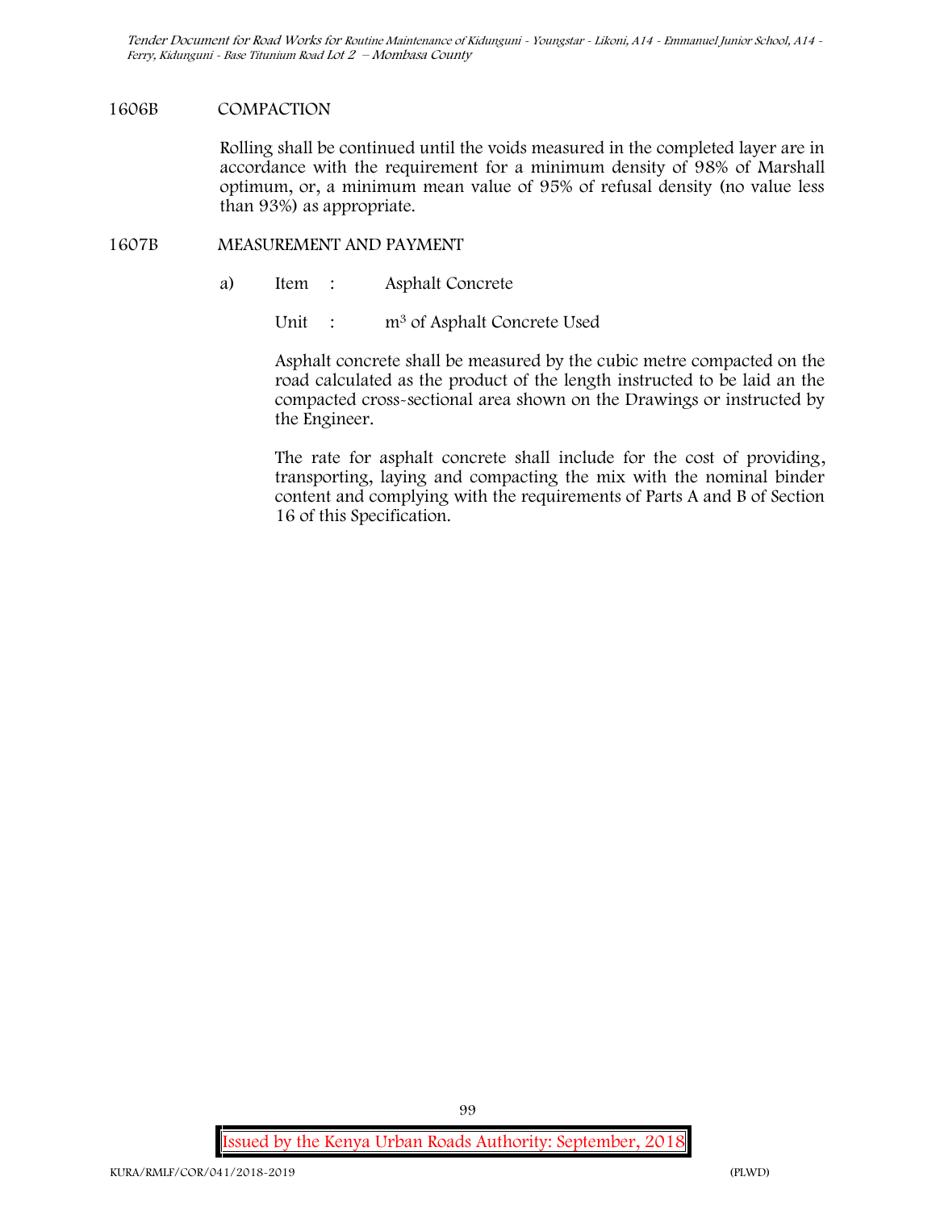### 1606B COMPACTION

Rolling shall be continued until the voids measured in the completed layer are in accordance with the requirement for a minimum density of 98% of Marshall optimum, or, a minimum mean value of 95% of refusal density (no value less than 93%) as appropriate.

### 1607B MEASUREMENT AND PAYMENT

a) Item : Asphalt Concrete

Unit : $m^3$ of Asphalt Concrete Used

Asphalt concrete shall be measured by the cubic metre compacted on the road calculated as the product of the length instructed to be laid an the compacted cross-sectional area shown on the Drawings or instructed by the Engineer.

The rate for asphalt concrete shall include for the cost of providing, transporting, laying and compacting the mix with the nominal binder content and complying with the requirements of Parts A and B of Section 16 of this Specification.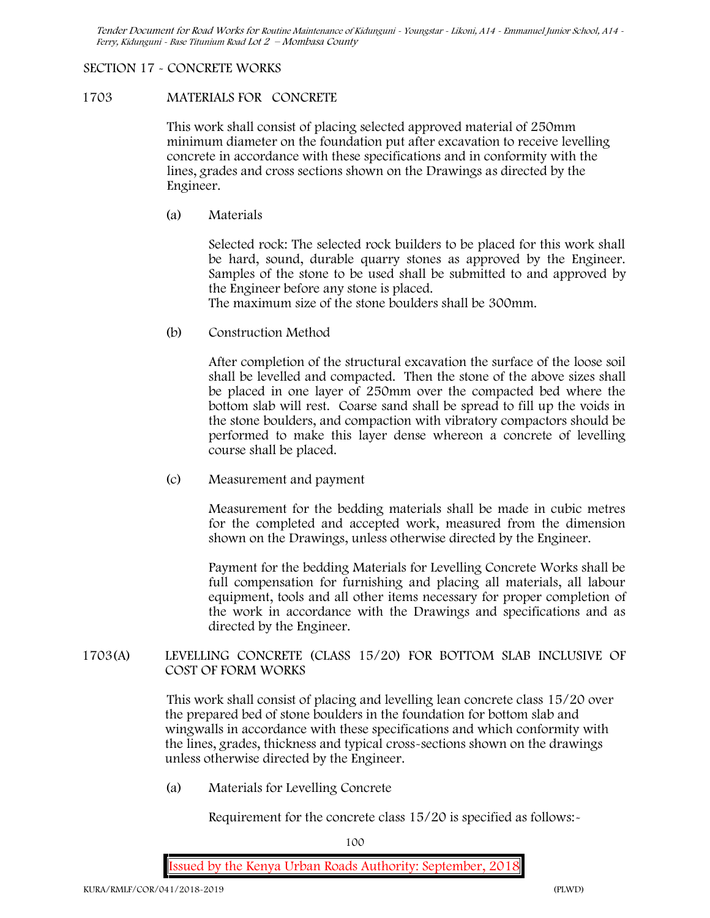## SECTION 17 - CONCRETE WORKS

### 1703 MATERIALS FOR CONCRETE

This work shall consist of placing selected approved material of 250mm minimum diameter on the foundation put after excavation to receive levelling concrete in accordance with these specifications and in conformity with the lines, grades and cross sections shown on the Drawings as directed by the Engineer.

(a) Materials

Selected rock: The selected rock builders to be placed for this work shall be hard, sound, durable quarry stones as approved by the Engineer. Samples of the stone to be used shall be submitted to and approved by the Engineer before any stone is placed.
The maximum size of the stone boulders shall be 300mm.

(b) Construction Method

After completion of the structural excavation the surface of the loose soil shall be levelled and compacted. Then the stone of the above sizes shall be placed in one layer of 250mm over the compacted bed where the bottom slab will rest. Coarse sand shall be spread to fill up the voids in the stone boulders, and compaction with vibratory compactors should be performed to make this layer dense whereon a concrete of levelling course shall be placed.

(c) Measurement and payment

Measurement for the bedding materials shall be made in cubic metres for the completed and accepted work, measured from the dimension shown on the Drawings, unless otherwise directed by the Engineer.

Payment for the bedding Materials for Levelling Concrete Works shall be full compensation for furnishing and placing all materials, all labour equipment, tools and all other items necessary for proper completion of the work in accordance with the Drawings and specifications and as directed by the Engineer.

### 1703(A) LEVELLING CONCRETE (CLASS 15/20) FOR BOTTOM SLAB INCLUSIVE OF COST OF FORM WORKS

This work shall consist of placing and levelling lean concrete class 15/20 over the prepared bed of stone boulders in the foundation for bottom slab and wingwalls in accordance with these specifications and which conformity with the lines, grades, thickness and typical cross-sections shown on the drawings unless otherwise directed by the Engineer.

(a) Materials for Levelling Concrete

Requirement for the concrete class 15/20 is specified as follows:-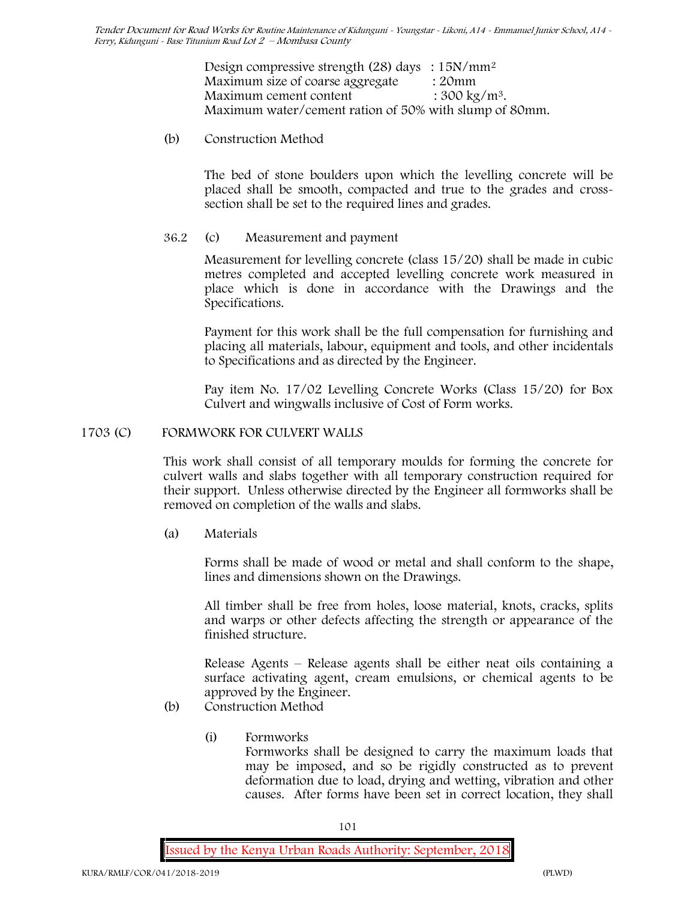Design compressive strength (28) days : $15N/mm^2$
Maximum size of coarse aggregate : 20mm
Maximum cement content : $300 kg/m^3$.
Maximum water/cement ration of 50% with slump of 80mm.

(b) Construction Method

The bed of stone boulders upon which the levelling concrete will be placed shall be smooth, compacted and true to the grades and cross-section shall be set to the required lines and grades.

36.2 (c) Measurement and payment

Measurement for levelling concrete (class 15/20) shall be made in cubic metres completed and accepted levelling concrete work measured in place which is done in accordance with the Drawings and the Specifications.

Payment for this work shall be the full compensation for furnishing and placing all materials, labour, equipment and tools, and other incidentals to Specifications and as directed by the Engineer.

Pay item No. 17/02 Levelling Concrete Works (Class 15/20) for Box Culvert and wingwalls inclusive of Cost of Form works.

## 1703 (C) FORMWORK FOR CULVERT WALLS

This work shall consist of all temporary moulds for forming the concrete for culvert walls and slabs together with all temporary construction required for their support. Unless otherwise directed by the Engineer all formworks shall be removed on completion of the walls and slabs.

(a) Materials

Forms shall be made of wood or metal and shall conform to the shape, lines and dimensions shown on the Drawings.

All timber shall be free from holes, loose material, knots, cracks, splits and warps or other defects affecting the strength or appearance of the finished structure.

Release Agents – Release agents shall be either neat oils containing a surface activating agent, cream emulsions, or chemical agents to be approved by the Engineer.

(b) Construction Method

(i) Formworks
Formworks shall be designed to carry the maximum loads that may be imposed, and so be rigidly constructed as to prevent deformation due to load, drying and wetting, vibration and other causes. After forms have been set in correct location, they shall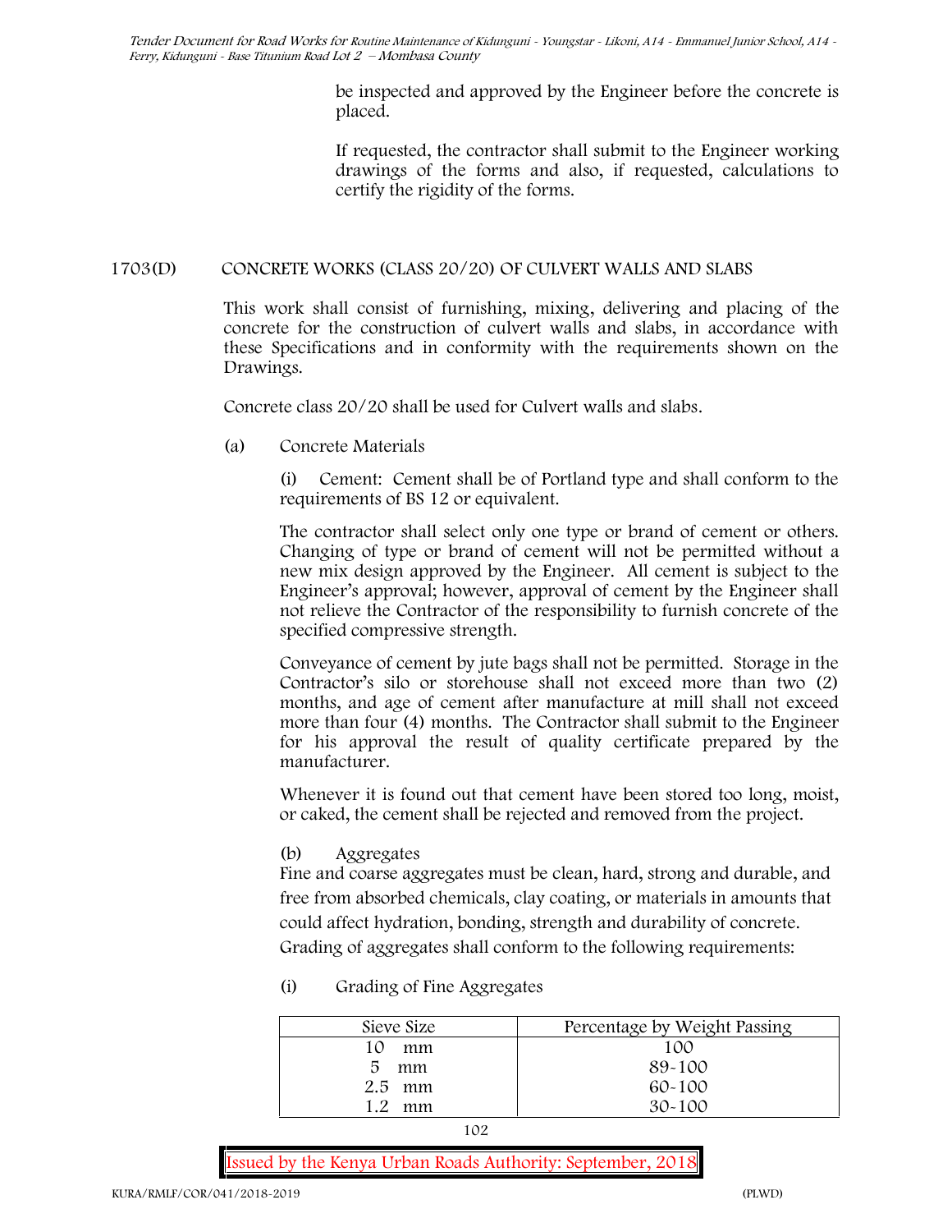be inspected and approved by the Engineer before the concrete is placed.

If requested, the contractor shall submit to the Engineer working drawings of the forms and also, if requested, calculations to certify the rigidity of the forms.

## 1703(D) CONCRETE WORKS (CLASS 20/20) OF CULVERT WALLS AND SLABS

This work shall consist of furnishing, mixing, delivering and placing of the concrete for the construction of culvert walls and slabs, in accordance with these Specifications and in conformity with the requirements shown on the Drawings.

Concrete class 20/20 shall be used for Culvert walls and slabs.

(a) Concrete Materials

(i) Cement: Cement shall be of Portland type and shall conform to the requirements of BS 12 or equivalent.

The contractor shall select only one type or brand of cement or others. Changing of type or brand of cement will not be permitted without a new mix design approved by the Engineer. All cement is subject to the Engineer's approval; however, approval of cement by the Engineer shall not relieve the Contractor of the responsibility to furnish concrete of the specified compressive strength.

Conveyance of cement by jute bags shall not be permitted. Storage in the Contractor's silo or storehouse shall not exceed more than two (2) months, and age of cement after manufacture at mill shall not exceed more than four (4) months. The Contractor shall submit to the Engineer for his approval the result of quality certificate prepared by the manufacturer.

Whenever it is found out that cement have been stored too long, moist, or caked, the cement shall be rejected and removed from the project.

(b) Aggregates

Fine and coarse aggregates must be clean, hard, strong and durable, and free from absorbed chemicals, clay coating, or materials in amounts that could affect hydration, bonding, strength and durability of concrete. Grading of aggregates shall conform to the following requirements:

(i) Grading of Fine Aggregates

| Sieve Size | Percentage by Weight Passing |
|---|---|
| 10 mm | 100 |
| 5 mm | 89-100 |
| 2.5 mm | 60-100 |
| 1.2 mm | 30-100 |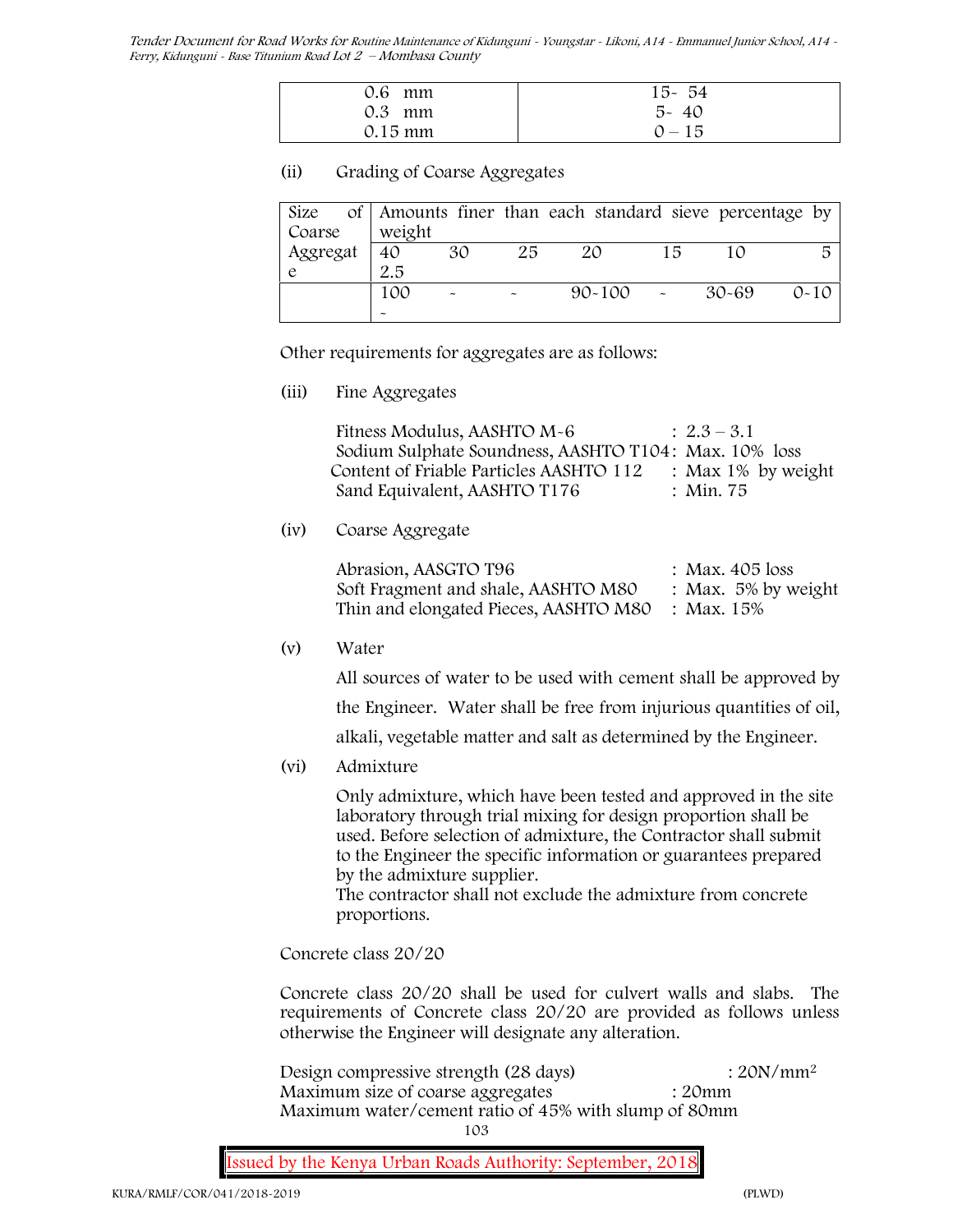| 0.6 mm | 15- 54 |
|---|---|
| 0.3 mm | 5- 40 |
| 0.15 mm | 0 – 15 |

(ii) Grading of Coarse Aggregates

| Size of Coarse Aggregate | Amounts finer than each standard sieve percentage by weight | | | | | | |
|---|---|---|---|---|---|---|---|
| | 40 2.5 | 30 | 25 | 20 | 15 | 10 | 5 |
| | 100 - | - | - | 90-100 | - | 30-69 | 0-10 |

Other requirements for aggregates are as follows:

(iii) Fine Aggregates

Fitness Modulus, AASHTO M-6 : 2.3 – 3.1
Sodium Sulphate Soundness, AASHTO T104: Max. 10% loss
Content of Friable Particles AASHTO 112 : Max 1% by weight
Sand Equivalent, AASHTO T176 : Min. 75

(iv) Coarse Aggregate

Abrasion, AASGTO T96 : Max. 405 loss
Soft Fragment and shale, AASHTO M80 : Max. 5% by weight
Thin and elongated Pieces, AASHTO M80 : Max. 15%

(v) Water

All sources of water to be used with cement shall be approved by the Engineer. Water shall be free from injurious quantities of oil, alkali, vegetable matter and salt as determined by the Engineer.

(vi) Admixture

Only admixture, which have been tested and approved in the site laboratory through trial mixing for design proportion shall be used. Before selection of admixture, the Contractor shall submit to the Engineer the specific information or guarantees prepared by the admixture supplier.
The contractor shall not exclude the admixture from concrete proportions.

Concrete class 20/20

Concrete class 20/20 shall be used for culvert walls and slabs. The requirements of Concrete class 20/20 are provided as follows unless otherwise the Engineer will designate any alteration.

Design compressive strength (28 days) : 20N/mm$^2$
Maximum size of coarse aggregates : 20mm
Maximum water/cement ratio of 45% with slump of 80mm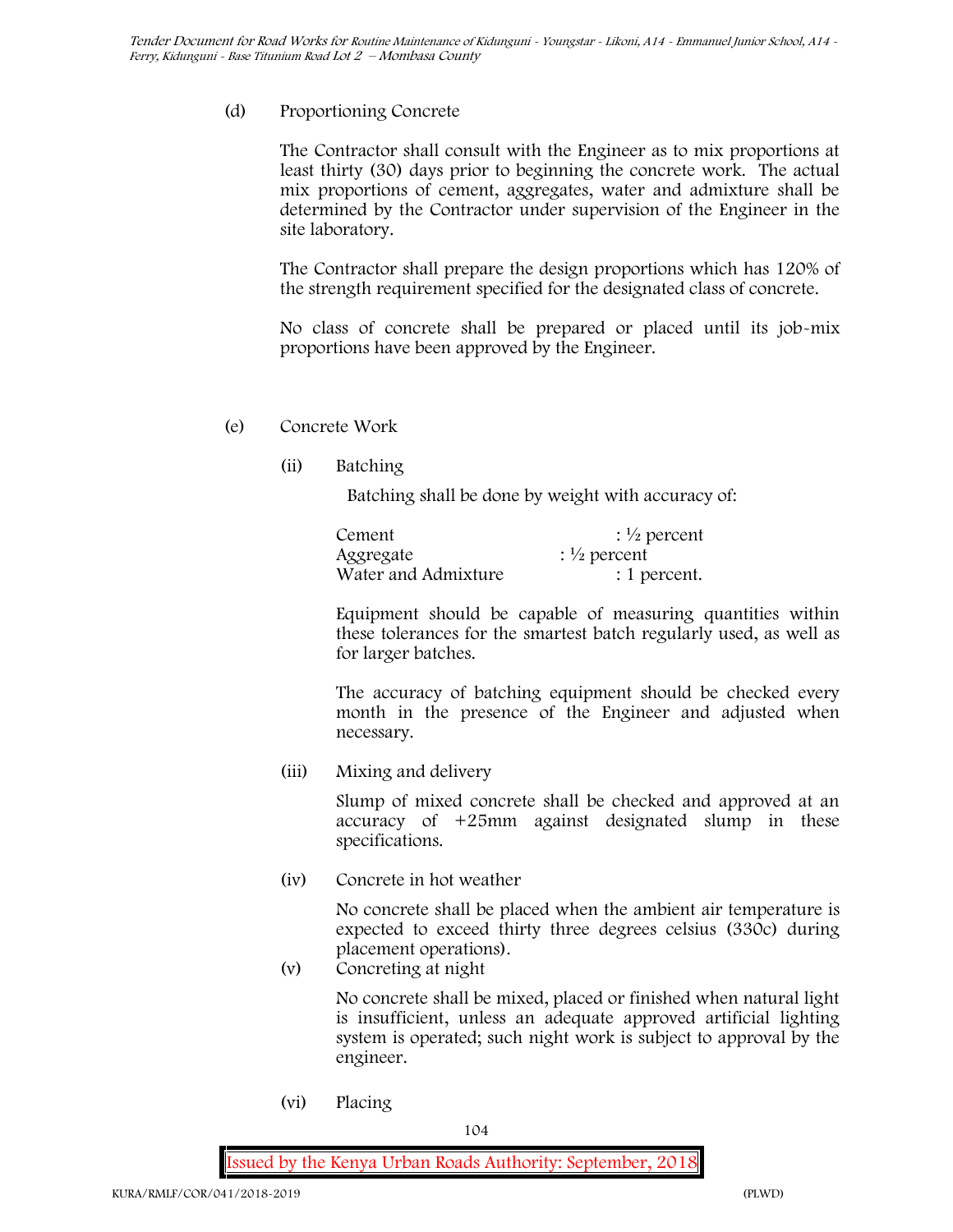(d) Proportioning Concrete

The Contractor shall consult with the Engineer as to mix proportions at least thirty (30) days prior to beginning the concrete work. The actual mix proportions of cement, aggregates, water and admixture shall be determined by the Contractor under supervision of the Engineer in the site laboratory.

The Contractor shall prepare the design proportions which has 120% of the strength requirement specified for the designated class of concrete.

No class of concrete shall be prepared or placed until its job-mix proportions have been approved by the Engineer.

(e) Concrete Work

(ii) Batching

Batching shall be done by weight with accuracy of:

| | |
|---|---|
| Cement | : ½ percent |
| Aggregate | : ½ percent |
| Water and Admixture | : 1 percent. |

Equipment should be capable of measuring quantities within these tolerances for the smartest batch regularly used, as well as for larger batches.

The accuracy of batching equipment should be checked every month in the presence of the Engineer and adjusted when necessary.

(iii) Mixing and delivery

Slump of mixed concrete shall be checked and approved at an accuracy of +25mm against designated slump in these specifications.

(iv) Concrete in hot weather

No concrete shall be placed when the ambient air temperature is expected to exceed thirty three degrees celsius (330c) during placement operations).

(v) Concreting at night

No concrete shall be mixed, placed or finished when natural light is insufficient, unless an adequate approved artificial lighting system is operated; such night work is subject to approval by the engineer.

(vi) Placing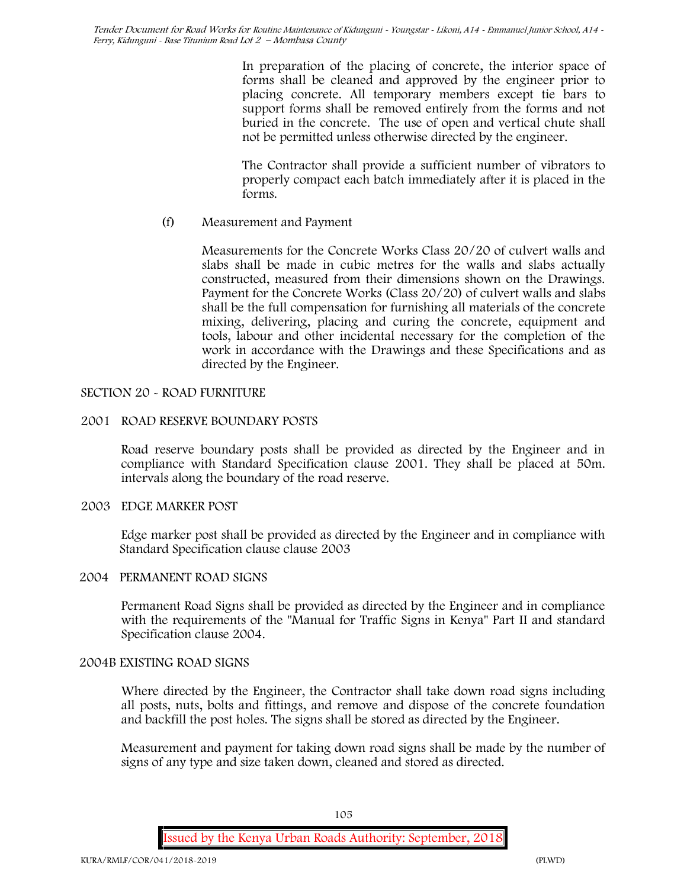In preparation of the placing of concrete, the interior space of forms shall be cleaned and approved by the engineer prior to placing concrete. All temporary members except tie bars to support forms shall be removed entirely from the forms and not buried in the concrete. The use of open and vertical chute shall not be permitted unless otherwise directed by the engineer.

The Contractor shall provide a sufficient number of vibrators to properly compact each batch immediately after it is placed in the forms.

(f) Measurement and Payment

Measurements for the Concrete Works Class 20/20 of culvert walls and slabs shall be made in cubic metres for the walls and slabs actually constructed, measured from their dimensions shown on the Drawings. Payment for the Concrete Works (Class 20/20) of culvert walls and slabs shall be the full compensation for furnishing all materials of the concrete mixing, delivering, placing and curing the concrete, equipment and tools, labour and other incidental necessary for the completion of the work in accordance with the Drawings and these Specifications and as directed by the Engineer.

## SECTION 20 - ROAD FURNITURE

### 2001 ROAD RESERVE BOUNDARY POSTS

Road reserve boundary posts shall be provided as directed by the Engineer and in compliance with Standard Specification clause 2001. They shall be placed at 50m. intervals along the boundary of the road reserve.

### 2003 EDGE MARKER POST

Edge marker post shall be provided as directed by the Engineer and in compliance with Standard Specification clause clause 2003

### 2004 PERMANENT ROAD SIGNS

Permanent Road Signs shall be provided as directed by the Engineer and in compliance with the requirements of the "Manual for Traffic Signs in Kenya" Part II and standard Specification clause 2004.

### 2004B EXISTING ROAD SIGNS

Where directed by the Engineer, the Contractor shall take down road signs including all posts, nuts, bolts and fittings, and remove and dispose of the concrete foundation and backfill the post holes. The signs shall be stored as directed by the Engineer.

Measurement and payment for taking down road signs shall be made by the number of signs of any type and size taken down, cleaned and stored as directed.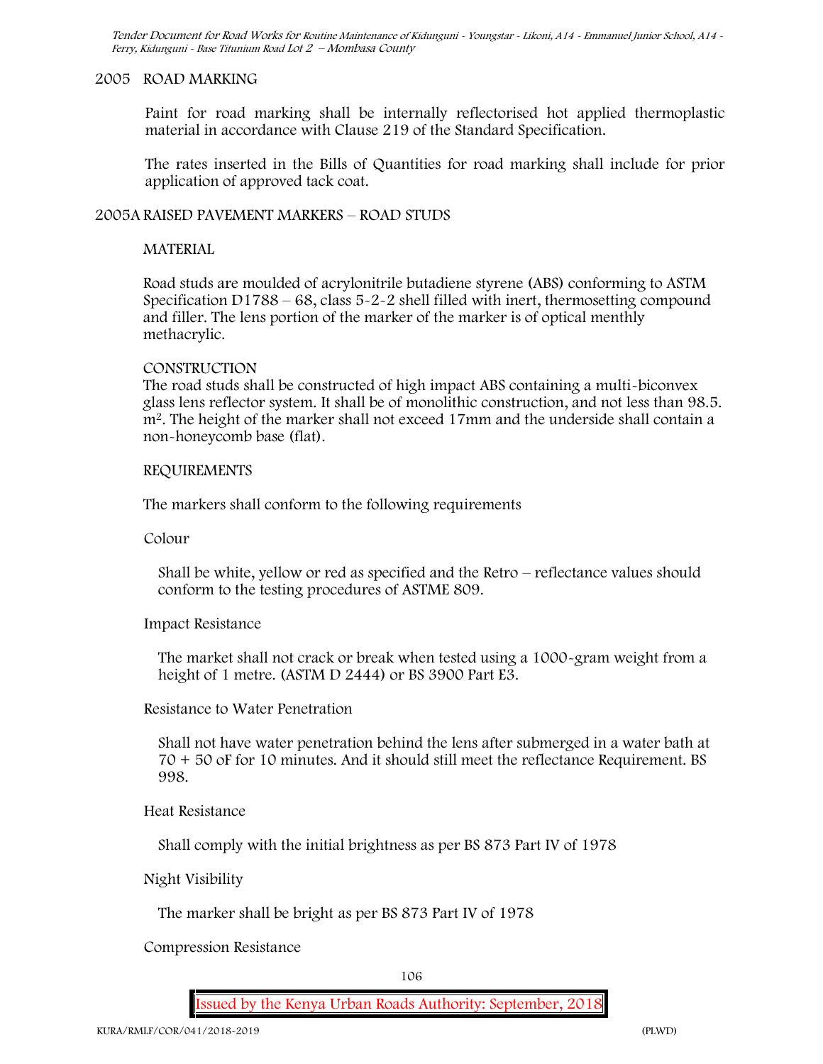## 2005 ROAD MARKING

Paint for road marking shall be internally reflectorised hot applied thermoplastic material in accordance with Clause 219 of the Standard Specification.

The rates inserted in the Bills of Quantities for road marking shall include for prior application of approved tack coat.

## 2005A RAISED PAVEMENT MARKERS – ROAD STUDS

### MATERIAL

Road studs are moulded of acrylonitrile butadiene styrene (ABS) conforming to ASTM Specification D1788 – 68, class 5-2-2 shell filled with inert, thermosetting compound and filler. The lens portion of the marker of the marker is of optical menthly methacrylic.

### CONSTRUCTION

The road studs shall be constructed of high impact ABS containing a multi-biconvex glass lens reflector system. It shall be of monolithic construction, and not less than 98.5. $m^2$. The height of the marker shall not exceed 17mm and the underside shall contain a non-honeycomb base (flat).

### REQUIREMENTS

The markers shall conform to the following requirements

Colour

Shall be white, yellow or red as specified and the Retro – reflectance values should conform to the testing procedures of ASTME 809.

Impact Resistance

The market shall not crack or break when tested using a 1000-gram weight from a height of 1 metre. (ASTM D 2444) or BS 3900 Part E3.

Resistance to Water Penetration

Shall not have water penetration behind the lens after submerged in a water bath at 70 + 50 oF for 10 minutes. And it should still meet the reflectance Requirement. BS 998.

Heat Resistance

Shall comply with the initial brightness as per BS 873 Part IV of 1978

Night Visibility

The marker shall be bright as per BS 873 Part IV of 1978

Compression Resistance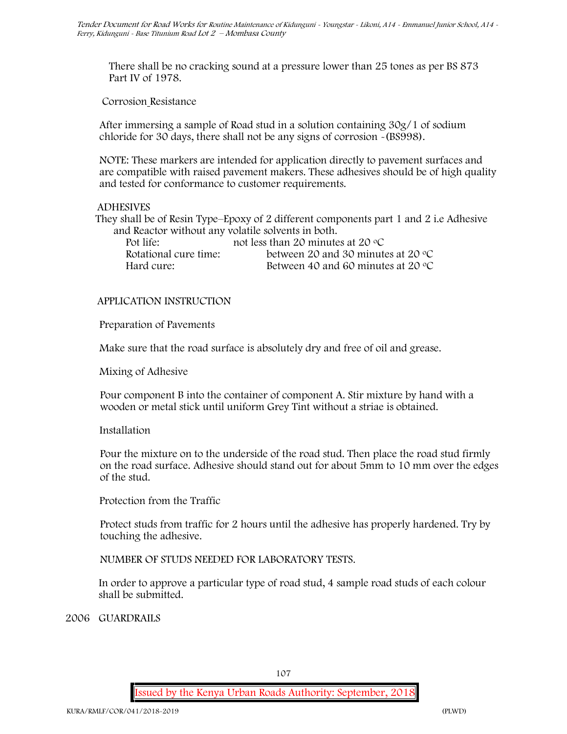There shall be no cracking sound at a pressure lower than 25 tones as per BS 873 Part IV of 1978.

Corrosion Resistance

After immersing a sample of Road stud in a solution containing 30g/1 of sodium chloride for 30 days, there shall not be any signs of corrosion -(BS998).

NOTE: These markers are intended for application directly to pavement surfaces and are compatible with raised pavement makers. These adhesives should be of high quality and tested for conformance to customer requirements.

ADHESIVES

They shall be of Resin Type–Epoxy of 2 different components part 1 and 2 i.e Adhesive and Reactor without any volatile solvents in both.

| | |
|---|---|
| Pot life: | not less than 20 minutes at 20 °C |
| Rotational cure time: | between 20 and 30 minutes at 20 °C |
| Hard cure: | Between 40 and 60 minutes at 20 °C |

APPLICATION INSTRUCTION

Preparation of Pavements

Make sure that the road surface is absolutely dry and free of oil and grease.

Mixing of Adhesive

Pour component B into the container of component A. Stir mixture by hand with a wooden or metal stick until uniform Grey Tint without a striae is obtained.

Installation

Pour the mixture on to the underside of the road stud. Then place the road stud firmly on the road surface. Adhesive should stand out for about 5mm to 10 mm over the edges of the stud.

Protection from the Traffic

Protect studs from traffic for 2 hours until the adhesive has properly hardened. Try by touching the adhesive.

NUMBER OF STUDS NEEDED FOR LABORATORY TESTS.

In order to approve a particular type of road stud, 4 sample road studs of each colour shall be submitted.

## 2006 GUARDRAILS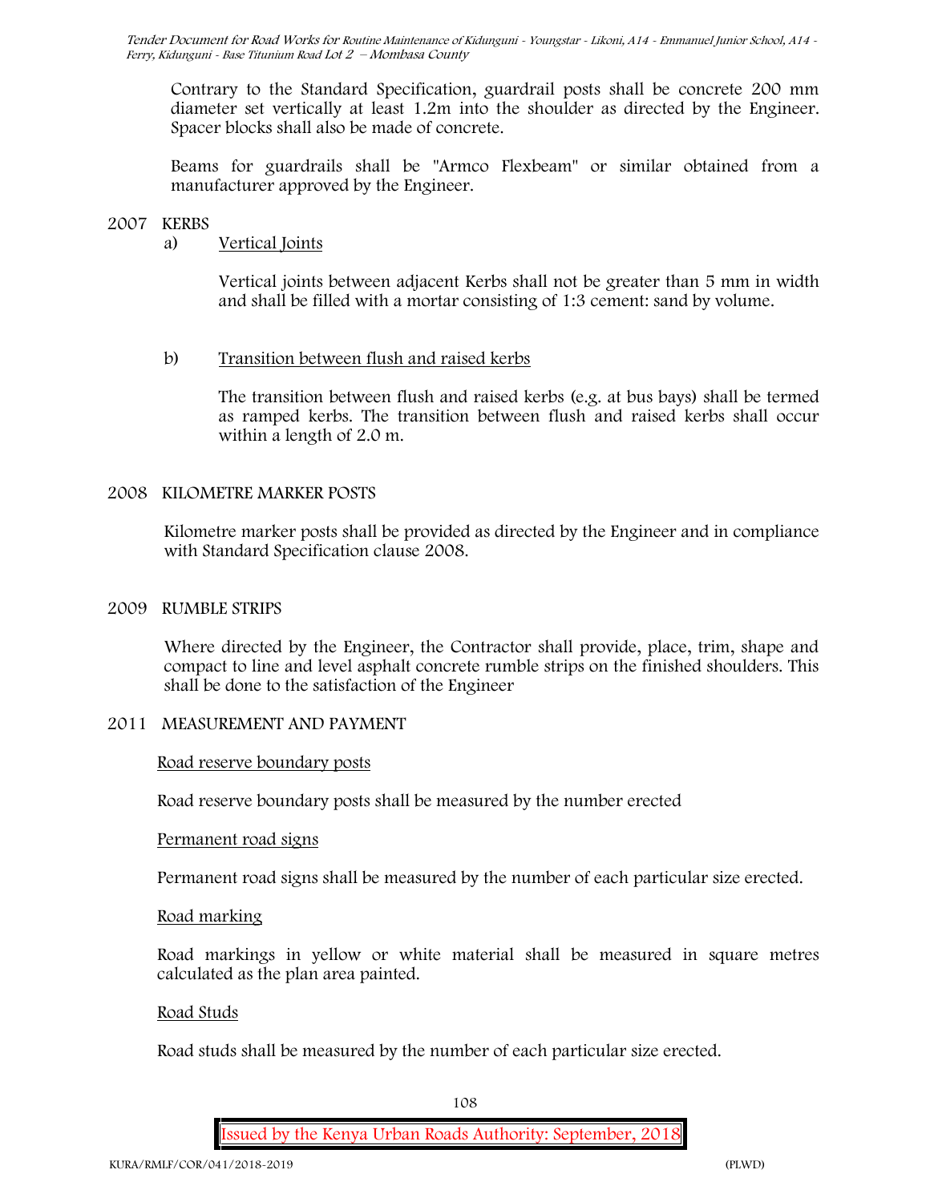Contrary to the Standard Specification, guardrail posts shall be concrete 200 mm diameter set vertically at least 1.2m into the shoulder as directed by the Engineer. Spacer blocks shall also be made of concrete.

Beams for guardrails shall be "Armco Flexbeam" or similar obtained from a manufacturer approved by the Engineer.

## 2007 KERBS

a) Vertical Joints

Vertical joints between adjacent Kerbs shall not be greater than 5 mm in width and shall be filled with a mortar consisting of 1:3 cement: sand by volume.

b) Transition between flush and raised kerbs

The transition between flush and raised kerbs (e.g. at bus bays) shall be termed as ramped kerbs. The transition between flush and raised kerbs shall occur within a length of 2.0 m.

## 2008 KILOMETRE MARKER POSTS

Kilometre marker posts shall be provided as directed by the Engineer and in compliance with Standard Specification clause 2008.

## 2009 RUMBLE STRIPS

Where directed by the Engineer, the Contractor shall provide, place, trim, shape and compact to line and level asphalt concrete rumble strips on the finished shoulders. This shall be done to the satisfaction of the Engineer

## 2011 MEASUREMENT AND PAYMENT

Road reserve boundary posts

Road reserve boundary posts shall be measured by the number erected

Permanent road signs

Permanent road signs shall be measured by the number of each particular size erected.

Road marking

Road markings in yellow or white material shall be measured in square metres calculated as the plan area painted.

Road Studs

Road studs shall be measured by the number of each particular size erected.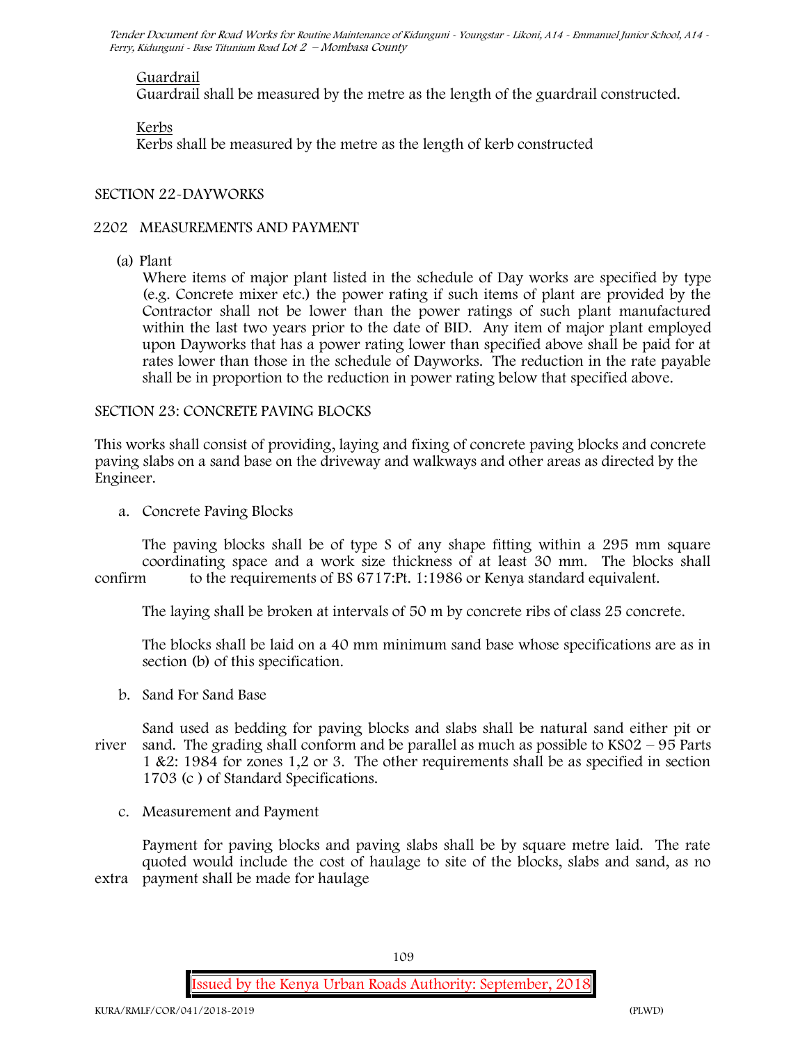Guardrail

Guardrail shall be measured by the metre as the length of the guardrail constructed.

Kerbs

Kerbs shall be measured by the metre as the length of kerb constructed

SECTION 22-DAYWORKS

2202 MEASUREMENTS AND PAYMENT

(a) Plant

Where items of major plant listed in the schedule of Day works are specified by type (e.g. Concrete mixer etc.) the power rating if such items of plant are provided by the Contractor shall not be lower than the power ratings of such plant manufactured within the last two years prior to the date of BID. Any item of major plant employed upon Dayworks that has a power rating lower than specified above shall be paid for at rates lower than those in the schedule of Dayworks. The reduction in the rate payable shall be in proportion to the reduction in power rating below that specified above.

SECTION 23: CONCRETE PAVING BLOCKS

This works shall consist of providing, laying and fixing of concrete paving blocks and concrete paving slabs on a sand base on the driveway and walkways and other areas as directed by the Engineer.

a. Concrete Paving Blocks

The paving blocks shall be of type S of any shape fitting within a 295 mm square coordinating space and a work size thickness of at least 30 mm. The blocks shall confirm to the requirements of BS 6717:Pt. 1:1986 or Kenya standard equivalent.

The laying shall be broken at intervals of 50 m by concrete ribs of class 25 concrete.

The blocks shall be laid on a 40 mm minimum sand base whose specifications are as in section (b) of this specification.

b. Sand For Sand Base

Sand used as bedding for paving blocks and slabs shall be natural sand either pit or river sand. The grading shall conform and be parallel as much as possible to KS02 – 95 Parts 1 &2: 1984 for zones 1,2 or 3. The other requirements shall be as specified in section 1703 (c ) of Standard Specifications.

c. Measurement and Payment

Payment for paving blocks and paving slabs shall be by square metre laid. The rate quoted would include the cost of haulage to site of the blocks, slabs and sand, as no extra payment shall be made for haulage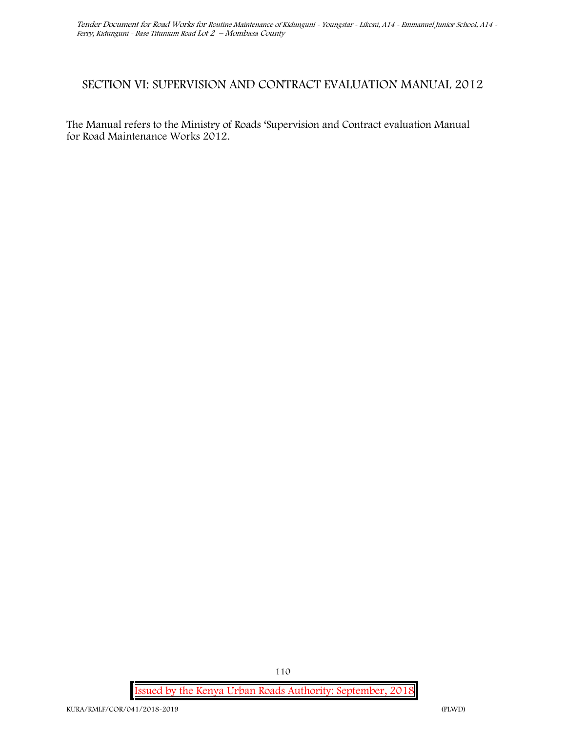# SECTION VI: SUPERVISION AND CONTRACT EVALUATION MANUAL 2012

The Manual refers to the Ministry of Roads 'Supervision and Contract evaluation Manual for Road Maintenance Works 2012.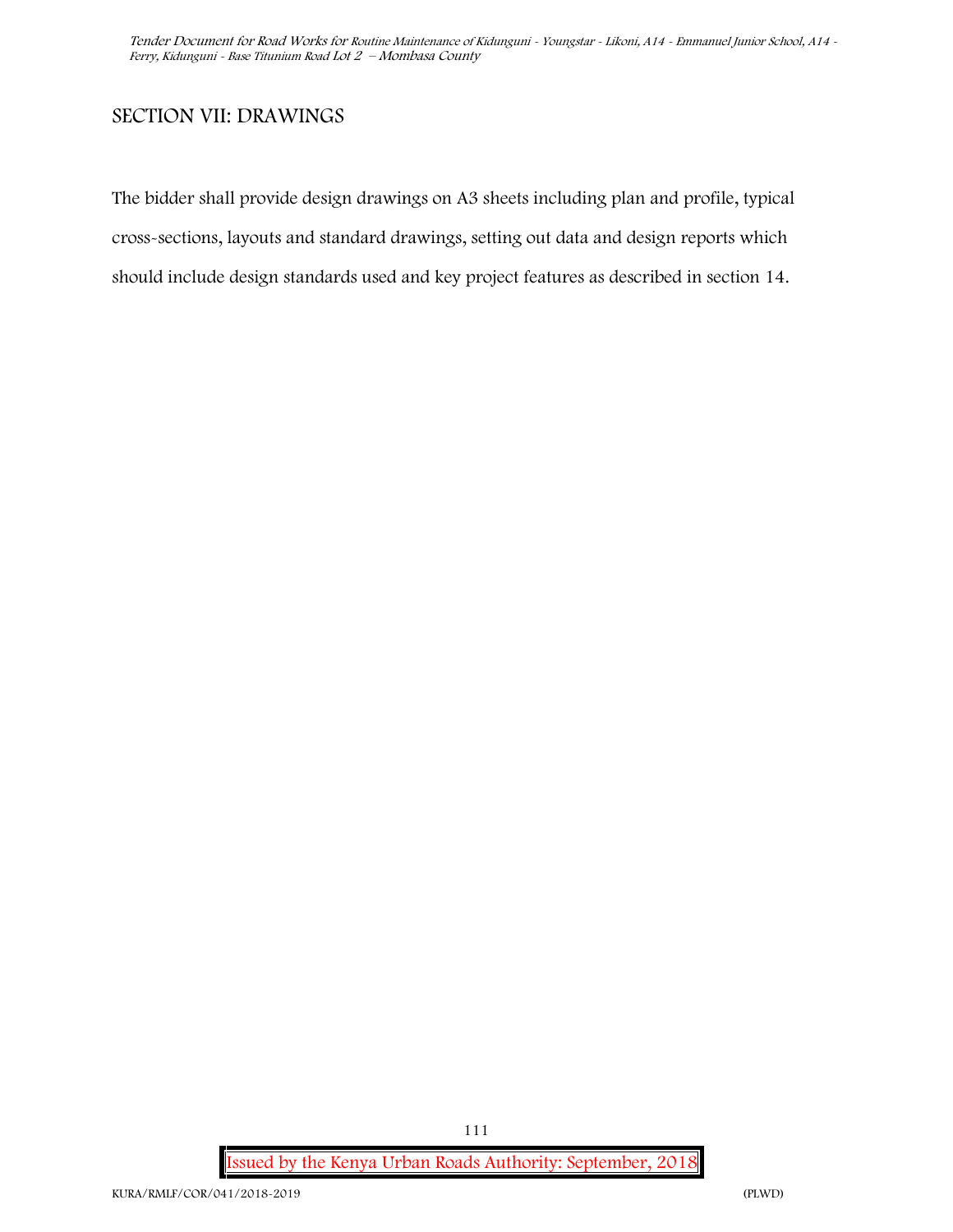## SECTION VII: DRAWINGS

The bidder shall provide design drawings on A3 sheets including plan and profile, typical cross-sections, layouts and standard drawings, setting out data and design reports which should include design standards used and key project features as described in section 14.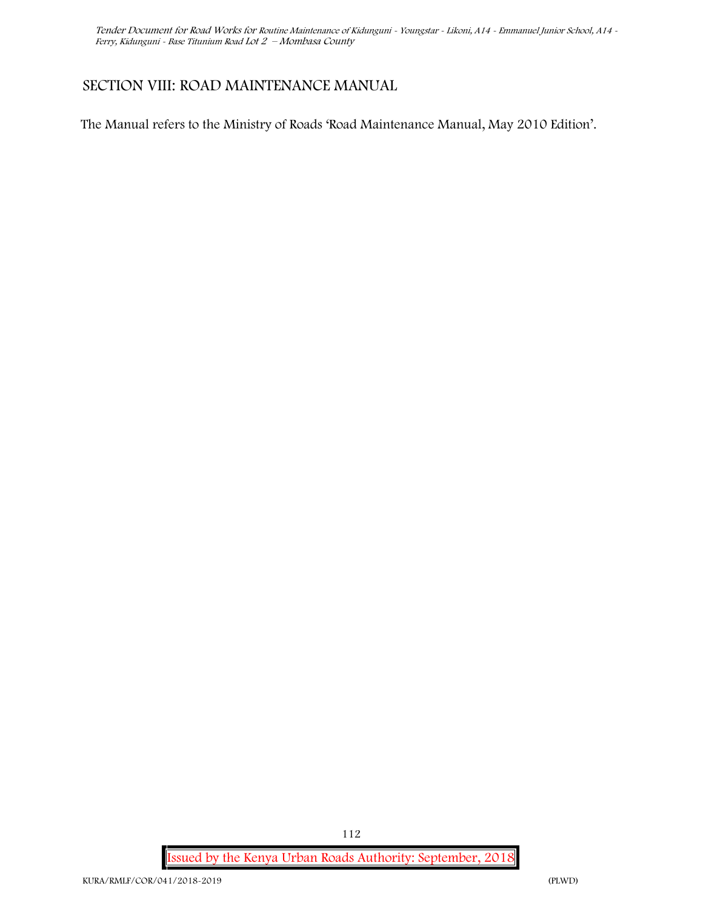## SECTION VIII: ROAD MAINTENANCE MANUAL

The Manual refers to the Ministry of Roads 'Road Maintenance Manual, May 2010 Edition'.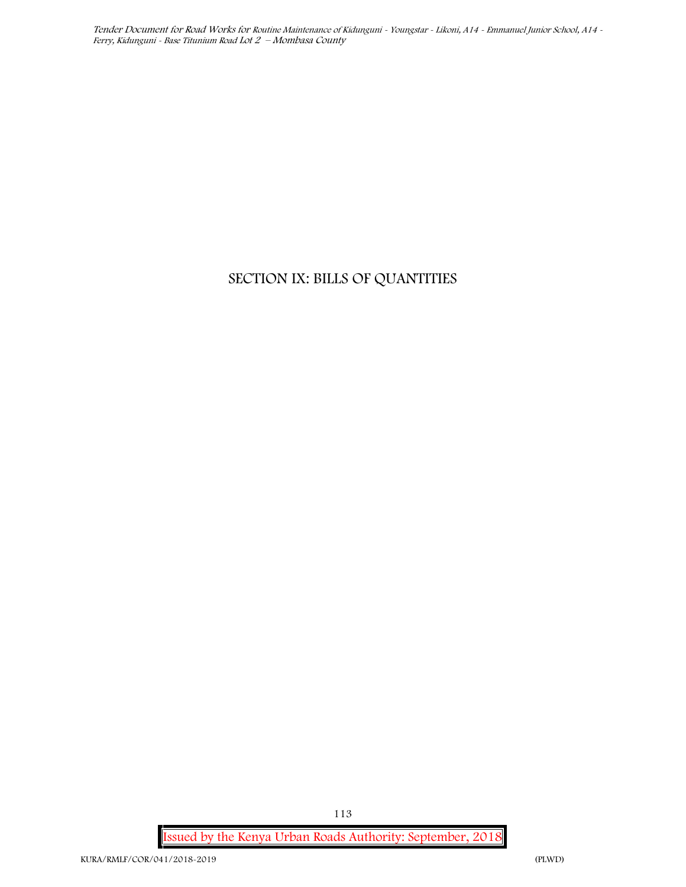# SECTION IX: BILLS OF QUANTITIES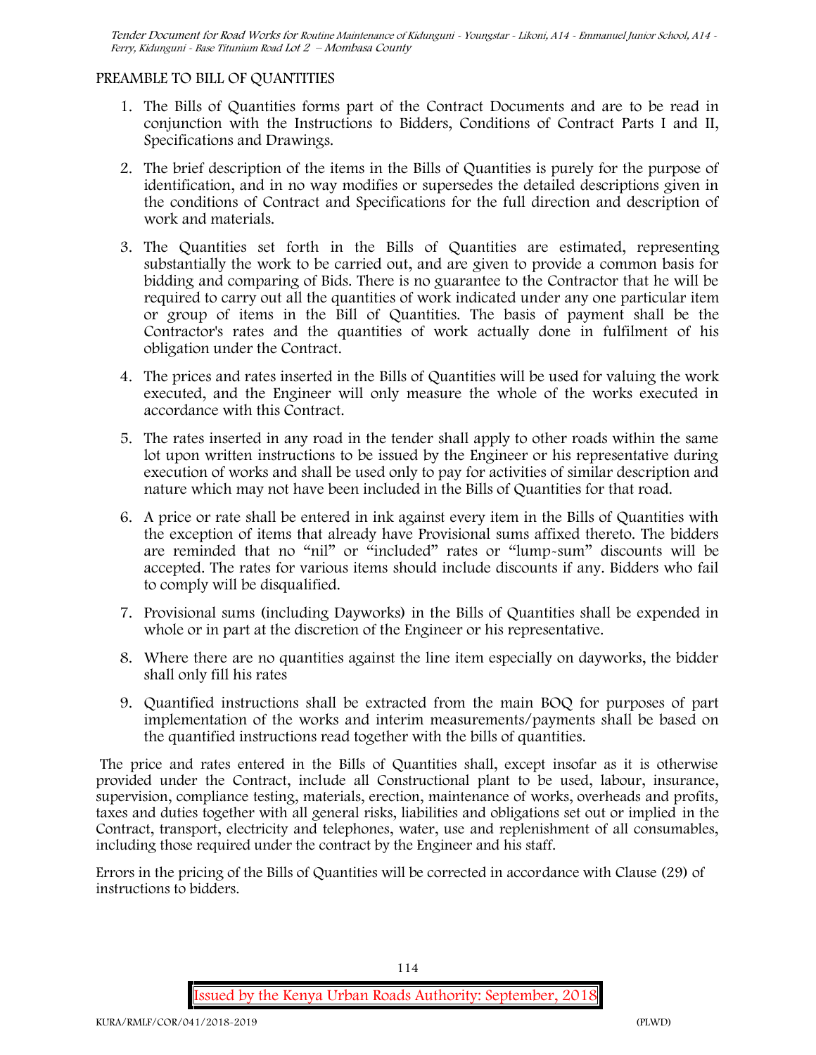PREAMBLE TO BILL OF QUANTITIES

1. The Bills of Quantities forms part of the Contract Documents and are to be read in conjunction with the Instructions to Bidders, Conditions of Contract Parts I and II, Specifications and Drawings.

2. The brief description of the items in the Bills of Quantities is purely for the purpose of identification, and in no way modifies or supersedes the detailed descriptions given in the conditions of Contract and Specifications for the full direction and description of work and materials.

3. The Quantities set forth in the Bills of Quantities are estimated, representing substantially the work to be carried out, and are given to provide a common basis for bidding and comparing of Bids. There is no guarantee to the Contractor that he will be required to carry out all the quantities of work indicated under any one particular item or group of items in the Bill of Quantities. The basis of payment shall be the Contractor's rates and the quantities of work actually done in fulfilment of his obligation under the Contract.

4. The prices and rates inserted in the Bills of Quantities will be used for valuing the work executed, and the Engineer will only measure the whole of the works executed in accordance with this Contract.

5. The rates inserted in any road in the tender shall apply to other roads within the same lot upon written instructions to be issued by the Engineer or his representative during execution of works and shall be used only to pay for activities of similar description and nature which may not have been included in the Bills of Quantities for that road.

6. A price or rate shall be entered in ink against every item in the Bills of Quantities with the exception of items that already have Provisional sums affixed thereto. The bidders are reminded that no "nil" or "included" rates or "lump-sum" discounts will be accepted. The rates for various items should include discounts if any. Bidders who fail to comply will be disqualified.

7. Provisional sums (including Dayworks) in the Bills of Quantities shall be expended in whole or in part at the discretion of the Engineer or his representative.

8. Where there are no quantities against the line item especially on dayworks, the bidder shall only fill his rates

9. Quantified instructions shall be extracted from the main BOQ for purposes of part implementation of the works and interim measurements/payments shall be based on the quantified instructions read together with the bills of quantities.

The price and rates entered in the Bills of Quantities shall, except insofar as it is otherwise provided under the Contract, include all Constructional plant to be used, labour, insurance, supervision, compliance testing, materials, erection, maintenance of works, overheads and profits, taxes and duties together with all general risks, liabilities and obligations set out or implied in the Contract, transport, electricity and telephones, water, use and replenishment of all consumables, including those required under the contract by the Engineer and his staff.

Errors in the pricing of the Bills of Quantities will be corrected in accordance with Clause (29) of instructions to bidders.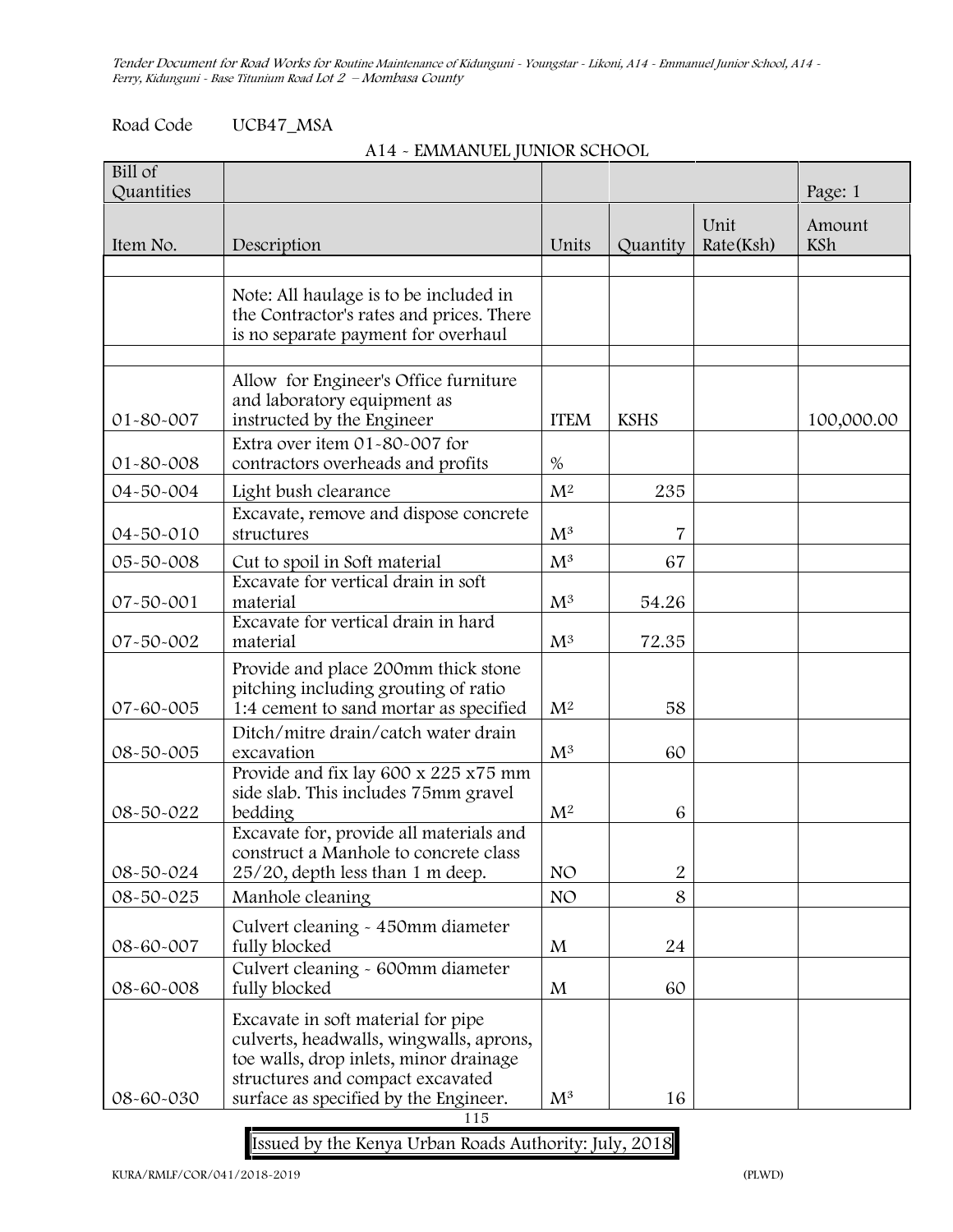Road Code UCB47_MSA

A14 - EMMANUEL JUNIOR SCHOOL

| Bill of Quantities | | | | | Page: 1 |
|---|---|---|---|---|---|
| Item No. | Description | Units | Quantity | Unit Rate(Ksh) | Amount KSh |
| | | | | | |
| | Note: All haulage is to be included in the Contractor's rates and prices. There is no separate payment for overhaul | | | | |
| | | | | | |
| 01-80-007 | Allow for Engineer's Office furniture and laboratory equipment as instructed by the Engineer | ITEM | KSHS | | 100,000.00 |
| 01-80-008 | Extra over item 01-80-007 for contractors overheads and profits | % | | | |
| 04-50-004 | Light bush clearance | $M^2$ | 235 | | |
| 04-50-010 | Excavate, remove and dispose concrete structures | $M^3$ | 7 | | |
| 05-50-008 | Cut to spoil in Soft material | $M^3$ | 67 | | |
| 07-50-001 | Excavate for vertical drain in soft material | $M^3$ | 54.26 | | |
| 07-50-002 | Excavate for vertical drain in hard material | $M^3$ | 72.35 | | |
| 07-60-005 | Provide and place 200mm thick stone pitching including grouting of ratio 1:4 cement to sand mortar as specified | $M^2$ | 58 | | |
| 08-50-005 | Ditch/mitre drain/catch water drain excavation | $M^3$ | 60 | | |
| 08-50-022 | Provide and fix lay 600 x 225 x75 mm side slab. This includes 75mm gravel bedding | $M^2$ | 6 | | |
| 08-50-024 | Excavate for, provide all materials and construct a Manhole to concrete class 25/20, depth less than 1 m deep. | NO | 2 | | |
| 08-50-025 | Manhole cleaning | NO | 8 | | |
| 08-60-007 | Culvert cleaning - 450mm diameter fully blocked | M | 24 | | |
| 08-60-008 | Culvert cleaning - 600mm diameter fully blocked | M | 60 | | |
| 08-60-030 | Excavate in soft material for pipe culverts, headwalls, wingwalls, aprons, toe walls, drop inlets, minor drainage structures and compact excavated surface as specified by the Engineer. | $M^3$ | 16 | | |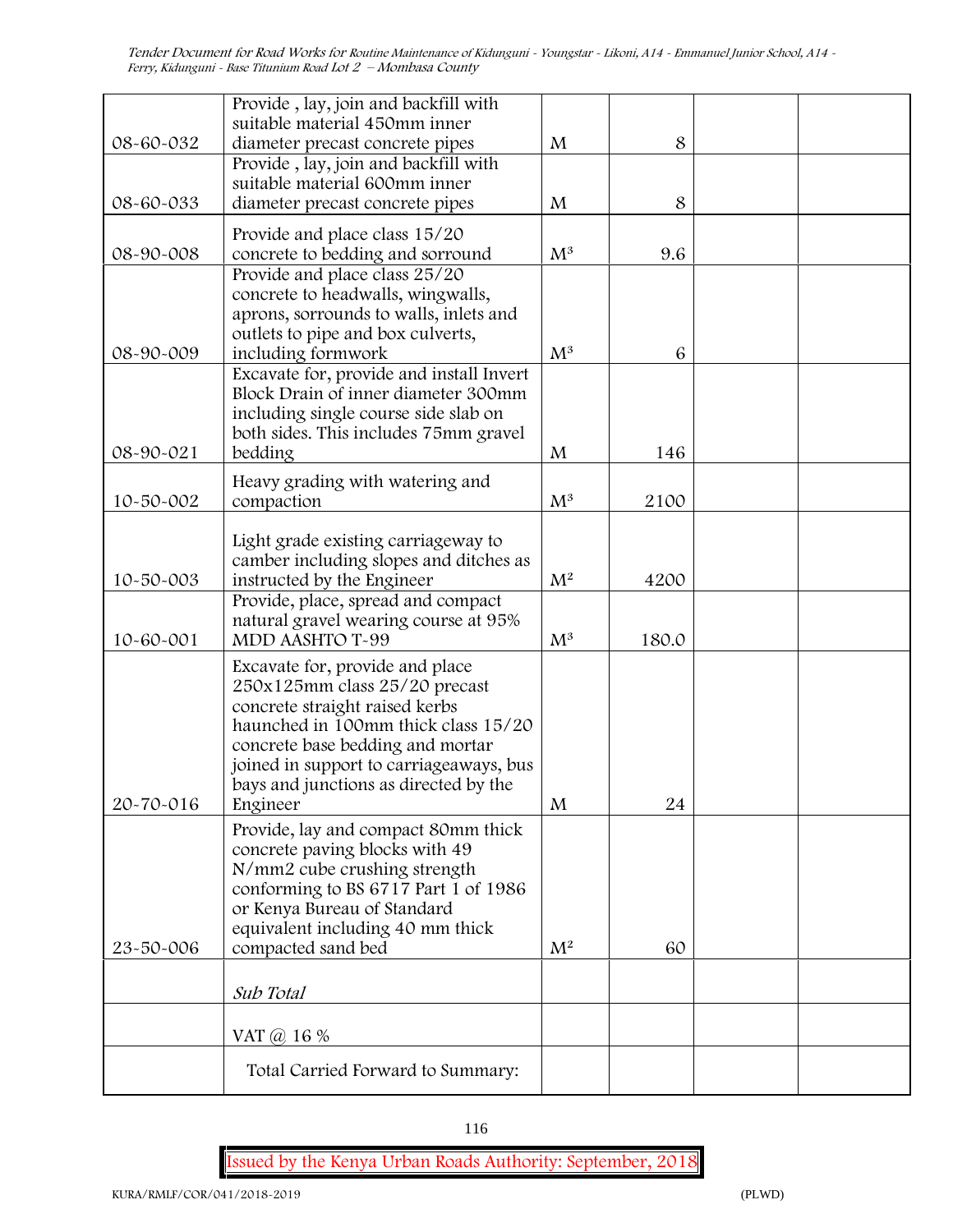| | | | | | |
|---|---|---|---|---|---|
| 08-60-032 | Provide , lay, join and backfill with suitable material 450mm inner diameter precast concrete pipes | M | 8 | | |
| 08-60-033 | Provide , lay, join and backfill with suitable material 600mm inner diameter precast concrete pipes | M | 8 | | |
| 08-90-008 | Provide and place class 15/20 concrete to bedding and sorround | $M^3$ | 9.6 | | |
| 08-90-009 | Provide and place class 25/20 concrete to headwalls, wingwalls, aprons, sorrounds to walls, inlets and outlets to pipe and box culverts, including formwork | $M^3$ | 6 | | |
| 08-90-021 | Excavate for, provide and install Invert Block Drain of inner diameter 300mm including single course side slab on both sides. This includes 75mm gravel bedding | M | 146 | | |
| 10-50-002 | Heavy grading with watering and compaction | $M^3$ | 2100 | | |
| 10-50-003 | Light grade existing carriageway to camber including slopes and ditches as instructed by the Engineer | $M^2$ | 4200 | | |
| 10-60-001 | Provide, place, spread and compact natural gravel wearing course at 95% MDD AASHTO T-99 | $M^3$ | 180.0 | | |
| 20-70-016 | Excavate for, provide and place 250x125mm class 25/20 precast concrete straight raised kerbs haunched in 100mm thick class 15/20 concrete base bedding and mortar joined in support to carriageaways, bus bays and junctions as directed by the Engineer | M | 24 | | |
| 23-50-006 | Provide, lay and compact 80mm thick concrete paving blocks with 49 N/mm2 cube crushing strength conforming to BS 6717 Part 1 of 1986 or Kenya Bureau of Standard equivalent including 40 mm thick compacted sand bed | $M^2$ | 60 | | |
| | *Sub Total* | | | | |
| | VAT @ 16 % | | | | |
| | Total Carried Forward to Summary: | | | | |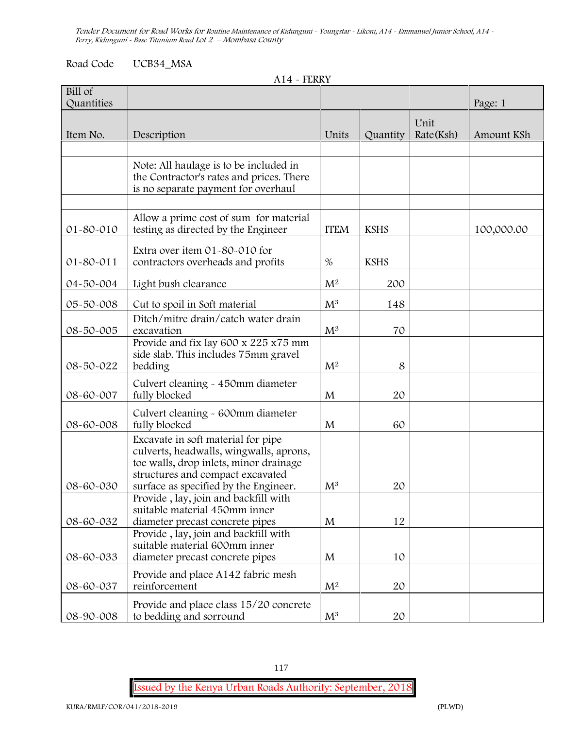Road Code UCB34_MSA

A14 - FERRY

| Bill of Quantities | | | | | Page: 1 |
|---|---|---|---|---|---|
| Item No. | Description | Units | Quantity | Unit Rate(Ksh) | Amount KSh |
| | | | | | |
| | Note: All haulage is to be included in the Contractor's rates and prices. There is no separate payment for overhaul | | | | |
| | | | | | |
| 01-80-010 | Allow a prime cost of sum for material testing as directed by the Engineer | ITEM | KSHS | | 100,000.00 |
| 01-80-011 | Extra over item 01-80-010 for contractors overheads and profits | % | KSHS | | |
| 04-50-004 | Light bush clearance | $M^2$ | 200 | | |
| 05-50-008 | Cut to spoil in Soft material | $M^3$ | 148 | | |
| 08-50-005 | Ditch/mitre drain/catch water drain excavation | $M^3$ | 70 | | |
| 08-50-022 | Provide and fix lay 600 x 225 x75 mm side slab. This includes 75mm gravel bedding | $M^2$ | 8 | | |
| 08-60-007 | Culvert cleaning - 450mm diameter fully blocked | M | 20 | | |
| 08-60-008 | Culvert cleaning - 600mm diameter fully blocked | M | 60 | | |
| 08-60-030 | Excavate in soft material for pipe culverts, headwalls, wingwalls, aprons, toe walls, drop inlets, minor drainage structures and compact excavated surface as specified by the Engineer. | $M^3$ | 20 | | |
| 08-60-032 | Provide , lay, join and backfill with suitable material 450mm inner diameter precast concrete pipes | M | 12 | | |
| 08-60-033 | Provide , lay, join and backfill with suitable material 600mm inner diameter precast concrete pipes | M | 10 | | |
| 08-60-037 | Provide and place A142 fabric mesh reinforcement | $M^2$ | 20 | | |
| 08-90-008 | Provide and place class 15/20 concrete to bedding and sorround | $M^3$ | 20 | | |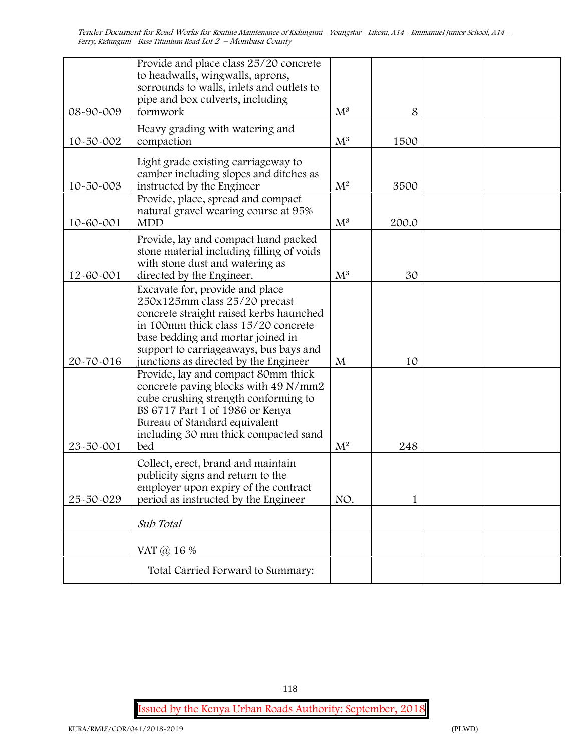| | | | | | |
|---|---|---|---|---|---|
| 08-90-009 | Provide and place class 25/20 concrete to headwalls, wingwalls, aprons, sorrounds to walls, inlets and outlets to pipe and box culverts, including formwork | $M^3$ | 8 | | |
| 10-50-002 | Heavy grading with watering and compaction | $M^3$ | 1500 | | |
| 10-50-003 | Light grade existing carriageway to camber including slopes and ditches as instructed by the Engineer | $M^2$ | 3500 | | |
| 10-60-001 | Provide, place, spread and compact natural gravel wearing course at 95% MDD | $M^3$ | 200.0 | | |
| 12-60-001 | Provide, lay and compact hand packed stone material including filling of voids with stone dust and watering as directed by the Engineer. | $M^3$ | 30 | | |
| 20-70-016 | Excavate for, provide and place 250x125mm class 25/20 precast concrete straight raised kerbs haunched in 100mm thick class 15/20 concrete base bedding and mortar joined in support to carriageaways, bus bays and junctions as directed by the Engineer | M | 10 | | |
| 23-50-001 | Provide, lay and compact 80mm thick concrete paving blocks with 49 N/mm2 cube crushing strength conforming to BS 6717 Part 1 of 1986 or Kenya Bureau of Standard equivalent including 30 mm thick compacted sand bed | $M^2$ | 248 | | |
| 25-50-029 | Collect, erect, brand and maintain publicity signs and return to the employer upon expiry of the contract period as instructed by the Engineer | NO. | 1 | | |
| | *Sub Total* | | | | |
| | VAT @ 16 % | | | | |
| | Total Carried Forward to Summary: | | | | |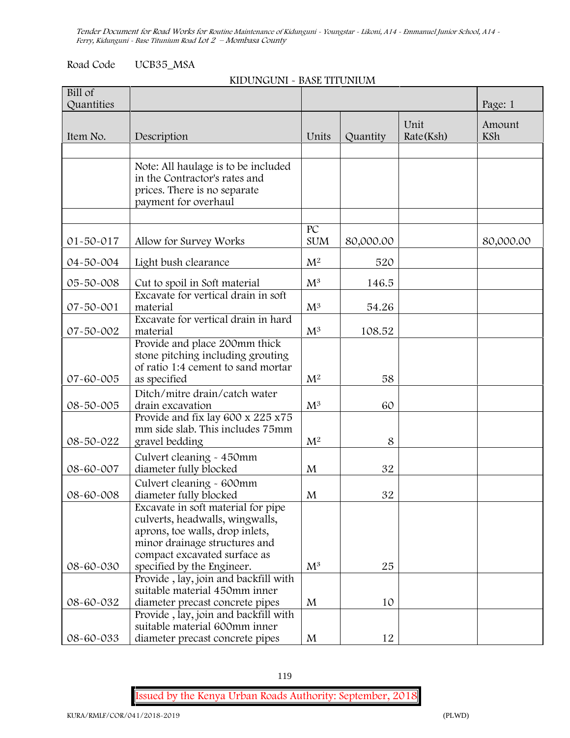Road Code UCB35_MSA

KIDUNGUNI - BASE TITUNIUM

| Bill of Quantities | | | | | Page: 1 |
|---|---|---|---|---|---|
| Item No. | Description | Units | Quantity | Unit Rate(Ksh) | Amount KSh |
| | | | | | |
| | Note: All haulage is to be included in the Contractor's rates and prices. There is no separate payment for overhaul | | | | |
| | | | | | |
| 01-50-017 | Allow for Survey Works | PC SUM | 80,000.00 | | 80,000.00 |
| 04-50-004 | Light bush clearance | $M^2$ | 520 | | |
| 05-50-008 | Cut to spoil in Soft material | $M^3$ | 146.5 | | |
| 07-50-001 | Excavate for vertical drain in soft material | $M^3$ | 54.26 | | |
| 07-50-002 | Excavate for vertical drain in hard material | $M^3$ | 108.52 | | |
| 07-60-005 | Provide and place 200mm thick stone pitching including grouting of ratio 1:4 cement to sand mortar as specified | $M^2$ | 58 | | |
| 08-50-005 | Ditch/mitre drain/catch water drain excavation | $M^3$ | 60 | | |
| 08-50-022 | Provide and fix lay 600 x 225 x75 mm side slab. This includes 75mm gravel bedding | $M^2$ | 8 | | |
| 08-60-007 | Culvert cleaning - 450mm diameter fully blocked | M | 32 | | |
| 08-60-008 | Culvert cleaning - 600mm diameter fully blocked | M | 32 | | |
| 08-60-030 | Excavate in soft material for pipe culverts, headwalls, wingwalls, aprons, toe walls, drop inlets, minor drainage structures and compact excavated surface as specified by the Engineer. | $M^3$ | 25 | | |
| 08-60-032 | Provide , lay, join and backfill with suitable material 450mm inner diameter precast concrete pipes | M | 10 | | |
| 08-60-033 | Provide , lay, join and backfill with suitable material 600mm inner diameter precast concrete pipes | M | 12 | | |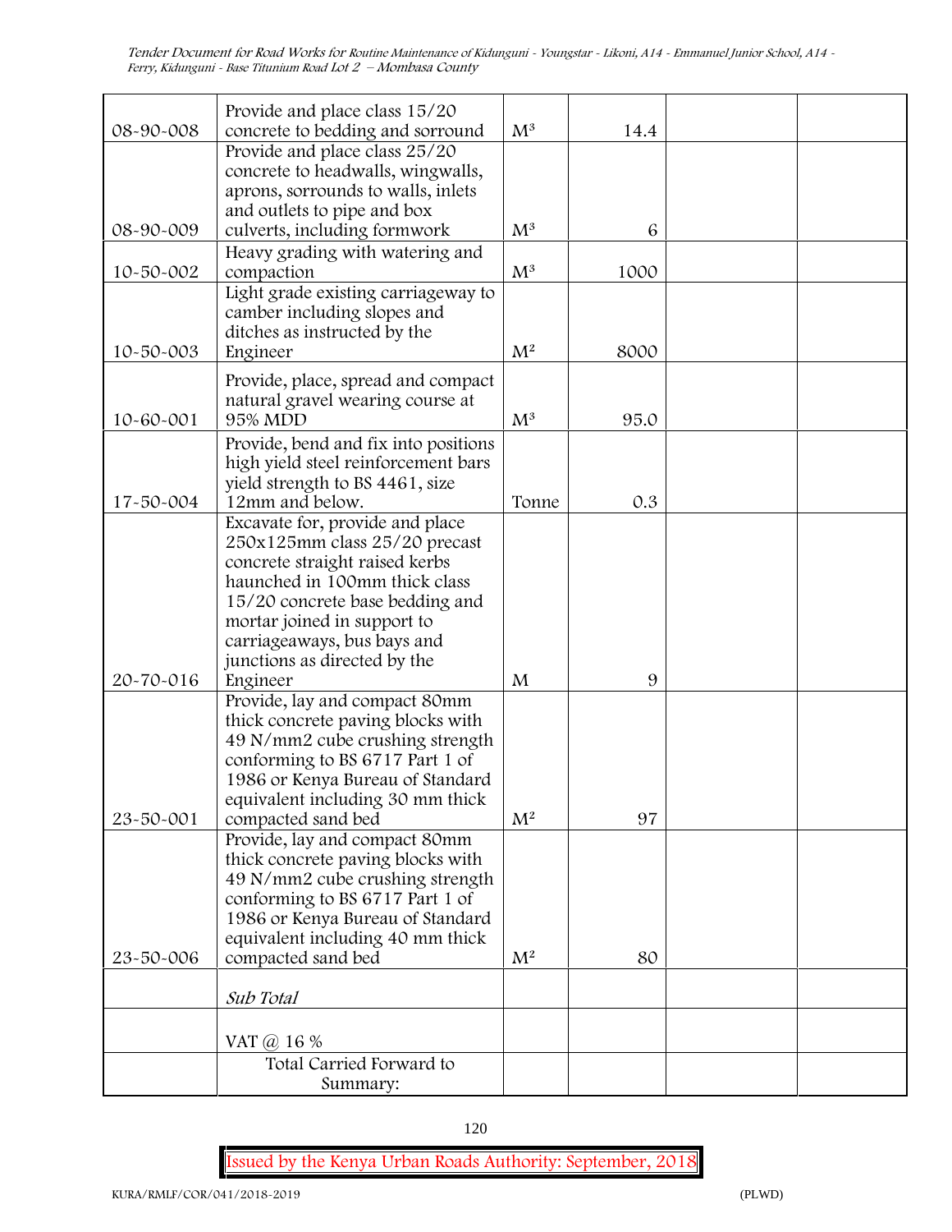| | | | | | |
|---|---|---|---|---|---|
| 08-90-008 | Provide and place class 15/20 concrete to bedding and sorround | $M^3$ | 14.4 | | |
| 08-90-009 | Provide and place class 25/20 concrete to headwalls, wingwalls, aprons, sorrounds to walls, inlets and outlets to pipe and box culverts, including formwork | $M^3$ | 6 | | |
| 10-50-002 | Heavy grading with watering and compaction | $M^3$ | 1000 | | |
| 10-50-003 | Light grade existing carriageway to camber including slopes and ditches as instructed by the Engineer | $M^2$ | 8000 | | |
| 10-60-001 | Provide, place, spread and compact natural gravel wearing course at 95% MDD | $M^3$ | 95.0 | | |
| 17-50-004 | Provide, bend and fix into positions high yield steel reinforcement bars yield strength to BS 4461, size 12mm and below. | Tonne | 0.3 | | |
| 20-70-016 | Excavate for, provide and place 250x125mm class 25/20 precast concrete straight raised kerbs haunched in 100mm thick class 15/20 concrete base bedding and mortar joined in support to carriageaways, bus bays and junctions as directed by the Engineer | M | 9 | | |
| 23-50-001 | Provide, lay and compact 80mm thick concrete paving blocks with 49 N/mm2 cube crushing strength conforming to BS 6717 Part 1 of 1986 or Kenya Bureau of Standard equivalent including 30 mm thick compacted sand bed | $M^2$ | 97 | | |
| 23-50-006 | Provide, lay and compact 80mm thick concrete paving blocks with 49 N/mm2 cube crushing strength conforming to BS 6717 Part 1 of 1986 or Kenya Bureau of Standard equivalent including 40 mm thick compacted sand bed | $M^2$ | 80 | | |
| | *Sub Total* | | | | |
| | VAT @ 16 % | | | | |
| | Total Carried Forward to Summary: | | | | |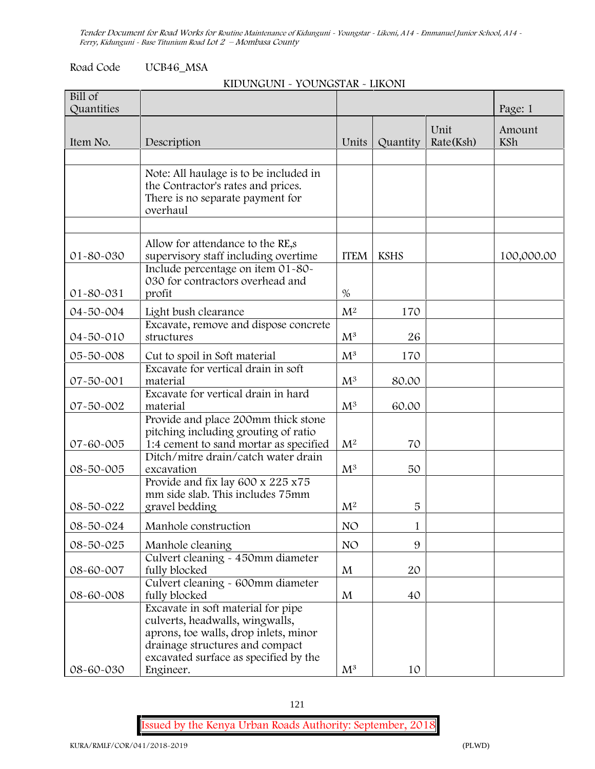Road Code UCB46_MSA

KIDUNGUNI - YOUNGSTAR - LIKONI

| Bill of Quantities | | | | | Page: 1 |
|---|---|---|---|---|---|
| Item No. | Description | Units | Quantity | Unit Rate(Ksh) | Amount KSh |
| | | | | | |
| | Note: All haulage is to be included in the Contractor's rates and prices. There is no separate payment for overhaul | | | | |
| | | | | | |
| 01-80-030 | Allow for attendance to the RE,s supervisory staff including overtime | ITEM | KSHS | | 100,000.00 |
| 01-80-031 | Include percentage on item 01-80-030 for contractors overhead and profit | % | | | |
| 04-50-004 | Light bush clearance | $M^2$ | 170 | | |
| 04-50-010 | Excavate, remove and dispose concrete structures | $M^3$ | 26 | | |
| 05-50-008 | Cut to spoil in Soft material | $M^3$ | 170 | | |
| 07-50-001 | Excavate for vertical drain in soft material | $M^3$ | 80.00 | | |
| 07-50-002 | Excavate for vertical drain in hard material | $M^3$ | 60.00 | | |
| 07-60-005 | Provide and place 200mm thick stone pitching including grouting of ratio 1:4 cement to sand mortar as specified | $M^2$ | 70 | | |
| 08-50-005 | Ditch/mitre drain/catch water drain excavation | $M^3$ | 50 | | |
| 08-50-022 | Provide and fix lay 600 x 225 x75 mm side slab. This includes 75mm gravel bedding | $M^2$ | 5 | | |
| 08-50-024 | Manhole construction | NO | 1 | | |
| 08-50-025 | Manhole cleaning | NO | 9 | | |
| 08-60-007 | Culvert cleaning - 450mm diameter fully blocked | M | 20 | | |
| 08-60-008 | Culvert cleaning - 600mm diameter fully blocked | M | 40 | | |
| 08-60-030 | Excavate in soft material for pipe culverts, headwalls, wingwalls, aprons, toe walls, drop inlets, minor drainage structures and compact excavated surface as specified by the Engineer. | $M^3$ | 10 | | |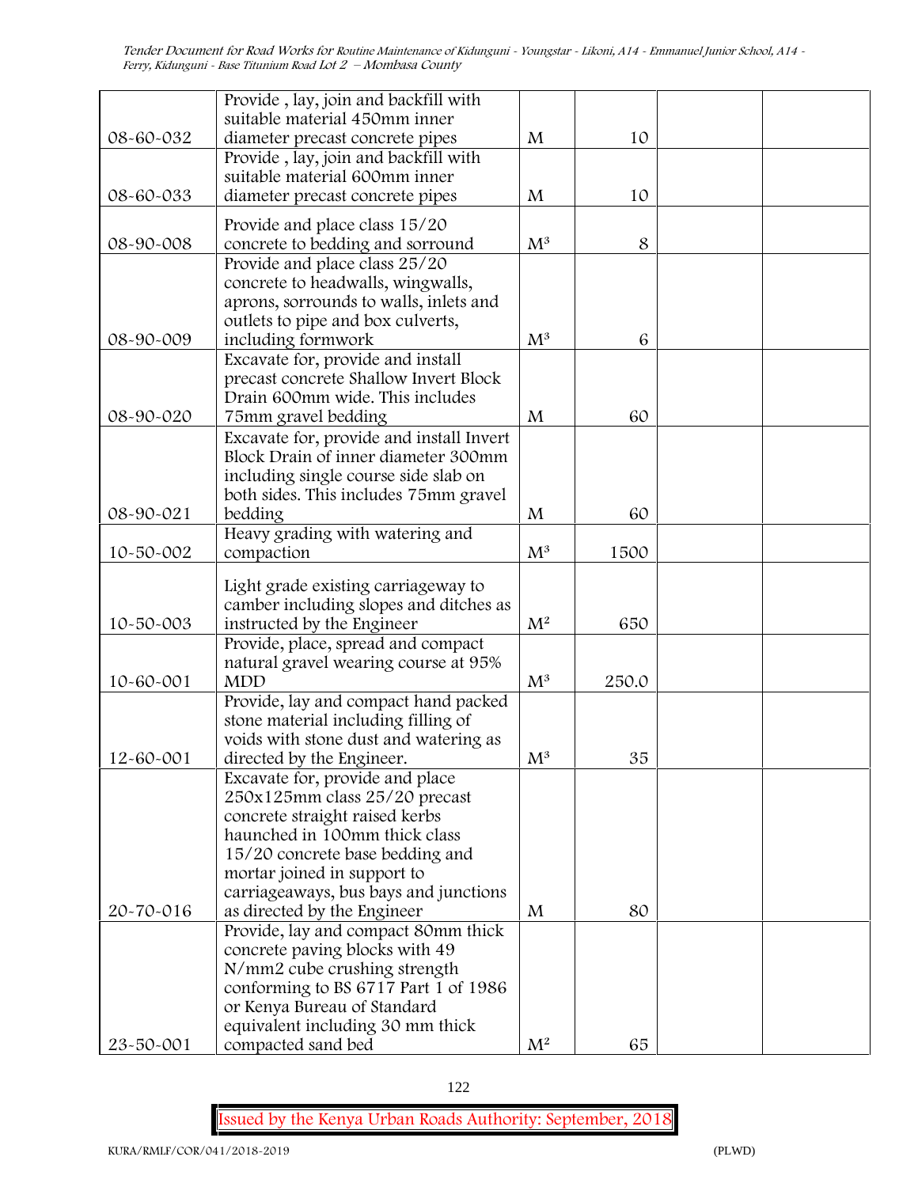| | | | | | |
|---|---|---|---|---|---|
| 08-60-032 | Provide , lay, join and backfill with suitable material 450mm inner diameter precast concrete pipes | M | 10 | | |
| 08-60-033 | Provide , lay, join and backfill with suitable material 600mm inner diameter precast concrete pipes | M | 10 | | |
| 08-90-008 | Provide and place class 15/20 concrete to bedding and sorround | $M^3$ | 8 | | |
| 08-90-009 | Provide and place class 25/20 concrete to headwalls, wingwalls, aprons, sorrounds to walls, inlets and outlets to pipe and box culverts, including formwork | $M^3$ | 6 | | |
| 08-90-020 | Excavate for, provide and install precast concrete Shallow Invert Block Drain 600mm wide. This includes 75mm gravel bedding | M | 60 | | |
| 08-90-021 | Excavate for, provide and install Invert Block Drain of inner diameter 300mm including single course side slab on both sides. This includes 75mm gravel bedding | M | 60 | | |
| 10-50-002 | Heavy grading with watering and compaction | $M^3$ | 1500 | | |
| 10-50-003 | Light grade existing carriageway to camber including slopes and ditches as instructed by the Engineer | $M^2$ | 650 | | |
| 10-60-001 | Provide, place, spread and compact natural gravel wearing course at 95% MDD | $M^3$ | 250.0 | | |
| 12-60-001 | Provide, lay and compact hand packed stone material including filling of voids with stone dust and watering as directed by the Engineer. | $M^3$ | 35 | | |
| 20-70-016 | Excavate for, provide and place 250x125mm class 25/20 precast concrete straight raised kerbs haunched in 100mm thick class 15/20 concrete base bedding and mortar joined in support to carriageaways, bus bays and junctions as directed by the Engineer | M | 80 | | |
| 23-50-001 | Provide, lay and compact 80mm thick concrete paving blocks with 49 N/mm2 cube crushing strength conforming to BS 6717 Part 1 of 1986 or Kenya Bureau of Standard equivalent including 30 mm thick compacted sand bed | $M^2$ | 65 | | |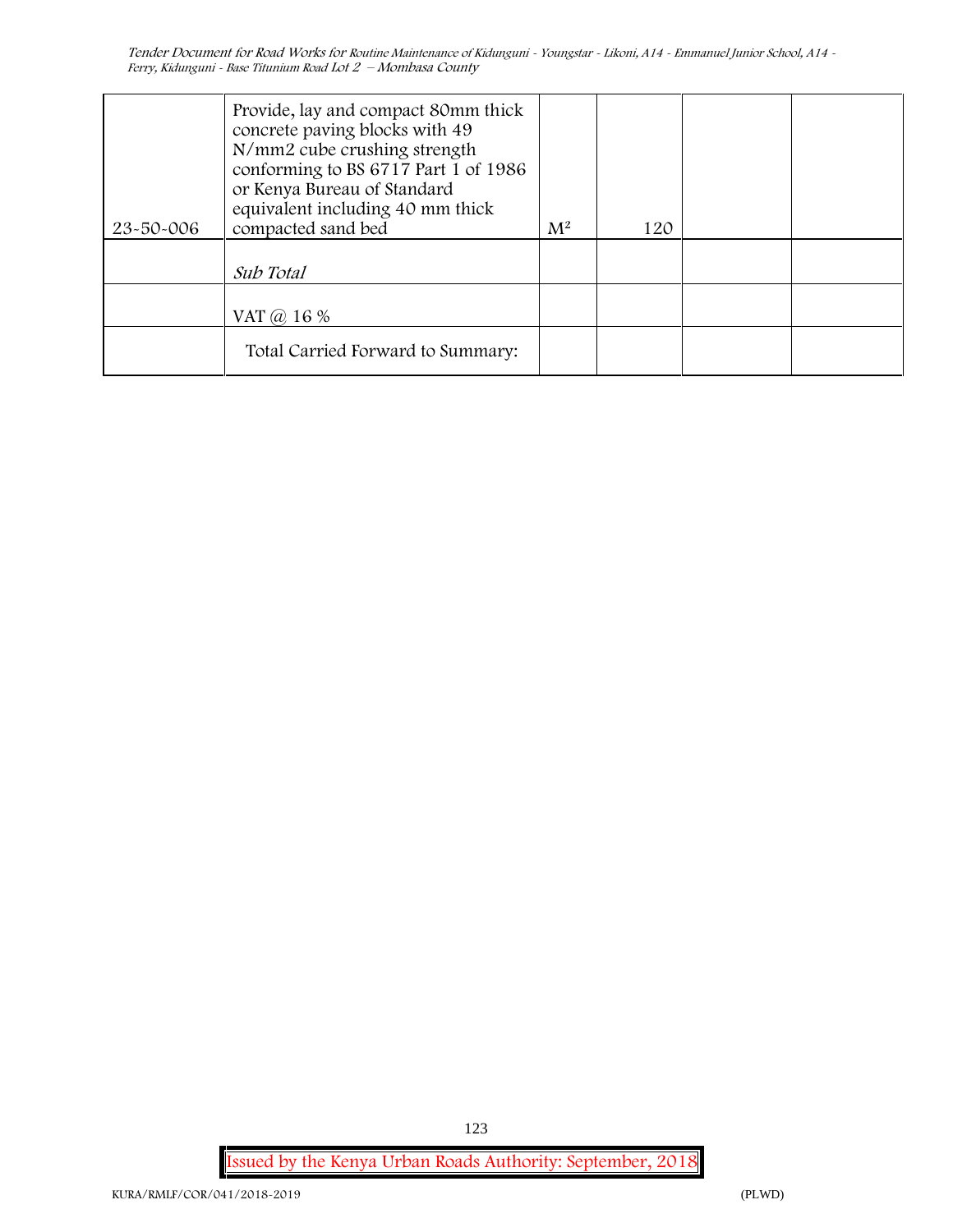| | | | | | |
|---|---|---|---|---|---|
| 23-50-006 | Provide, lay and compact 80mm thick concrete paving blocks with 49 N/mm2 cube crushing strength conforming to BS 6717 Part 1 of 1986 or Kenya Bureau of Standard equivalent including 40 mm thick compacted sand bed | $M^2$ | 120 | | |
| | *Sub Total* | | | | |
| | VAT @ 16 % | | | | |
| | Total Carried Forward to Summary: | | | | |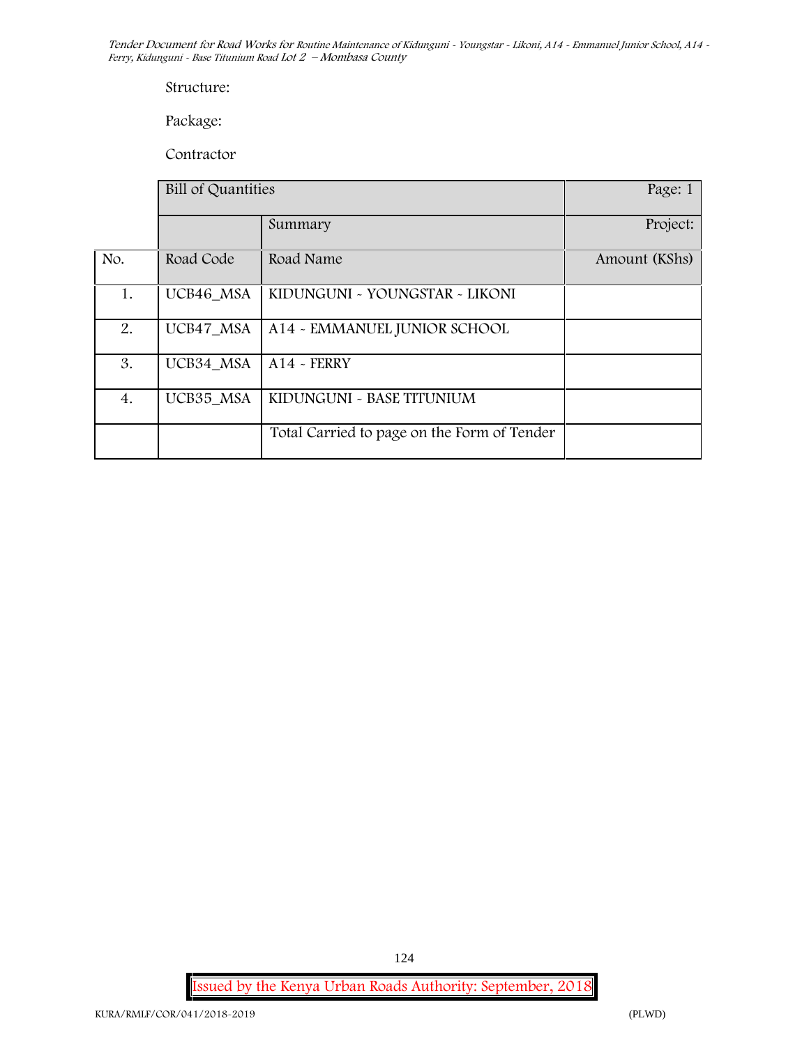Structure:

Package:

Contractor

| No. | Road Code | Road Name | Amount (KShs) |
|---|---|---|---|
| | Bill of Quantities | | Page: 1 |
| | | Summary | Project: |
| No. | Road Code | Road Name | Amount (KShs) |
| 1. | UCB46_MSA | KIDUNGUNI - YOUNGSTAR - LIKONI | |
| 2. | UCB47_MSA | A14 - EMMANUEL JUNIOR SCHOOL | |
| 3. | UCB34_MSA | A14 - FERRY | |
| 4. | UCB35_MSA | KIDUNGUNI - BASE TITUNIUM | |
| | | Total Carried to page on the Form of Tender | |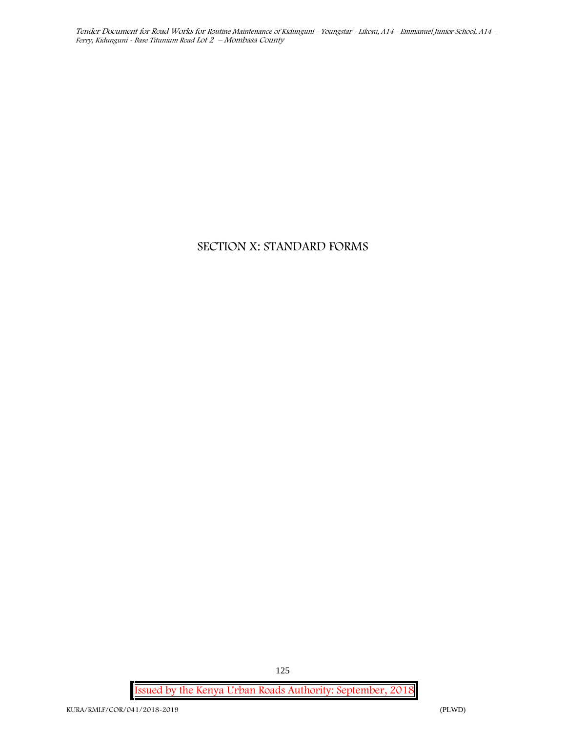# SECTION X: STANDARD FORMS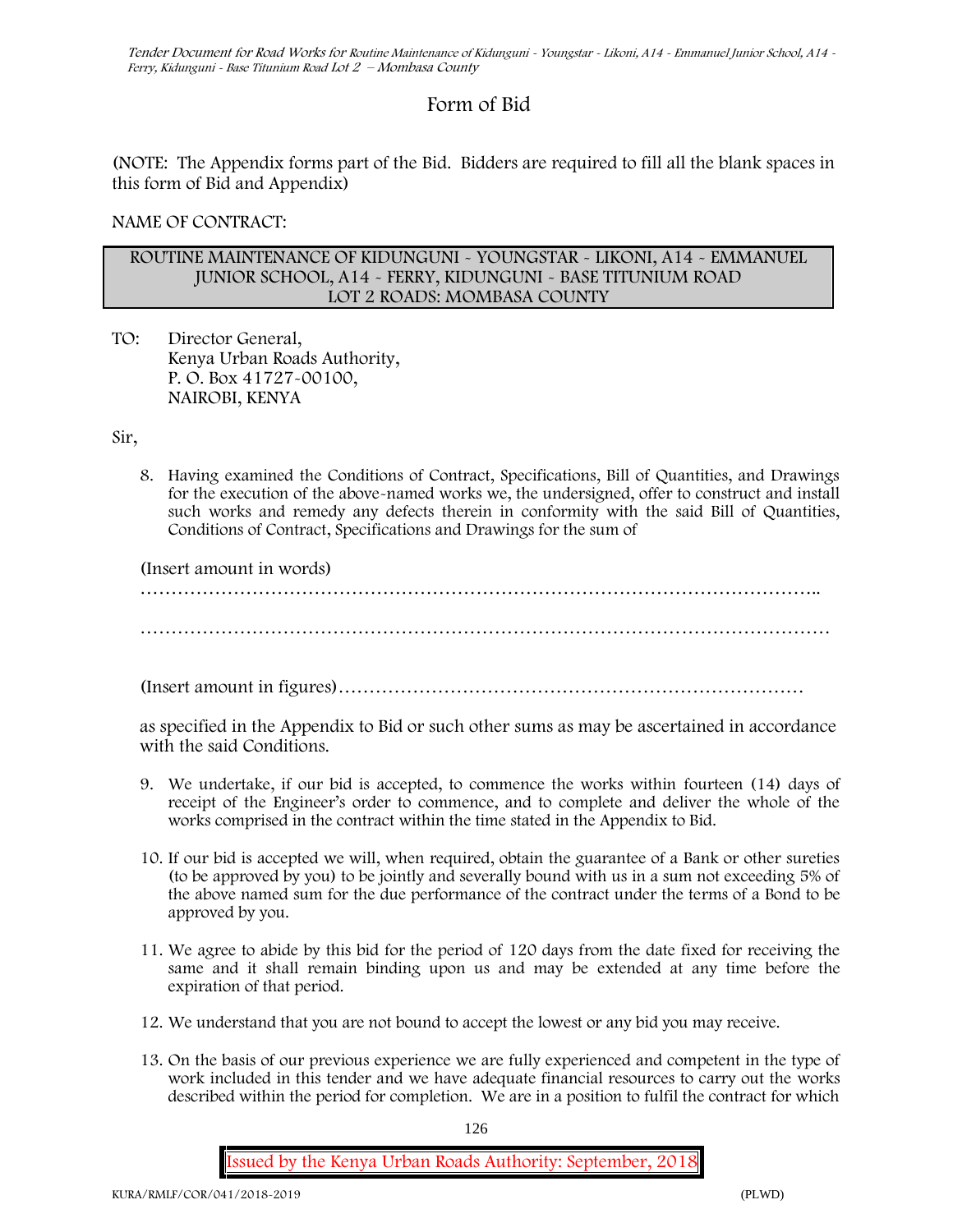# Form of Bid

(NOTE: The Appendix forms part of the Bid. Bidders are required to fill all the blank spaces in this form of Bid and Appendix)

NAME OF CONTRACT:

| ROUTINE MAINTENANCE OF KIDUNGUNI - YOUNGSTAR - LIKONI, A14 - EMMANUEL JUNIOR SCHOOL, A14 - FERRY, KIDUNGUNI - BASE TITUNIUM ROAD LOT 2 ROADS: MOMBASA COUNTY |
|---|

TO: Director General,
Kenya Urban Roads Authority,
P. O. Box 41727-00100,
NAIROBI, KENYA

Sir,

8. Having examined the Conditions of Contract, Specifications, Bill of Quantities, and Drawings for the execution of the above-named works we, the undersigned, offer to construct and install such works and remedy any defects therein in conformity with the said Bill of Quantities, Conditions of Contract, Specifications and Drawings for the sum of

   (Insert amount in words)
   …………………………………………………………………………………………………..
   ……………………………………………………………………………………………………

   (Insert amount in figures)…………………………………………………………………

   as specified in the Appendix to Bid or such other sums as may be ascertained in accordance with the said Conditions.

9. We undertake, if our bid is accepted, to commence the works within fourteen (14) days of receipt of the Engineer's order to commence, and to complete and deliver the whole of the works comprised in the contract within the time stated in the Appendix to Bid.

10. If our bid is accepted we will, when required, obtain the guarantee of a Bank or other sureties (to be approved by you) to be jointly and severally bound with us in a sum not exceeding 5% of the above named sum for the due performance of the contract under the terms of a Bond to be approved by you.

11. We agree to abide by this bid for the period of 120 days from the date fixed for receiving the same and it shall remain binding upon us and may be extended at any time before the expiration of that period.

12. We understand that you are not bound to accept the lowest or any bid you may receive.

13. On the basis of our previous experience we are fully experienced and competent in the type of work included in this tender and we have adequate financial resources to carry out the works described within the period for completion. We are in a position to fulfil the contract for which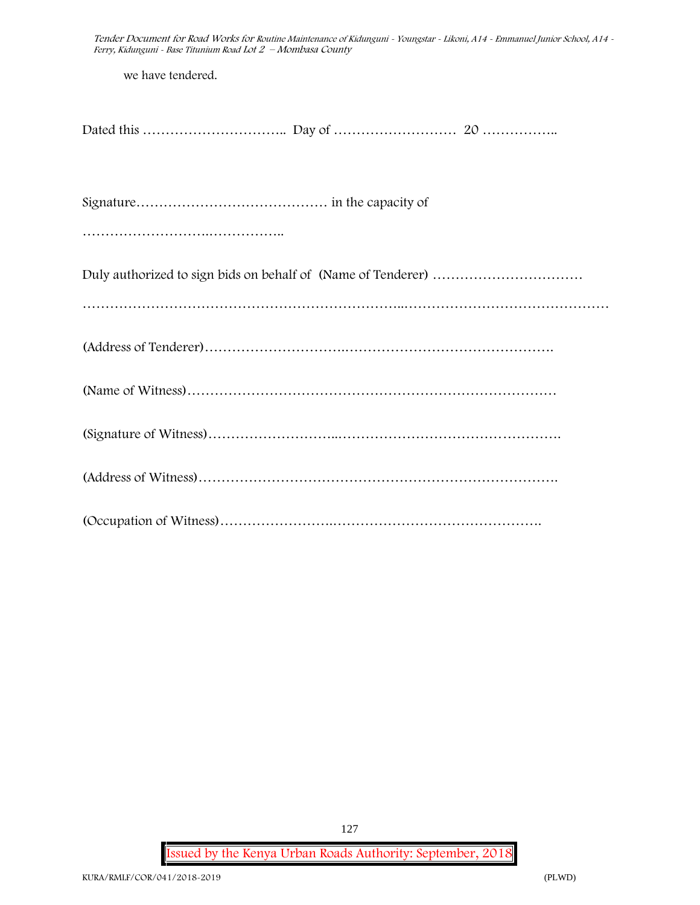we have tendered.

Dated this ………………………….. Day of ……………………… 20 ……………..

Signature…………………………………… in the capacity of

……………………….……………..

Duly authorized to sign bids on behalf of (Name of Tenderer) ……………………………

………………………………………………………..………………………………………

(Address of Tenderer)…………………………………………………………………….

(Name of Witness)………………………………………………………………………

(Signature of Witness)………………………..………………………………………….

(Address of Witness)…………………………………………………………………….

(Occupation of Witness)……………………………………………………………….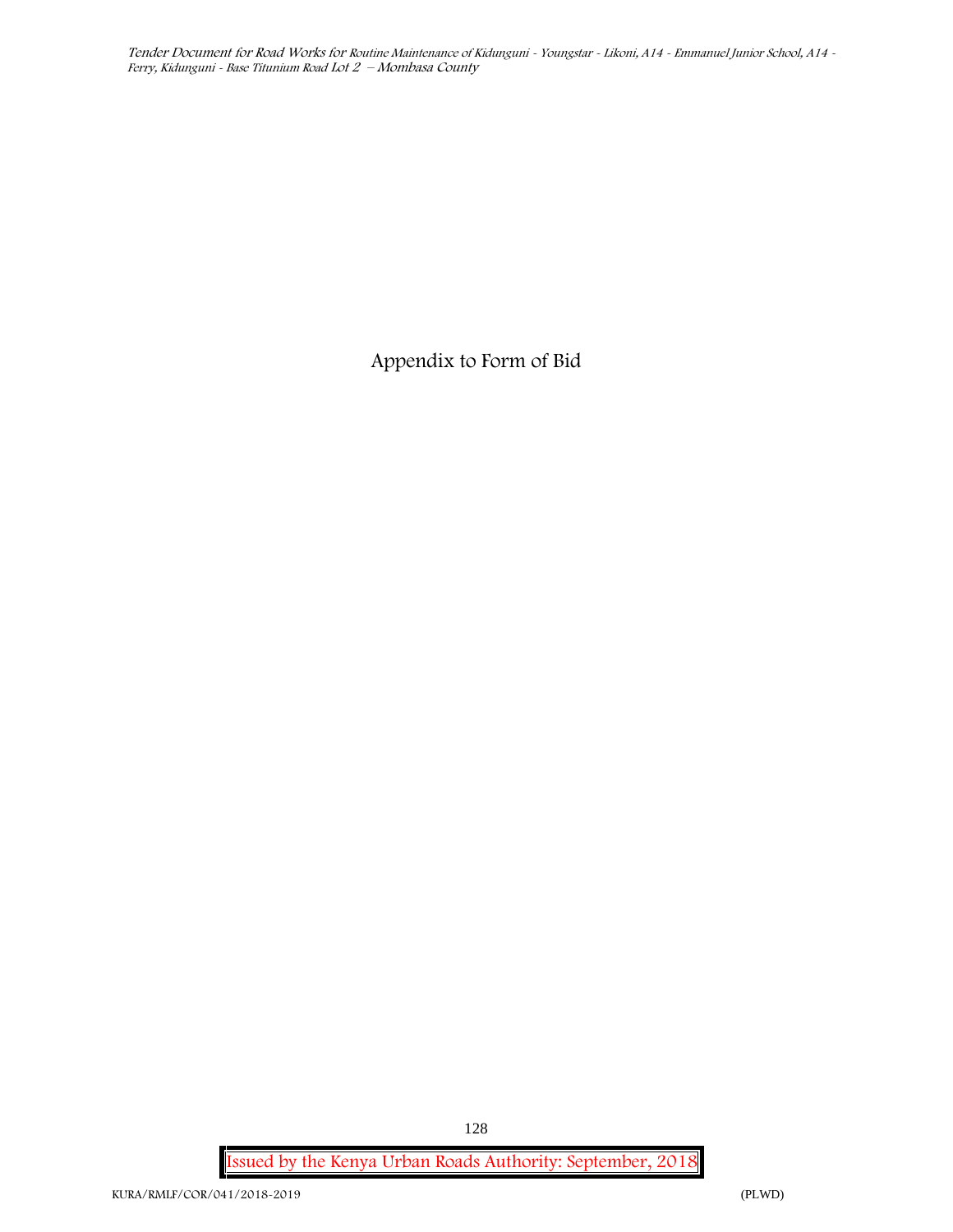# Appendix to Form of Bid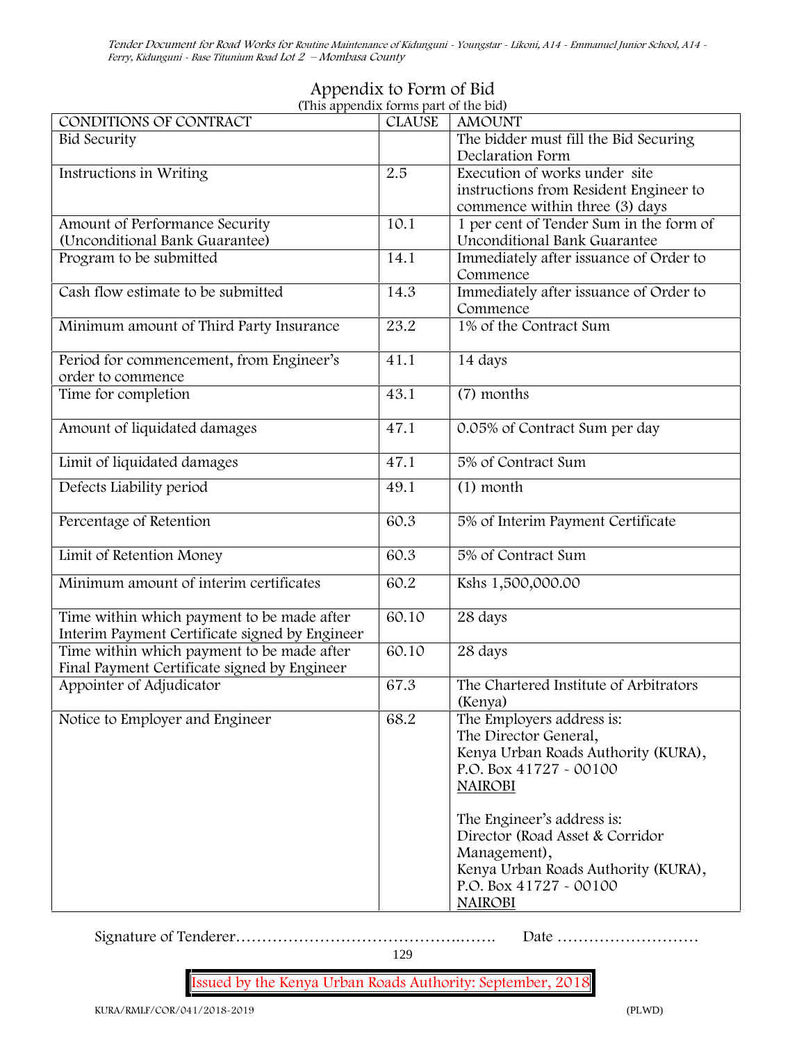# Appendix to Form of Bid

(This appendix forms part of the bid)

| CONDITIONS OF CONTRACT | CLAUSE | AMOUNT |
|---|---|---|
| Bid Security | | The bidder must fill the Bid Securing Declaration Form |
| Instructions in Writing | 2.5 | Execution of works under site instructions from Resident Engineer to commence within three (3) days |
| Amount of Performance Security (Unconditional Bank Guarantee) | 10.1 | 1 per cent of Tender Sum in the form of Unconditional Bank Guarantee |
| Program to be submitted | 14.1 | Immediately after issuance of Order to Commence |
| Cash flow estimate to be submitted | 14.3 | Immediately after issuance of Order to Commence |
| Minimum amount of Third Party Insurance | 23.2 | 1% of the Contract Sum |
| Period for commencement, from Engineer's order to commence | 41.1 | 14 days |
| Time for completion | 43.1 | (7) months |
| Amount of liquidated damages | 47.1 | 0.05% of Contract Sum per day |
| Limit of liquidated damages | 47.1 | 5% of Contract Sum |
| Defects Liability period | 49.1 | (1) month |
| Percentage of Retention | 60.3 | 5% of Interim Payment Certificate |
| Limit of Retention Money | 60.3 | 5% of Contract Sum |
| Minimum amount of interim certificates | 60.2 | Kshs 1,500,000.00 |
| Time within which payment to be made after Interim Payment Certificate signed by Engineer | 60.10 | 28 days |
| Time within which payment to be made after Final Payment Certificate signed by Engineer | 60.10 | 28 days |
| Appointer of Adjudicator | 67.3 | The Chartered Institute of Arbitrators (Kenya) |
| Notice to Employer and Engineer | 68.2 | The Employers address is:<br>The Director General,<br>Kenya Urban Roads Authority (KURA),<br>P.O. Box 41727 - 00100<br>NAIROBI<br><br>The Engineer's address is:<br>Director (Road Asset & Corridor Management),<br>Kenya Urban Roads Authority (KURA),<br>P.O. Box 41727 - 00100<br>NAIROBI |

Signature of Tenderer………………………………………..……. Date ………………………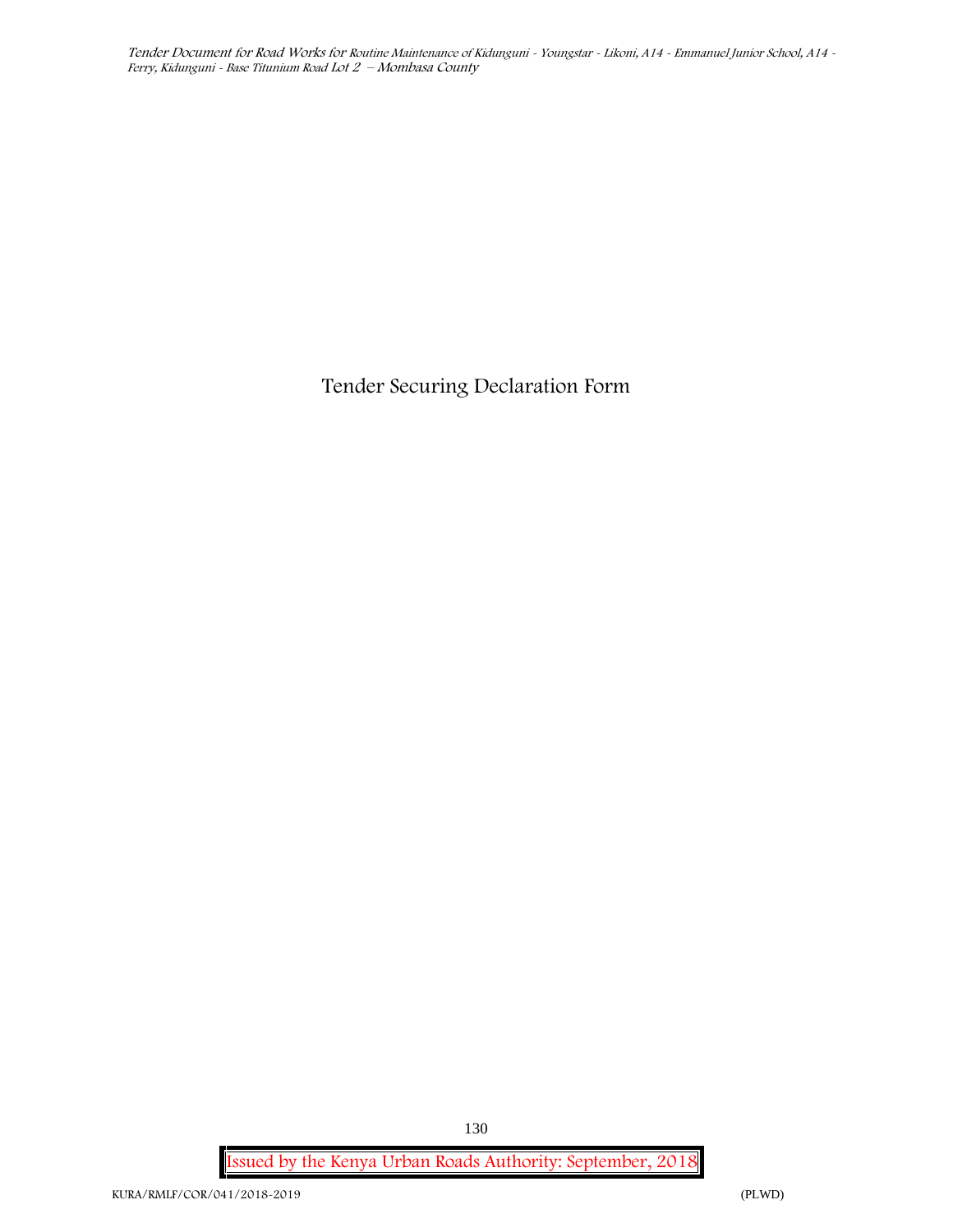# Tender Securing Declaration Form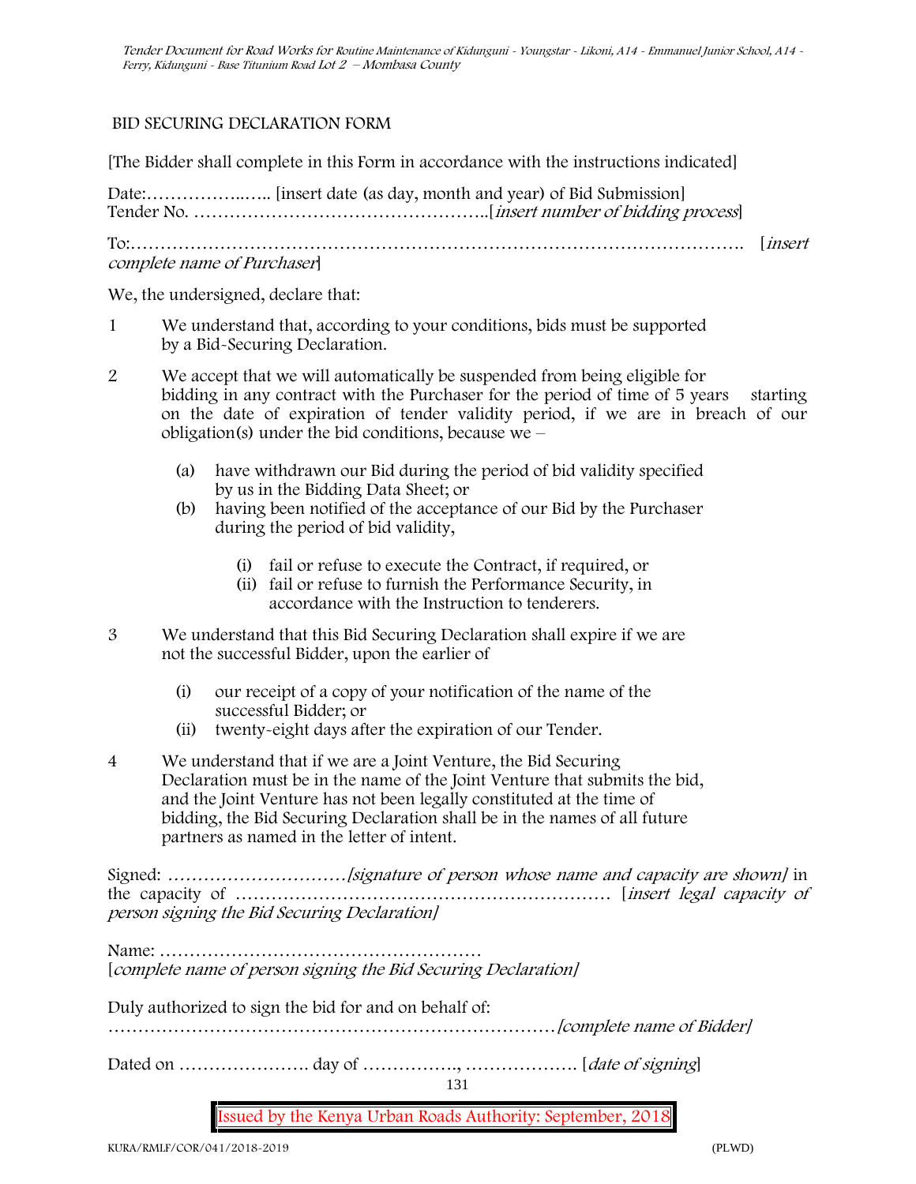## BID SECURING DECLARATION FORM

[The Bidder shall complete in this Form in accordance with the instructions indicated]

Date:……………..….. [insert date (as day, month and year) of Bid Submission]
Tender No. …………………………………………..[*insert number of bidding process*]

To:………………………………………………………………………………………. [*insert complete name of Purchaser*]

We, the undersigned, declare that:

1 We understand that, according to your conditions, bids must be supported by a Bid-Securing Declaration.

2 We accept that we will automatically be suspended from being eligible for bidding in any contract with the Purchaser for the period of time of 5 years starting on the date of expiration of tender validity period, if we are in breach of our obligation(s) under the bid conditions, because we –

   (a) have withdrawn our Bid during the period of bid validity specified by us in the Bidding Data Sheet; or
   (b) having been notified of the acceptance of our Bid by the Purchaser during the period of bid validity,

      (i) fail or refuse to execute the Contract, if required, or
      (ii) fail or refuse to furnish the Performance Security, in accordance with the Instruction to tenderers.

3 We understand that this Bid Securing Declaration shall expire if we are not the successful Bidder, upon the earlier of

   (i) our receipt of a copy of your notification of the name of the successful Bidder; or
   (ii) twenty-eight days after the expiration of our Tender.

4 We understand that if we are a Joint Venture, the Bid Securing Declaration must be in the name of the Joint Venture that submits the bid, and the Joint Venture has not been legally constituted at the time of bidding, the Bid Securing Declaration shall be in the names of all future partners as named in the letter of intent.

Signed: …………………………*[signature of person whose name and capacity are shown]* in the capacity of ……………………………………………………… [*insert legal capacity of person signing the Bid Securing Declaration]*

Name: ………………………………………………
[*complete name of person signing the Bid Securing Declaration]*

Duly authorized to sign the bid for and on behalf of:
…………………………………………………………………*[complete name of Bidder]*

Dated on …………………. day of ……………., ………………. [*date of signing*]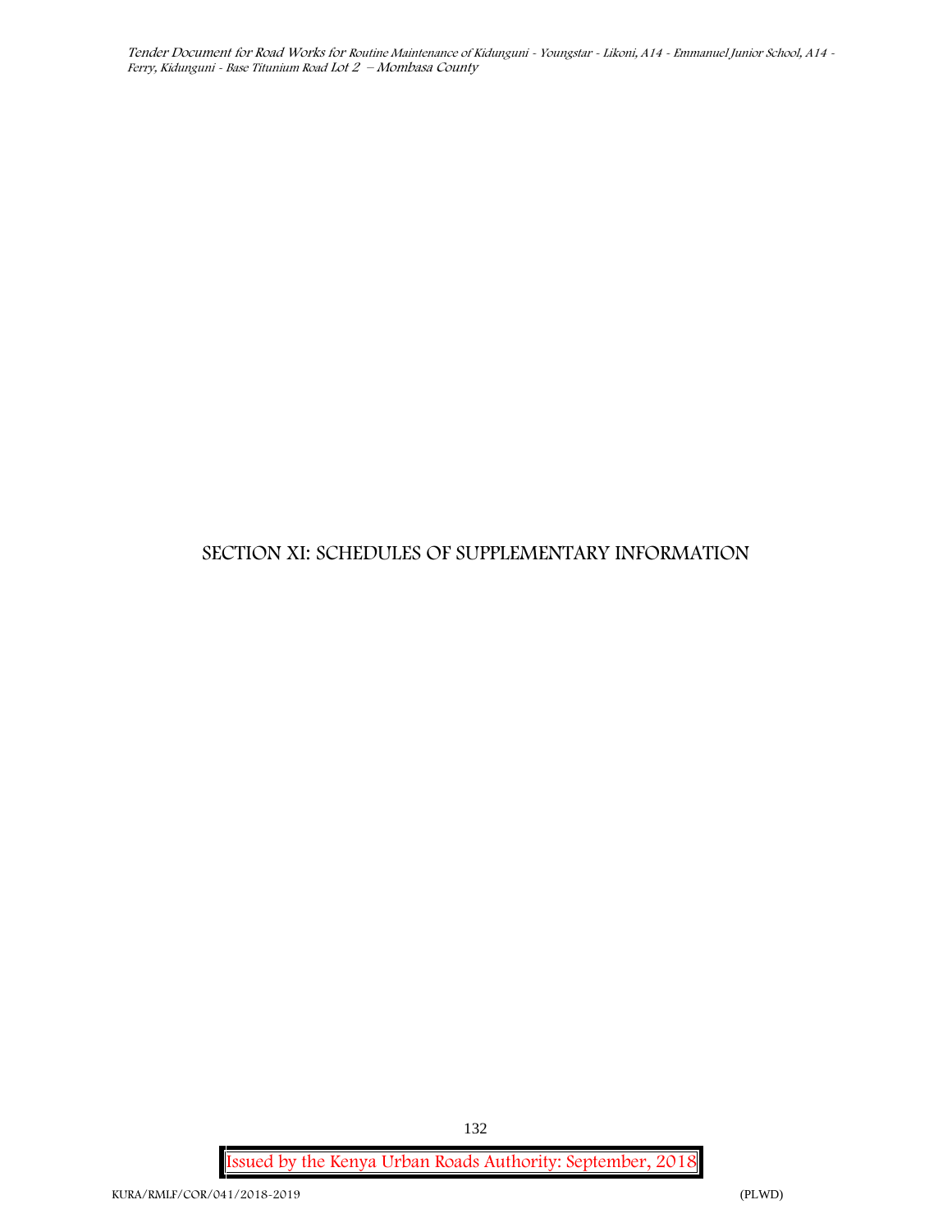# SECTION XI: SCHEDULES OF SUPPLEMENTARY INFORMATION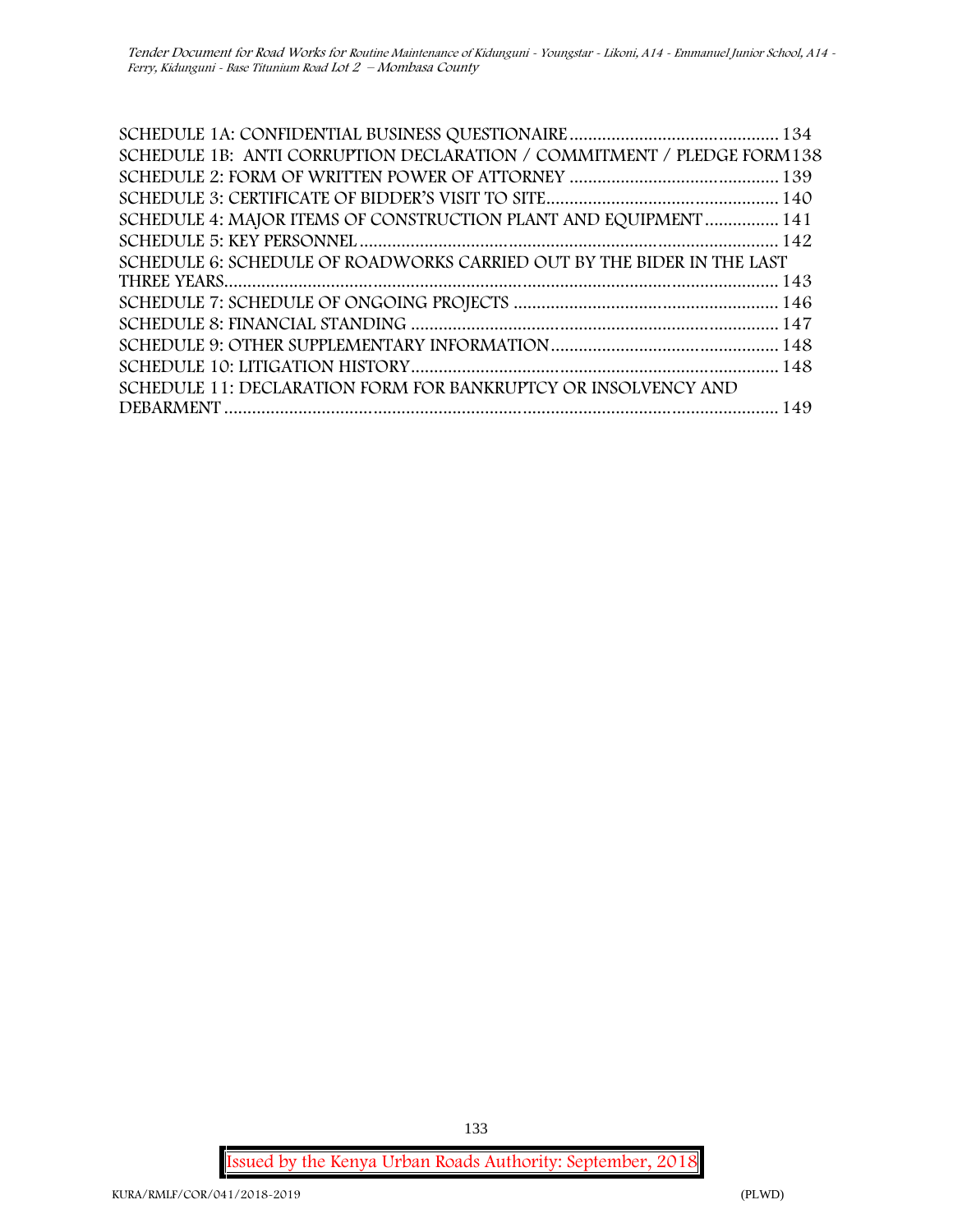SCHEDULE 1A: CONFIDENTIAL BUSINESS QUESTIONAIRE ............................................ 134
SCHEDULE 1B: ANTI CORRUPTION DECLARATION / COMMITMENT / PLEDGE FORM 138
SCHEDULE 2: FORM OF WRITTEN POWER OF ATTORNEY ............................................ 139
SCHEDULE 3: CERTIFICATE OF BIDDER'S VISIT TO SITE ................................................. 140
SCHEDULE 4: MAJOR ITEMS OF CONSTRUCTION PLANT AND EQUIPMENT ................ 141
SCHEDULE 5: KEY PERSONNEL ........................................................................................ 142
SCHEDULE 6: SCHEDULE OF ROADWORKS CARRIED OUT BY THE BIDER IN THE LAST THREE YEARS ........................................................................................................................ 143
SCHEDULE 7: SCHEDULE OF ONGOING PROJECTS ......................................................... 146
SCHEDULE 8: FINANCIAL STANDING .............................................................................. 147
SCHEDULE 9: OTHER SUPPLEMENTARY INFORMATION ................................................ 148
SCHEDULE 10: LITIGATION HISTORY ............................................................................... 148
SCHEDULE 11: DECLARATION FORM FOR BANKRUPTCY OR INSOLVENCY AND DEBARMENT ........................................................................................................................ 149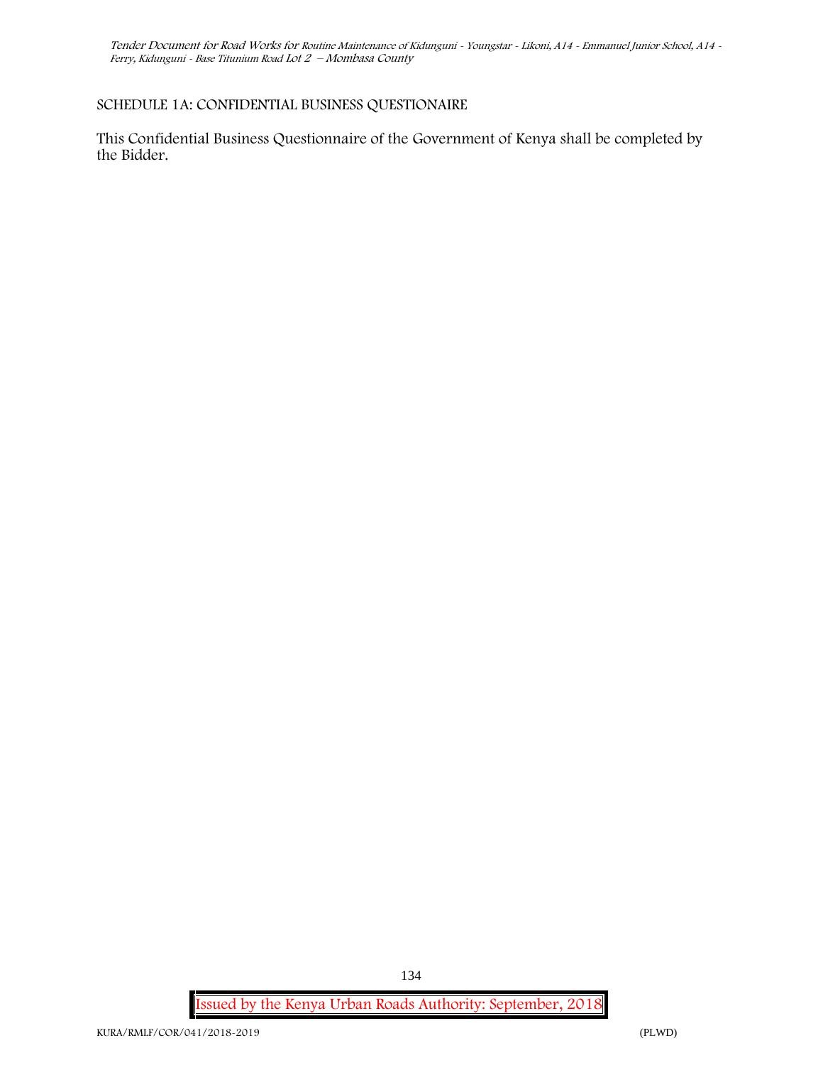## SCHEDULE 1A: CONFIDENTIAL BUSINESS QUESTIONAIRE

This Confidential Business Questionnaire of the Government of Kenya shall be completed by the Bidder.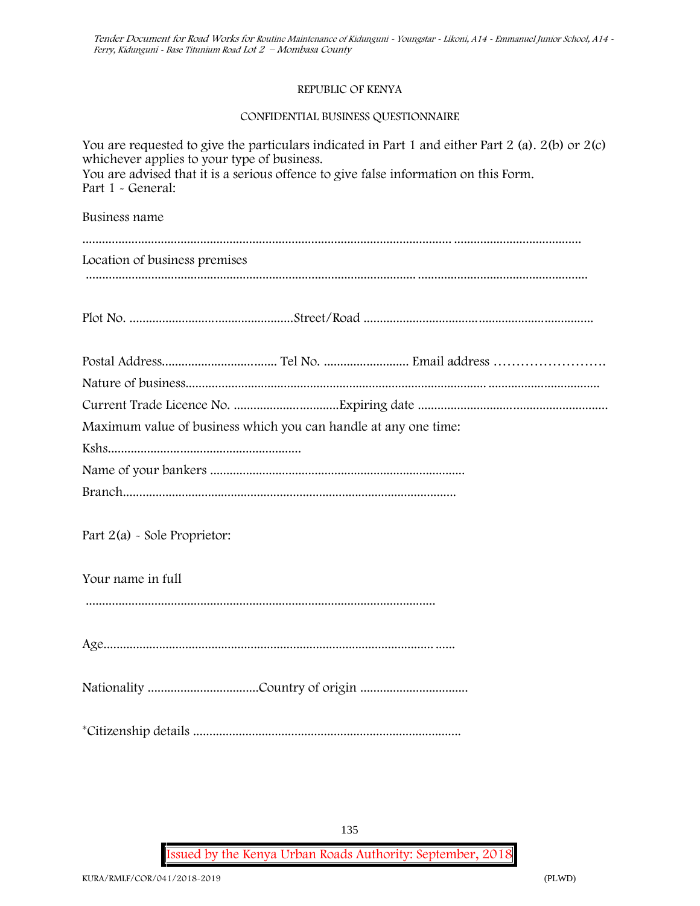REPUBLIC OF KENYA

CONFIDENTIAL BUSINESS QUESTIONNAIRE

You are requested to give the particulars indicated in Part 1 and either Part 2 (a). 2(b) or 2(c) whichever applies to your type of business.
You are advised that it is a serious offence to give false information on this Form.
Part 1 - General:

Business name

.................................................................................................................... .......................................

Location of business premises

..................................................................................................................... ...................................................

Plot No. ..................................................Street/Road ......................................................................

Postal Address................................... Tel No. .......................... Email address …………………….

Nature of business............................................................................................ .................................

Current Trade Licence No. ................................Expiring date ..........................................................

Maximum value of business which you can handle at any one time:

Kshs..........................................................

Name of your bankers .............................................................................

Branch.....................................................................................................

Part 2(a) - Sole Proprietor:

Your name in full

..........................................................................................................

Age.................................................................................................... ......

Nationality .................................Country of origin ................................

*Citizenship details .................................................................................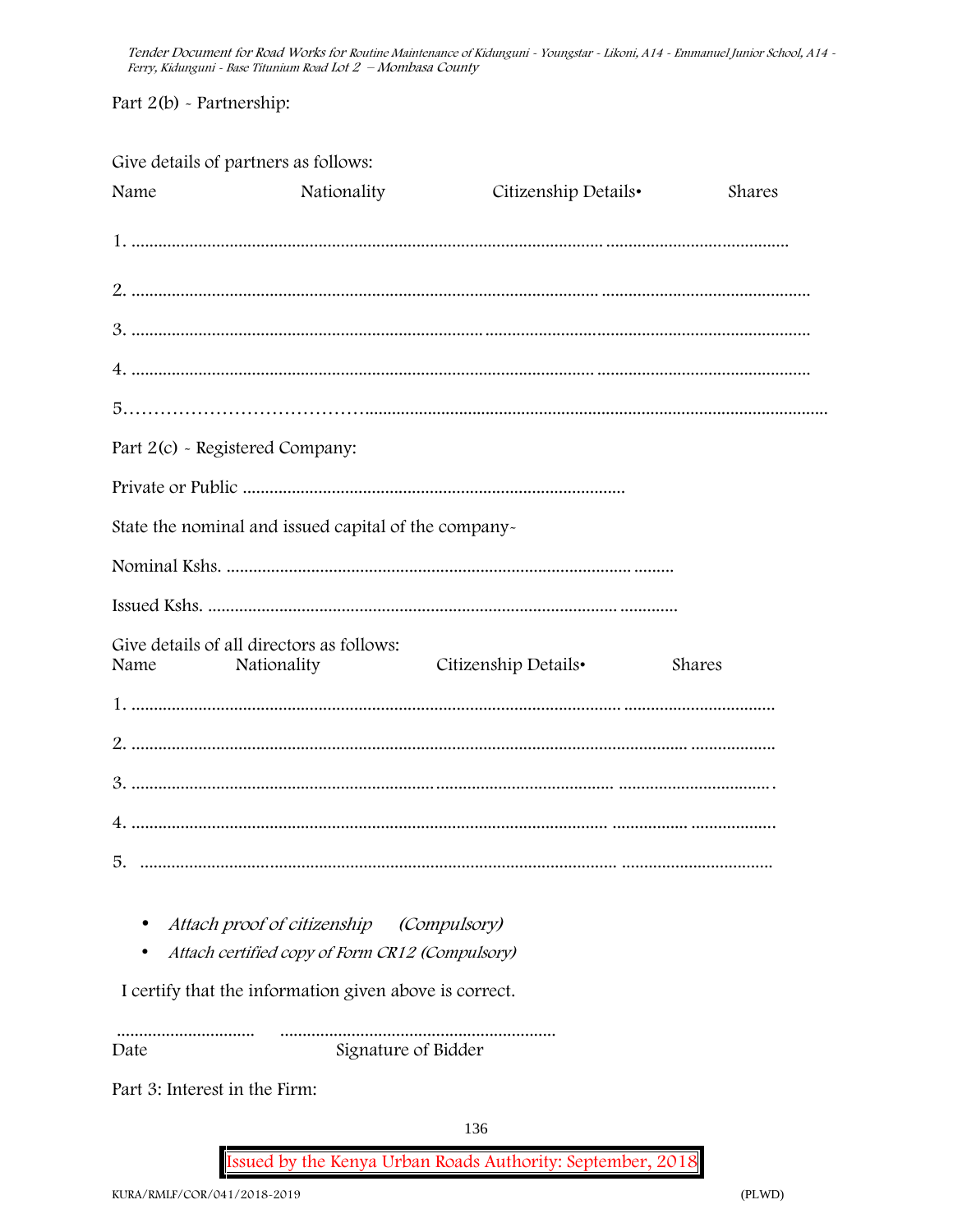Part 2(b) - Partnership:

Give details of partners as follows:

Name Nationality Citizenship Details• Shares

1. ………………………………………………………………………………………………

2. ………………………………………………………………………………………………

3. ………………………………………………………………………………………………

4. ………………………………………………………………………………………………

5. ………………………………………………………………………………………………

Part 2(c) - Registered Company:

Private or Public ……………………………………………………………………

State the nominal and issued capital of the company-

Nominal Kshs. ……………………………………………………………………

Issued Kshs. ……………………………………………………………………

Give details of all directors as follows:

Name Nationality Citizenship Details• Shares

1. ………………………………………………………………………………………………

2. ………………………………………………………………………………………………

3. ………………………………………………………………………………………………

4. ………………………………………………………………………………………………

5. ………………………………………………………………………………………………

- *Attach proof of citizenship (Compulsory)*
- *Attach certified copy of Form CR12 (Compulsory)*

I certify that the information given above is correct.

………………………… ………………………………………………

Date Signature of Bidder

Part 3: Interest in the Firm: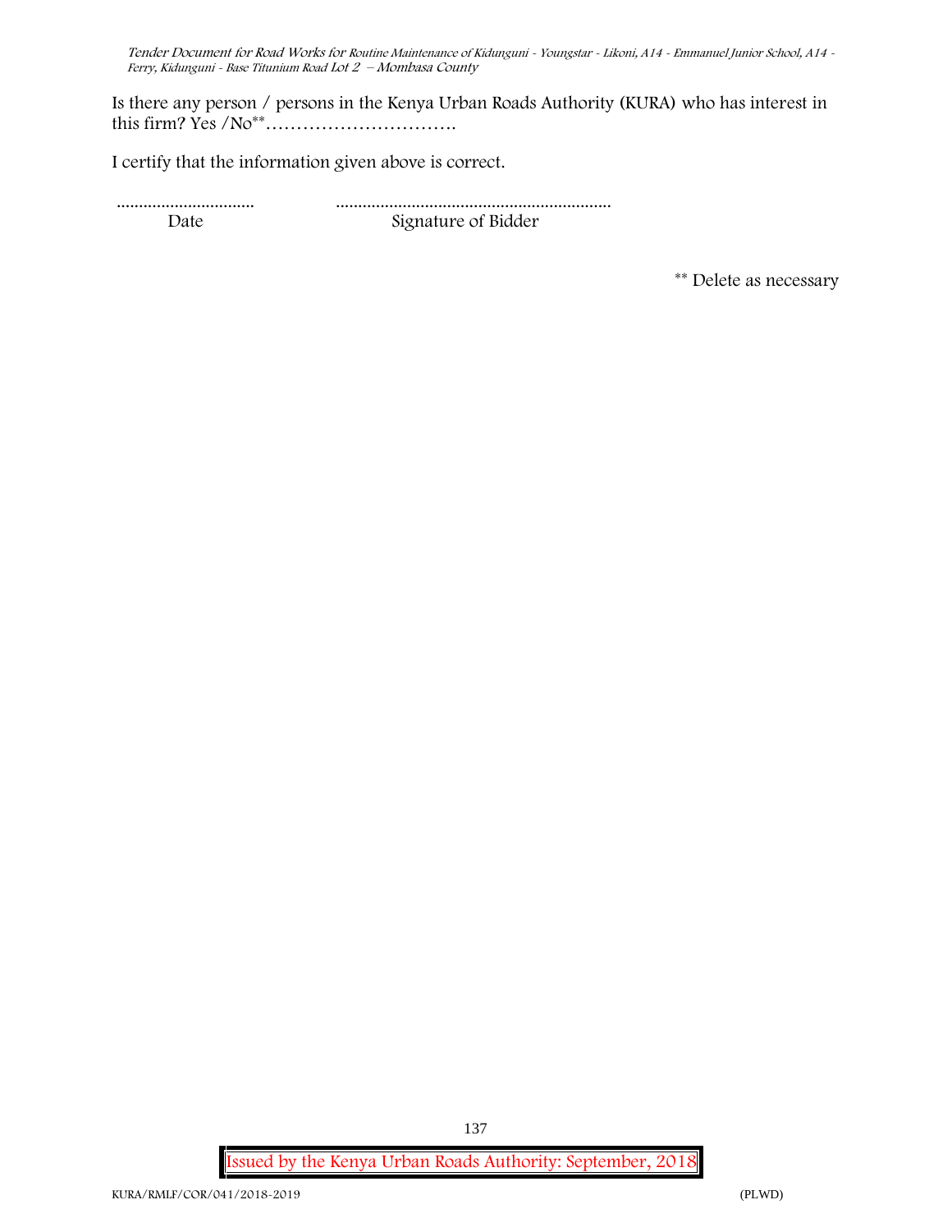Is there any person / persons in the Kenya Urban Roads Authority (KURA) who has interest in this firm? Yes /No** ………………………….

I certify that the information given above is correct.

| ............................... | .............................................................. |
|---|---|
| Date | Signature of Bidder |

** Delete as necessary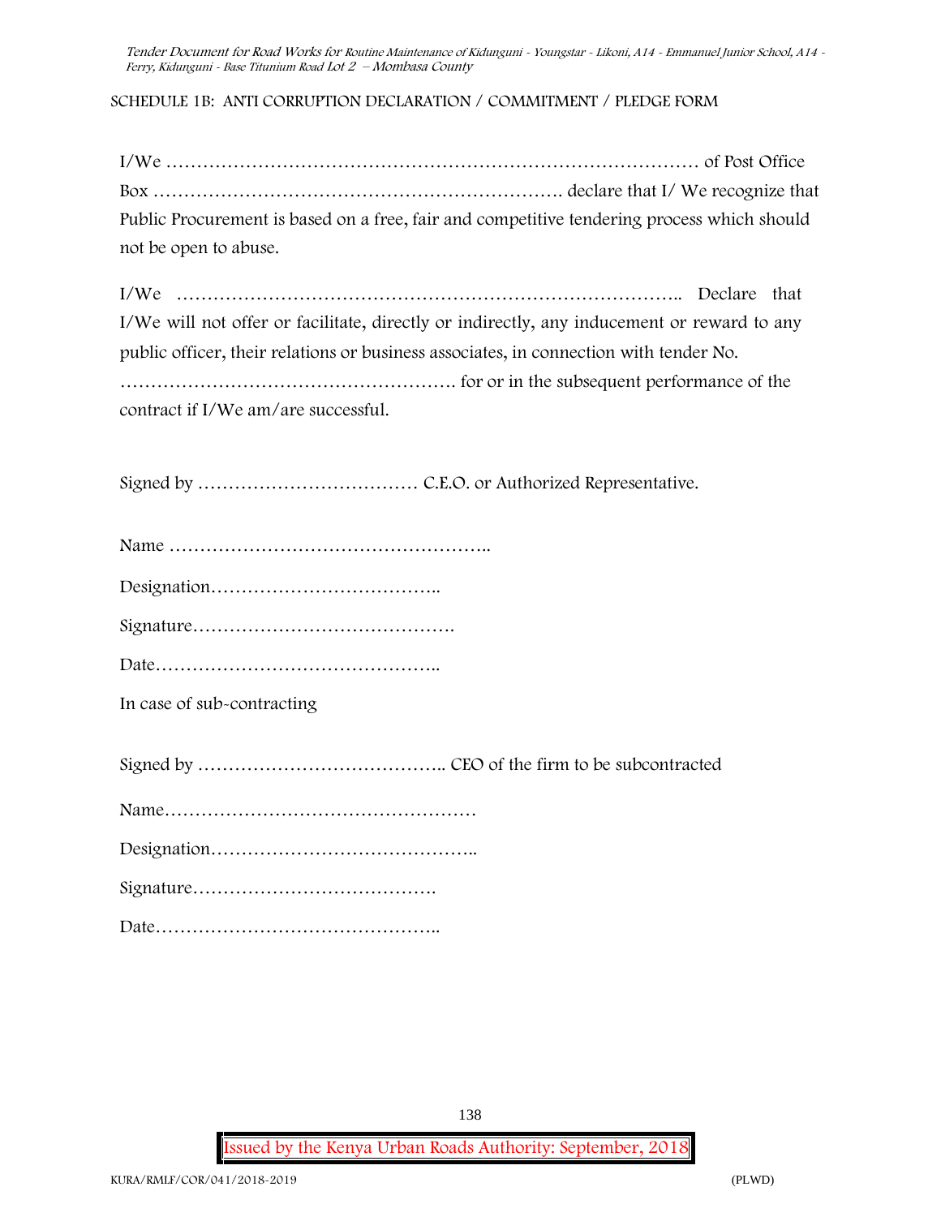SCHEDULE 1B: ANTI CORRUPTION DECLARATION / COMMITMENT / PLEDGE FORM

I/We …………………………………………………………………………… of Post Office Box ………………………………………………………… declare that I/ We recognize that Public Procurement is based on a free, fair and competitive tendering process which should not be open to abuse.

I/We ……………………………………………………………………….. Declare that I/We will not offer or facilitate, directly or indirectly, any inducement or reward to any public officer, their relations or business associates, in connection with tender No. ………………………………………………. for or in the subsequent performance of the contract if I/We am/are successful.

Signed by ……………………………… C.E.O. or Authorized Representative.

Name ……………………………………………..

Designation………………………………..

Signature…………………………………….

Date………………………………………..

In case of sub-contracting

Signed by ………………………………….. CEO of the firm to be subcontracted

Name……………………………………………

Designation……………………………………..

Signature………………………………….

Date………………………………………..

Issued by the Kenya Urban Roads Authority: September, 2018

KURA/RMLF/COR/041/2018-2019 (PLWD)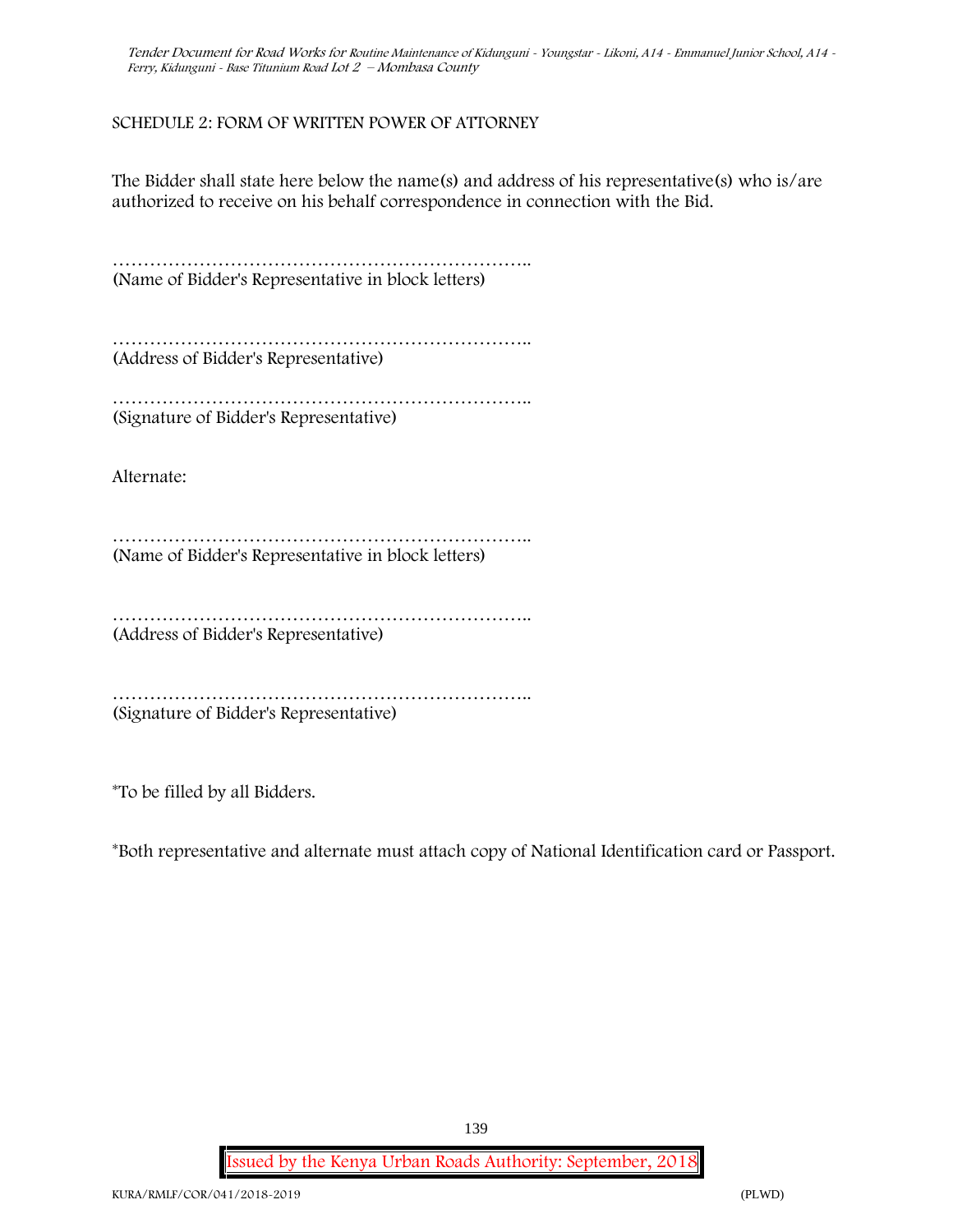## SCHEDULE 2: FORM OF WRITTEN POWER OF ATTORNEY

The Bidder shall state here below the name(s) and address of his representative(s) who is/are authorized to receive on his behalf correspondence in connection with the Bid.

…………………………………………………………..
(Name of Bidder's Representative in block letters)

…………………………………………………………..
(Address of Bidder's Representative)

…………………………………………………………..
(Signature of Bidder's Representative)

Alternate:

…………………………………………………………..
(Name of Bidder's Representative in block letters)

…………………………………………………………..
(Address of Bidder's Representative)

…………………………………………………………..
(Signature of Bidder's Representative)

*To be filled by all Bidders.

*Both representative and alternate must attach copy of National Identification card or Passport.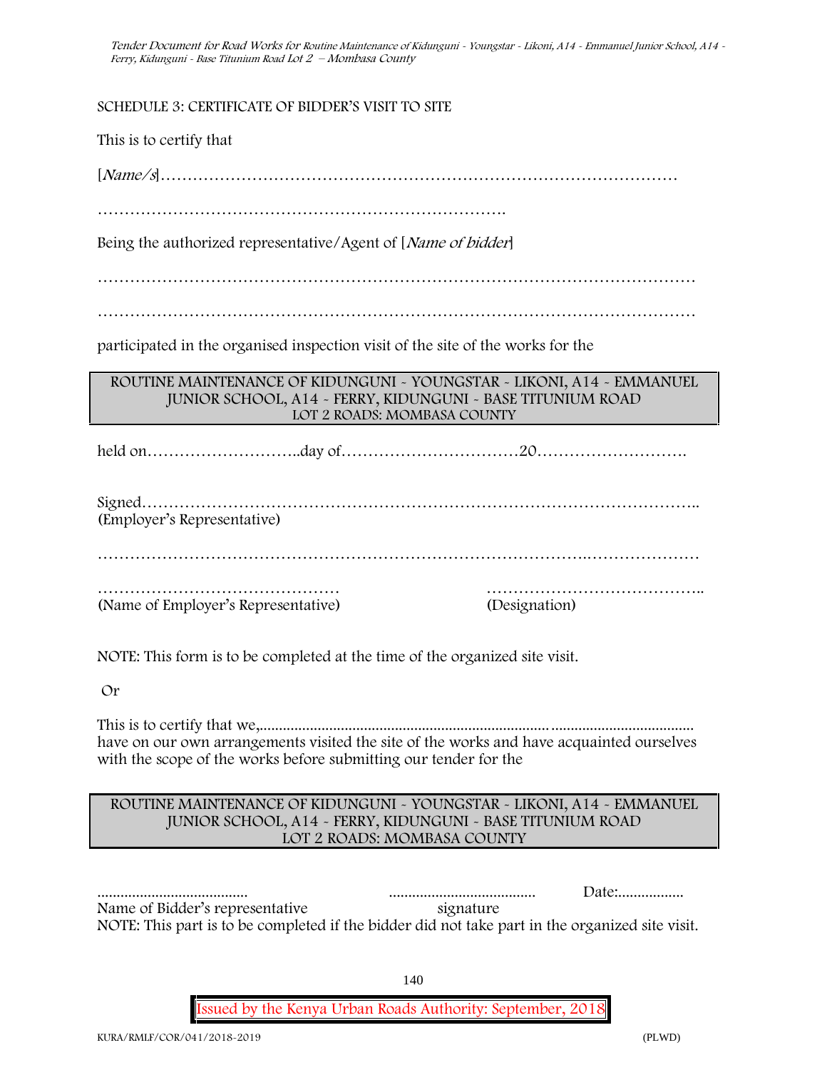SCHEDULE 3: CERTIFICATE OF BIDDER'S VISIT TO SITE

This is to certify that

[*Name/s*]……………………………………………………………………………………

………………………………………………………………….

Being the authorized representative/Agent of [*Name of bidder*]

…………………………………………………………………………………………………

…………………………………………………………………………………………………

participated in the organised inspection visit of the site of the works for the

| ROUTINE MAINTENANCE OF KIDUNGUNI - YOUNGSTAR - LIKONI, A14 - EMMANUEL JUNIOR SCHOOL, A14 - FERRY, KIDUNGUNI - BASE TITUNIUM ROAD LOT 2 ROADS: MOMBASA COUNTY |
|---|

held on………………………..day of……………………………20……………………….

Signed…………………………………………………………………………………………..
(Employer's Representative)

……………………………………………………………………………….…………………

……………………………………… …………………………………..
(Name of Employer's Representative) (Designation)

NOTE: This form is to be completed at the time of the organized site visit.

Or

This is to certify that we,......................................................................................................................
have on our own arrangements visited the site of the works and have acquainted ourselves with the scope of the works before submitting our tender for the

| ROUTINE MAINTENANCE OF KIDUNGUNI - YOUNGSTAR - LIKONI, A14 - EMMANUEL JUNIOR SCHOOL, A14 - FERRY, KIDUNGUNI - BASE TITUNIUM ROAD LOT 2 ROADS: MOMBASA COUNTY |
|---|

....................................... ...................................... Date:.................
Name of Bidder's representative signature
NOTE: This part is to be completed if the bidder did not take part in the organized site visit.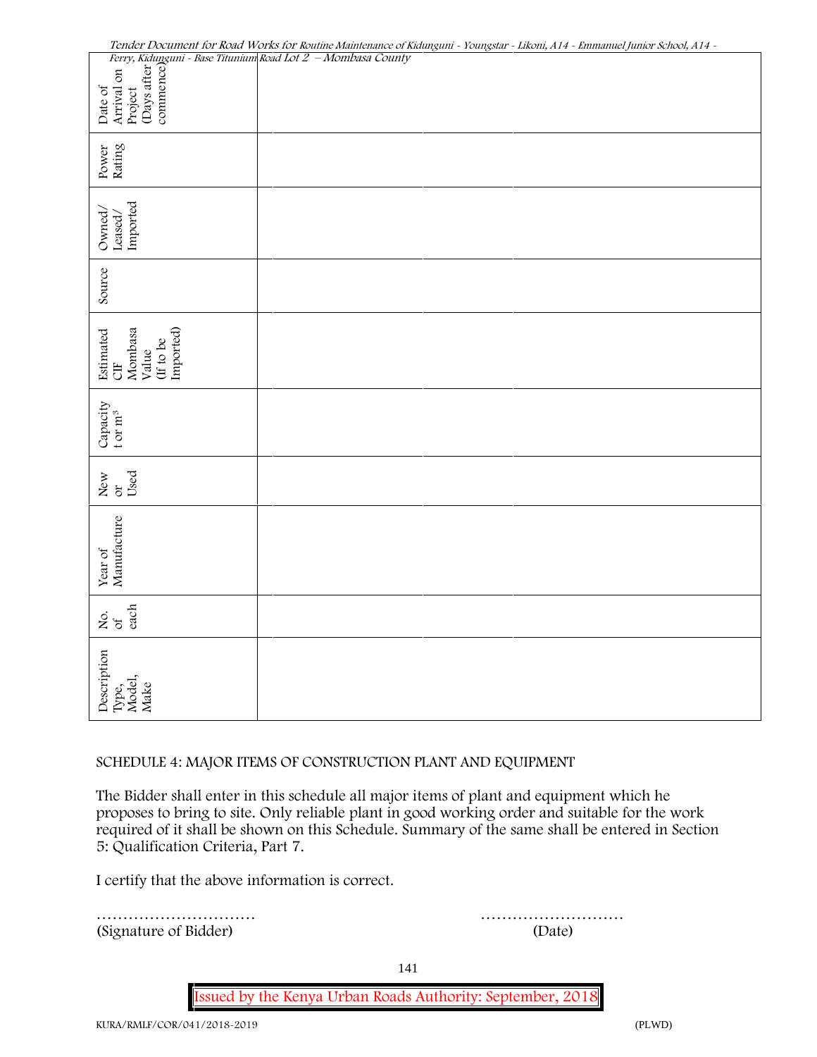| Description Type, Model, Make | No. of each | Year of Manufacture | New or Used | Capacity t or $m^3$ | Estimated CIF Mombasa Value (If to be Imported) | Source | Owned/ Leased/ Imported | Power Rating | Date of Arrival on Project (Days after commence) |
|---|---|---|---|---|---|---|---|---|---|
| | | | | | | | | | |
| | | | | | | | | | |
| | | | | | | | | | |
| | | | | | | | | | |

SCHEDULE 4: MAJOR ITEMS OF CONSTRUCTION PLANT AND EQUIPMENT

The Bidder shall enter in this schedule all major items of plant and equipment which he proposes to bring to site. Only reliable plant in good working order and suitable for the work required of it shall be shown on this Schedule. Summary of the same shall be entered in Section 5: Qualification Criteria, Part 7.

I certify that the above information is correct.

………………………… (Signature of Bidder)

……………………… (Date)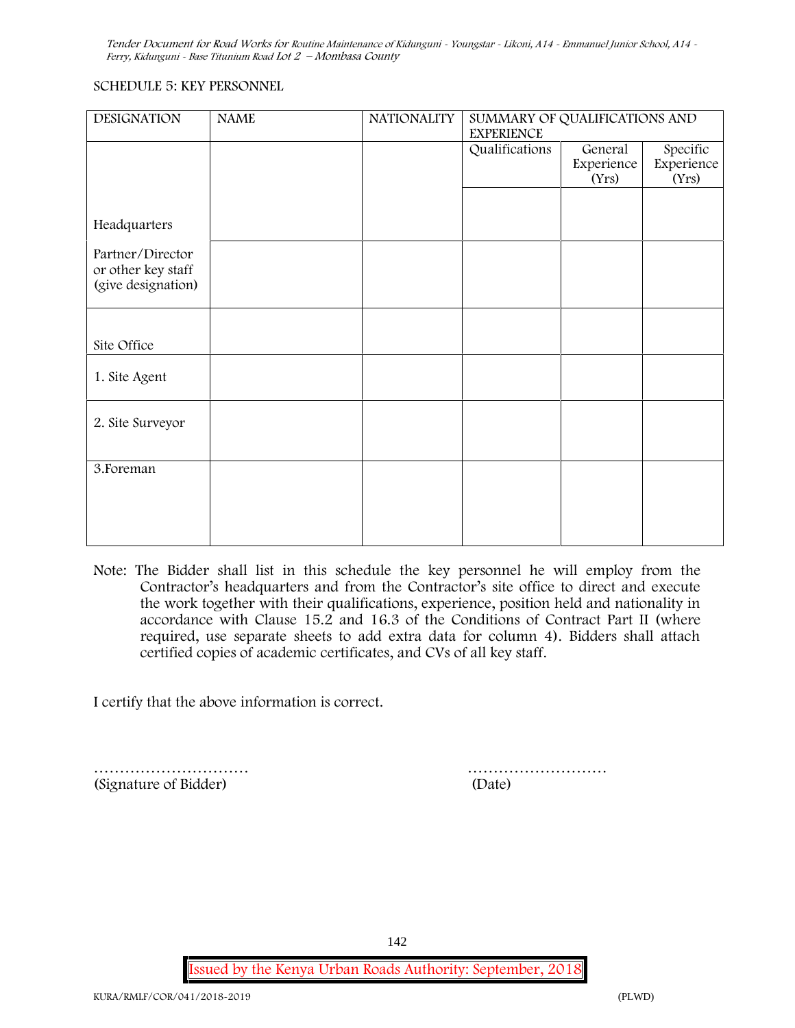SCHEDULE 5: KEY PERSONNEL

| DESIGNATION | NAME | NATIONALITY | SUMMARY OF QUALIFICATIONS AND EXPERIENCE | | |
|---|---|---|---|---|---|
| | | | Qualifications | General Experience (Yrs) | Specific Experience (Yrs) |
| Headquarters | | | | | |
| Partner/Director or other key staff (give designation) | | | | | |
| Site Office | | | | | |
| 1. Site Agent | | | | | |
| 2. Site Surveyor | | | | | |
| 3.Foreman | | | | | |

Note: The Bidder shall list in this schedule the key personnel he will employ from the Contractor's headquarters and from the Contractor's site office to direct and execute the work together with their qualifications, experience, position held and nationality in accordance with Clause 15.2 and 16.3 of the Conditions of Contract Part II (where required, use separate sheets to add extra data for column 4). Bidders shall attach certified copies of academic certificates, and CVs of all key staff.

I certify that the above information is correct.

………………………… (Signature of Bidder)

……………………… (Date)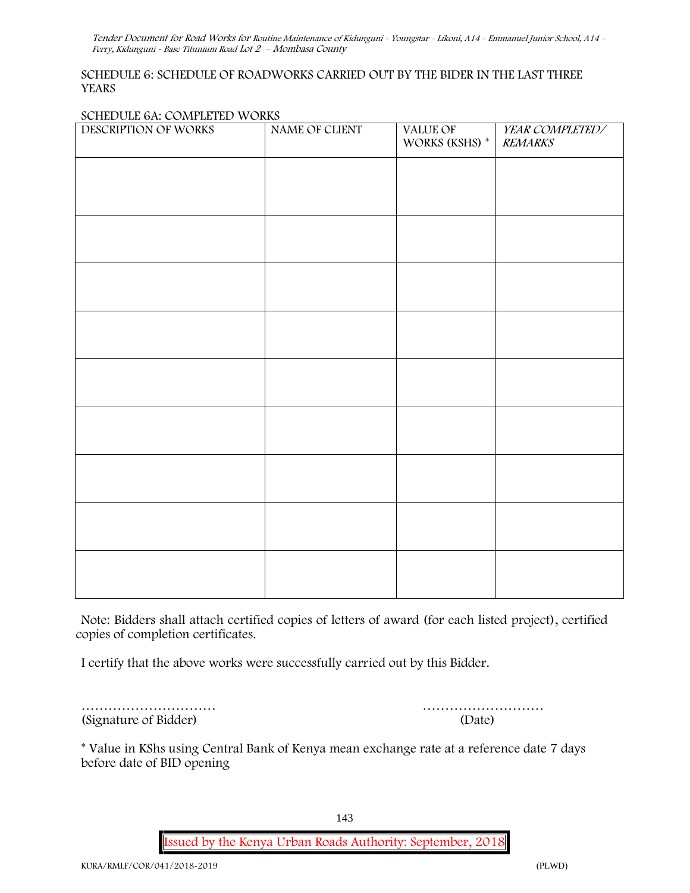SCHEDULE 6: SCHEDULE OF ROADWORKS CARRIED OUT BY THE BIDER IN THE LAST THREE YEARS

SCHEDULE 6A: COMPLETED WORKS

| DESCRIPTION OF WORKS | NAME OF CLIENT | VALUE OF WORKS (KSHS) * | *YEAR COMPLETED/ REMARKS* |
|---|---|---|---|
| | | | |
| | | | |
| | | | |
| | | | |
| | | | |
| | | | |
| | | | |
| | | | |
| | | | |

Note: Bidders shall attach certified copies of letters of award (for each listed project), certified copies of completion certificates.

I certify that the above works were successfully carried out by this Bidder.

………………………… ………………………
(Signature of Bidder) (Date)

* Value in KShs using Central Bank of Kenya mean exchange rate at a reference date 7 days before date of BID opening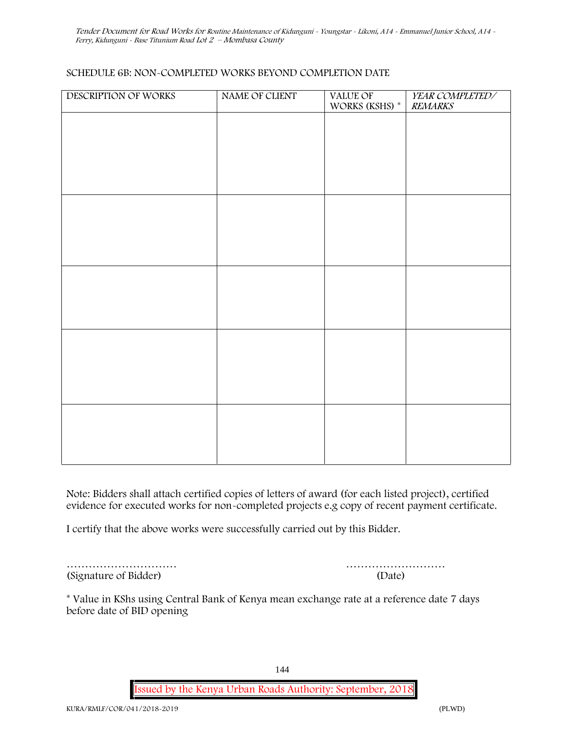SCHEDULE 6B: NON-COMPLETED WORKS BEYOND COMPLETION DATE

| DESCRIPTION OF WORKS | NAME OF CLIENT | VALUE OF WORKS (KSHS) * | *YEAR COMPLETED/ REMARKS* |
|---|---|---|---|
| | | | |
| | | | |
| | | | |
| | | | |
| | | | |

Note: Bidders shall attach certified copies of letters of award (for each listed project), certified evidence for executed works for non-completed projects e.g copy of recent payment certificate.

I certify that the above works were successfully carried out by this Bidder.

………………………… ………………………
(Signature of Bidder) (Date)

* Value in KShs using Central Bank of Kenya mean exchange rate at a reference date 7 days before date of BID opening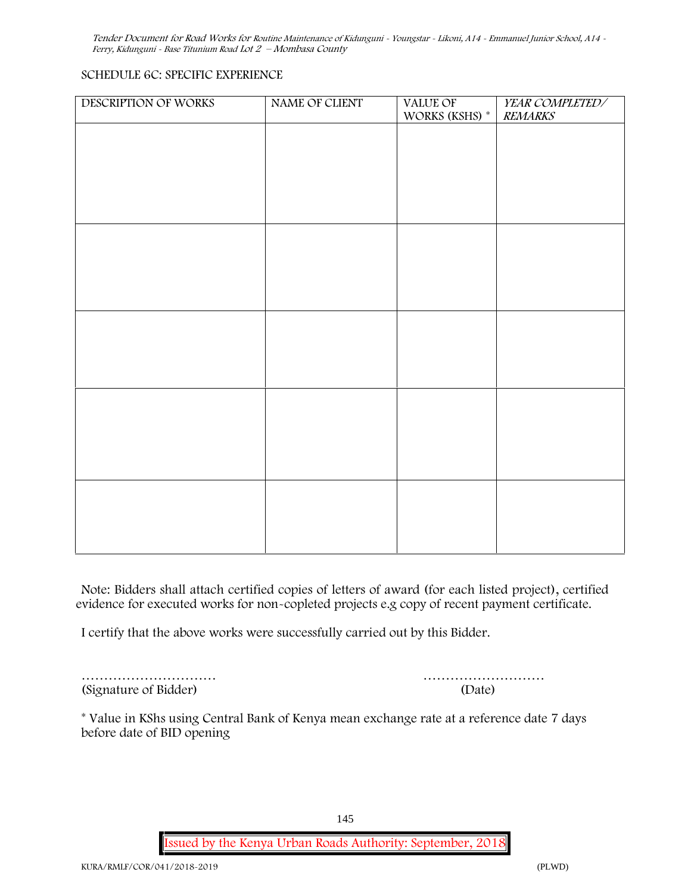SCHEDULE 6C: SPECIFIC EXPERIENCE

| DESCRIPTION OF WORKS | NAME OF CLIENT | VALUE OF WORKS (KSHS) * | *YEAR COMPLETED/ REMARKS* |
|---|---|---|---|
| | | | |
| | | | |
| | | | |
| | | | |
| | | | |

Note: Bidders shall attach certified copies of letters of award (for each listed project), certified evidence for executed works for non-copleted projects e.g copy of recent payment certificate.

I certify that the above works were successfully carried out by this Bidder.

………………………… ………………………
(Signature of Bidder) (Date)

\* Value in KShs using Central Bank of Kenya mean exchange rate at a reference date 7 days before date of BID opening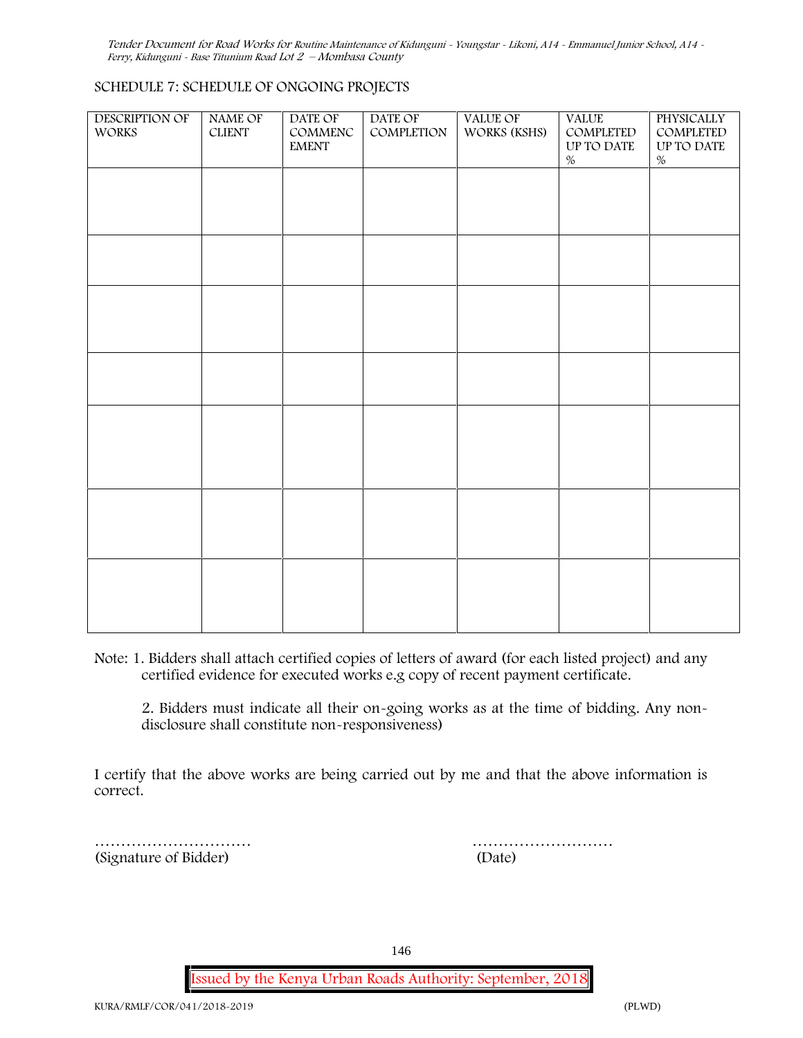SCHEDULE 7: SCHEDULE OF ONGOING PROJECTS

| DESCRIPTION OF WORKS | NAME OF CLIENT | DATE OF COMMENCEMENT | DATE OF COMPLETION | VALUE OF WORKS (KSHS) | VALUE COMPLETED UP TO DATE % | PHYSICALLY COMPLETED UP TO DATE % |
|---|---|---|---|---|---|---|
| | | | | | | |
| | | | | | | |
| | | | | | | |
| | | | | | | |
| | | | | | | |
| | | | | | | |
| | | | | | | |

Note: 1. Bidders shall attach certified copies of letters of award (for each listed project) and any certified evidence for executed works e.g copy of recent payment certificate.

2. Bidders must indicate all their on-going works as at the time of bidding. Any non-disclosure shall constitute non-responsiveness)

I certify that the above works are being carried out by me and that the above information is correct.

………………………… (Signature of Bidder)

……………………… (Date)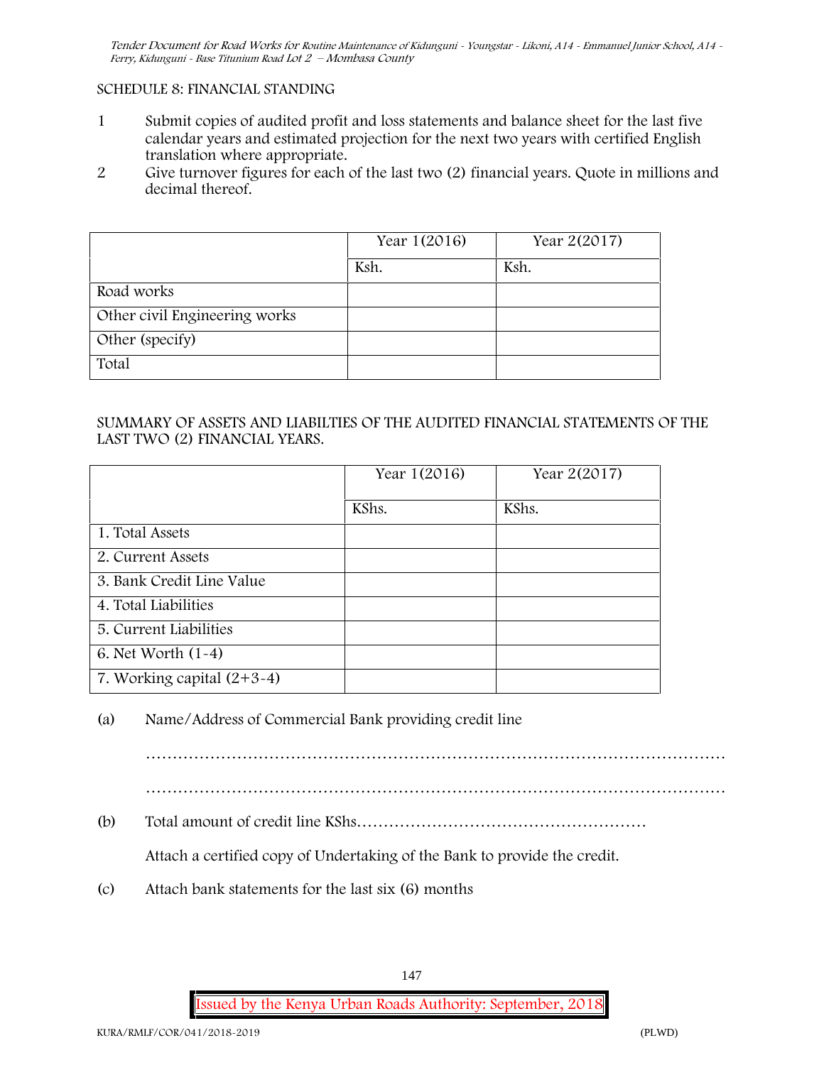SCHEDULE 8: FINANCIAL STANDING

1. Submit copies of audited profit and loss statements and balance sheet for the last five calendar years and estimated projection for the next two years with certified English translation where appropriate.
2. Give turnover figures for each of the last two (2) financial years. Quote in millions and decimal thereof.

| | Year 1(2016) | Year 2(2017) |
|---|---|---|
| | Ksh. | Ksh. |
| Road works | | |
| Other civil Engineering works | | |
| Other (specify) | | |
| Total | | |

SUMMARY OF ASSETS AND LIABILTIES OF THE AUDITED FINANCIAL STATEMENTS OF THE LAST TWO (2) FINANCIAL YEARS.

| | Year 1(2016) | Year 2(2017) |
|---|---|---|
| | KShs. | KShs. |
| 1. Total Assets | | |
| 2. Current Assets | | |
| 3. Bank Credit Line Value | | |
| 4. Total Liabilities | | |
| 5. Current Liabilities | | |
| 6. Net Worth (1-4) | | |
| 7. Working capital (2+3-4) | | |

(a) Name/Address of Commercial Bank providing credit line

………………………………………………………………………………………………

………………………………………………………………………………………………

(b) Total amount of credit line KShs………………………………………………

Attach a certified copy of Undertaking of the Bank to provide the credit.

(c) Attach bank statements for the last six (6) months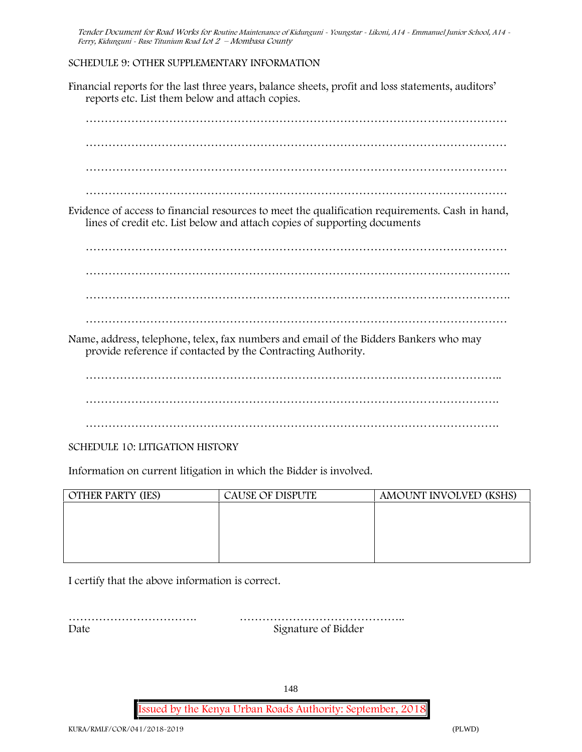SCHEDULE 9: OTHER SUPPLEMENTARY INFORMATION

Financial reports for the last three years, balance sheets, profit and loss statements, auditors' reports etc. List them below and attach copies.

…………………………………………………………………………………………………

…………………………………………………………………………………………………

…………………………………………………………………………………………………

…………………………………………………………………………………………………

Evidence of access to financial resources to meet the qualification requirements. Cash in hand, lines of credit etc. List below and attach copies of supporting documents

…………………………………………………………………………………………………

…………………………………………………………………………………………………..

…………………………………………………………………………………………………..

…………………………………………………………………………………………………

Name, address, telephone, telex, fax numbers and email of the Bidders Bankers who may provide reference if contacted by the Contracting Authority.

………………………………………………………………………………………………..

……………………………………………………………………………………………….

……………………………………………………………………………………………….

SCHEDULE 10: LITIGATION HISTORY

Information on current litigation in which the Bidder is involved.

| OTHER PARTY (IES) | CAUSE OF DISPUTE | AMOUNT INVOLVED (KSHS) |
|---|---|---|
| | | |

I certify that the above information is correct.

……………………………. ……………………………………..

Date Signature of Bidder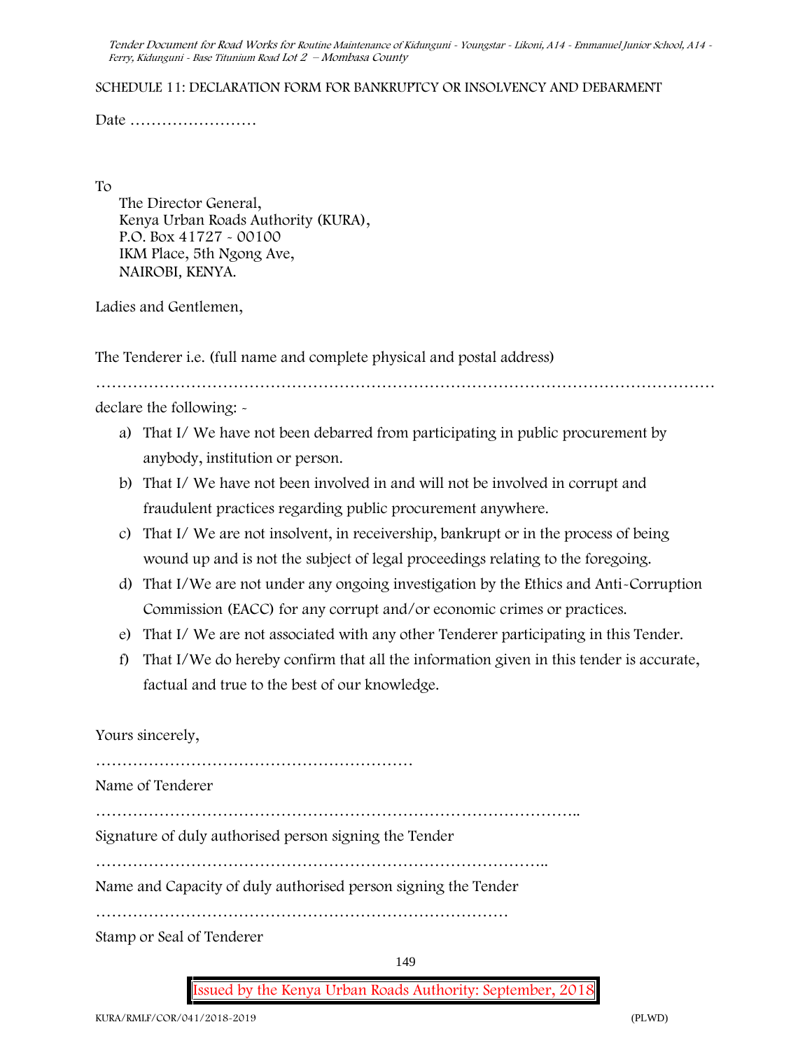## SCHEDULE 11: DECLARATION FORM FOR BANKRUPTCY OR INSOLVENCY AND DEBARMENT

Date ……………………

To

The Director General,
Kenya Urban Roads Authority (KURA),
P.O. Box 41727 - 00100
IKM Place, 5th Ngong Ave,
NAIROBI, KENYA.

Ladies and Gentlemen,

The Tenderer i.e. (full name and complete physical and postal address)

…………………………………………………………………………………………………

declare the following: -

a) That I/ We have not been debarred from participating in public procurement by anybody, institution or person.
b) That I/ We have not been involved in and will not be involved in corrupt and fraudulent practices regarding public procurement anywhere.
c) That I/ We are not insolvent, in receivership, bankrupt or in the process of being wound up and is not the subject of legal proceedings relating to the foregoing.
d) That I/We are not under any ongoing investigation by the Ethics and Anti-Corruption Commission (EACC) for any corrupt and/or economic crimes or practices.
e) That I/ We are not associated with any other Tenderer participating in this Tender.
f) That I/We do hereby confirm that all the information given in this tender is accurate, factual and true to the best of our knowledge.

Yours sincerely,

……………………………………………………

Name of Tenderer

………………………………………………………………………………..

Signature of duly authorised person signing the Tender

…………………………………………………………………………..

Name and Capacity of duly authorised person signing the Tender

……………………………………………………………………

Stamp or Seal of Tenderer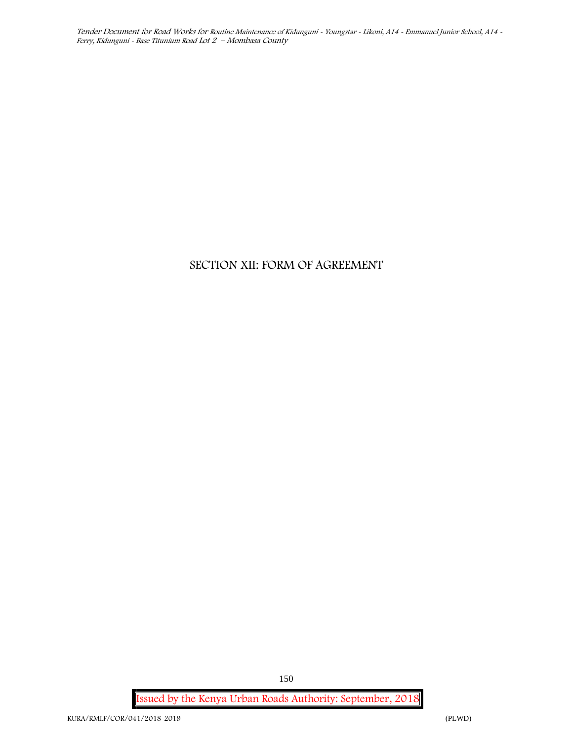# SECTION XII: FORM OF AGREEMENT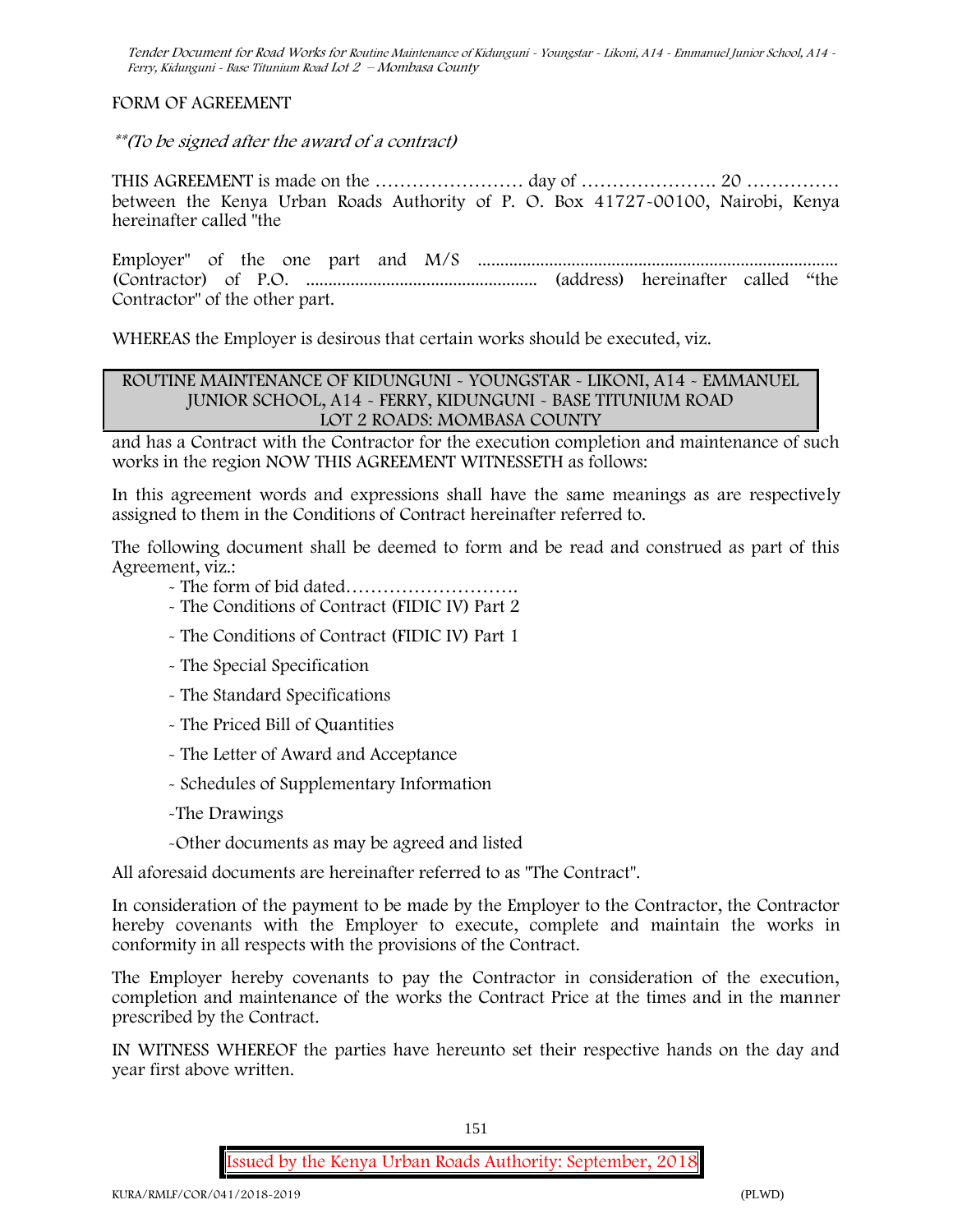FORM OF AGREEMENT

*\*\*(To be signed after the award of a contract)*

THIS AGREEMENT is made on the …………………… day of …………………. 20 …………… between the Kenya Urban Roads Authority of P. O. Box 41727-00100, Nairobi, Kenya hereinafter called "the

Employer" of the one part and M/S ................................................................................ (Contractor) of P.O. ................................................... (address) hereinafter called “the Contractor" of the other part.

WHEREAS the Employer is desirous that certain works should be executed, viz.

| ROUTINE MAINTENANCE OF KIDUNGUNI - YOUNGSTAR - LIKONI, A14 - EMMANUEL JUNIOR SCHOOL, A14 - FERRY, KIDUNGUNI - BASE TITUNIUM ROAD LOT 2 ROADS: MOMBASA COUNTY |
|---|

and has a Contract with the Contractor for the execution completion and maintenance of such works in the region NOW THIS AGREEMENT WITNESSETH as follows:

In this agreement words and expressions shall have the same meanings as are respectively assigned to them in the Conditions of Contract hereinafter referred to.

The following document shall be deemed to form and be read and construed as part of this Agreement, viz.:

- The form of bid dated……………………….
- The Conditions of Contract (FIDIC IV) Part 2
- The Conditions of Contract (FIDIC IV) Part 1
- The Special Specification
- The Standard Specifications
- The Priced Bill of Quantities
- The Letter of Award and Acceptance
- Schedules of Supplementary Information
- The Drawings
- Other documents as may be agreed and listed

All aforesaid documents are hereinafter referred to as "The Contract".

In consideration of the payment to be made by the Employer to the Contractor, the Contractor hereby covenants with the Employer to execute, complete and maintain the works in conformity in all respects with the provisions of the Contract.

The Employer hereby covenants to pay the Contractor in consideration of the execution, completion and maintenance of the works the Contract Price at the times and in the manner prescribed by the Contract.

IN WITNESS WHEREOF the parties have hereunto set their respective hands on the day and year first above written.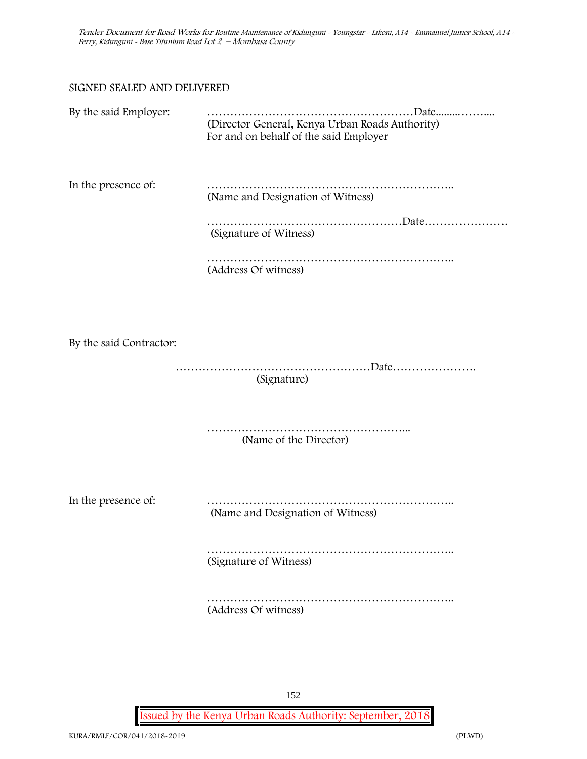SIGNED SEALED AND DELIVERED

By the said Employer: ………………………………………………Date.........……....
(Director General, Kenya Urban Roads Authority)
For and on behalf of the said Employer

In the presence of: ………………………………………………………..
(Name and Designation of Witness)

……………………………………………Date………………….
(Signature of Witness)

………………………………………………………..
(Address Of witness)

By the said Contractor:

……………………………………………Date………………….
(Signature)

……………………………………………...
(Name of the Director)

In the presence of: ………………………………………………………..
(Name and Designation of Witness)

………………………………………………………..
(Signature of Witness)

………………………………………………………..
(Address Of witness)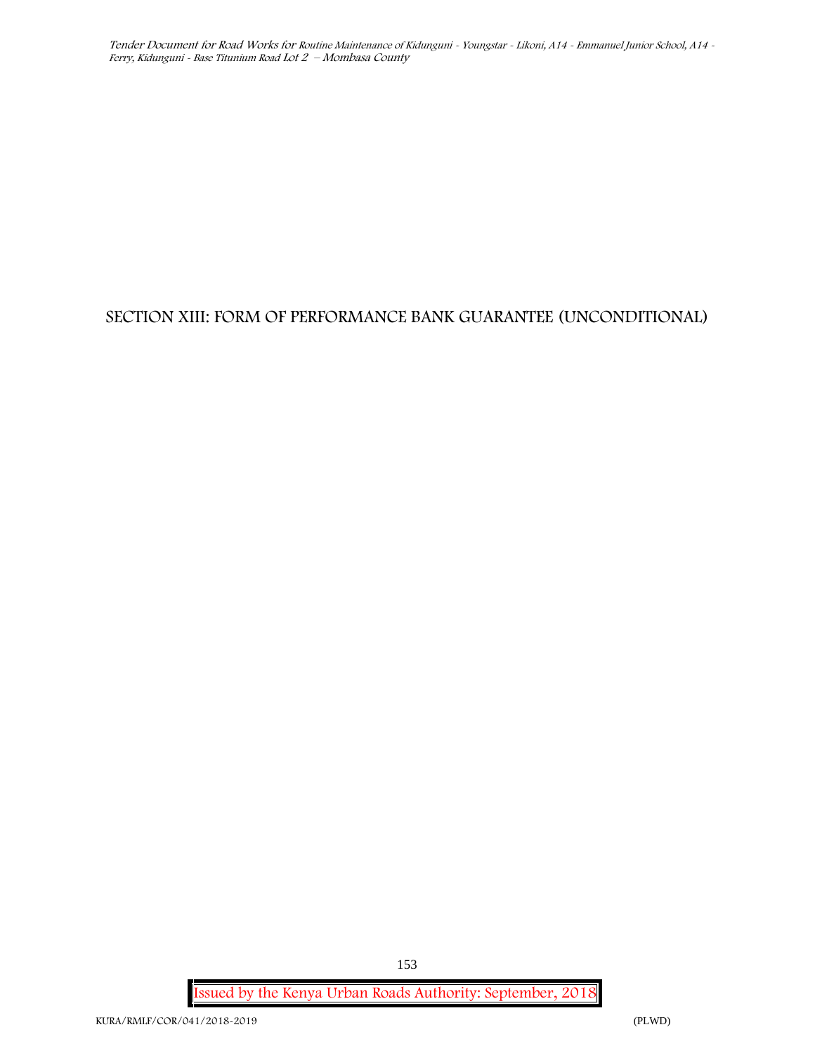# SECTION XIII: FORM OF PERFORMANCE BANK GUARANTEE (UNCONDITIONAL)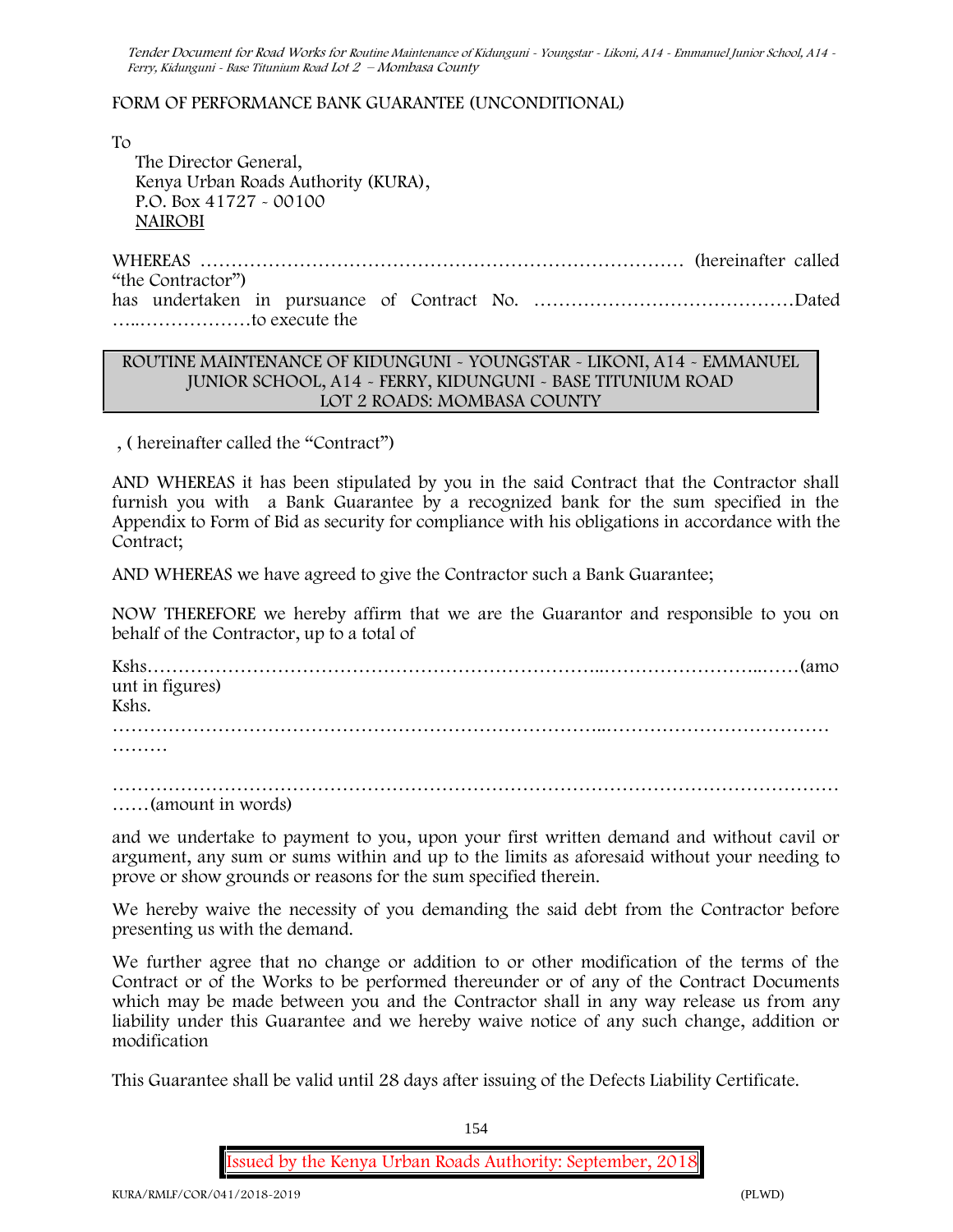FORM OF PERFORMANCE BANK GUARANTEE (UNCONDITIONAL)

To

The Director General,
Kenya Urban Roads Authority (KURA),
P.O. Box 41727 - 00100
NAIROBI

WHEREAS …………………………………………………………………… (hereinafter called "the Contractor")
has undertaken in pursuance of Contract No. ……………………………………Dated …..………………to execute the

| ROUTINE MAINTENANCE OF KIDUNGUNI - YOUNGSTAR - LIKONI, A14 - EMMANUEL JUNIOR SCHOOL, A14 - FERRY, KIDUNGUNI - BASE TITUNIUM ROAD LOT 2 ROADS: MOMBASA COUNTY |
|---|

, ( hereinafter called the "Contract")

AND WHEREAS it has been stipulated by you in the said Contract that the Contractor shall furnish you with a Bank Guarantee by a recognized bank for the sum specified in the Appendix to Form of Bid as security for compliance with his obligations in accordance with the Contract;

AND WHEREAS we have agreed to give the Contractor such a Bank Guarantee;

NOW THEREFORE we hereby affirm that we are the Guarantor and responsible to you on behalf of the Contractor, up to a total of

Kshs……………………………………………………………...……………………..……(amount in figures)
Kshs.
…………………………………………………………………...………………………………
………

……………………………………………………………………………………………………
……(amount in words)

and we undertake to payment to you, upon your first written demand and without cavil or argument, any sum or sums within and up to the limits as aforesaid without your needing to prove or show grounds or reasons for the sum specified therein.

We hereby waive the necessity of you demanding the said debt from the Contractor before presenting us with the demand.

We further agree that no change or addition to or other modification of the terms of the Contract or of the Works to be performed thereunder or of any of the Contract Documents which may be made between you and the Contractor shall in any way release us from any liability under this Guarantee and we hereby waive notice of any such change, addition or modification

This Guarantee shall be valid until 28 days after issuing of the Defects Liability Certificate.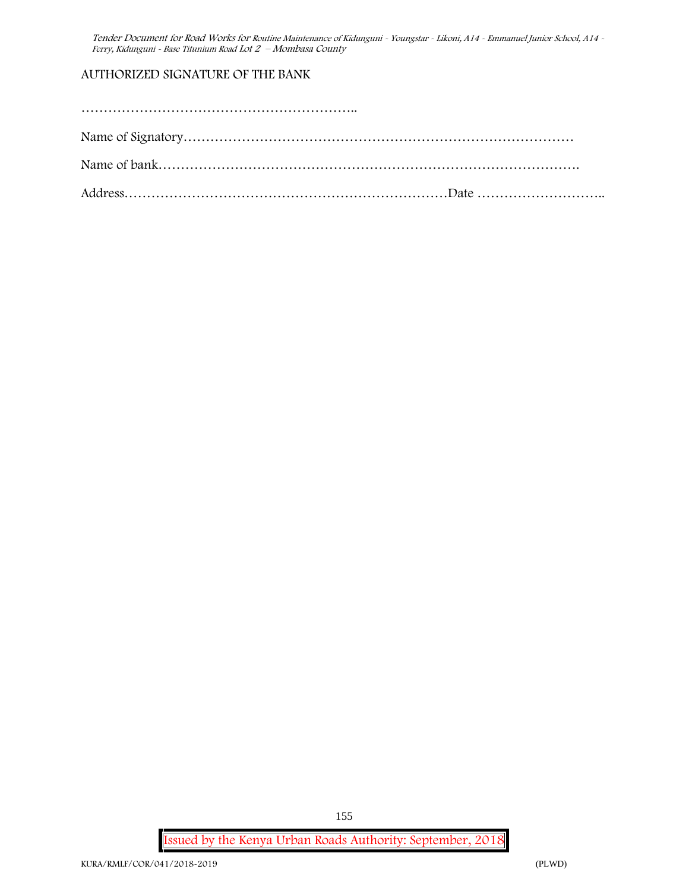AUTHORIZED SIGNATURE OF THE BANK

……………………………………………………..

Name of Signatory…………………………………………………………………………

Name of bank…………………………………………………………………………….

Address………………………………………………………………Date ………………………..